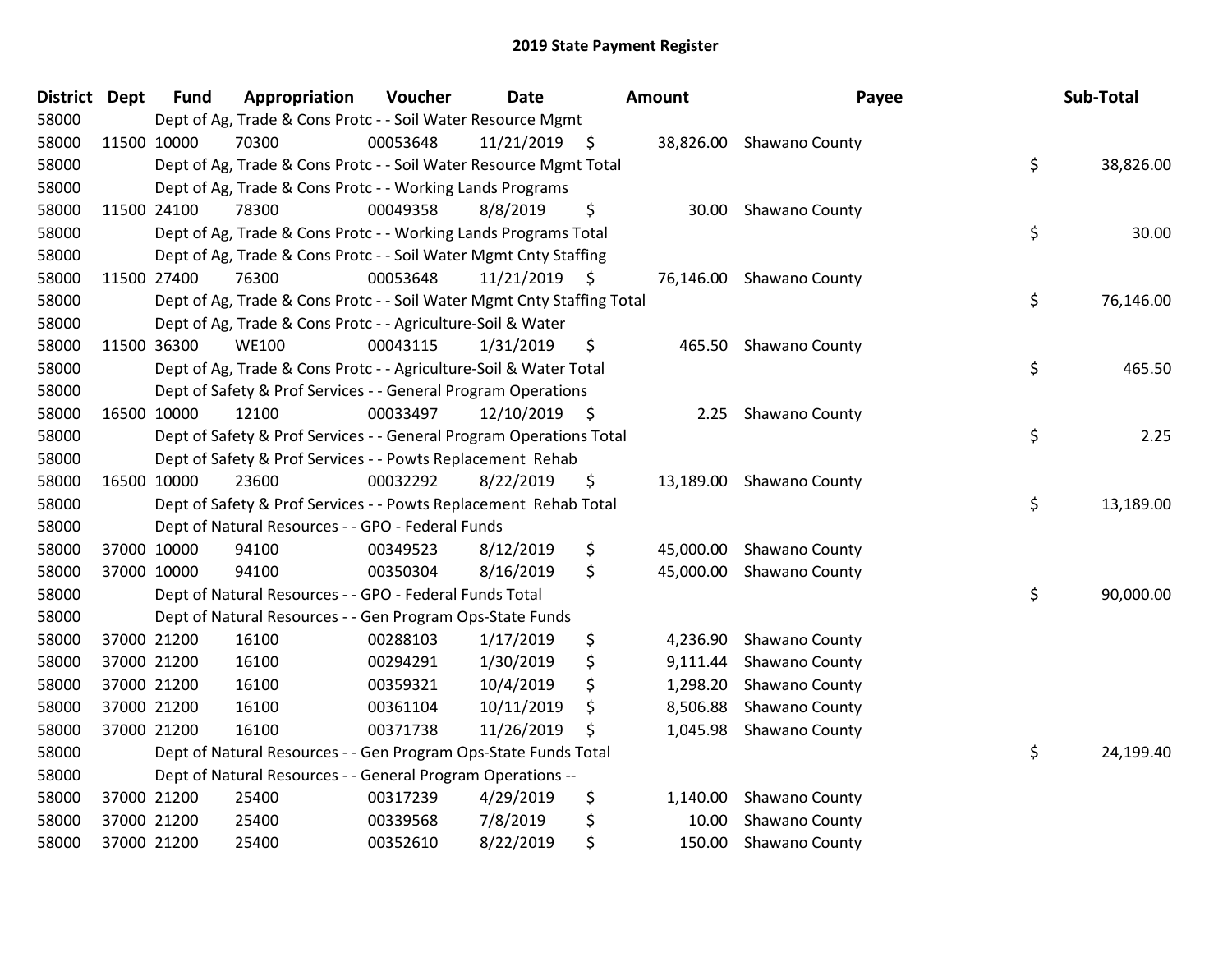# 2019 State Payment Register

| District | Dept | Fund | Appropriation | Voucher | Date | Amount | Payee | Sub-Total |
|---|---|---|---|---|---|---|---|---|
| 58000 | | Dept of Ag, Trade & Cons Protc - - Soil Water Resource Mgmt | | | | | | |
| 58000 | 11500 | 10000 | 70300 | 00053648 | 11/21/2019 | $ 38,826.00 | Shawano County | |
| 58000 | | Dept of Ag, Trade & Cons Protc - - Soil Water Resource Mgmt Total | | | | | | $ 38,826.00 |
| 58000 | | Dept of Ag, Trade & Cons Protc - - Working Lands Programs | | | | | | |
| 58000 | 11500 | 24100 | 78300 | 00049358 | 8/8/2019 | $ 30.00 | Shawano County | |
| 58000 | | Dept of Ag, Trade & Cons Protc - - Working Lands Programs Total | | | | | | $ 30.00 |
| 58000 | | Dept of Ag, Trade & Cons Protc - - Soil Water Mgmt Cnty Staffing | | | | | | |
| 58000 | 11500 | 27400 | 76300 | 00053648 | 11/21/2019 | $ 76,146.00 | Shawano County | |
| 58000 | | Dept of Ag, Trade & Cons Protc - - Soil Water Mgmt Cnty Staffing Total | | | | | | $ 76,146.00 |
| 58000 | | Dept of Ag, Trade & Cons Protc - - Agriculture-Soil & Water | | | | | | |
| 58000 | 11500 | 36300 | WE100 | 00043115 | 1/31/2019 | $ 465.50 | Shawano County | |
| 58000 | | Dept of Ag, Trade & Cons Protc - - Agriculture-Soil & Water Total | | | | | | $ 465.50 |
| 58000 | | Dept of Safety & Prof Services - - General Program Operations | | | | | | |
| 58000 | 16500 | 10000 | 12100 | 00033497 | 12/10/2019 | $ 2.25 | Shawano County | |
| 58000 | | Dept of Safety & Prof Services - - General Program Operations Total | | | | | | $ 2.25 |
| 58000 | | Dept of Safety & Prof Services - - Powts Replacement Rehab | | | | | | |
| 58000 | 16500 | 10000 | 23600 | 00032292 | 8/22/2019 | $ 13,189.00 | Shawano County | |
| 58000 | | Dept of Safety & Prof Services - - Powts Replacement Rehab Total | | | | | | $ 13,189.00 |
| 58000 | | Dept of Natural Resources - - GPO - Federal Funds | | | | | | |
| 58000 | 37000 | 10000 | 94100 | 00349523 | 8/12/2019 | $ 45,000.00 | Shawano County | |
| 58000 | 37000 | 10000 | 94100 | 00350304 | 8/16/2019 | $ 45,000.00 | Shawano County | |
| 58000 | | Dept of Natural Resources - - GPO - Federal Funds Total | | | | | | $ 90,000.00 |
| 58000 | | Dept of Natural Resources - - Gen Program Ops-State Funds | | | | | | |
| 58000 | 37000 | 21200 | 16100 | 00288103 | 1/17/2019 | $ 4,236.90 | Shawano County | |
| 58000 | 37000 | 21200 | 16100 | 00294291 | 1/30/2019 | $ 9,111.44 | Shawano County | |
| 58000 | 37000 | 21200 | 16100 | 00359321 | 10/4/2019 | $ 1,298.20 | Shawano County | |
| 58000 | 37000 | 21200 | 16100 | 00361104 | 10/11/2019 | $ 8,506.88 | Shawano County | |
| 58000 | 37000 | 21200 | 16100 | 00371738 | 11/26/2019 | $ 1,045.98 | Shawano County | |
| 58000 | | Dept of Natural Resources - - Gen Program Ops-State Funds Total | | | | | | $ 24,199.40 |
| 58000 | | Dept of Natural Resources - - General Program Operations -- | | | | | | |
| 58000 | 37000 | 21200 | 25400 | 00317239 | 4/29/2019 | $ 1,140.00 | Shawano County | |
| 58000 | 37000 | 21200 | 25400 | 00339568 | 7/8/2019 | $ 10.00 | Shawano County | |
| 58000 | 37000 | 21200 | 25400 | 00352610 | 8/22/2019 | $ 150.00 | Shawano County | |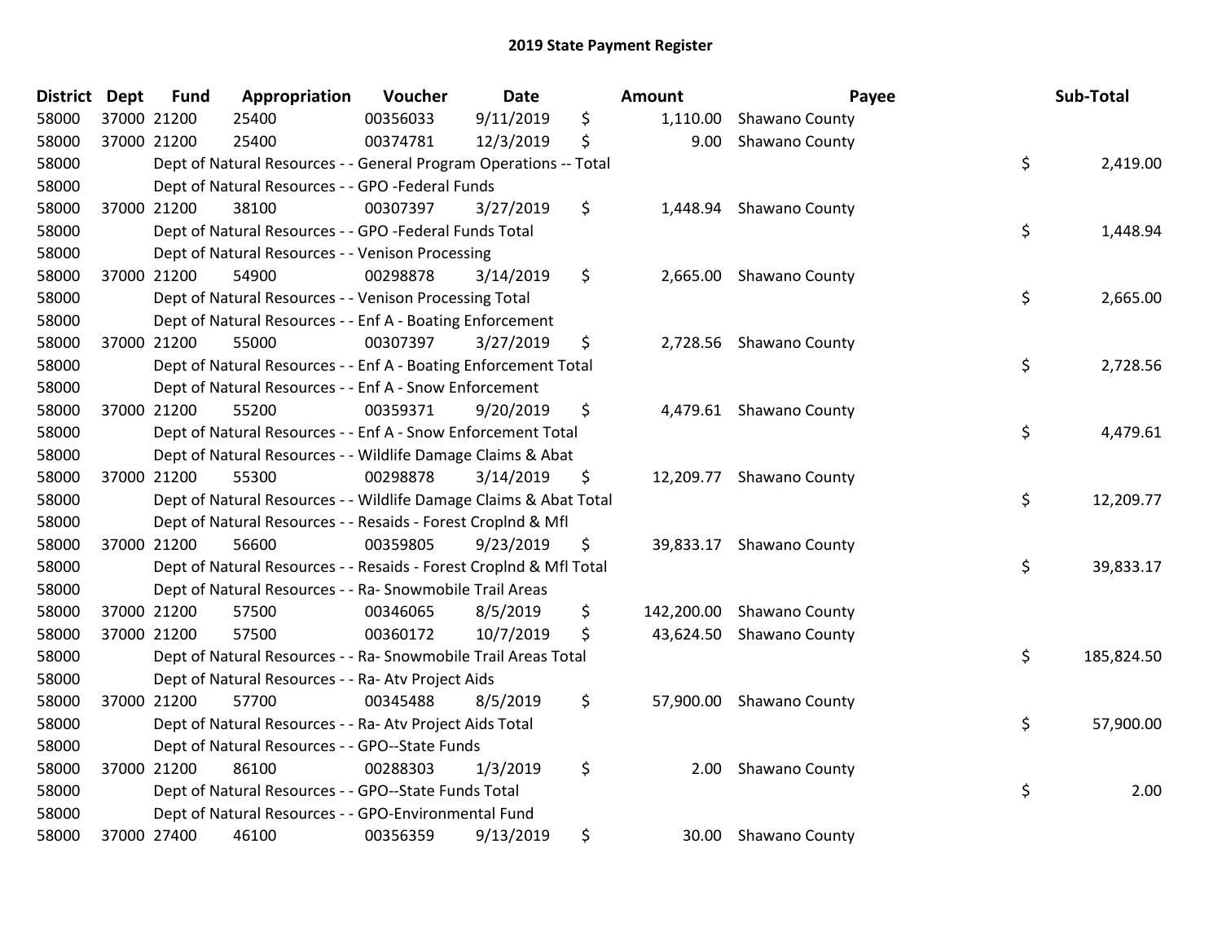## 2019 State Payment Register

| District | Dept | Fund | Appropriation | Voucher | Date | | Amount | Payee | | Sub-Total |
|---|---|---|---|---|---|---|---|---|---|---|
| 58000 | 37000 | 21200 | 25400 | 00356033 | 9/11/2019 | $ | 1,110.00 | Shawano County | | |
| 58000 | 37000 | 21200 | 25400 | 00374781 | 12/3/2019 | $ | 9.00 | Shawano County | | |
| 58000 | | Dept of Natural Resources - - General Program Operations -- Total | | | | | | | $ | 2,419.00 |
| 58000 | | Dept of Natural Resources - - GPO -Federal Funds | | | | | | | | |
| 58000 | 37000 | 21200 | 38100 | 00307397 | 3/27/2019 | $ | 1,448.94 | Shawano County | | |
| 58000 | | Dept of Natural Resources - - GPO -Federal Funds Total | | | | | | | $ | 1,448.94 |
| 58000 | | Dept of Natural Resources - - Venison Processing | | | | | | | | |
| 58000 | 37000 | 21200 | 54900 | 00298878 | 3/14/2019 | $ | 2,665.00 | Shawano County | | |
| 58000 | | Dept of Natural Resources - - Venison Processing Total | | | | | | | $ | 2,665.00 |
| 58000 | | Dept of Natural Resources - - Enf A - Boating Enforcement | | | | | | | | |
| 58000 | 37000 | 21200 | 55000 | 00307397 | 3/27/2019 | $ | 2,728.56 | Shawano County | | |
| 58000 | | Dept of Natural Resources - - Enf A - Boating Enforcement Total | | | | | | | $ | 2,728.56 |
| 58000 | | Dept of Natural Resources - - Enf A - Snow Enforcement | | | | | | | | |
| 58000 | 37000 | 21200 | 55200 | 00359371 | 9/20/2019 | $ | 4,479.61 | Shawano County | | |
| 58000 | | Dept of Natural Resources - - Enf A - Snow Enforcement Total | | | | | | | $ | 4,479.61 |
| 58000 | | Dept of Natural Resources - - Wildlife Damage Claims & Abat | | | | | | | | |
| 58000 | 37000 | 21200 | 55300 | 00298878 | 3/14/2019 | $ | 12,209.77 | Shawano County | | |
| 58000 | | Dept of Natural Resources - - Wildlife Damage Claims & Abat Total | | | | | | | $ | 12,209.77 |
| 58000 | | Dept of Natural Resources - - Resaids - Forest Croplnd & Mfl | | | | | | | | |
| 58000 | 37000 | 21200 | 56600 | 00359805 | 9/23/2019 | $ | 39,833.17 | Shawano County | | |
| 58000 | | Dept of Natural Resources - - Resaids - Forest Croplnd & Mfl Total | | | | | | | $ | 39,833.17 |
| 58000 | | Dept of Natural Resources - - Ra- Snowmobile Trail Areas | | | | | | | | |
| 58000 | 37000 | 21200 | 57500 | 00346065 | 8/5/2019 | $ | 142,200.00 | Shawano County | | |
| 58000 | 37000 | 21200 | 57500 | 00360172 | 10/7/2019 | $ | 43,624.50 | Shawano County | | |
| 58000 | | Dept of Natural Resources - - Ra- Snowmobile Trail Areas Total | | | | | | | $ | 185,824.50 |
| 58000 | | Dept of Natural Resources - - Ra- Atv Project Aids | | | | | | | | |
| 58000 | 37000 | 21200 | 57700 | 00345488 | 8/5/2019 | $ | 57,900.00 | Shawano County | | |
| 58000 | | Dept of Natural Resources - - Ra- Atv Project Aids Total | | | | | | | $ | 57,900.00 |
| 58000 | | Dept of Natural Resources - - GPO--State Funds | | | | | | | | |
| 58000 | 37000 | 21200 | 86100 | 00288303 | 1/3/2019 | $ | 2.00 | Shawano County | | |
| 58000 | | Dept of Natural Resources - - GPO--State Funds Total | | | | | | | $ | 2.00 |
| 58000 | | Dept of Natural Resources - - GPO-Environmental Fund | | | | | | | | |
| 58000 | 37000 | 27400 | 46100 | 00356359 | 9/13/2019 | $ | 30.00 | Shawano County | | |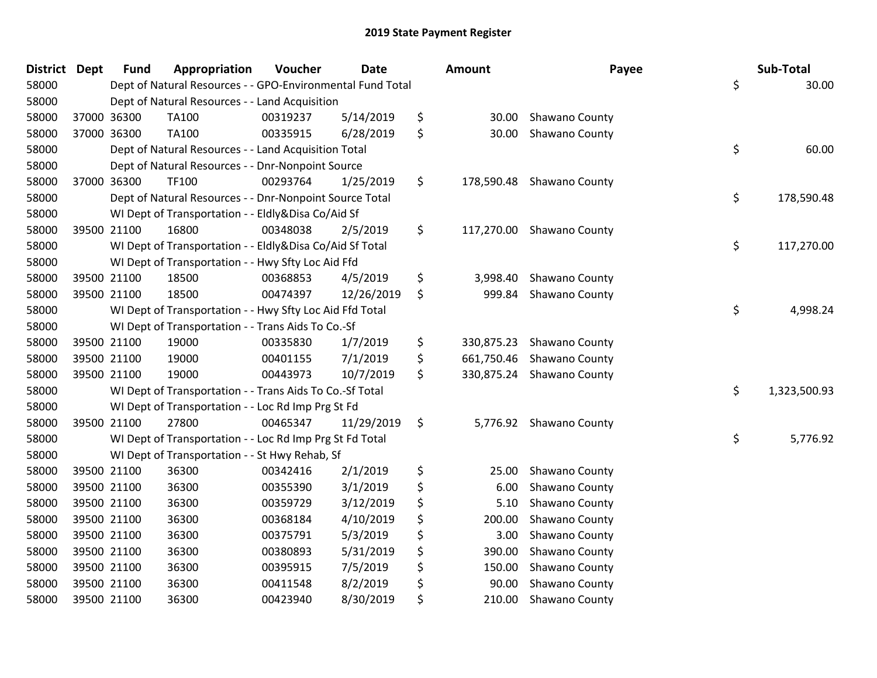# 2019 State Payment Register

| District | Dept | Fund | Appropriation | Voucher | Date | Amount | Payee | Sub-Total |
|---|---|---|---|---|---|---|---|---|
| 58000 | | Dept of Natural Resources - - GPO-Environmental Fund Total | | | | | | $ 30.00 |
| 58000 | | Dept of Natural Resources - - Land Acquisition | | | | | | |
| 58000 | 37000 | 36300 | TA100 | 00319237 | 5/14/2019 | $ 30.00 | Shawano County | |
| 58000 | 37000 | 36300 | TA100 | 00335915 | 6/28/2019 | $ 30.00 | Shawano County | |
| 58000 | | Dept of Natural Resources - - Land Acquisition Total | | | | | | $ 60.00 |
| 58000 | | Dept of Natural Resources - - Dnr-Nonpoint Source | | | | | | |
| 58000 | 37000 | 36300 | TF100 | 00293764 | 1/25/2019 | $ 178,590.48 | Shawano County | |
| 58000 | | Dept of Natural Resources - - Dnr-Nonpoint Source Total | | | | | | $ 178,590.48 |
| 58000 | | WI Dept of Transportation - - Eldly&Disa Co/Aid Sf | | | | | | |
| 58000 | 39500 | 21100 | 16800 | 00348038 | 2/5/2019 | $ 117,270.00 | Shawano County | |
| 58000 | | WI Dept of Transportation - - Eldly&Disa Co/Aid Sf Total | | | | | | $ 117,270.00 |
| 58000 | | WI Dept of Transportation - - Hwy Sfty Loc Aid Ffd | | | | | | |
| 58000 | 39500 | 21100 | 18500 | 00368853 | 4/5/2019 | $ 3,998.40 | Shawano County | |
| 58000 | 39500 | 21100 | 18500 | 00474397 | 12/26/2019 | $ 999.84 | Shawano County | |
| 58000 | | WI Dept of Transportation - - Hwy Sfty Loc Aid Ffd Total | | | | | | $ 4,998.24 |
| 58000 | | WI Dept of Transportation - - Trans Aids To Co.-Sf | | | | | | |
| 58000 | 39500 | 21100 | 19000 | 00335830 | 1/7/2019 | $ 330,875.23 | Shawano County | |
| 58000 | 39500 | 21100 | 19000 | 00401155 | 7/1/2019 | $ 661,750.46 | Shawano County | |
| 58000 | 39500 | 21100 | 19000 | 00443973 | 10/7/2019 | $ 330,875.24 | Shawano County | |
| 58000 | | WI Dept of Transportation - - Trans Aids To Co.-Sf Total | | | | | | $ 1,323,500.93 |
| 58000 | | WI Dept of Transportation - - Loc Rd Imp Prg St Fd | | | | | | |
| 58000 | 39500 | 21100 | 27800 | 00465347 | 11/29/2019 | $ 5,776.92 | Shawano County | |
| 58000 | | WI Dept of Transportation - - Loc Rd Imp Prg St Fd Total | | | | | | $ 5,776.92 |
| 58000 | | WI Dept of Transportation - - St Hwy Rehab, Sf | | | | | | |
| 58000 | 39500 | 21100 | 36300 | 00342416 | 2/1/2019 | $ 25.00 | Shawano County | |
| 58000 | 39500 | 21100 | 36300 | 00355390 | 3/1/2019 | $ 6.00 | Shawano County | |
| 58000 | 39500 | 21100 | 36300 | 00359729 | 3/12/2019 | $ 5.10 | Shawano County | |
| 58000 | 39500 | 21100 | 36300 | 00368184 | 4/10/2019 | $ 200.00 | Shawano County | |
| 58000 | 39500 | 21100 | 36300 | 00375791 | 5/3/2019 | $ 3.00 | Shawano County | |
| 58000 | 39500 | 21100 | 36300 | 00380893 | 5/31/2019 | $ 390.00 | Shawano County | |
| 58000 | 39500 | 21100 | 36300 | 00395915 | 7/5/2019 | $ 150.00 | Shawano County | |
| 58000 | 39500 | 21100 | 36300 | 00411548 | 8/2/2019 | $ 90.00 | Shawano County | |
| 58000 | 39500 | 21100 | 36300 | 00423940 | 8/30/2019 | $ 210.00 | Shawano County | |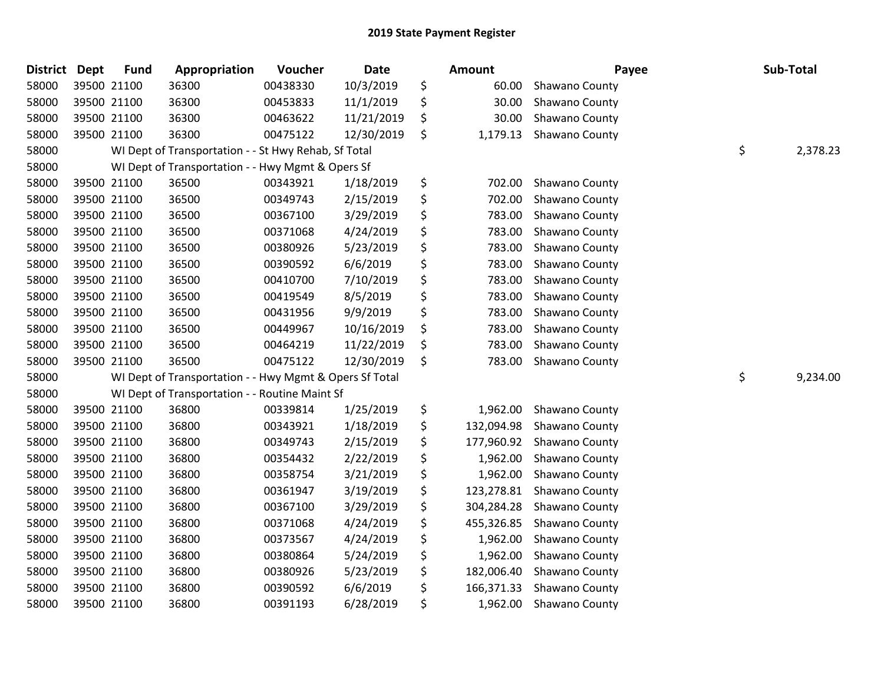# 2019 State Payment Register

| District | Dept | Fund | Appropriation | Voucher | Date | Amount | Payee | Sub-Total |
|---|---|---|---|---|---|---|---|---|
| 58000 | 39500 | 21100 | 36300 | 00438330 | 10/3/2019 | $ 60.00 | Shawano County | |
| 58000 | 39500 | 21100 | 36300 | 00453833 | 11/1/2019 | $ 30.00 | Shawano County | |
| 58000 | 39500 | 21100 | 36300 | 00463622 | 11/21/2019 | $ 30.00 | Shawano County | |
| 58000 | 39500 | 21100 | 36300 | 00475122 | 12/30/2019 | $ 1,179.13 | Shawano County | |
| 58000 | | WI Dept of Transportation - - St Hwy Rehab, Sf Total | | | | | | $ 2,378.23 |
| 58000 | | WI Dept of Transportation - - Hwy Mgmt & Opers Sf | | | | | | |
| 58000 | 39500 | 21100 | 36500 | 00343921 | 1/18/2019 | $ 702.00 | Shawano County | |
| 58000 | 39500 | 21100 | 36500 | 00349743 | 2/15/2019 | $ 702.00 | Shawano County | |
| 58000 | 39500 | 21100 | 36500 | 00367100 | 3/29/2019 | $ 783.00 | Shawano County | |
| 58000 | 39500 | 21100 | 36500 | 00371068 | 4/24/2019 | $ 783.00 | Shawano County | |
| 58000 | 39500 | 21100 | 36500 | 00380926 | 5/23/2019 | $ 783.00 | Shawano County | |
| 58000 | 39500 | 21100 | 36500 | 00390592 | 6/6/2019 | $ 783.00 | Shawano County | |
| 58000 | 39500 | 21100 | 36500 | 00410700 | 7/10/2019 | $ 783.00 | Shawano County | |
| 58000 | 39500 | 21100 | 36500 | 00419549 | 8/5/2019 | $ 783.00 | Shawano County | |
| 58000 | 39500 | 21100 | 36500 | 00431956 | 9/9/2019 | $ 783.00 | Shawano County | |
| 58000 | 39500 | 21100 | 36500 | 00449967 | 10/16/2019 | $ 783.00 | Shawano County | |
| 58000 | 39500 | 21100 | 36500 | 00464219 | 11/22/2019 | $ 783.00 | Shawano County | |
| 58000 | 39500 | 21100 | 36500 | 00475122 | 12/30/2019 | $ 783.00 | Shawano County | |
| 58000 | | WI Dept of Transportation - - Hwy Mgmt & Opers Sf Total | | | | | | $ 9,234.00 |
| 58000 | | WI Dept of Transportation - - Routine Maint Sf | | | | | | |
| 58000 | 39500 | 21100 | 36800 | 00339814 | 1/25/2019 | $ 1,962.00 | Shawano County | |
| 58000 | 39500 | 21100 | 36800 | 00343921 | 1/18/2019 | $ 132,094.98 | Shawano County | |
| 58000 | 39500 | 21100 | 36800 | 00349743 | 2/15/2019 | $ 177,960.92 | Shawano County | |
| 58000 | 39500 | 21100 | 36800 | 00354432 | 2/22/2019 | $ 1,962.00 | Shawano County | |
| 58000 | 39500 | 21100 | 36800 | 00358754 | 3/21/2019 | $ 1,962.00 | Shawano County | |
| 58000 | 39500 | 21100 | 36800 | 00361947 | 3/19/2019 | $ 123,278.81 | Shawano County | |
| 58000 | 39500 | 21100 | 36800 | 00367100 | 3/29/2019 | $ 304,284.28 | Shawano County | |
| 58000 | 39500 | 21100 | 36800 | 00371068 | 4/24/2019 | $ 455,326.85 | Shawano County | |
| 58000 | 39500 | 21100 | 36800 | 00373567 | 4/24/2019 | $ 1,962.00 | Shawano County | |
| 58000 | 39500 | 21100 | 36800 | 00380864 | 5/24/2019 | $ 1,962.00 | Shawano County | |
| 58000 | 39500 | 21100 | 36800 | 00380926 | 5/23/2019 | $ 182,006.40 | Shawano County | |
| 58000 | 39500 | 21100 | 36800 | 00390592 | 6/6/2019 | $ 166,371.33 | Shawano County | |
| 58000 | 39500 | 21100 | 36800 | 00391193 | 6/28/2019 | $ 1,962.00 | Shawano County | |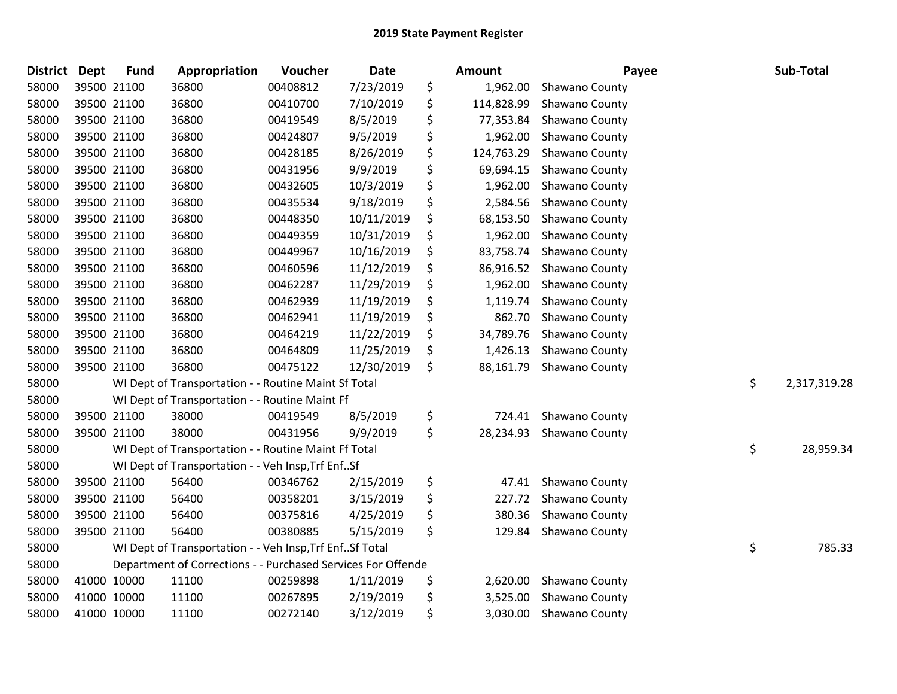# 2019 State Payment Register

| District | Dept | Fund | Appropriation | Voucher | Date | Amount | Payee | Sub-Total |
|---|---|---|---|---|---|---|---|---|
| 58000 | 39500 | 21100 | 36800 | 00408812 | 7/23/2019 | $ 1,962.00 | Shawano County | |
| 58000 | 39500 | 21100 | 36800 | 00410700 | 7/10/2019 | $ 114,828.99 | Shawano County | |
| 58000 | 39500 | 21100 | 36800 | 00419549 | 8/5/2019 | $ 77,353.84 | Shawano County | |
| 58000 | 39500 | 21100 | 36800 | 00424807 | 9/5/2019 | $ 1,962.00 | Shawano County | |
| 58000 | 39500 | 21100 | 36800 | 00428185 | 8/26/2019 | $ 124,763.29 | Shawano County | |
| 58000 | 39500 | 21100 | 36800 | 00431956 | 9/9/2019 | $ 69,694.15 | Shawano County | |
| 58000 | 39500 | 21100 | 36800 | 00432605 | 10/3/2019 | $ 1,962.00 | Shawano County | |
| 58000 | 39500 | 21100 | 36800 | 00435534 | 9/18/2019 | $ 2,584.56 | Shawano County | |
| 58000 | 39500 | 21100 | 36800 | 00448350 | 10/11/2019 | $ 68,153.50 | Shawano County | |
| 58000 | 39500 | 21100 | 36800 | 00449359 | 10/31/2019 | $ 1,962.00 | Shawano County | |
| 58000 | 39500 | 21100 | 36800 | 00449967 | 10/16/2019 | $ 83,758.74 | Shawano County | |
| 58000 | 39500 | 21100 | 36800 | 00460596 | 11/12/2019 | $ 86,916.52 | Shawano County | |
| 58000 | 39500 | 21100 | 36800 | 00462287 | 11/29/2019 | $ 1,962.00 | Shawano County | |
| 58000 | 39500 | 21100 | 36800 | 00462939 | 11/19/2019 | $ 1,119.74 | Shawano County | |
| 58000 | 39500 | 21100 | 36800 | 00462941 | 11/19/2019 | $ 862.70 | Shawano County | |
| 58000 | 39500 | 21100 | 36800 | 00464219 | 11/22/2019 | $ 34,789.76 | Shawano County | |
| 58000 | 39500 | 21100 | 36800 | 00464809 | 11/25/2019 | $ 1,426.13 | Shawano County | |
| 58000 | 39500 | 21100 | 36800 | 00475122 | 12/30/2019 | $ 88,161.79 | Shawano County | |
| 58000 | | WI Dept of Transportation - - Routine Maint Sf Total | | | | | | $ 2,317,319.28 |
| 58000 | | WI Dept of Transportation - - Routine Maint Ff | | | | | | |
| 58000 | 39500 | 21100 | 38000 | 00419549 | 8/5/2019 | $ 724.41 | Shawano County | |
| 58000 | 39500 | 21100 | 38000 | 00431956 | 9/9/2019 | $ 28,234.93 | Shawano County | |
| 58000 | | WI Dept of Transportation - - Routine Maint Ff Total | | | | | | $ 28,959.34 |
| 58000 | | WI Dept of Transportation - - Veh Insp,Trf Enf..Sf | | | | | | |
| 58000 | 39500 | 21100 | 56400 | 00346762 | 2/15/2019 | $ 47.41 | Shawano County | |
| 58000 | 39500 | 21100 | 56400 | 00358201 | 3/15/2019 | $ 227.72 | Shawano County | |
| 58000 | 39500 | 21100 | 56400 | 00375816 | 4/25/2019 | $ 380.36 | Shawano County | |
| 58000 | 39500 | 21100 | 56400 | 00380885 | 5/15/2019 | $ 129.84 | Shawano County | |
| 58000 | | WI Dept of Transportation - - Veh Insp,Trf Enf..Sf Total | | | | | | $ 785.33 |
| 58000 | | Department of Corrections - - Purchased Services For Offende | | | | | | |
| 58000 | 41000 | 10000 | 11100 | 00259898 | 1/11/2019 | $ 2,620.00 | Shawano County | |
| 58000 | 41000 | 10000 | 11100 | 00267895 | 2/19/2019 | $ 3,525.00 | Shawano County | |
| 58000 | 41000 | 10000 | 11100 | 00272140 | 3/12/2019 | $ 3,030.00 | Shawano County | |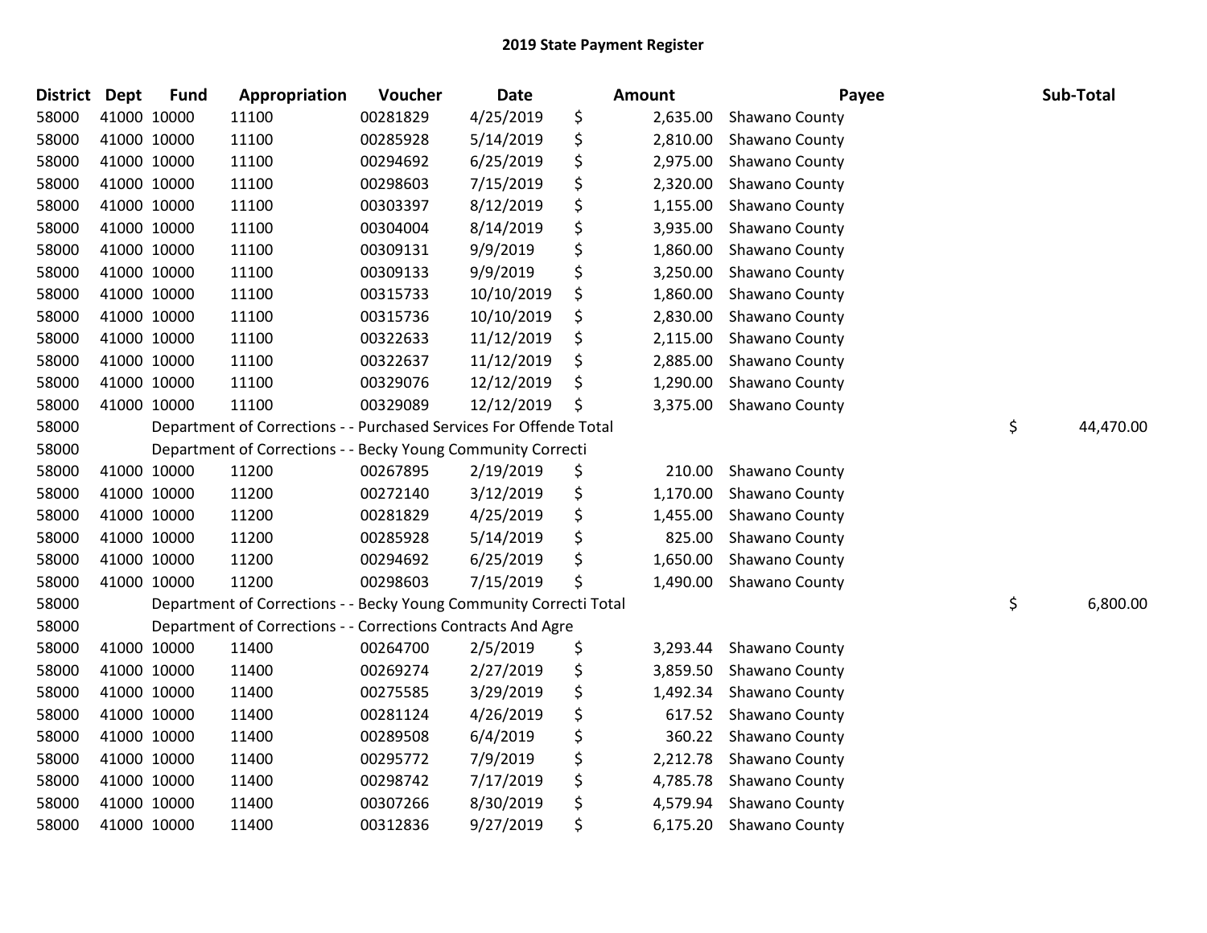# 2019 State Payment Register

| District | Dept | Fund | Appropriation | Voucher | Date | Amount | Payee | Sub-Total |
|---|---|---|---|---|---|---|---|---|
| 58000 | 41000 | 10000 | 11100 | 00281829 | 4/25/2019 | $ 2,635.00 | Shawano County | |
| 58000 | 41000 | 10000 | 11100 | 00285928 | 5/14/2019 | $ 2,810.00 | Shawano County | |
| 58000 | 41000 | 10000 | 11100 | 00294692 | 6/25/2019 | $ 2,975.00 | Shawano County | |
| 58000 | 41000 | 10000 | 11100 | 00298603 | 7/15/2019 | $ 2,320.00 | Shawano County | |
| 58000 | 41000 | 10000 | 11100 | 00303397 | 8/12/2019 | $ 1,155.00 | Shawano County | |
| 58000 | 41000 | 10000 | 11100 | 00304004 | 8/14/2019 | $ 3,935.00 | Shawano County | |
| 58000 | 41000 | 10000 | 11100 | 00309131 | 9/9/2019 | $ 1,860.00 | Shawano County | |
| 58000 | 41000 | 10000 | 11100 | 00309133 | 9/9/2019 | $ 3,250.00 | Shawano County | |
| 58000 | 41000 | 10000 | 11100 | 00315733 | 10/10/2019 | $ 1,860.00 | Shawano County | |
| 58000 | 41000 | 10000 | 11100 | 00315736 | 10/10/2019 | $ 2,830.00 | Shawano County | |
| 58000 | 41000 | 10000 | 11100 | 00322633 | 11/12/2019 | $ 2,115.00 | Shawano County | |
| 58000 | 41000 | 10000 | 11100 | 00322637 | 11/12/2019 | $ 2,885.00 | Shawano County | |
| 58000 | 41000 | 10000 | 11100 | 00329076 | 12/12/2019 | $ 1,290.00 | Shawano County | |
| 58000 | 41000 | 10000 | 11100 | 00329089 | 12/12/2019 | $ 3,375.00 | Shawano County | |
| 58000 | Department of Corrections - - Purchased Services For Offende Total | | | | | | | $ 44,470.00 |
| 58000 | Department of Corrections - - Becky Young Community Correcti | | | | | | | |
| 58000 | 41000 | 10000 | 11200 | 00267895 | 2/19/2019 | $ 210.00 | Shawano County | |
| 58000 | 41000 | 10000 | 11200 | 00272140 | 3/12/2019 | $ 1,170.00 | Shawano County | |
| 58000 | 41000 | 10000 | 11200 | 00281829 | 4/25/2019 | $ 1,455.00 | Shawano County | |
| 58000 | 41000 | 10000 | 11200 | 00285928 | 5/14/2019 | $ 825.00 | Shawano County | |
| 58000 | 41000 | 10000 | 11200 | 00294692 | 6/25/2019 | $ 1,650.00 | Shawano County | |
| 58000 | 41000 | 10000 | 11200 | 00298603 | 7/15/2019 | $ 1,490.00 | Shawano County | |
| 58000 | Department of Corrections - - Becky Young Community Correcti Total | | | | | | | $ 6,800.00 |
| 58000 | Department of Corrections - - Corrections Contracts And Agre | | | | | | | |
| 58000 | 41000 | 10000 | 11400 | 00264700 | 2/5/2019 | $ 3,293.44 | Shawano County | |
| 58000 | 41000 | 10000 | 11400 | 00269274 | 2/27/2019 | $ 3,859.50 | Shawano County | |
| 58000 | 41000 | 10000 | 11400 | 00275585 | 3/29/2019 | $ 1,492.34 | Shawano County | |
| 58000 | 41000 | 10000 | 11400 | 00281124 | 4/26/2019 | $ 617.52 | Shawano County | |
| 58000 | 41000 | 10000 | 11400 | 00289508 | 6/4/2019 | $ 360.22 | Shawano County | |
| 58000 | 41000 | 10000 | 11400 | 00295772 | 7/9/2019 | $ 2,212.78 | Shawano County | |
| 58000 | 41000 | 10000 | 11400 | 00298742 | 7/17/2019 | $ 4,785.78 | Shawano County | |
| 58000 | 41000 | 10000 | 11400 | 00307266 | 8/30/2019 | $ 4,579.94 | Shawano County | |
| 58000 | 41000 | 10000 | 11400 | 00312836 | 9/27/2019 | $ 6,175.20 | Shawano County | |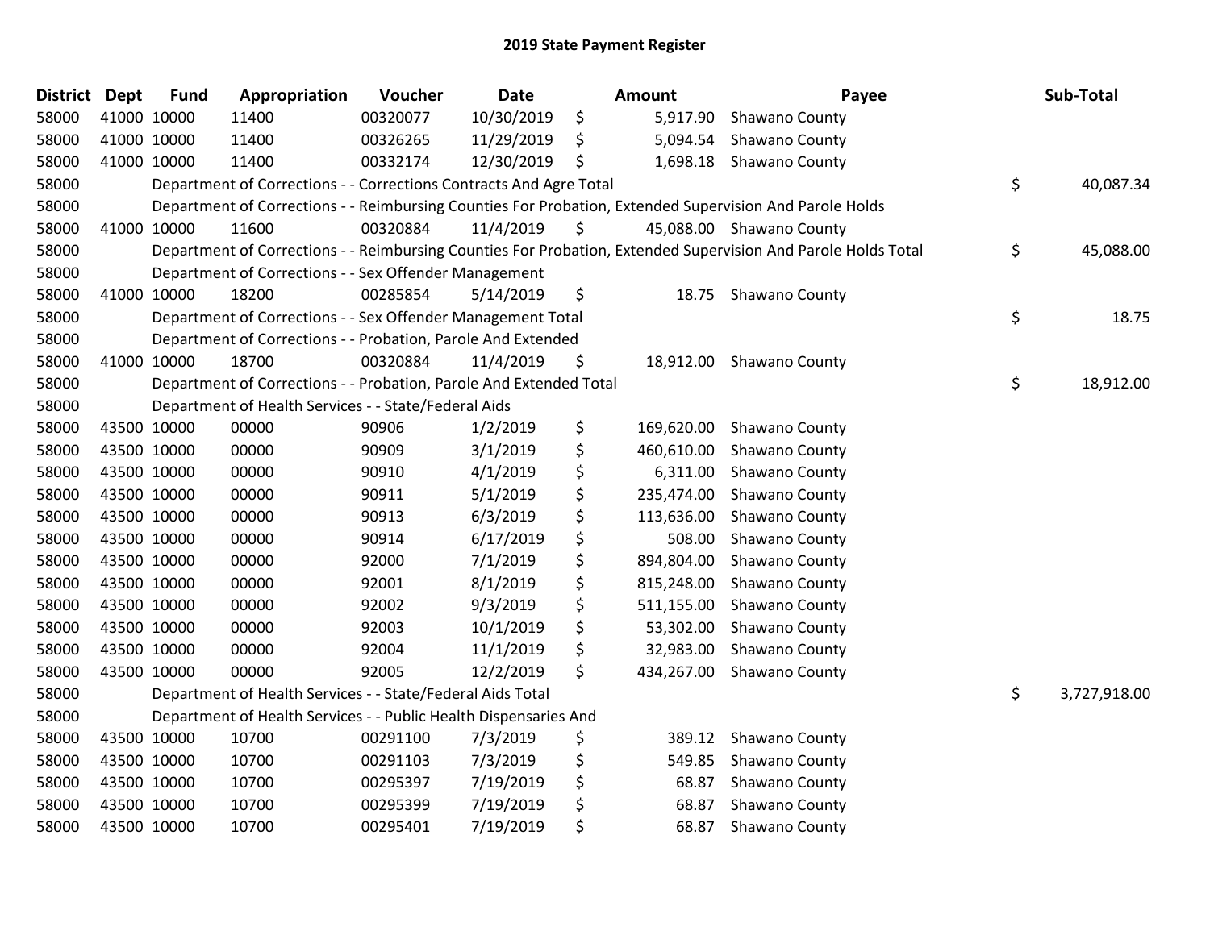# 2019 State Payment Register

| District | Dept | Fund | Appropriation | Voucher | Date | Amount | Payee | Sub-Total |
|---|---|---|---|---|---|---|---|---|
| 58000 | 41000 | 10000 | 11400 | 00320077 | 10/30/2019 | $ 5,917.90 | Shawano County | |
| 58000 | 41000 | 10000 | 11400 | 00326265 | 11/29/2019 | $ 5,094.54 | Shawano County | |
| 58000 | 41000 | 10000 | 11400 | 00332174 | 12/30/2019 | $ 1,698.18 | Shawano County | |
| 58000 | | | Department of Corrections - - Corrections Contracts And Agre Total | | | | | $ 40,087.34 |
| 58000 | | | Department of Corrections - - Reimbursing Counties For Probation, Extended Supervision And Parole Holds | | | | | |
| 58000 | 41000 | 10000 | 11600 | 00320884 | 11/4/2019 | $ 45,088.00 | Shawano County | |
| 58000 | | | Department of Corrections - - Reimbursing Counties For Probation, Extended Supervision And Parole Holds Total | | | | | $ 45,088.00 |
| 58000 | | | Department of Corrections - - Sex Offender Management | | | | | |
| 58000 | 41000 | 10000 | 18200 | 00285854 | 5/14/2019 | $ 18.75 | Shawano County | |
| 58000 | | | Department of Corrections - - Sex Offender Management Total | | | | | $ 18.75 |
| 58000 | | | Department of Corrections - - Probation, Parole And Extended | | | | | |
| 58000 | 41000 | 10000 | 18700 | 00320884 | 11/4/2019 | $ 18,912.00 | Shawano County | |
| 58000 | | | Department of Corrections - - Probation, Parole And Extended Total | | | | | $ 18,912.00 |
| 58000 | | | Department of Health Services - - State/Federal Aids | | | | | |
| 58000 | 43500 | 10000 | 00000 | 90906 | 1/2/2019 | $ 169,620.00 | Shawano County | |
| 58000 | 43500 | 10000 | 00000 | 90909 | 3/1/2019 | $ 460,610.00 | Shawano County | |
| 58000 | 43500 | 10000 | 00000 | 90910 | 4/1/2019 | $ 6,311.00 | Shawano County | |
| 58000 | 43500 | 10000 | 00000 | 90911 | 5/1/2019 | $ 235,474.00 | Shawano County | |
| 58000 | 43500 | 10000 | 00000 | 90913 | 6/3/2019 | $ 113,636.00 | Shawano County | |
| 58000 | 43500 | 10000 | 00000 | 90914 | 6/17/2019 | $ 508.00 | Shawano County | |
| 58000 | 43500 | 10000 | 00000 | 92000 | 7/1/2019 | $ 894,804.00 | Shawano County | |
| 58000 | 43500 | 10000 | 00000 | 92001 | 8/1/2019 | $ 815,248.00 | Shawano County | |
| 58000 | 43500 | 10000 | 00000 | 92002 | 9/3/2019 | $ 511,155.00 | Shawano County | |
| 58000 | 43500 | 10000 | 00000 | 92003 | 10/1/2019 | $ 53,302.00 | Shawano County | |
| 58000 | 43500 | 10000 | 00000 | 92004 | 11/1/2019 | $ 32,983.00 | Shawano County | |
| 58000 | 43500 | 10000 | 00000 | 92005 | 12/2/2019 | $ 434,267.00 | Shawano County | |
| 58000 | | | Department of Health Services - - State/Federal Aids Total | | | | | $ 3,727,918.00 |
| 58000 | | | Department of Health Services - - Public Health Dispensaries And | | | | | |
| 58000 | 43500 | 10000 | 10700 | 00291100 | 7/3/2019 | $ 389.12 | Shawano County | |
| 58000 | 43500 | 10000 | 10700 | 00291103 | 7/3/2019 | $ 549.85 | Shawano County | |
| 58000 | 43500 | 10000 | 10700 | 00295397 | 7/19/2019 | $ 68.87 | Shawano County | |
| 58000 | 43500 | 10000 | 10700 | 00295399 | 7/19/2019 | $ 68.87 | Shawano County | |
| 58000 | 43500 | 10000 | 10700 | 00295401 | 7/19/2019 | $ 68.87 | Shawano County | |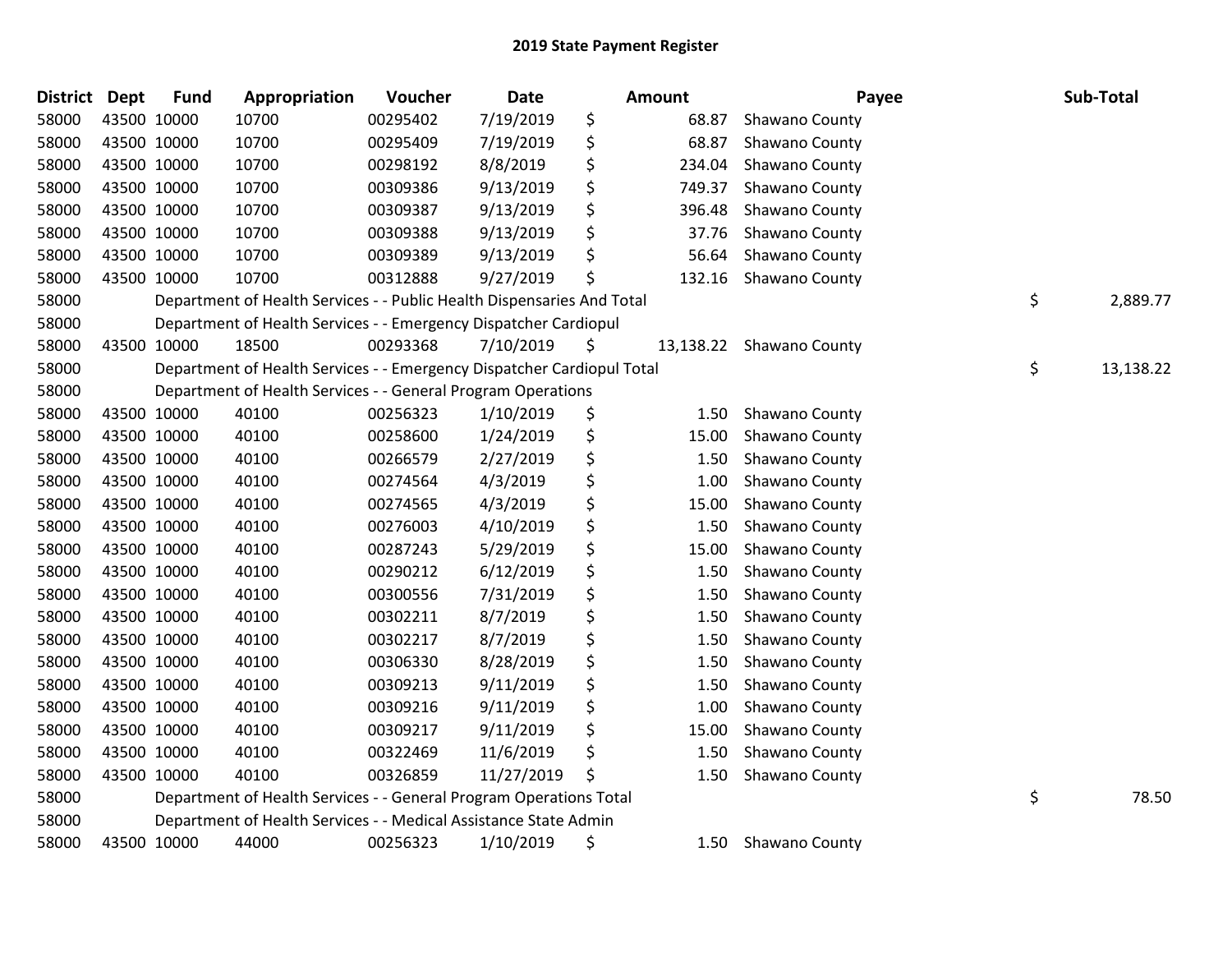## 2019 State Payment Register

| District | Dept | Fund | Appropriation | Voucher | Date | Amount | Payee | Sub-Total |
|---|---|---|---|---|---|---|---|---|
| 58000 | 43500 | 10000 | 10700 | 00295402 | 7/19/2019 | $ 68.87 | Shawano County | |
| 58000 | 43500 | 10000 | 10700 | 00295409 | 7/19/2019 | $ 68.87 | Shawano County | |
| 58000 | 43500 | 10000 | 10700 | 00298192 | 8/8/2019 | $ 234.04 | Shawano County | |
| 58000 | 43500 | 10000 | 10700 | 00309386 | 9/13/2019 | $ 749.37 | Shawano County | |
| 58000 | 43500 | 10000 | 10700 | 00309387 | 9/13/2019 | $ 396.48 | Shawano County | |
| 58000 | 43500 | 10000 | 10700 | 00309388 | 9/13/2019 | $ 37.76 | Shawano County | |
| 58000 | 43500 | 10000 | 10700 | 00309389 | 9/13/2019 | $ 56.64 | Shawano County | |
| 58000 | 43500 | 10000 | 10700 | 00312888 | 9/27/2019 | $ 132.16 | Shawano County | |
| 58000 | | Department of Health Services - - Public Health Dispensaries And Total | | | | | | $ 2,889.77 |
| 58000 | | Department of Health Services - - Emergency Dispatcher Cardiopul | | | | | | |
| 58000 | 43500 | 10000 | 18500 | 00293368 | 7/10/2019 | $ 13,138.22 | Shawano County | |
| 58000 | | Department of Health Services - - Emergency Dispatcher Cardiopul Total | | | | | | $ 13,138.22 |
| 58000 | | Department of Health Services - - General Program Operations | | | | | | |
| 58000 | 43500 | 10000 | 40100 | 00256323 | 1/10/2019 | $ 1.50 | Shawano County | |
| 58000 | 43500 | 10000 | 40100 | 00258600 | 1/24/2019 | $ 15.00 | Shawano County | |
| 58000 | 43500 | 10000 | 40100 | 00266579 | 2/27/2019 | $ 1.50 | Shawano County | |
| 58000 | 43500 | 10000 | 40100 | 00274564 | 4/3/2019 | $ 1.00 | Shawano County | |
| 58000 | 43500 | 10000 | 40100 | 00274565 | 4/3/2019 | $ 15.00 | Shawano County | |
| 58000 | 43500 | 10000 | 40100 | 00276003 | 4/10/2019 | $ 1.50 | Shawano County | |
| 58000 | 43500 | 10000 | 40100 | 00287243 | 5/29/2019 | $ 15.00 | Shawano County | |
| 58000 | 43500 | 10000 | 40100 | 00290212 | 6/12/2019 | $ 1.50 | Shawano County | |
| 58000 | 43500 | 10000 | 40100 | 00300556 | 7/31/2019 | $ 1.50 | Shawano County | |
| 58000 | 43500 | 10000 | 40100 | 00302211 | 8/7/2019 | $ 1.50 | Shawano County | |
| 58000 | 43500 | 10000 | 40100 | 00302217 | 8/7/2019 | $ 1.50 | Shawano County | |
| 58000 | 43500 | 10000 | 40100 | 00306330 | 8/28/2019 | $ 1.50 | Shawano County | |
| 58000 | 43500 | 10000 | 40100 | 00309213 | 9/11/2019 | $ 1.50 | Shawano County | |
| 58000 | 43500 | 10000 | 40100 | 00309216 | 9/11/2019 | $ 1.00 | Shawano County | |
| 58000 | 43500 | 10000 | 40100 | 00309217 | 9/11/2019 | $ 15.00 | Shawano County | |
| 58000 | 43500 | 10000 | 40100 | 00322469 | 11/6/2019 | $ 1.50 | Shawano County | |
| 58000 | 43500 | 10000 | 40100 | 00326859 | 11/27/2019 | $ 1.50 | Shawano County | |
| 58000 | | Department of Health Services - - General Program Operations Total | | | | | | $ 78.50 |
| 58000 | | Department of Health Services - - Medical Assistance State Admin | | | | | | |
| 58000 | 43500 | 10000 | 44000 | 00256323 | 1/10/2019 | $ 1.50 | Shawano County | |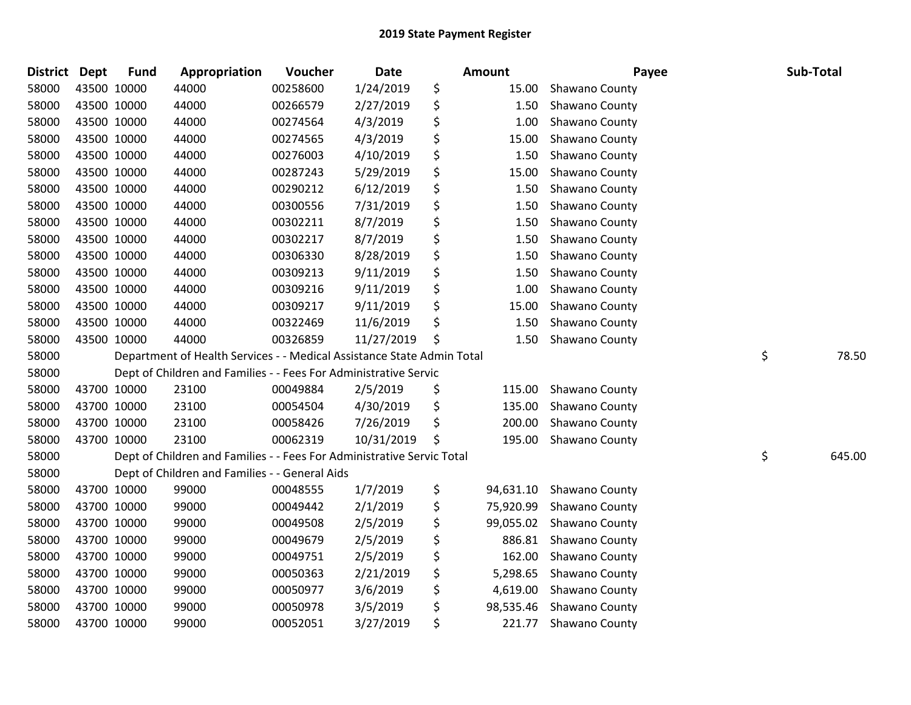## 2019 State Payment Register

| District | Dept | Fund | Appropriation | Voucher | Date | Amount | Payee | Sub-Total |
|---|---|---|---|---|---|---|---|---|
| 58000 | 43500 | 10000 | 44000 | 00258600 | 1/24/2019 | $ 15.00 | Shawano County | |
| 58000 | 43500 | 10000 | 44000 | 00266579 | 2/27/2019 | $ 1.50 | Shawano County | |
| 58000 | 43500 | 10000 | 44000 | 00274564 | 4/3/2019 | $ 1.00 | Shawano County | |
| 58000 | 43500 | 10000 | 44000 | 00274565 | 4/3/2019 | $ 15.00 | Shawano County | |
| 58000 | 43500 | 10000 | 44000 | 00276003 | 4/10/2019 | $ 1.50 | Shawano County | |
| 58000 | 43500 | 10000 | 44000 | 00287243 | 5/29/2019 | $ 15.00 | Shawano County | |
| 58000 | 43500 | 10000 | 44000 | 00290212 | 6/12/2019 | $ 1.50 | Shawano County | |
| 58000 | 43500 | 10000 | 44000 | 00300556 | 7/31/2019 | $ 1.50 | Shawano County | |
| 58000 | 43500 | 10000 | 44000 | 00302211 | 8/7/2019 | $ 1.50 | Shawano County | |
| 58000 | 43500 | 10000 | 44000 | 00302217 | 8/7/2019 | $ 1.50 | Shawano County | |
| 58000 | 43500 | 10000 | 44000 | 00306330 | 8/28/2019 | $ 1.50 | Shawano County | |
| 58000 | 43500 | 10000 | 44000 | 00309213 | 9/11/2019 | $ 1.50 | Shawano County | |
| 58000 | 43500 | 10000 | 44000 | 00309216 | 9/11/2019 | $ 1.00 | Shawano County | |
| 58000 | 43500 | 10000 | 44000 | 00309217 | 9/11/2019 | $ 15.00 | Shawano County | |
| 58000 | 43500 | 10000 | 44000 | 00322469 | 11/6/2019 | $ 1.50 | Shawano County | |
| 58000 | 43500 | 10000 | 44000 | 00326859 | 11/27/2019 | $ 1.50 | Shawano County | |
| 58000 | | Department of Health Services - - Medical Assistance State Admin Total | | | | | | $ 78.50 |
| 58000 | | Dept of Children and Families - - Fees For Administrative Servic | | | | | | |
| 58000 | 43700 | 10000 | 23100 | 00049884 | 2/5/2019 | $ 115.00 | Shawano County | |
| 58000 | 43700 | 10000 | 23100 | 00054504 | 4/30/2019 | $ 135.00 | Shawano County | |
| 58000 | 43700 | 10000 | 23100 | 00058426 | 7/26/2019 | $ 200.00 | Shawano County | |
| 58000 | 43700 | 10000 | 23100 | 00062319 | 10/31/2019 | $ 195.00 | Shawano County | |
| 58000 | | Dept of Children and Families - - Fees For Administrative Servic Total | | | | | | $ 645.00 |
| 58000 | | Dept of Children and Families - - General Aids | | | | | | |
| 58000 | 43700 | 10000 | 99000 | 00048555 | 1/7/2019 | $ 94,631.10 | Shawano County | |
| 58000 | 43700 | 10000 | 99000 | 00049442 | 2/1/2019 | $ 75,920.99 | Shawano County | |
| 58000 | 43700 | 10000 | 99000 | 00049508 | 2/5/2019 | $ 99,055.02 | Shawano County | |
| 58000 | 43700 | 10000 | 99000 | 00049679 | 2/5/2019 | $ 886.81 | Shawano County | |
| 58000 | 43700 | 10000 | 99000 | 00049751 | 2/5/2019 | $ 162.00 | Shawano County | |
| 58000 | 43700 | 10000 | 99000 | 00050363 | 2/21/2019 | $ 5,298.65 | Shawano County | |
| 58000 | 43700 | 10000 | 99000 | 00050977 | 3/6/2019 | $ 4,619.00 | Shawano County | |
| 58000 | 43700 | 10000 | 99000 | 00050978 | 3/5/2019 | $ 98,535.46 | Shawano County | |
| 58000 | 43700 | 10000 | 99000 | 00052051 | 3/27/2019 | $ 221.77 | Shawano County | |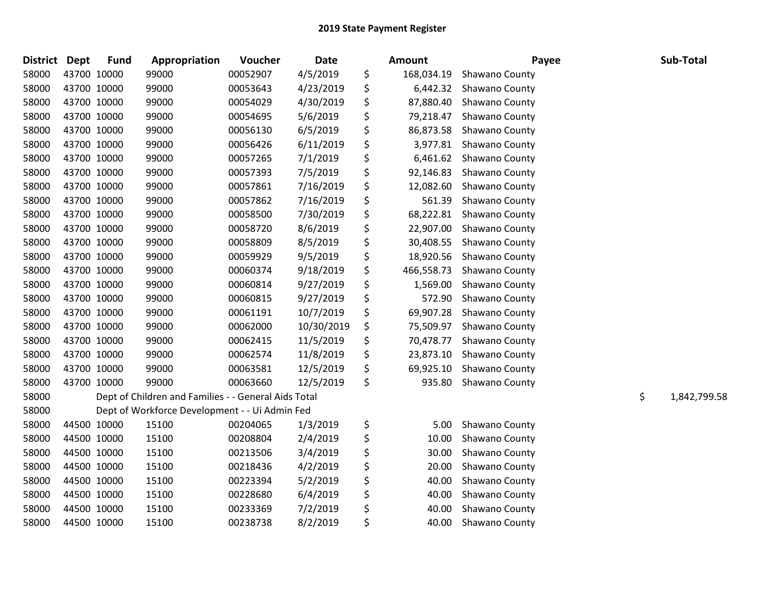# 2019 State Payment Register

| District | Dept | Fund | Appropriation | Voucher | Date | Amount | Payee | Sub-Total |
|---|---|---|---|---|---|---|---|---|
| 58000 | 43700 | 10000 | 99000 | 00052907 | 4/5/2019 | $ 168,034.19 | Shawano County | |
| 58000 | 43700 | 10000 | 99000 | 00053643 | 4/23/2019 | $ 6,442.32 | Shawano County | |
| 58000 | 43700 | 10000 | 99000 | 00054029 | 4/30/2019 | $ 87,880.40 | Shawano County | |
| 58000 | 43700 | 10000 | 99000 | 00054695 | 5/6/2019 | $ 79,218.47 | Shawano County | |
| 58000 | 43700 | 10000 | 99000 | 00056130 | 6/5/2019 | $ 86,873.58 | Shawano County | |
| 58000 | 43700 | 10000 | 99000 | 00056426 | 6/11/2019 | $ 3,977.81 | Shawano County | |
| 58000 | 43700 | 10000 | 99000 | 00057265 | 7/1/2019 | $ 6,461.62 | Shawano County | |
| 58000 | 43700 | 10000 | 99000 | 00057393 | 7/5/2019 | $ 92,146.83 | Shawano County | |
| 58000 | 43700 | 10000 | 99000 | 00057861 | 7/16/2019 | $ 12,082.60 | Shawano County | |
| 58000 | 43700 | 10000 | 99000 | 00057862 | 7/16/2019 | $ 561.39 | Shawano County | |
| 58000 | 43700 | 10000 | 99000 | 00058500 | 7/30/2019 | $ 68,222.81 | Shawano County | |
| 58000 | 43700 | 10000 | 99000 | 00058720 | 8/6/2019 | $ 22,907.00 | Shawano County | |
| 58000 | 43700 | 10000 | 99000 | 00058809 | 8/5/2019 | $ 30,408.55 | Shawano County | |
| 58000 | 43700 | 10000 | 99000 | 00059929 | 9/5/2019 | $ 18,920.56 | Shawano County | |
| 58000 | 43700 | 10000 | 99000 | 00060374 | 9/18/2019 | $ 466,558.73 | Shawano County | |
| 58000 | 43700 | 10000 | 99000 | 00060814 | 9/27/2019 | $ 1,569.00 | Shawano County | |
| 58000 | 43700 | 10000 | 99000 | 00060815 | 9/27/2019 | $ 572.90 | Shawano County | |
| 58000 | 43700 | 10000 | 99000 | 00061191 | 10/7/2019 | $ 69,907.28 | Shawano County | |
| 58000 | 43700 | 10000 | 99000 | 00062000 | 10/30/2019 | $ 75,509.97 | Shawano County | |
| 58000 | 43700 | 10000 | 99000 | 00062415 | 11/5/2019 | $ 70,478.77 | Shawano County | |
| 58000 | 43700 | 10000 | 99000 | 00062574 | 11/8/2019 | $ 23,873.10 | Shawano County | |
| 58000 | 43700 | 10000 | 99000 | 00063581 | 12/5/2019 | $ 69,925.10 | Shawano County | |
| 58000 | 43700 | 10000 | 99000 | 00063660 | 12/5/2019 | $ 935.80 | Shawano County | |
| 58000 | | Dept of Children and Families - - General Aids Total | | | | | | $ 1,842,799.58 |
| 58000 | | Dept of Workforce Development - - Ui Admin Fed | | | | | | |
| 58000 | 44500 | 10000 | 15100 | 00204065 | 1/3/2019 | $ 5.00 | Shawano County | |
| 58000 | 44500 | 10000 | 15100 | 00208804 | 2/4/2019 | $ 10.00 | Shawano County | |
| 58000 | 44500 | 10000 | 15100 | 00213506 | 3/4/2019 | $ 30.00 | Shawano County | |
| 58000 | 44500 | 10000 | 15100 | 00218436 | 4/2/2019 | $ 20.00 | Shawano County | |
| 58000 | 44500 | 10000 | 15100 | 00223394 | 5/2/2019 | $ 40.00 | Shawano County | |
| 58000 | 44500 | 10000 | 15100 | 00228680 | 6/4/2019 | $ 40.00 | Shawano County | |
| 58000 | 44500 | 10000 | 15100 | 00233369 | 7/2/2019 | $ 40.00 | Shawano County | |
| 58000 | 44500 | 10000 | 15100 | 00238738 | 8/2/2019 | $ 40.00 | Shawano County | |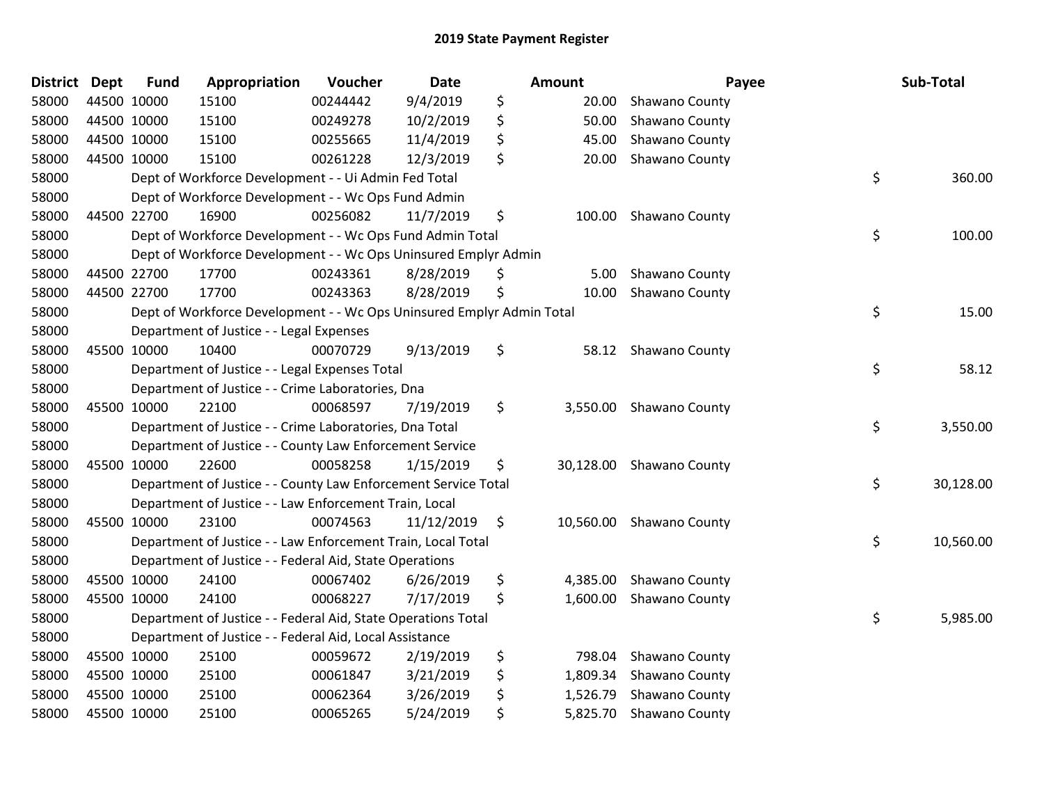# 2019 State Payment Register

| District | Dept | Fund | Appropriation | Voucher | Date | Amount | Payee | Sub-Total |
|---|---|---|---|---|---|---|---|---|
| 58000 | 44500 | 10000 | 15100 | 00244442 | 9/4/2019 | $ 20.00 | Shawano County | |
| 58000 | 44500 | 10000 | 15100 | 00249278 | 10/2/2019 | $ 50.00 | Shawano County | |
| 58000 | 44500 | 10000 | 15100 | 00255665 | 11/4/2019 | $ 45.00 | Shawano County | |
| 58000 | 44500 | 10000 | 15100 | 00261228 | 12/3/2019 | $ 20.00 | Shawano County | |
| 58000 | | Dept of Workforce Development - - Ui Admin Fed Total | | | | | | $ 360.00 |
| 58000 | | Dept of Workforce Development - - Wc Ops Fund Admin | | | | | | |
| 58000 | 44500 | 22700 | 16900 | 00256082 | 11/7/2019 | $ 100.00 | Shawano County | |
| 58000 | | Dept of Workforce Development - - Wc Ops Fund Admin Total | | | | | | $ 100.00 |
| 58000 | | Dept of Workforce Development - - Wc Ops Uninsured Emplyr Admin | | | | | | |
| 58000 | 44500 | 22700 | 17700 | 00243361 | 8/28/2019 | $ 5.00 | Shawano County | |
| 58000 | 44500 | 22700 | 17700 | 00243363 | 8/28/2019 | $ 10.00 | Shawano County | |
| 58000 | | Dept of Workforce Development - - Wc Ops Uninsured Emplyr Admin Total | | | | | | $ 15.00 |
| 58000 | | Department of Justice - - Legal Expenses | | | | | | |
| 58000 | 45500 | 10000 | 10400 | 00070729 | 9/13/2019 | $ 58.12 | Shawano County | |
| 58000 | | Department of Justice - - Legal Expenses Total | | | | | | $ 58.12 |
| 58000 | | Department of Justice - - Crime Laboratories, Dna | | | | | | |
| 58000 | 45500 | 10000 | 22100 | 00068597 | 7/19/2019 | $ 3,550.00 | Shawano County | |
| 58000 | | Department of Justice - - Crime Laboratories, Dna Total | | | | | | $ 3,550.00 |
| 58000 | | Department of Justice - - County Law Enforcement Service | | | | | | |
| 58000 | 45500 | 10000 | 22600 | 00058258 | 1/15/2019 | $ 30,128.00 | Shawano County | |
| 58000 | | Department of Justice - - County Law Enforcement Service Total | | | | | | $ 30,128.00 |
| 58000 | | Department of Justice - - Law Enforcement Train, Local | | | | | | |
| 58000 | 45500 | 10000 | 23100 | 00074563 | 11/12/2019 | $ 10,560.00 | Shawano County | |
| 58000 | | Department of Justice - - Law Enforcement Train, Local Total | | | | | | $ 10,560.00 |
| 58000 | | Department of Justice - - Federal Aid, State Operations | | | | | | |
| 58000 | 45500 | 10000 | 24100 | 00067402 | 6/26/2019 | $ 4,385.00 | Shawano County | |
| 58000 | 45500 | 10000 | 24100 | 00068227 | 7/17/2019 | $ 1,600.00 | Shawano County | |
| 58000 | | Department of Justice - - Federal Aid, State Operations Total | | | | | | $ 5,985.00 |
| 58000 | | Department of Justice - - Federal Aid, Local Assistance | | | | | | |
| 58000 | 45500 | 10000 | 25100 | 00059672 | 2/19/2019 | $ 798.04 | Shawano County | |
| 58000 | 45500 | 10000 | 25100 | 00061847 | 3/21/2019 | $ 1,809.34 | Shawano County | |
| 58000 | 45500 | 10000 | 25100 | 00062364 | 3/26/2019 | $ 1,526.79 | Shawano County | |
| 58000 | 45500 | 10000 | 25100 | 00065265 | 5/24/2019 | $ 5,825.70 | Shawano County | |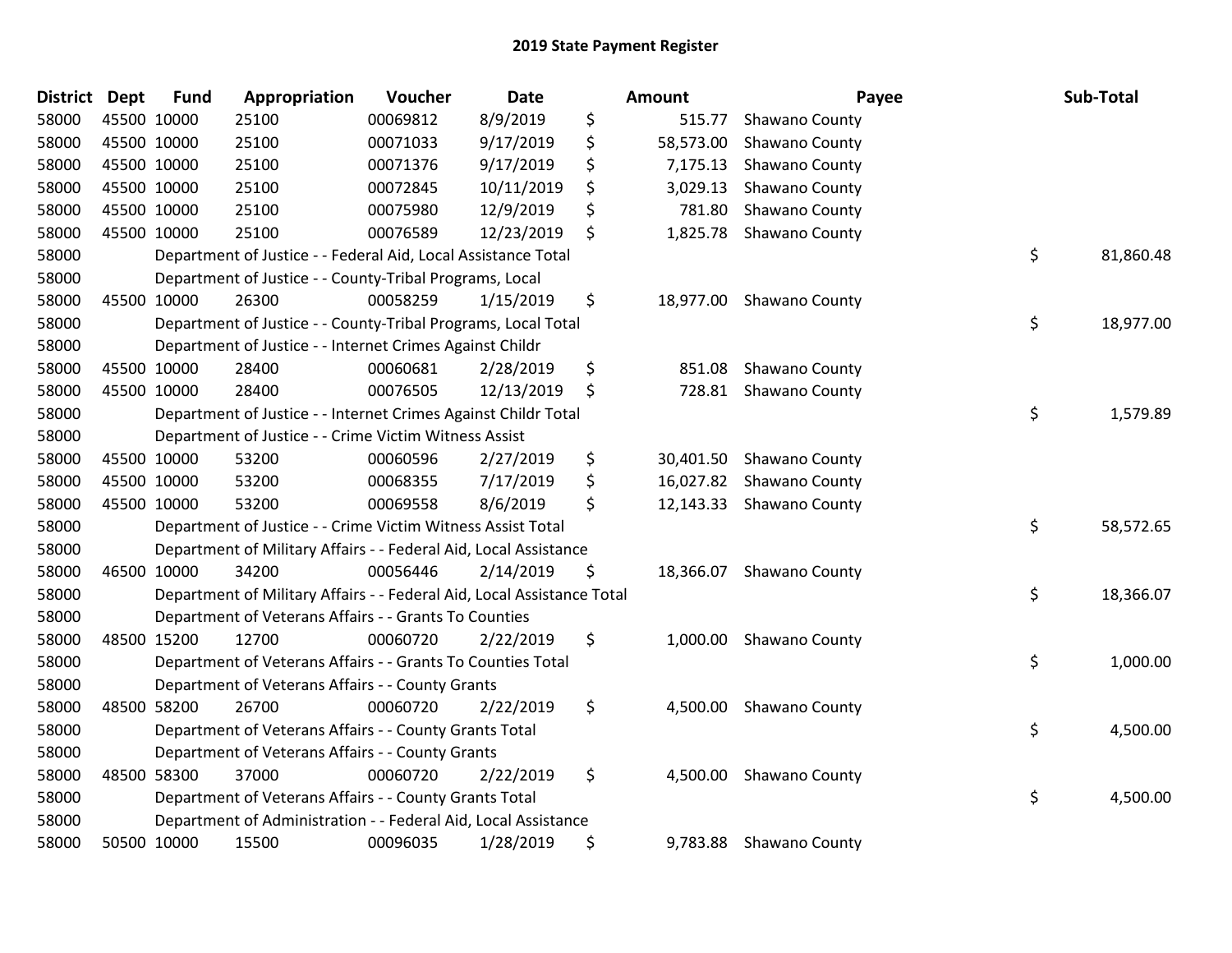## 2019 State Payment Register

| District | Dept | Fund | Appropriation | Voucher | Date | Amount | Payee | Sub-Total |
|---|---|---|---|---|---|---|---|---|
| 58000 | 45500 | 10000 | 25100 | 00069812 | 8/9/2019 | $ 515.77 | Shawano County | |
| 58000 | 45500 | 10000 | 25100 | 00071033 | 9/17/2019 | $ 58,573.00 | Shawano County | |
| 58000 | 45500 | 10000 | 25100 | 00071376 | 9/17/2019 | $ 7,175.13 | Shawano County | |
| 58000 | 45500 | 10000 | 25100 | 00072845 | 10/11/2019 | $ 3,029.13 | Shawano County | |
| 58000 | 45500 | 10000 | 25100 | 00075980 | 12/9/2019 | $ 781.80 | Shawano County | |
| 58000 | 45500 | 10000 | 25100 | 00076589 | 12/23/2019 | $ 1,825.78 | Shawano County | |
| 58000 | | | Department of Justice - - Federal Aid, Local Assistance Total | | | | | $ 81,860.48 |
| 58000 | | | Department of Justice - - County-Tribal Programs, Local | | | | | |
| 58000 | 45500 | 10000 | 26300 | 00058259 | 1/15/2019 | $ 18,977.00 | Shawano County | |
| 58000 | | | Department of Justice - - County-Tribal Programs, Local Total | | | | | $ 18,977.00 |
| 58000 | | | Department of Justice - - Internet Crimes Against Childr | | | | | |
| 58000 | 45500 | 10000 | 28400 | 00060681 | 2/28/2019 | $ 851.08 | Shawano County | |
| 58000 | 45500 | 10000 | 28400 | 00076505 | 12/13/2019 | $ 728.81 | Shawano County | |
| 58000 | | | Department of Justice - - Internet Crimes Against Childr Total | | | | | $ 1,579.89 |
| 58000 | | | Department of Justice - - Crime Victim Witness Assist | | | | | |
| 58000 | 45500 | 10000 | 53200 | 00060596 | 2/27/2019 | $ 30,401.50 | Shawano County | |
| 58000 | 45500 | 10000 | 53200 | 00068355 | 7/17/2019 | $ 16,027.82 | Shawano County | |
| 58000 | 45500 | 10000 | 53200 | 00069558 | 8/6/2019 | $ 12,143.33 | Shawano County | |
| 58000 | | | Department of Justice - - Crime Victim Witness Assist Total | | | | | $ 58,572.65 |
| 58000 | | | Department of Military Affairs - - Federal Aid, Local Assistance | | | | | |
| 58000 | 46500 | 10000 | 34200 | 00056446 | 2/14/2019 | $ 18,366.07 | Shawano County | |
| 58000 | | | Department of Military Affairs - - Federal Aid, Local Assistance Total | | | | | $ 18,366.07 |
| 58000 | | | Department of Veterans Affairs - - Grants To Counties | | | | | |
| 58000 | 48500 | 15200 | 12700 | 00060720 | 2/22/2019 | $ 1,000.00 | Shawano County | |
| 58000 | | | Department of Veterans Affairs - - Grants To Counties Total | | | | | $ 1,000.00 |
| 58000 | | | Department of Veterans Affairs - - County Grants | | | | | |
| 58000 | 48500 | 58200 | 26700 | 00060720 | 2/22/2019 | $ 4,500.00 | Shawano County | |
| 58000 | | | Department of Veterans Affairs - - County Grants Total | | | | | $ 4,500.00 |
| 58000 | | | Department of Veterans Affairs - - County Grants | | | | | |
| 58000 | 48500 | 58300 | 37000 | 00060720 | 2/22/2019 | $ 4,500.00 | Shawano County | |
| 58000 | | | Department of Veterans Affairs - - County Grants Total | | | | | $ 4,500.00 |
| 58000 | | | Department of Administration - - Federal Aid, Local Assistance | | | | | |
| 58000 | 50500 | 10000 | 15500 | 00096035 | 1/28/2019 | $ 9,783.88 | Shawano County | |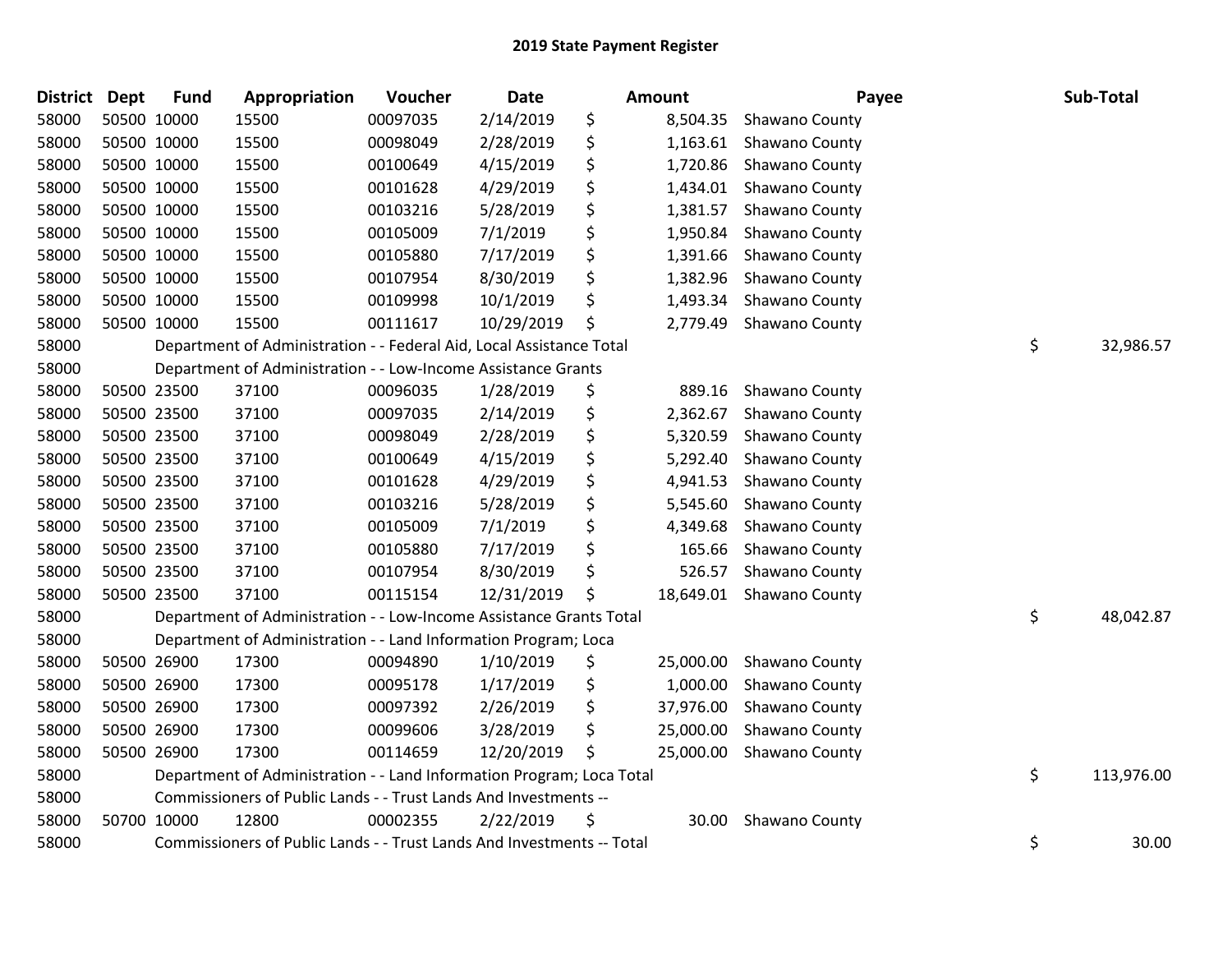# 2019 State Payment Register

| District | Dept | Fund | Appropriation | Voucher | Date | Amount | Payee | Sub-Total |
|---|---|---|---|---|---|---|---|---|
| 58000 | 50500 | 10000 | 15500 | 00097035 | 2/14/2019 | $ 8,504.35 | Shawano County | |
| 58000 | 50500 | 10000 | 15500 | 00098049 | 2/28/2019 | $ 1,163.61 | Shawano County | |
| 58000 | 50500 | 10000 | 15500 | 00100649 | 4/15/2019 | $ 1,720.86 | Shawano County | |
| 58000 | 50500 | 10000 | 15500 | 00101628 | 4/29/2019 | $ 1,434.01 | Shawano County | |
| 58000 | 50500 | 10000 | 15500 | 00103216 | 5/28/2019 | $ 1,381.57 | Shawano County | |
| 58000 | 50500 | 10000 | 15500 | 00105009 | 7/1/2019 | $ 1,950.84 | Shawano County | |
| 58000 | 50500 | 10000 | 15500 | 00105880 | 7/17/2019 | $ 1,391.66 | Shawano County | |
| 58000 | 50500 | 10000 | 15500 | 00107954 | 8/30/2019 | $ 1,382.96 | Shawano County | |
| 58000 | 50500 | 10000 | 15500 | 00109998 | 10/1/2019 | $ 1,493.34 | Shawano County | |
| 58000 | 50500 | 10000 | 15500 | 00111617 | 10/29/2019 | $ 2,779.49 | Shawano County | |
| 58000 | Department of Administration - - Federal Aid, Local Assistance Total | | | | | | | $ 32,986.57 |
| 58000 | Department of Administration - - Low-Income Assistance Grants | | | | | | | |
| 58000 | 50500 | 23500 | 37100 | 00096035 | 1/28/2019 | $ 889.16 | Shawano County | |
| 58000 | 50500 | 23500 | 37100 | 00097035 | 2/14/2019 | $ 2,362.67 | Shawano County | |
| 58000 | 50500 | 23500 | 37100 | 00098049 | 2/28/2019 | $ 5,320.59 | Shawano County | |
| 58000 | 50500 | 23500 | 37100 | 00100649 | 4/15/2019 | $ 5,292.40 | Shawano County | |
| 58000 | 50500 | 23500 | 37100 | 00101628 | 4/29/2019 | $ 4,941.53 | Shawano County | |
| 58000 | 50500 | 23500 | 37100 | 00103216 | 5/28/2019 | $ 5,545.60 | Shawano County | |
| 58000 | 50500 | 23500 | 37100 | 00105009 | 7/1/2019 | $ 4,349.68 | Shawano County | |
| 58000 | 50500 | 23500 | 37100 | 00105880 | 7/17/2019 | $ 165.66 | Shawano County | |
| 58000 | 50500 | 23500 | 37100 | 00107954 | 8/30/2019 | $ 526.57 | Shawano County | |
| 58000 | 50500 | 23500 | 37100 | 00115154 | 12/31/2019 | $ 18,649.01 | Shawano County | |
| 58000 | Department of Administration - - Low-Income Assistance Grants Total | | | | | | | $ 48,042.87 |
| 58000 | Department of Administration - - Land Information Program; Loca | | | | | | | |
| 58000 | 50500 | 26900 | 17300 | 00094890 | 1/10/2019 | $ 25,000.00 | Shawano County | |
| 58000 | 50500 | 26900 | 17300 | 00095178 | 1/17/2019 | $ 1,000.00 | Shawano County | |
| 58000 | 50500 | 26900 | 17300 | 00097392 | 2/26/2019 | $ 37,976.00 | Shawano County | |
| 58000 | 50500 | 26900 | 17300 | 00099606 | 3/28/2019 | $ 25,000.00 | Shawano County | |
| 58000 | 50500 | 26900 | 17300 | 00114659 | 12/20/2019 | $ 25,000.00 | Shawano County | |
| 58000 | Department of Administration - - Land Information Program; Loca Total | | | | | | | $ 113,976.00 |
| 58000 | Commissioners of Public Lands - - Trust Lands And Investments -- | | | | | | | |
| 58000 | 50700 | 10000 | 12800 | 00002355 | 2/22/2019 | $ 30.00 | Shawano County | |
| 58000 | Commissioners of Public Lands - - Trust Lands And Investments -- Total | | | | | | | $ 30.00 |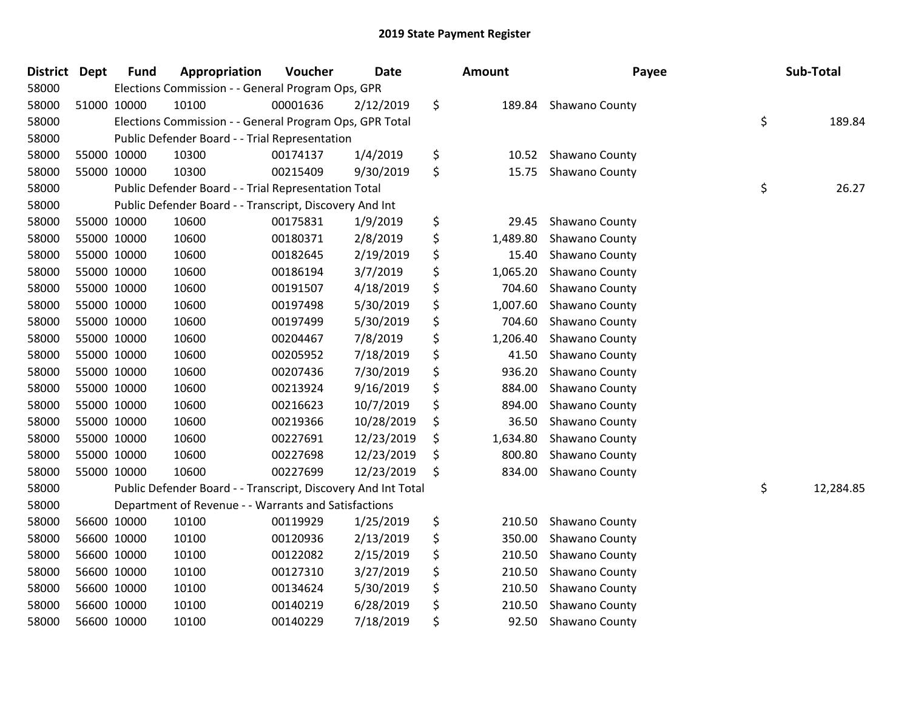## 2019 State Payment Register

| District | Dept | Fund | Appropriation | Voucher | Date | Amount | Payee | Sub-Total |
|---|---|---|---|---|---|---|---|---|
| 58000 | | Elections Commission - - General Program Ops, GPR | | | | | | |
| 58000 | 51000 | 10000 | 10100 | 00001636 | 2/12/2019 | $ 189.84 | Shawano County | |
| 58000 | | Elections Commission - - General Program Ops, GPR Total | | | | | | $ 189.84 |
| 58000 | | Public Defender Board - - Trial Representation | | | | | | |
| 58000 | 55000 | 10000 | 10300 | 00174137 | 1/4/2019 | $ 10.52 | Shawano County | |
| 58000 | 55000 | 10000 | 10300 | 00215409 | 9/30/2019 | $ 15.75 | Shawano County | |
| 58000 | | Public Defender Board - - Trial Representation Total | | | | | | $ 26.27 |
| 58000 | | Public Defender Board - - Transcript, Discovery And Int | | | | | | |
| 58000 | 55000 | 10000 | 10600 | 00175831 | 1/9/2019 | $ 29.45 | Shawano County | |
| 58000 | 55000 | 10000 | 10600 | 00180371 | 2/8/2019 | $ 1,489.80 | Shawano County | |
| 58000 | 55000 | 10000 | 10600 | 00182645 | 2/19/2019 | $ 15.40 | Shawano County | |
| 58000 | 55000 | 10000 | 10600 | 00186194 | 3/7/2019 | $ 1,065.20 | Shawano County | |
| 58000 | 55000 | 10000 | 10600 | 00191507 | 4/18/2019 | $ 704.60 | Shawano County | |
| 58000 | 55000 | 10000 | 10600 | 00197498 | 5/30/2019 | $ 1,007.60 | Shawano County | |
| 58000 | 55000 | 10000 | 10600 | 00197499 | 5/30/2019 | $ 704.60 | Shawano County | |
| 58000 | 55000 | 10000 | 10600 | 00204467 | 7/8/2019 | $ 1,206.40 | Shawano County | |
| 58000 | 55000 | 10000 | 10600 | 00205952 | 7/18/2019 | $ 41.50 | Shawano County | |
| 58000 | 55000 | 10000 | 10600 | 00207436 | 7/30/2019 | $ 936.20 | Shawano County | |
| 58000 | 55000 | 10000 | 10600 | 00213924 | 9/16/2019 | $ 884.00 | Shawano County | |
| 58000 | 55000 | 10000 | 10600 | 00216623 | 10/7/2019 | $ 894.00 | Shawano County | |
| 58000 | 55000 | 10000 | 10600 | 00219366 | 10/28/2019 | $ 36.50 | Shawano County | |
| 58000 | 55000 | 10000 | 10600 | 00227691 | 12/23/2019 | $ 1,634.80 | Shawano County | |
| 58000 | 55000 | 10000 | 10600 | 00227698 | 12/23/2019 | $ 800.80 | Shawano County | |
| 58000 | 55000 | 10000 | 10600 | 00227699 | 12/23/2019 | $ 834.00 | Shawano County | |
| 58000 | | Public Defender Board - - Transcript, Discovery And Int Total | | | | | | $ 12,284.85 |
| 58000 | | Department of Revenue - - Warrants and Satisfactions | | | | | | |
| 58000 | 56600 | 10000 | 10100 | 00119929 | 1/25/2019 | $ 210.50 | Shawano County | |
| 58000 | 56600 | 10000 | 10100 | 00120936 | 2/13/2019 | $ 350.00 | Shawano County | |
| 58000 | 56600 | 10000 | 10100 | 00122082 | 2/15/2019 | $ 210.50 | Shawano County | |
| 58000 | 56600 | 10000 | 10100 | 00127310 | 3/27/2019 | $ 210.50 | Shawano County | |
| 58000 | 56600 | 10000 | 10100 | 00134624 | 5/30/2019 | $ 210.50 | Shawano County | |
| 58000 | 56600 | 10000 | 10100 | 00140219 | 6/28/2019 | $ 210.50 | Shawano County | |
| 58000 | 56600 | 10000 | 10100 | 00140229 | 7/18/2019 | $ 92.50 | Shawano County | |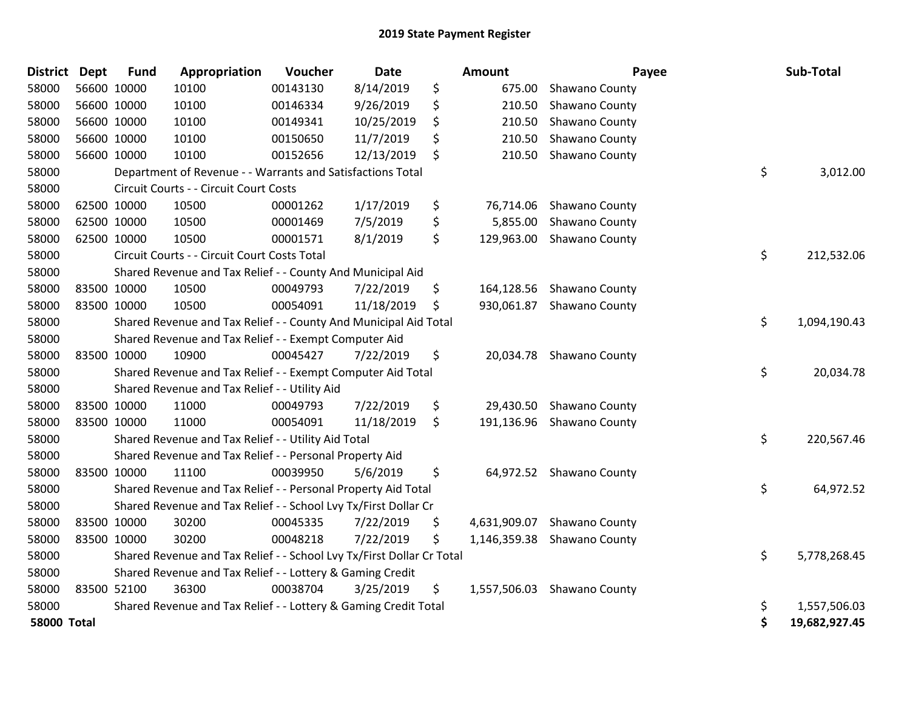# 2019 State Payment Register

| District | Dept | Fund | Appropriation | Voucher | Date | | Amount | Payee | | Sub-Total |
|---|---|---|---|---|---|---|---|---|---|---|
| 58000 | 56600 | 10000 | 10100 | 00143130 | 8/14/2019 | $ | 675.00 | Shawano County | | |
| 58000 | 56600 | 10000 | 10100 | 00146334 | 9/26/2019 | $ | 210.50 | Shawano County | | |
| 58000 | 56600 | 10000 | 10100 | 00149341 | 10/25/2019 | $ | 210.50 | Shawano County | | |
| 58000 | 56600 | 10000 | 10100 | 00150650 | 11/7/2019 | $ | 210.50 | Shawano County | | |
| 58000 | 56600 | 10000 | 10100 | 00152656 | 12/13/2019 | $ | 210.50 | Shawano County | | |
| 58000 | | Department of Revenue - - Warrants and Satisfactions Total | | | | | | | $ | 3,012.00 |
| 58000 | | Circuit Courts - - Circuit Court Costs | | | | | | | | |
| 58000 | 62500 | 10000 | 10500 | 00001262 | 1/17/2019 | $ | 76,714.06 | Shawano County | | |
| 58000 | 62500 | 10000 | 10500 | 00001469 | 7/5/2019 | $ | 5,855.00 | Shawano County | | |
| 58000 | 62500 | 10000 | 10500 | 00001571 | 8/1/2019 | $ | 129,963.00 | Shawano County | | |
| 58000 | | Circuit Courts - - Circuit Court Costs Total | | | | | | | $ | 212,532.06 |
| 58000 | | Shared Revenue and Tax Relief - - County And Municipal Aid | | | | | | | | |
| 58000 | 83500 | 10000 | 10500 | 00049793 | 7/22/2019 | $ | 164,128.56 | Shawano County | | |
| 58000 | 83500 | 10000 | 10500 | 00054091 | 11/18/2019 | $ | 930,061.87 | Shawano County | | |
| 58000 | | Shared Revenue and Tax Relief - - County And Municipal Aid Total | | | | | | | $ | 1,094,190.43 |
| 58000 | | Shared Revenue and Tax Relief - - Exempt Computer Aid | | | | | | | | |
| 58000 | 83500 | 10000 | 10900 | 00045427 | 7/22/2019 | $ | 20,034.78 | Shawano County | | |
| 58000 | | Shared Revenue and Tax Relief - - Exempt Computer Aid Total | | | | | | | $ | 20,034.78 |
| 58000 | | Shared Revenue and Tax Relief - - Utility Aid | | | | | | | | |
| 58000 | 83500 | 10000 | 11000 | 00049793 | 7/22/2019 | $ | 29,430.50 | Shawano County | | |
| 58000 | 83500 | 10000 | 11000 | 00054091 | 11/18/2019 | $ | 191,136.96 | Shawano County | | |
| 58000 | | Shared Revenue and Tax Relief - - Utility Aid Total | | | | | | | $ | 220,567.46 |
| 58000 | | Shared Revenue and Tax Relief - - Personal Property Aid | | | | | | | | |
| 58000 | 83500 | 10000 | 11100 | 00039950 | 5/6/2019 | $ | 64,972.52 | Shawano County | | |
| 58000 | | Shared Revenue and Tax Relief - - Personal Property Aid Total | | | | | | | $ | 64,972.52 |
| 58000 | | Shared Revenue and Tax Relief - - School Lvy Tx/First Dollar Cr | | | | | | | | |
| 58000 | 83500 | 10000 | 30200 | 00045335 | 7/22/2019 | $ | 4,631,909.07 | Shawano County | | |
| 58000 | 83500 | 10000 | 30200 | 00048218 | 7/22/2019 | $ | 1,146,359.38 | Shawano County | | |
| 58000 | | Shared Revenue and Tax Relief - - School Lvy Tx/First Dollar Cr Total | | | | | | | $ | 5,778,268.45 |
| 58000 | | Shared Revenue and Tax Relief - - Lottery & Gaming Credit | | | | | | | | |
| 58000 | 83500 | 52100 | 36300 | 00038704 | 3/25/2019 | $ | 1,557,506.03 | Shawano County | | |
| 58000 | | Shared Revenue and Tax Relief - - Lottery & Gaming Credit Total | | | | | | | $ | 1,557,506.03 |
| **58000 Total** | | | | | | | | | **$** | **19,682,927.45** |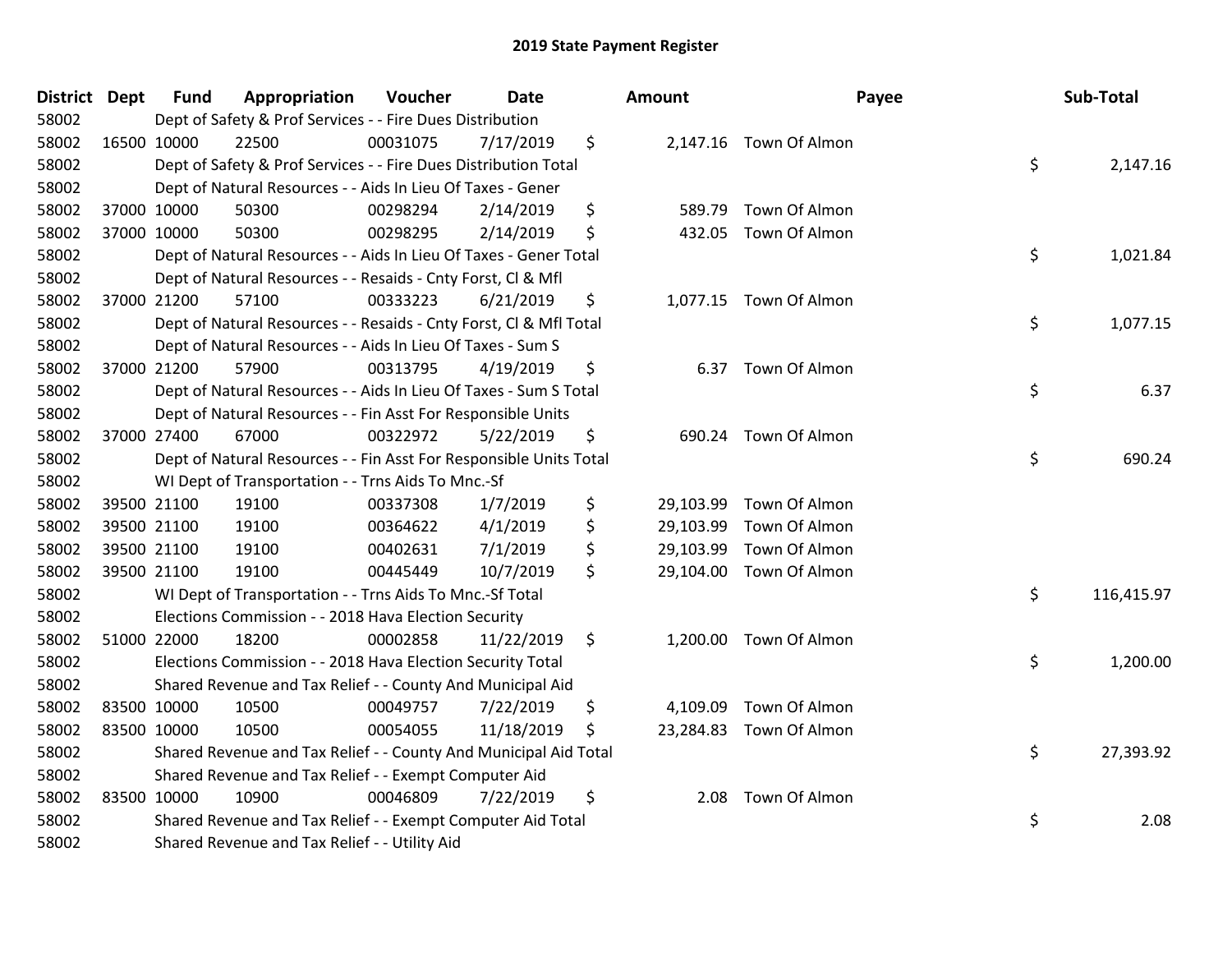## 2019 State Payment Register

| District | Dept | Fund | Appropriation | Voucher | Date | Amount | Payee | Sub-Total |
|---|---|---|---|---|---|---|---|---|
| 58002 | | Dept of Safety & Prof Services - - Fire Dues Distribution | | | | | | |
| 58002 | 16500 | 10000 | 22500 | 00031075 | 7/17/2019 | $ 2,147.16 | Town Of Almon | |
| 58002 | | Dept of Safety & Prof Services - - Fire Dues Distribution Total | | | | | | $ 2,147.16 |
| 58002 | | Dept of Natural Resources - - Aids In Lieu Of Taxes - Gener | | | | | | |
| 58002 | 37000 | 10000 | 50300 | 00298294 | 2/14/2019 | $ 589.79 | Town Of Almon | |
| 58002 | 37000 | 10000 | 50300 | 00298295 | 2/14/2019 | $ 432.05 | Town Of Almon | |
| 58002 | | Dept of Natural Resources - - Aids In Lieu Of Taxes - Gener Total | | | | | | $ 1,021.84 |
| 58002 | | Dept of Natural Resources - - Resaids - Cnty Forst, Cl & Mfl | | | | | | |
| 58002 | 37000 | 21200 | 57100 | 00333223 | 6/21/2019 | $ 1,077.15 | Town Of Almon | |
| 58002 | | Dept of Natural Resources - - Resaids - Cnty Forst, Cl & Mfl Total | | | | | | $ 1,077.15 |
| 58002 | | Dept of Natural Resources - - Aids In Lieu Of Taxes - Sum S | | | | | | |
| 58002 | 37000 | 21200 | 57900 | 00313795 | 4/19/2019 | $ 6.37 | Town Of Almon | |
| 58002 | | Dept of Natural Resources - - Aids In Lieu Of Taxes - Sum S Total | | | | | | $ 6.37 |
| 58002 | | Dept of Natural Resources - - Fin Asst For Responsible Units | | | | | | |
| 58002 | 37000 | 27400 | 67000 | 00322972 | 5/22/2019 | $ 690.24 | Town Of Almon | |
| 58002 | | Dept of Natural Resources - - Fin Asst For Responsible Units Total | | | | | | $ 690.24 |
| 58002 | | WI Dept of Transportation - - Trns Aids To Mnc.-Sf | | | | | | |
| 58002 | 39500 | 21100 | 19100 | 00337308 | 1/7/2019 | $ 29,103.99 | Town Of Almon | |
| 58002 | 39500 | 21100 | 19100 | 00364622 | 4/1/2019 | $ 29,103.99 | Town Of Almon | |
| 58002 | 39500 | 21100 | 19100 | 00402631 | 7/1/2019 | $ 29,103.99 | Town Of Almon | |
| 58002 | 39500 | 21100 | 19100 | 00445449 | 10/7/2019 | $ 29,104.00 | Town Of Almon | |
| 58002 | | WI Dept of Transportation - - Trns Aids To Mnc.-Sf Total | | | | | | $ 116,415.97 |
| 58002 | | Elections Commission - - 2018 Hava Election Security | | | | | | |
| 58002 | 51000 | 22000 | 18200 | 00002858 | 11/22/2019 | $ 1,200.00 | Town Of Almon | |
| 58002 | | Elections Commission - - 2018 Hava Election Security Total | | | | | | $ 1,200.00 |
| 58002 | | Shared Revenue and Tax Relief - - County And Municipal Aid | | | | | | |
| 58002 | 83500 | 10000 | 10500 | 00049757 | 7/22/2019 | $ 4,109.09 | Town Of Almon | |
| 58002 | 83500 | 10000 | 10500 | 00054055 | 11/18/2019 | $ 23,284.83 | Town Of Almon | |
| 58002 | | Shared Revenue and Tax Relief - - County And Municipal Aid Total | | | | | | $ 27,393.92 |
| 58002 | | Shared Revenue and Tax Relief - - Exempt Computer Aid | | | | | | |
| 58002 | 83500 | 10000 | 10900 | 00046809 | 7/22/2019 | $ 2.08 | Town Of Almon | |
| 58002 | | Shared Revenue and Tax Relief - - Exempt Computer Aid Total | | | | | | $ 2.08 |
| 58002 | | Shared Revenue and Tax Relief - - Utility Aid | | | | | | |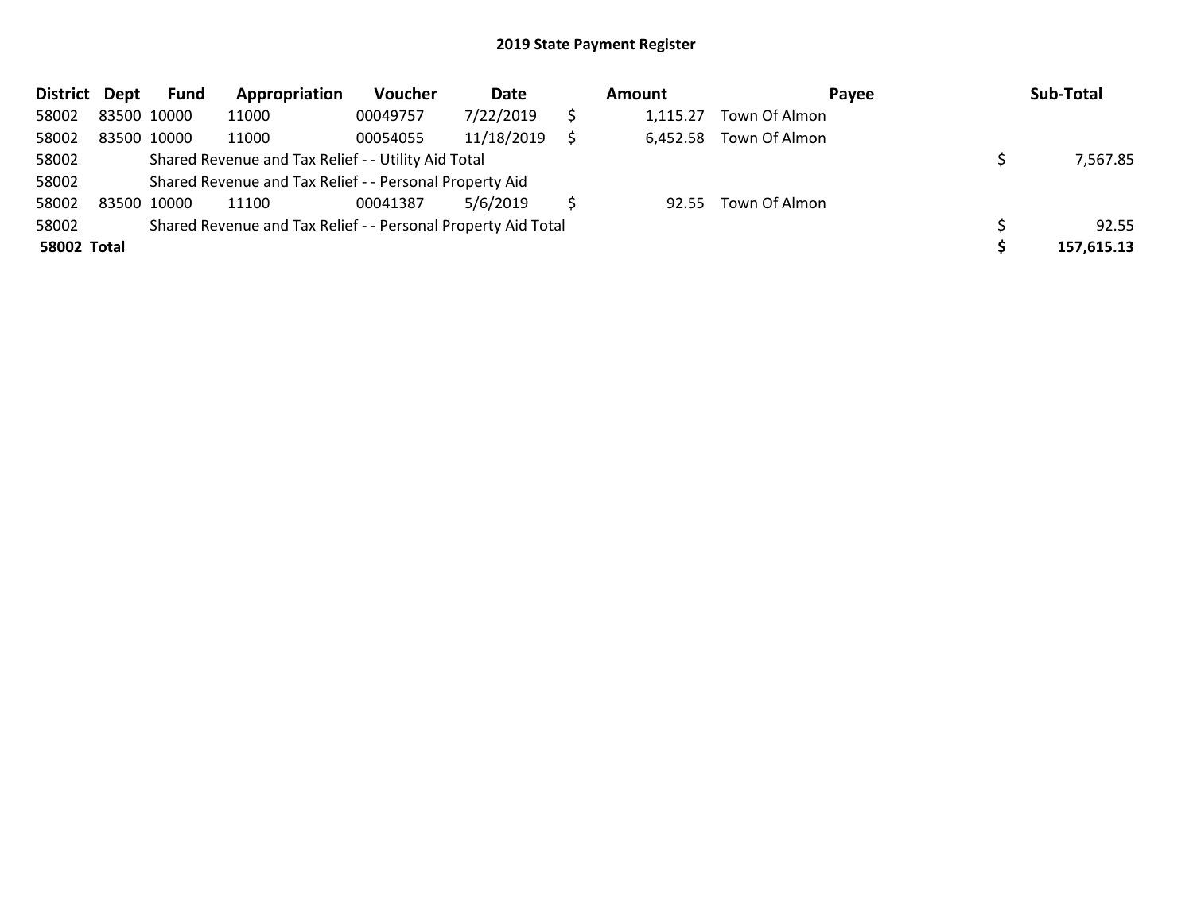**2019 State Payment Register**

| District | Dept | Fund | Appropriation | Voucher | Date | Amount | Payee | Sub-Total |
|---|---|---|---|---|---|---|---|---|
| 58002 | 83500 | 10000 | 11000 | 00049757 | 7/22/2019 | $ 1,115.27 | Town Of Almon | |
| 58002 | 83500 | 10000 | 11000 | 00054055 | 11/18/2019 | $ 6,452.58 | Town Of Almon | |
| 58002 | | Shared Revenue and Tax Relief - - Utility Aid Total | | | | | | $ 7,567.85 |
| 58002 | | Shared Revenue and Tax Relief - - Personal Property Aid | | | | | | |
| 58002 | 83500 | 10000 | 11100 | 00041387 | 5/6/2019 | $ 92.55 | Town Of Almon | |
| 58002 | | Shared Revenue and Tax Relief - - Personal Property Aid Total | | | | | | $ 92.55 |
| **58002** | **Total** | | | | | | | **$ 157,615.13** |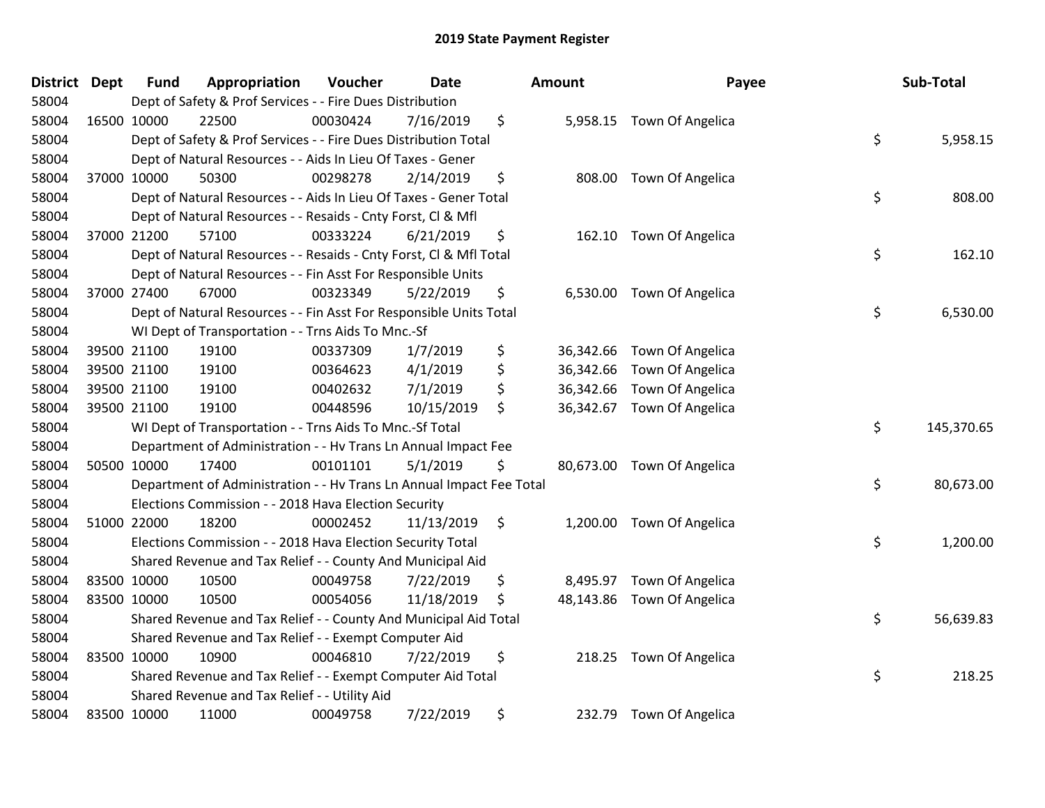# 2019 State Payment Register

| District | Dept | Fund | Appropriation | Voucher | Date | Amount | Payee | Sub-Total |
|---|---|---|---|---|---|---|---|---|
| 58004 | | | Dept of Safety & Prof Services - - Fire Dues Distribution | | | | | |
| 58004 | 16500 | 10000 | 22500 | 00030424 | 7/16/2019 | $ 5,958.15 | Town Of Angelica | |
| 58004 | | | Dept of Safety & Prof Services - - Fire Dues Distribution Total | | | | | $ 5,958.15 |
| 58004 | | | Dept of Natural Resources - - Aids In Lieu Of Taxes - Gener | | | | | |
| 58004 | 37000 | 10000 | 50300 | 00298278 | 2/14/2019 | $ 808.00 | Town Of Angelica | |
| 58004 | | | Dept of Natural Resources - - Aids In Lieu Of Taxes - Gener Total | | | | | $ 808.00 |
| 58004 | | | Dept of Natural Resources - - Resaids - Cnty Forst, Cl & Mfl | | | | | |
| 58004 | 37000 | 21200 | 57100 | 00333224 | 6/21/2019 | $ 162.10 | Town Of Angelica | |
| 58004 | | | Dept of Natural Resources - - Resaids - Cnty Forst, Cl & Mfl Total | | | | | $ 162.10 |
| 58004 | | | Dept of Natural Resources - - Fin Asst For Responsible Units | | | | | |
| 58004 | 37000 | 27400 | 67000 | 00323349 | 5/22/2019 | $ 6,530.00 | Town Of Angelica | |
| 58004 | | | Dept of Natural Resources - - Fin Asst For Responsible Units Total | | | | | $ 6,530.00 |
| 58004 | | | WI Dept of Transportation - - Trns Aids To Mnc.-Sf | | | | | |
| 58004 | 39500 | 21100 | 19100 | 00337309 | 1/7/2019 | $ 36,342.66 | Town Of Angelica | |
| 58004 | 39500 | 21100 | 19100 | 00364623 | 4/1/2019 | $ 36,342.66 | Town Of Angelica | |
| 58004 | 39500 | 21100 | 19100 | 00402632 | 7/1/2019 | $ 36,342.66 | Town Of Angelica | |
| 58004 | 39500 | 21100 | 19100 | 00448596 | 10/15/2019 | $ 36,342.67 | Town Of Angelica | |
| 58004 | | | WI Dept of Transportation - - Trns Aids To Mnc.-Sf Total | | | | | $ 145,370.65 |
| 58004 | | | Department of Administration - - Hv Trans Ln Annual Impact Fee | | | | | |
| 58004 | 50500 | 10000 | 17400 | 00101101 | 5/1/2019 | $ 80,673.00 | Town Of Angelica | |
| 58004 | | | Department of Administration - - Hv Trans Ln Annual Impact Fee Total | | | | | $ 80,673.00 |
| 58004 | | | Elections Commission - - 2018 Hava Election Security | | | | | |
| 58004 | 51000 | 22000 | 18200 | 00002452 | 11/13/2019 | $ 1,200.00 | Town Of Angelica | |
| 58004 | | | Elections Commission - - 2018 Hava Election Security Total | | | | | $ 1,200.00 |
| 58004 | | | Shared Revenue and Tax Relief - - County And Municipal Aid | | | | | |
| 58004 | 83500 | 10000 | 10500 | 00049758 | 7/22/2019 | $ 8,495.97 | Town Of Angelica | |
| 58004 | 83500 | 10000 | 10500 | 00054056 | 11/18/2019 | $ 48,143.86 | Town Of Angelica | |
| 58004 | | | Shared Revenue and Tax Relief - - County And Municipal Aid Total | | | | | $ 56,639.83 |
| 58004 | | | Shared Revenue and Tax Relief - - Exempt Computer Aid | | | | | |
| 58004 | 83500 | 10000 | 10900 | 00046810 | 7/22/2019 | $ 218.25 | Town Of Angelica | |
| 58004 | | | Shared Revenue and Tax Relief - - Exempt Computer Aid Total | | | | | $ 218.25 |
| 58004 | | | Shared Revenue and Tax Relief - - Utility Aid | | | | | |
| 58004 | 83500 | 10000 | 11000 | 00049758 | 7/22/2019 | $ 232.79 | Town Of Angelica | |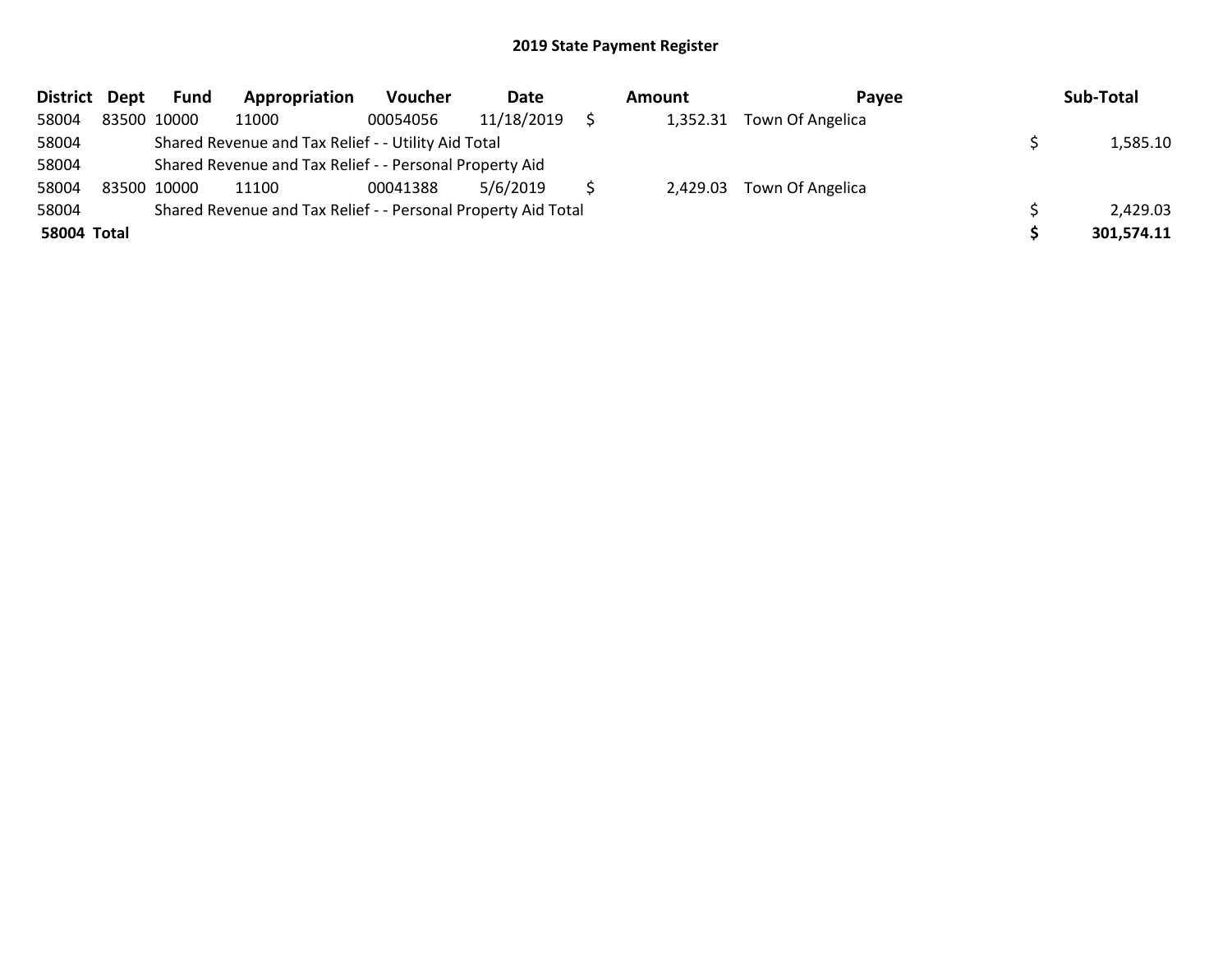## 2019 State Payment Register

| District | Dept | Fund | Appropriation | Voucher | Date | Amount | Payee | Sub-Total |
|---|---|---|---|---|---|---|---|---|
| 58004 | 83500 | 10000 | 11000 | 00054056 | 11/18/2019 | $ 1,352.31 | Town Of Angelica | |
| 58004 | | Shared Revenue and Tax Relief - - Utility Aid Total | | | | | | $ 1,585.10 |
| 58004 | | Shared Revenue and Tax Relief - - Personal Property Aid | | | | | | |
| 58004 | 83500 | 10000 | 11100 | 00041388 | 5/6/2019 | $ 2,429.03 | Town Of Angelica | |
| 58004 | | Shared Revenue and Tax Relief - - Personal Property Aid Total | | | | | | $ 2,429.03 |
| **58004** | **Total** | | | | | | | **$ 301,574.11** |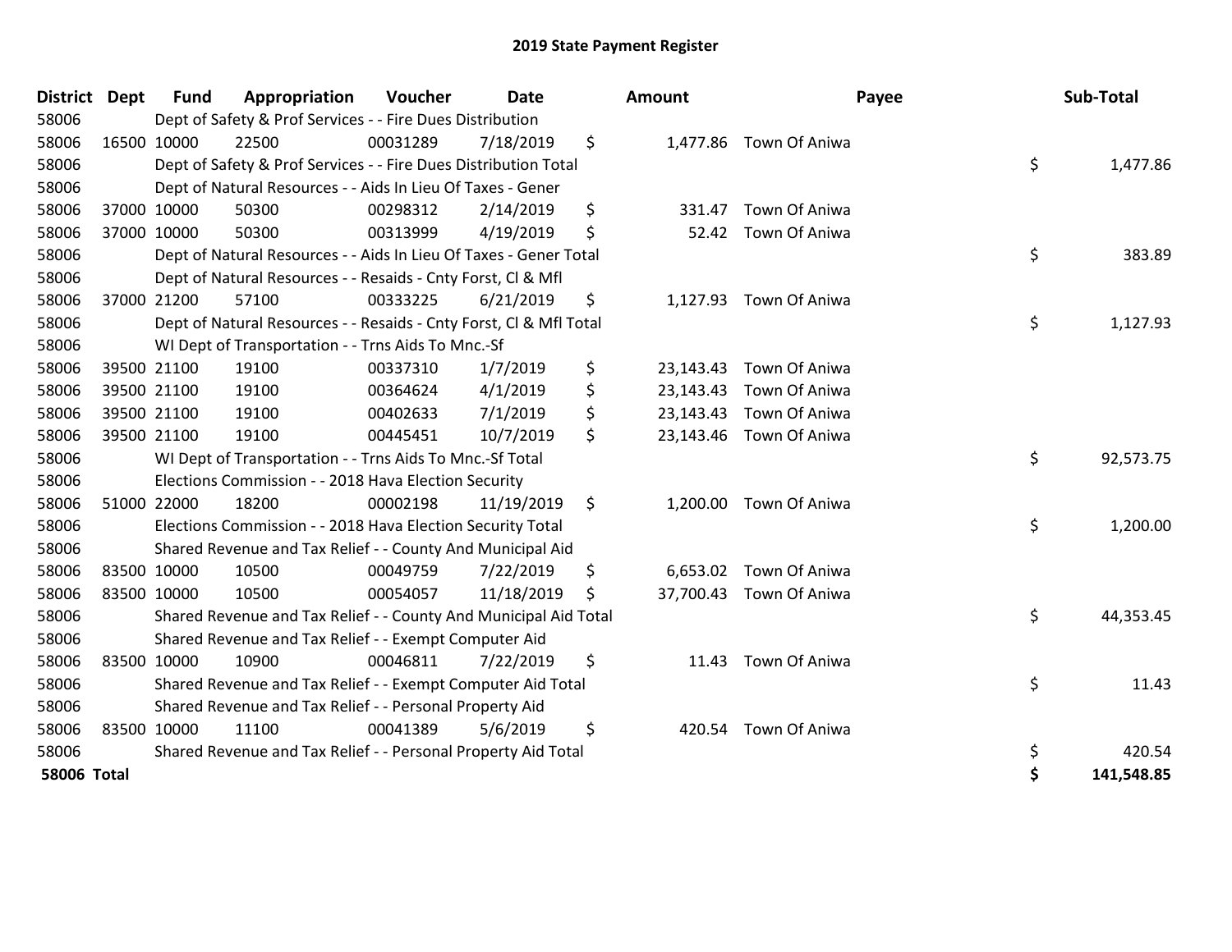# 2019 State Payment Register

| District | Dept | Fund | Appropriation | Voucher | Date | Amount | Payee | Sub-Total |
|---|---|---|---|---|---|---|---|---|
| 58006 | | Dept of Safety & Prof Services - - Fire Dues Distribution | | | | | | |
| 58006 | 16500 | 10000 | 22500 | 00031289 | 7/18/2019 | $ 1,477.86 | Town Of Aniwa | |
| 58006 | | Dept of Safety & Prof Services - - Fire Dues Distribution Total | | | | | | $ 1,477.86 |
| 58006 | | Dept of Natural Resources - - Aids In Lieu Of Taxes - Gener | | | | | | |
| 58006 | 37000 | 10000 | 50300 | 00298312 | 2/14/2019 | $ 331.47 | Town Of Aniwa | |
| 58006 | 37000 | 10000 | 50300 | 00313999 | 4/19/2019 | $ 52.42 | Town Of Aniwa | |
| 58006 | | Dept of Natural Resources - - Aids In Lieu Of Taxes - Gener Total | | | | | | $ 383.89 |
| 58006 | | Dept of Natural Resources - - Resaids - Cnty Forst, Cl & Mfl | | | | | | |
| 58006 | 37000 | 21200 | 57100 | 00333225 | 6/21/2019 | $ 1,127.93 | Town Of Aniwa | |
| 58006 | | Dept of Natural Resources - - Resaids - Cnty Forst, Cl & Mfl Total | | | | | | $ 1,127.93 |
| 58006 | | WI Dept of Transportation - - Trns Aids To Mnc.-Sf | | | | | | |
| 58006 | 39500 | 21100 | 19100 | 00337310 | 1/7/2019 | $ 23,143.43 | Town Of Aniwa | |
| 58006 | 39500 | 21100 | 19100 | 00364624 | 4/1/2019 | $ 23,143.43 | Town Of Aniwa | |
| 58006 | 39500 | 21100 | 19100 | 00402633 | 7/1/2019 | $ 23,143.43 | Town Of Aniwa | |
| 58006 | 39500 | 21100 | 19100 | 00445451 | 10/7/2019 | $ 23,143.46 | Town Of Aniwa | |
| 58006 | | WI Dept of Transportation - - Trns Aids To Mnc.-Sf Total | | | | | | $ 92,573.75 |
| 58006 | | Elections Commission - - 2018 Hava Election Security | | | | | | |
| 58006 | 51000 | 22000 | 18200 | 00002198 | 11/19/2019 | $ 1,200.00 | Town Of Aniwa | |
| 58006 | | Elections Commission - - 2018 Hava Election Security Total | | | | | | $ 1,200.00 |
| 58006 | | Shared Revenue and Tax Relief - - County And Municipal Aid | | | | | | |
| 58006 | 83500 | 10000 | 10500 | 00049759 | 7/22/2019 | $ 6,653.02 | Town Of Aniwa | |
| 58006 | 83500 | 10000 | 10500 | 00054057 | 11/18/2019 | $ 37,700.43 | Town Of Aniwa | |
| 58006 | | Shared Revenue and Tax Relief - - County And Municipal Aid Total | | | | | | $ 44,353.45 |
| 58006 | | Shared Revenue and Tax Relief - - Exempt Computer Aid | | | | | | |
| 58006 | 83500 | 10000 | 10900 | 00046811 | 7/22/2019 | $ 11.43 | Town Of Aniwa | |
| 58006 | | Shared Revenue and Tax Relief - - Exempt Computer Aid Total | | | | | | $ 11.43 |
| 58006 | | Shared Revenue and Tax Relief - - Personal Property Aid | | | | | | |
| 58006 | 83500 | 10000 | 11100 | 00041389 | 5/6/2019 | $ 420.54 | Town Of Aniwa | |
| 58006 | | Shared Revenue and Tax Relief - - Personal Property Aid Total | | | | | | $ 420.54 |
| **58006 Total** | | | | | | | | **$ 141,548.85** |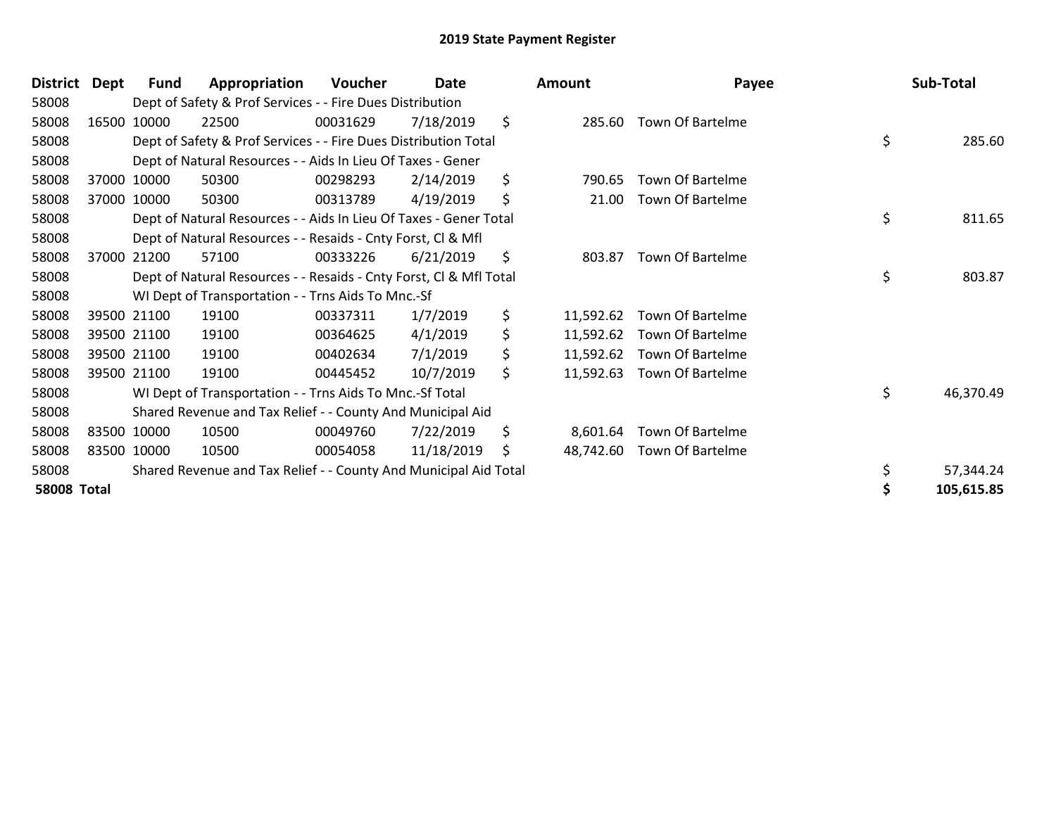# 2019 State Payment Register

| District | Dept | Fund | Appropriation | Voucher | Date | Amount | Payee | Sub-Total |
|---|---|---|---|---|---|---|---|---|
| 58008 | | Dept of Safety & Prof Services - - Fire Dues Distribution | | | | | | |
| 58008 | 16500 | 10000 | 22500 | 00031629 | 7/18/2019 | $ 285.60 | Town Of Bartelme | |
| 58008 | | Dept of Safety & Prof Services - - Fire Dues Distribution Total | | | | | | $ 285.60 |
| 58008 | | Dept of Natural Resources - - Aids In Lieu Of Taxes - Gener | | | | | | |
| 58008 | 37000 | 10000 | 50300 | 00298293 | 2/14/2019 | $ 790.65 | Town Of Bartelme | |
| 58008 | 37000 | 10000 | 50300 | 00313789 | 4/19/2019 | $ 21.00 | Town Of Bartelme | |
| 58008 | | Dept of Natural Resources - - Aids In Lieu Of Taxes - Gener Total | | | | | | $ 811.65 |
| 58008 | | Dept of Natural Resources - - Resaids - Cnty Forst, Cl & Mfl | | | | | | |
| 58008 | 37000 | 21200 | 57100 | 00333226 | 6/21/2019 | $ 803.87 | Town Of Bartelme | |
| 58008 | | Dept of Natural Resources - - Resaids - Cnty Forst, Cl & Mfl Total | | | | | | $ 803.87 |
| 58008 | | WI Dept of Transportation - - Trns Aids To Mnc.-Sf | | | | | | |
| 58008 | 39500 | 21100 | 19100 | 00337311 | 1/7/2019 | $ 11,592.62 | Town Of Bartelme | |
| 58008 | 39500 | 21100 | 19100 | 00364625 | 4/1/2019 | $ 11,592.62 | Town Of Bartelme | |
| 58008 | 39500 | 21100 | 19100 | 00402634 | 7/1/2019 | $ 11,592.62 | Town Of Bartelme | |
| 58008 | 39500 | 21100 | 19100 | 00445452 | 10/7/2019 | $ 11,592.63 | Town Of Bartelme | |
| 58008 | | WI Dept of Transportation - - Trns Aids To Mnc.-Sf Total | | | | | | $ 46,370.49 |
| 58008 | | Shared Revenue and Tax Relief - - County And Municipal Aid | | | | | | |
| 58008 | 83500 | 10000 | 10500 | 00049760 | 7/22/2019 | $ 8,601.64 | Town Of Bartelme | |
| 58008 | 83500 | 10000 | 10500 | 00054058 | 11/18/2019 | $ 48,742.60 | Town Of Bartelme | |
| 58008 | | Shared Revenue and Tax Relief - - County And Municipal Aid Total | | | | | | $ 57,344.24 |
| **58008 Total** | | | | | | | | **$ 105,615.85** |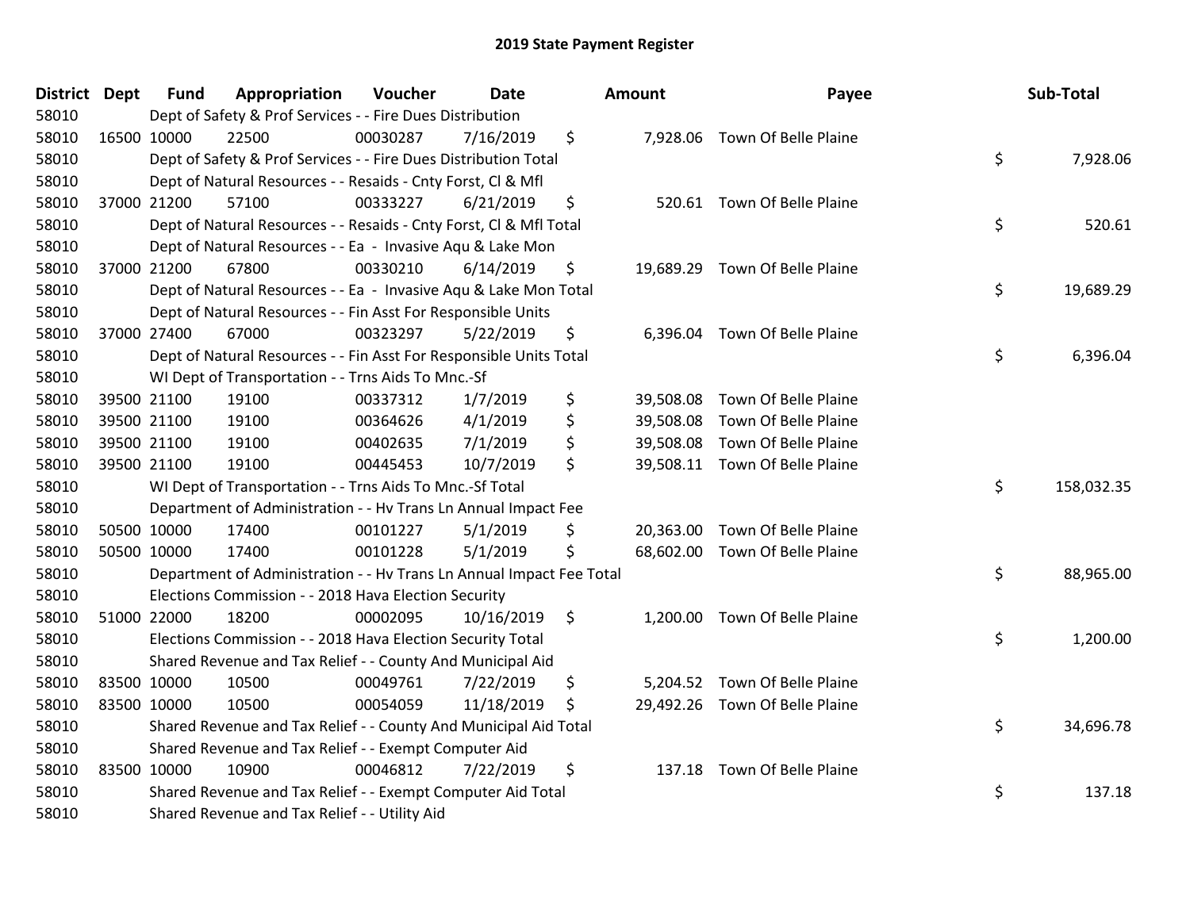# 2019 State Payment Register

| District | Dept | Fund | Appropriation | Voucher | Date | Amount | Payee | Sub-Total |
|---|---|---|---|---|---|---|---|---|
| 58010 | | Dept of Safety & Prof Services - - Fire Dues Distribution | | | | | | |
| 58010 | 16500 | 10000 | 22500 | 00030287 | 7/16/2019 | $ 7,928.06 | Town Of Belle Plaine | |
| 58010 | | Dept of Safety & Prof Services - - Fire Dues Distribution Total | | | | | | $ 7,928.06 |
| 58010 | | Dept of Natural Resources - - Resaids - Cnty Forst, Cl & Mfl | | | | | | |
| 58010 | 37000 | 21200 | 57100 | 00333227 | 6/21/2019 | $ 520.61 | Town Of Belle Plaine | |
| 58010 | | Dept of Natural Resources - - Resaids - Cnty Forst, Cl & Mfl Total | | | | | | $ 520.61 |
| 58010 | | Dept of Natural Resources - - Ea - Invasive Aqu & Lake Mon | | | | | | |
| 58010 | 37000 | 21200 | 67800 | 00330210 | 6/14/2019 | $ 19,689.29 | Town Of Belle Plaine | |
| 58010 | | Dept of Natural Resources - - Ea - Invasive Aqu & Lake Mon Total | | | | | | $ 19,689.29 |
| 58010 | | Dept of Natural Resources - - Fin Asst For Responsible Units | | | | | | |
| 58010 | 37000 | 27400 | 67000 | 00323297 | 5/22/2019 | $ 6,396.04 | Town Of Belle Plaine | |
| 58010 | | Dept of Natural Resources - - Fin Asst For Responsible Units Total | | | | | | $ 6,396.04 |
| 58010 | | WI Dept of Transportation - - Trns Aids To Mnc.-Sf | | | | | | |
| 58010 | 39500 | 21100 | 19100 | 00337312 | 1/7/2019 | $ 39,508.08 | Town Of Belle Plaine | |
| 58010 | 39500 | 21100 | 19100 | 00364626 | 4/1/2019 | $ 39,508.08 | Town Of Belle Plaine | |
| 58010 | 39500 | 21100 | 19100 | 00402635 | 7/1/2019 | $ 39,508.08 | Town Of Belle Plaine | |
| 58010 | 39500 | 21100 | 19100 | 00445453 | 10/7/2019 | $ 39,508.11 | Town Of Belle Plaine | |
| 58010 | | WI Dept of Transportation - - Trns Aids To Mnc.-Sf Total | | | | | | $ 158,032.35 |
| 58010 | | Department of Administration - - Hv Trans Ln Annual Impact Fee | | | | | | |
| 58010 | 50500 | 10000 | 17400 | 00101227 | 5/1/2019 | $ 20,363.00 | Town Of Belle Plaine | |
| 58010 | 50500 | 10000 | 17400 | 00101228 | 5/1/2019 | $ 68,602.00 | Town Of Belle Plaine | |
| 58010 | | Department of Administration - - Hv Trans Ln Annual Impact Fee Total | | | | | | $ 88,965.00 |
| 58010 | | Elections Commission - - 2018 Hava Election Security | | | | | | |
| 58010 | 51000 | 22000 | 18200 | 00002095 | 10/16/2019 | $ 1,200.00 | Town Of Belle Plaine | |
| 58010 | | Elections Commission - - 2018 Hava Election Security Total | | | | | | $ 1,200.00 |
| 58010 | | Shared Revenue and Tax Relief - - County And Municipal Aid | | | | | | |
| 58010 | 83500 | 10000 | 10500 | 00049761 | 7/22/2019 | $ 5,204.52 | Town Of Belle Plaine | |
| 58010 | 83500 | 10000 | 10500 | 00054059 | 11/18/2019 | $ 29,492.26 | Town Of Belle Plaine | |
| 58010 | | Shared Revenue and Tax Relief - - County And Municipal Aid Total | | | | | | $ 34,696.78 |
| 58010 | | Shared Revenue and Tax Relief - - Exempt Computer Aid | | | | | | |
| 58010 | 83500 | 10000 | 10900 | 00046812 | 7/22/2019 | $ 137.18 | Town Of Belle Plaine | |
| 58010 | | Shared Revenue and Tax Relief - - Exempt Computer Aid Total | | | | | | $ 137.18 |
| 58010 | | Shared Revenue and Tax Relief - - Utility Aid | | | | | | |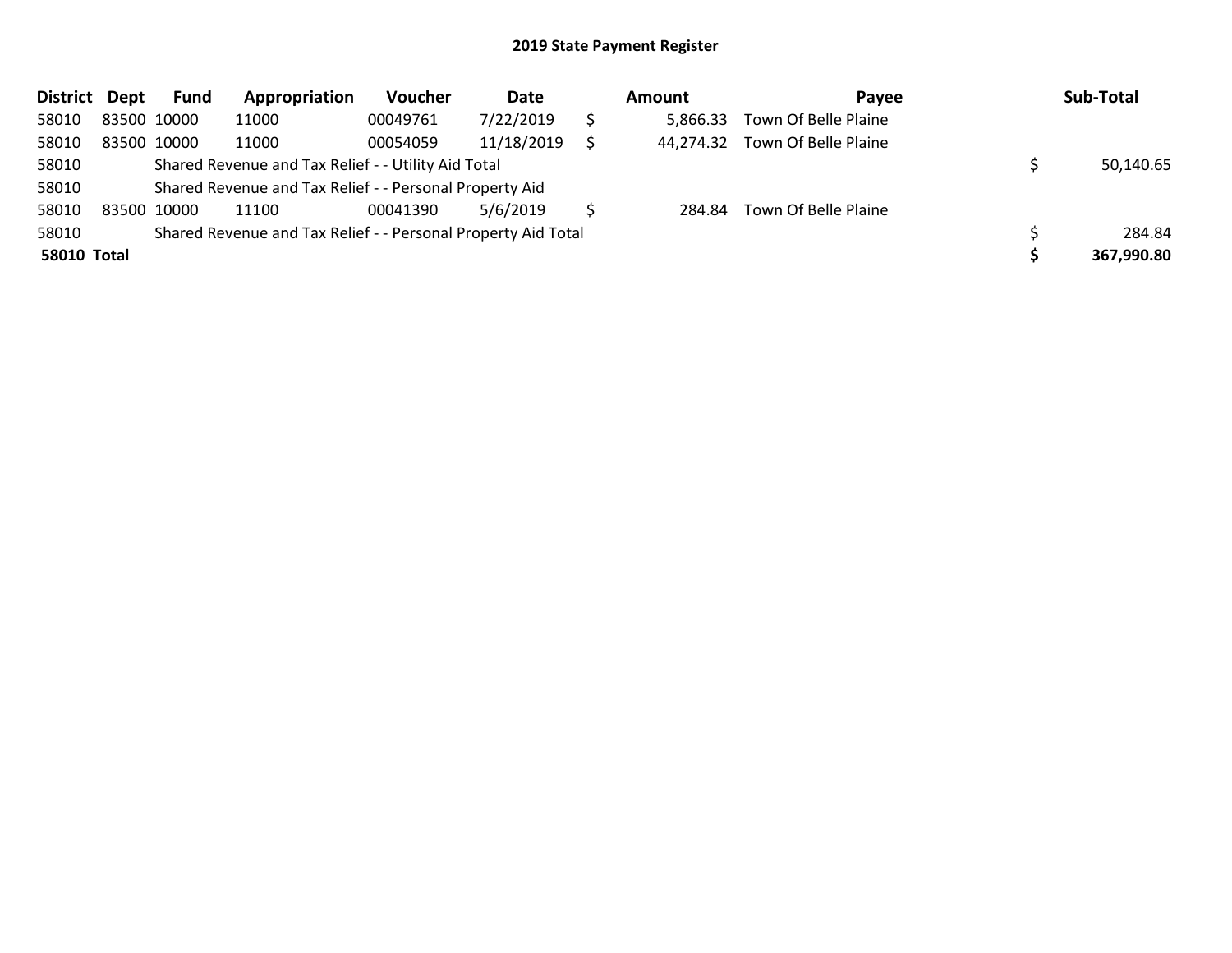# 2019 State Payment Register

| District | Dept | Fund | Appropriation | Voucher | Date | | Amount | Payee | | Sub-Total |
|---|---|---|---|---|---|---|---|---|---|---|
| 58010 | 83500 | 10000 | 11000 | 00049761 | 7/22/2019 | $ | 5,866.33 | Town Of Belle Plaine | | |
| 58010 | 83500 | 10000 | 11000 | 00054059 | 11/18/2019 | $ | 44,274.32 | Town Of Belle Plaine | | |
| 58010 | | Shared Revenue and Tax Relief - - Utility Aid Total | | | | | | | $ | 50,140.65 |
| 58010 | | Shared Revenue and Tax Relief - - Personal Property Aid | | | | | | | | |
| 58010 | 83500 | 10000 | 11100 | 00041390 | 5/6/2019 | $ | 284.84 | Town Of Belle Plaine | | |
| 58010 | | Shared Revenue and Tax Relief - - Personal Property Aid Total | | | | | | | $ | 284.84 |
| **58010** | **Total** | | | | | | | | **$** | **367,990.80** |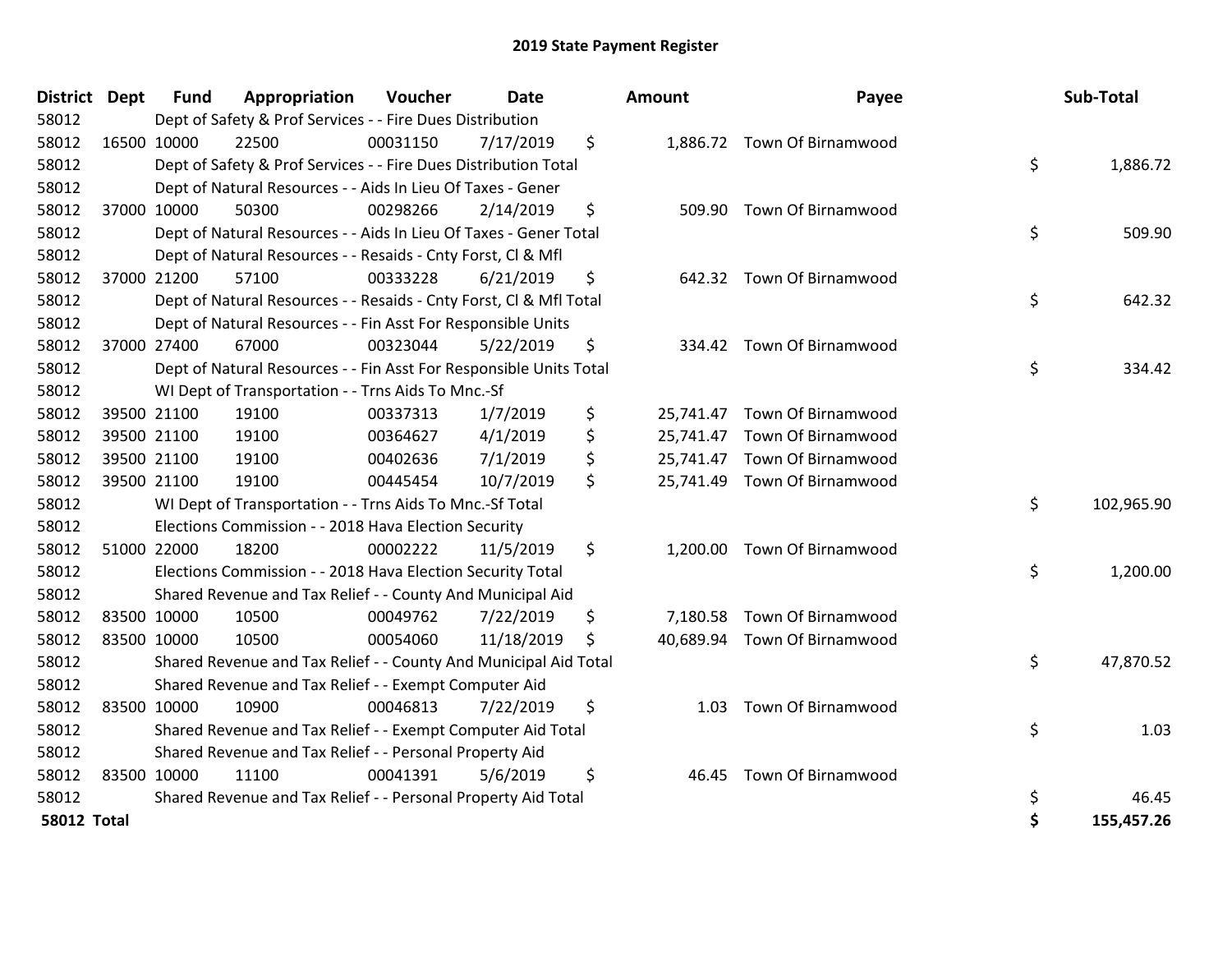# 2019 State Payment Register

| District | Dept | Fund | Appropriation | Voucher | Date | Amount | Payee | Sub-Total |
|---|---|---|---|---|---|---|---|---|
| 58012 | | Dept of Safety & Prof Services - - Fire Dues Distribution | | | | | | |
| 58012 | 16500 | 10000 | 22500 | 00031150 | 7/17/2019 | $ 1,886.72 | Town Of Birnamwood | |
| 58012 | | Dept of Safety & Prof Services - - Fire Dues Distribution Total | | | | | | $ 1,886.72 |
| 58012 | | Dept of Natural Resources - - Aids In Lieu Of Taxes - Gener | | | | | | |
| 58012 | 37000 | 10000 | 50300 | 00298266 | 2/14/2019 | $ 509.90 | Town Of Birnamwood | |
| 58012 | | Dept of Natural Resources - - Aids In Lieu Of Taxes - Gener Total | | | | | | $ 509.90 |
| 58012 | | Dept of Natural Resources - - Resaids - Cnty Forst, Cl & Mfl | | | | | | |
| 58012 | 37000 | 21200 | 57100 | 00333228 | 6/21/2019 | $ 642.32 | Town Of Birnamwood | |
| 58012 | | Dept of Natural Resources - - Resaids - Cnty Forst, Cl & Mfl Total | | | | | | $ 642.32 |
| 58012 | | Dept of Natural Resources - - Fin Asst For Responsible Units | | | | | | |
| 58012 | 37000 | 27400 | 67000 | 00323044 | 5/22/2019 | $ 334.42 | Town Of Birnamwood | |
| 58012 | | Dept of Natural Resources - - Fin Asst For Responsible Units Total | | | | | | $ 334.42 |
| 58012 | | WI Dept of Transportation - - Trns Aids To Mnc.-Sf | | | | | | |
| 58012 | 39500 | 21100 | 19100 | 00337313 | 1/7/2019 | $ 25,741.47 | Town Of Birnamwood | |
| 58012 | 39500 | 21100 | 19100 | 00364627 | 4/1/2019 | $ 25,741.47 | Town Of Birnamwood | |
| 58012 | 39500 | 21100 | 19100 | 00402636 | 7/1/2019 | $ 25,741.47 | Town Of Birnamwood | |
| 58012 | 39500 | 21100 | 19100 | 00445454 | 10/7/2019 | $ 25,741.49 | Town Of Birnamwood | |
| 58012 | | WI Dept of Transportation - - Trns Aids To Mnc.-Sf Total | | | | | | $ 102,965.90 |
| 58012 | | Elections Commission - - 2018 Hava Election Security | | | | | | |
| 58012 | 51000 | 22000 | 18200 | 00002222 | 11/5/2019 | $ 1,200.00 | Town Of Birnamwood | |
| 58012 | | Elections Commission - - 2018 Hava Election Security Total | | | | | | $ 1,200.00 |
| 58012 | | Shared Revenue and Tax Relief - - County And Municipal Aid | | | | | | |
| 58012 | 83500 | 10000 | 10500 | 00049762 | 7/22/2019 | $ 7,180.58 | Town Of Birnamwood | |
| 58012 | 83500 | 10000 | 10500 | 00054060 | 11/18/2019 | $ 40,689.94 | Town Of Birnamwood | |
| 58012 | | Shared Revenue and Tax Relief - - County And Municipal Aid Total | | | | | | $ 47,870.52 |
| 58012 | | Shared Revenue and Tax Relief - - Exempt Computer Aid | | | | | | |
| 58012 | 83500 | 10000 | 10900 | 00046813 | 7/22/2019 | $ 1.03 | Town Of Birnamwood | |
| 58012 | | Shared Revenue and Tax Relief - - Exempt Computer Aid Total | | | | | | $ 1.03 |
| 58012 | | Shared Revenue and Tax Relief - - Personal Property Aid | | | | | | |
| 58012 | 83500 | 10000 | 11100 | 00041391 | 5/6/2019 | $ 46.45 | Town Of Birnamwood | |
| 58012 | | Shared Revenue and Tax Relief - - Personal Property Aid Total | | | | | | $ 46.45 |
| **58012 Total** | | | | | | | | **$ 155,457.26** |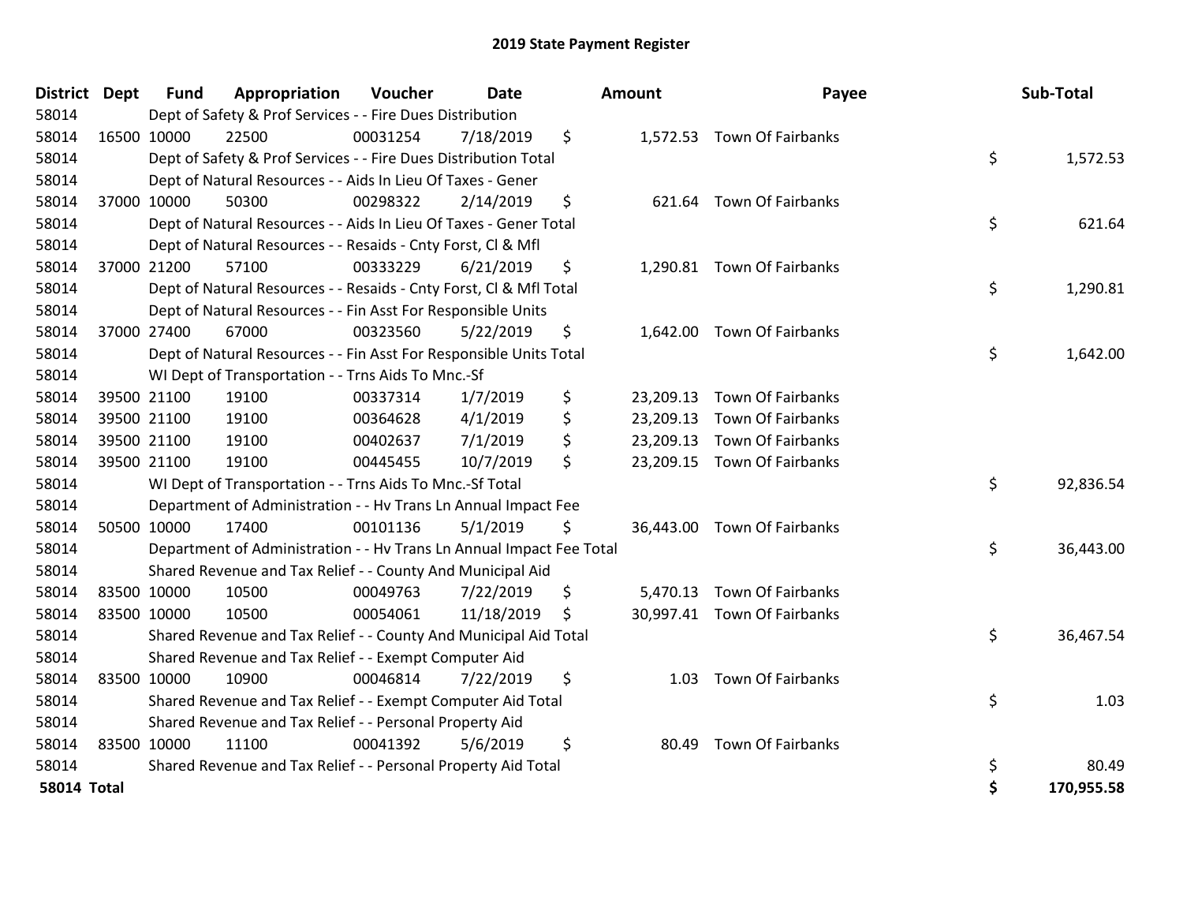# 2019 State Payment Register

| District | Dept | Fund | Appropriation | Voucher | Date | Amount | Payee | Sub-Total |
|---|---|---|---|---|---|---|---|---|
| 58014 | | Dept of Safety & Prof Services - - Fire Dues Distribution | | | | | | |
| 58014 | 16500 | 10000 | 22500 | 00031254 | 7/18/2019 | $ 1,572.53 | Town Of Fairbanks | |
| 58014 | | Dept of Safety & Prof Services - - Fire Dues Distribution Total | | | | | | $ 1,572.53 |
| 58014 | | Dept of Natural Resources - - Aids In Lieu Of Taxes - Gener | | | | | | |
| 58014 | 37000 | 10000 | 50300 | 00298322 | 2/14/2019 | $ 621.64 | Town Of Fairbanks | |
| 58014 | | Dept of Natural Resources - - Aids In Lieu Of Taxes - Gener Total | | | | | | $ 621.64 |
| 58014 | | Dept of Natural Resources - - Resaids - Cnty Forst, Cl & Mfl | | | | | | |
| 58014 | 37000 | 21200 | 57100 | 00333229 | 6/21/2019 | $ 1,290.81 | Town Of Fairbanks | |
| 58014 | | Dept of Natural Resources - - Resaids - Cnty Forst, Cl & Mfl Total | | | | | | $ 1,290.81 |
| 58014 | | Dept of Natural Resources - - Fin Asst For Responsible Units | | | | | | |
| 58014 | 37000 | 27400 | 67000 | 00323560 | 5/22/2019 | $ 1,642.00 | Town Of Fairbanks | |
| 58014 | | Dept of Natural Resources - - Fin Asst For Responsible Units Total | | | | | | $ 1,642.00 |
| 58014 | | WI Dept of Transportation - - Trns Aids To Mnc.-Sf | | | | | | |
| 58014 | 39500 | 21100 | 19100 | 00337314 | 1/7/2019 | $ 23,209.13 | Town Of Fairbanks | |
| 58014 | 39500 | 21100 | 19100 | 00364628 | 4/1/2019 | $ 23,209.13 | Town Of Fairbanks | |
| 58014 | 39500 | 21100 | 19100 | 00402637 | 7/1/2019 | $ 23,209.13 | Town Of Fairbanks | |
| 58014 | 39500 | 21100 | 19100 | 00445455 | 10/7/2019 | $ 23,209.15 | Town Of Fairbanks | |
| 58014 | | WI Dept of Transportation - - Trns Aids To Mnc.-Sf Total | | | | | | $ 92,836.54 |
| 58014 | | Department of Administration - - Hv Trans Ln Annual Impact Fee | | | | | | |
| 58014 | 50500 | 10000 | 17400 | 00101136 | 5/1/2019 | $ 36,443.00 | Town Of Fairbanks | |
| 58014 | | Department of Administration - - Hv Trans Ln Annual Impact Fee Total | | | | | | $ 36,443.00 |
| 58014 | | Shared Revenue and Tax Relief - - County And Municipal Aid | | | | | | |
| 58014 | 83500 | 10000 | 10500 | 00049763 | 7/22/2019 | $ 5,470.13 | Town Of Fairbanks | |
| 58014 | 83500 | 10000 | 10500 | 00054061 | 11/18/2019 | $ 30,997.41 | Town Of Fairbanks | |
| 58014 | | Shared Revenue and Tax Relief - - County And Municipal Aid Total | | | | | | $ 36,467.54 |
| 58014 | | Shared Revenue and Tax Relief - - Exempt Computer Aid | | | | | | |
| 58014 | 83500 | 10000 | 10900 | 00046814 | 7/22/2019 | $ 1.03 | Town Of Fairbanks | |
| 58014 | | Shared Revenue and Tax Relief - - Exempt Computer Aid Total | | | | | | $ 1.03 |
| 58014 | | Shared Revenue and Tax Relief - - Personal Property Aid | | | | | | |
| 58014 | 83500 | 10000 | 11100 | 00041392 | 5/6/2019 | $ 80.49 | Town Of Fairbanks | |
| 58014 | | Shared Revenue and Tax Relief - - Personal Property Aid Total | | | | | | $ 80.49 |
| **58014 Total** | | | | | | | | **$ 170,955.58** |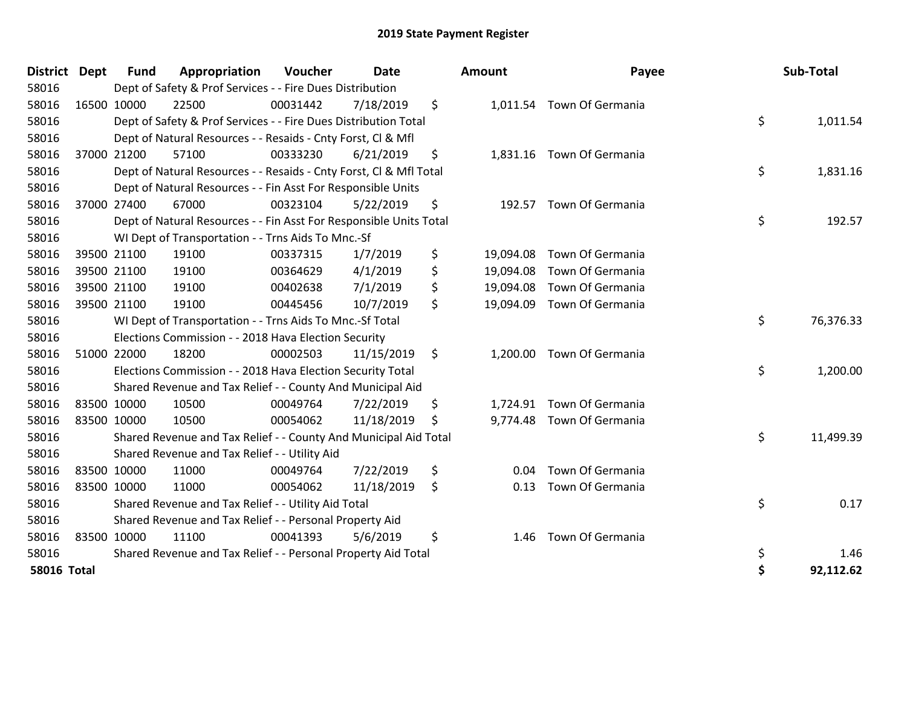# 2019 State Payment Register

| District | Dept | Fund | Appropriation | Voucher | Date | Amount | Payee | Sub-Total |
|---|---|---|---|---|---|---|---|---|
| 58016 | | Dept of Safety & Prof Services - - Fire Dues Distribution | | | | | | |
| 58016 | 16500 | 10000 | 22500 | 00031442 | 7/18/2019 | $ 1,011.54 | Town Of Germania | |
| 58016 | | Dept of Safety & Prof Services - - Fire Dues Distribution Total | | | | | | $ 1,011.54 |
| 58016 | | Dept of Natural Resources - - Resaids - Cnty Forst, Cl & Mfl | | | | | | |
| 58016 | 37000 | 21200 | 57100 | 00333230 | 6/21/2019 | $ 1,831.16 | Town Of Germania | |
| 58016 | | Dept of Natural Resources - - Resaids - Cnty Forst, Cl & Mfl Total | | | | | | $ 1,831.16 |
| 58016 | | Dept of Natural Resources - - Fin Asst For Responsible Units | | | | | | |
| 58016 | 37000 | 27400 | 67000 | 00323104 | 5/22/2019 | $ 192.57 | Town Of Germania | |
| 58016 | | Dept of Natural Resources - - Fin Asst For Responsible Units Total | | | | | | $ 192.57 |
| 58016 | | WI Dept of Transportation - - Trns Aids To Mnc.-Sf | | | | | | |
| 58016 | 39500 | 21100 | 19100 | 00337315 | 1/7/2019 | $ 19,094.08 | Town Of Germania | |
| 58016 | 39500 | 21100 | 19100 | 00364629 | 4/1/2019 | $ 19,094.08 | Town Of Germania | |
| 58016 | 39500 | 21100 | 19100 | 00402638 | 7/1/2019 | $ 19,094.08 | Town Of Germania | |
| 58016 | 39500 | 21100 | 19100 | 00445456 | 10/7/2019 | $ 19,094.09 | Town Of Germania | |
| 58016 | | WI Dept of Transportation - - Trns Aids To Mnc.-Sf Total | | | | | | $ 76,376.33 |
| 58016 | | Elections Commission - - 2018 Hava Election Security | | | | | | |
| 58016 | 51000 | 22000 | 18200 | 00002503 | 11/15/2019 | $ 1,200.00 | Town Of Germania | |
| 58016 | | Elections Commission - - 2018 Hava Election Security Total | | | | | | $ 1,200.00 |
| 58016 | | Shared Revenue and Tax Relief - - County And Municipal Aid | | | | | | |
| 58016 | 83500 | 10000 | 10500 | 00049764 | 7/22/2019 | $ 1,724.91 | Town Of Germania | |
| 58016 | 83500 | 10000 | 10500 | 00054062 | 11/18/2019 | $ 9,774.48 | Town Of Germania | |
| 58016 | | Shared Revenue and Tax Relief - - County And Municipal Aid Total | | | | | | $ 11,499.39 |
| 58016 | | Shared Revenue and Tax Relief - - Utility Aid | | | | | | |
| 58016 | 83500 | 10000 | 11000 | 00049764 | 7/22/2019 | $ 0.04 | Town Of Germania | |
| 58016 | 83500 | 10000 | 11000 | 00054062 | 11/18/2019 | $ 0.13 | Town Of Germania | |
| 58016 | | Shared Revenue and Tax Relief - - Utility Aid Total | | | | | | $ 0.17 |
| 58016 | | Shared Revenue and Tax Relief - - Personal Property Aid | | | | | | |
| 58016 | 83500 | 10000 | 11100 | 00041393 | 5/6/2019 | $ 1.46 | Town Of Germania | |
| 58016 | | Shared Revenue and Tax Relief - - Personal Property Aid Total | | | | | | $ 1.46 |
| **58016 Total** | | | | | | | | **$ 92,112.62** |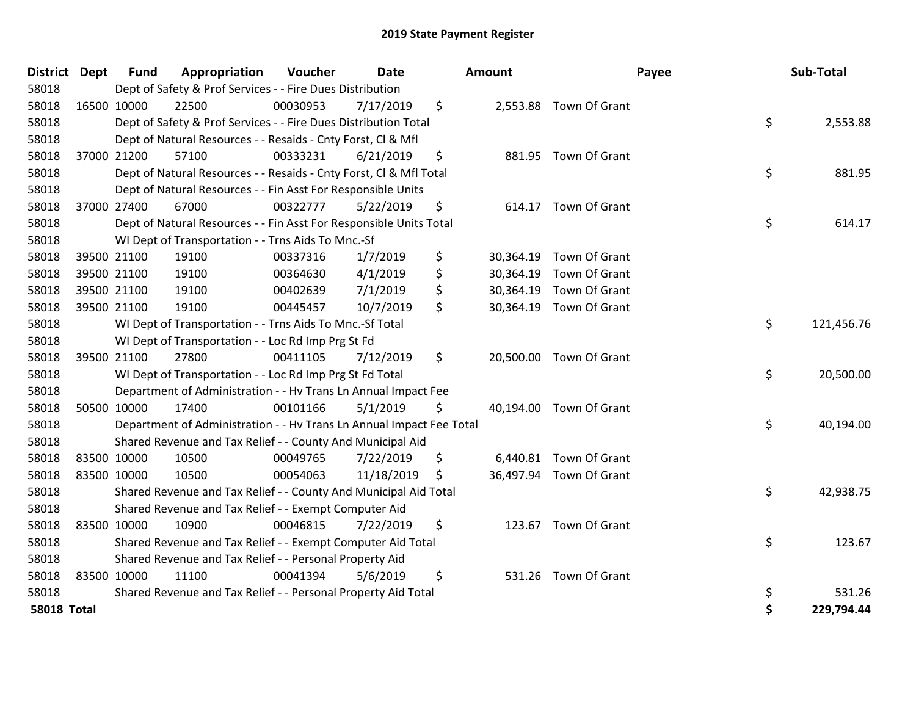# 2019 State Payment Register

| District | Dept | Fund | Appropriation | Voucher | Date | Amount | Payee | Sub-Total |
|---|---|---|---|---|---|---|---|---|
| 58018 | | Dept of Safety & Prof Services - - Fire Dues Distribution | | | | | | |
| 58018 | 16500 | 10000 | 22500 | 00030953 | 7/17/2019 | $ 2,553.88 | Town Of Grant | |
| 58018 | | Dept of Safety & Prof Services - - Fire Dues Distribution Total | | | | | | $ 2,553.88 |
| 58018 | | Dept of Natural Resources - - Resaids - Cnty Forst, Cl & Mfl | | | | | | |
| 58018 | 37000 | 21200 | 57100 | 00333231 | 6/21/2019 | $ 881.95 | Town Of Grant | |
| 58018 | | Dept of Natural Resources - - Resaids - Cnty Forst, Cl & Mfl Total | | | | | | $ 881.95 |
| 58018 | | Dept of Natural Resources - - Fin Asst For Responsible Units | | | | | | |
| 58018 | 37000 | 27400 | 67000 | 00322777 | 5/22/2019 | $ 614.17 | Town Of Grant | |
| 58018 | | Dept of Natural Resources - - Fin Asst For Responsible Units Total | | | | | | $ 614.17 |
| 58018 | | WI Dept of Transportation - - Trns Aids To Mnc.-Sf | | | | | | |
| 58018 | 39500 | 21100 | 19100 | 00337316 | 1/7/2019 | $ 30,364.19 | Town Of Grant | |
| 58018 | 39500 | 21100 | 19100 | 00364630 | 4/1/2019 | $ 30,364.19 | Town Of Grant | |
| 58018 | 39500 | 21100 | 19100 | 00402639 | 7/1/2019 | $ 30,364.19 | Town Of Grant | |
| 58018 | 39500 | 21100 | 19100 | 00445457 | 10/7/2019 | $ 30,364.19 | Town Of Grant | |
| 58018 | | WI Dept of Transportation - - Trns Aids To Mnc.-Sf Total | | | | | | $ 121,456.76 |
| 58018 | | WI Dept of Transportation - - Loc Rd Imp Prg St Fd | | | | | | |
| 58018 | 39500 | 21100 | 27800 | 00411105 | 7/12/2019 | $ 20,500.00 | Town Of Grant | |
| 58018 | | WI Dept of Transportation - - Loc Rd Imp Prg St Fd Total | | | | | | $ 20,500.00 |
| 58018 | | Department of Administration - - Hv Trans Ln Annual Impact Fee | | | | | | |
| 58018 | 50500 | 10000 | 17400 | 00101166 | 5/1/2019 | $ 40,194.00 | Town Of Grant | |
| 58018 | | Department of Administration - - Hv Trans Ln Annual Impact Fee Total | | | | | | $ 40,194.00 |
| 58018 | | Shared Revenue and Tax Relief - - County And Municipal Aid | | | | | | |
| 58018 | 83500 | 10000 | 10500 | 00049765 | 7/22/2019 | $ 6,440.81 | Town Of Grant | |
| 58018 | 83500 | 10000 | 10500 | 00054063 | 11/18/2019 | $ 36,497.94 | Town Of Grant | |
| 58018 | | Shared Revenue and Tax Relief - - County And Municipal Aid Total | | | | | | $ 42,938.75 |
| 58018 | | Shared Revenue and Tax Relief - - Exempt Computer Aid | | | | | | |
| 58018 | 83500 | 10000 | 10900 | 00046815 | 7/22/2019 | $ 123.67 | Town Of Grant | |
| 58018 | | Shared Revenue and Tax Relief - - Exempt Computer Aid Total | | | | | | $ 123.67 |
| 58018 | | Shared Revenue and Tax Relief - - Personal Property Aid | | | | | | |
| 58018 | 83500 | 10000 | 11100 | 00041394 | 5/6/2019 | $ 531.26 | Town Of Grant | |
| 58018 | | Shared Revenue and Tax Relief - - Personal Property Aid Total | | | | | | $ 531.26 |
| **58018 Total** | | | | | | | | **$ 229,794.44** |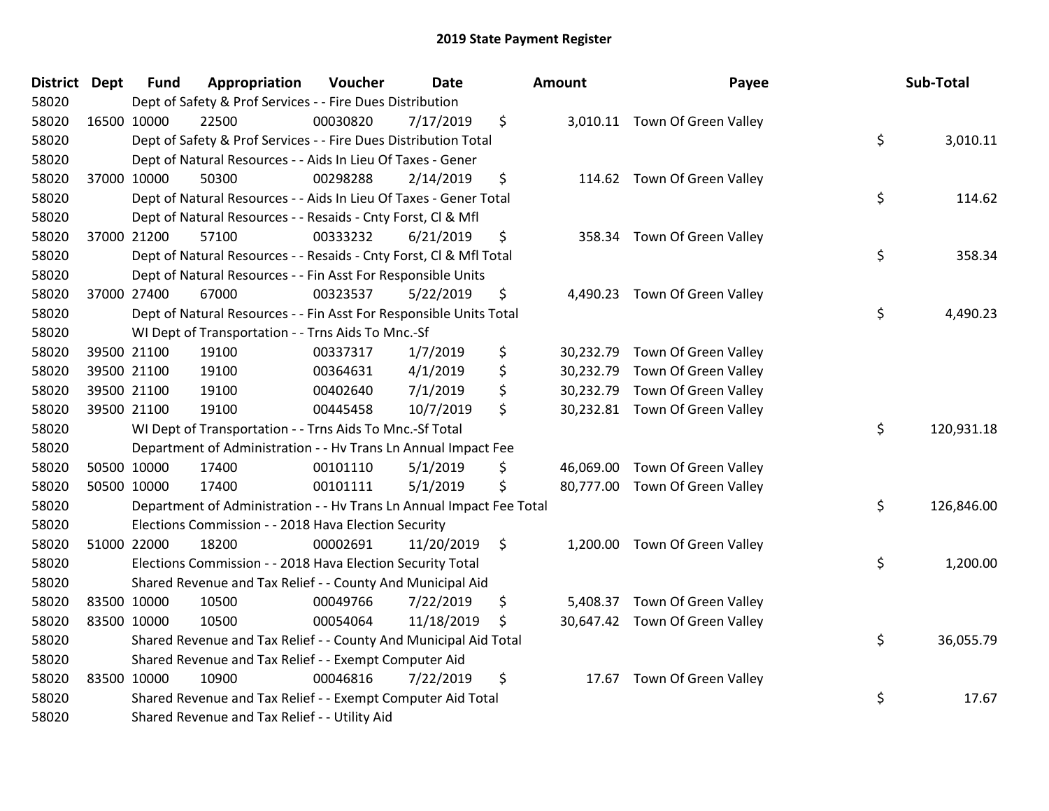# 2019 State Payment Register

| District | Dept | Fund | Appropriation | Voucher | Date | Amount | Payee | Sub-Total |
|---|---|---|---|---|---|---|---|---|
| 58020 | | Dept of Safety & Prof Services - - Fire Dues Distribution | | | | | | |
| 58020 | 16500 | 10000 | 22500 | 00030820 | 7/17/2019 | $ 3,010.11 | Town Of Green Valley | |
| 58020 | | Dept of Safety & Prof Services - - Fire Dues Distribution Total | | | | | | $ 3,010.11 |
| 58020 | | Dept of Natural Resources - - Aids In Lieu Of Taxes - Gener | | | | | | |
| 58020 | 37000 | 10000 | 50300 | 00298288 | 2/14/2019 | $ 114.62 | Town Of Green Valley | |
| 58020 | | Dept of Natural Resources - - Aids In Lieu Of Taxes - Gener Total | | | | | | $ 114.62 |
| 58020 | | Dept of Natural Resources - - Resaids - Cnty Forst, Cl & Mfl | | | | | | |
| 58020 | 37000 | 21200 | 57100 | 00333232 | 6/21/2019 | $ 358.34 | Town Of Green Valley | |
| 58020 | | Dept of Natural Resources - - Resaids - Cnty Forst, Cl & Mfl Total | | | | | | $ 358.34 |
| 58020 | | Dept of Natural Resources - - Fin Asst For Responsible Units | | | | | | |
| 58020 | 37000 | 27400 | 67000 | 00323537 | 5/22/2019 | $ 4,490.23 | Town Of Green Valley | |
| 58020 | | Dept of Natural Resources - - Fin Asst For Responsible Units Total | | | | | | $ 4,490.23 |
| 58020 | | WI Dept of Transportation - - Trns Aids To Mnc.-Sf | | | | | | |
| 58020 | 39500 | 21100 | 19100 | 00337317 | 1/7/2019 | $ 30,232.79 | Town Of Green Valley | |
| 58020 | 39500 | 21100 | 19100 | 00364631 | 4/1/2019 | $ 30,232.79 | Town Of Green Valley | |
| 58020 | 39500 | 21100 | 19100 | 00402640 | 7/1/2019 | $ 30,232.79 | Town Of Green Valley | |
| 58020 | 39500 | 21100 | 19100 | 00445458 | 10/7/2019 | $ 30,232.81 | Town Of Green Valley | |
| 58020 | | WI Dept of Transportation - - Trns Aids To Mnc.-Sf Total | | | | | | $ 120,931.18 |
| 58020 | | Department of Administration - - Hv Trans Ln Annual Impact Fee | | | | | | |
| 58020 | 50500 | 10000 | 17400 | 00101110 | 5/1/2019 | $ 46,069.00 | Town Of Green Valley | |
| 58020 | 50500 | 10000 | 17400 | 00101111 | 5/1/2019 | $ 80,777.00 | Town Of Green Valley | |
| 58020 | | Department of Administration - - Hv Trans Ln Annual Impact Fee Total | | | | | | $ 126,846.00 |
| 58020 | | Elections Commission - - 2018 Hava Election Security | | | | | | |
| 58020 | 51000 | 22000 | 18200 | 00002691 | 11/20/2019 | $ 1,200.00 | Town Of Green Valley | |
| 58020 | | Elections Commission - - 2018 Hava Election Security Total | | | | | | $ 1,200.00 |
| 58020 | | Shared Revenue and Tax Relief - - County And Municipal Aid | | | | | | |
| 58020 | 83500 | 10000 | 10500 | 00049766 | 7/22/2019 | $ 5,408.37 | Town Of Green Valley | |
| 58020 | 83500 | 10000 | 10500 | 00054064 | 11/18/2019 | $ 30,647.42 | Town Of Green Valley | |
| 58020 | | Shared Revenue and Tax Relief - - County And Municipal Aid Total | | | | | | $ 36,055.79 |
| 58020 | | Shared Revenue and Tax Relief - - Exempt Computer Aid | | | | | | |
| 58020 | 83500 | 10000 | 10900 | 00046816 | 7/22/2019 | $ 17.67 | Town Of Green Valley | |
| 58020 | | Shared Revenue and Tax Relief - - Exempt Computer Aid Total | | | | | | $ 17.67 |
| 58020 | | Shared Revenue and Tax Relief - - Utility Aid | | | | | | |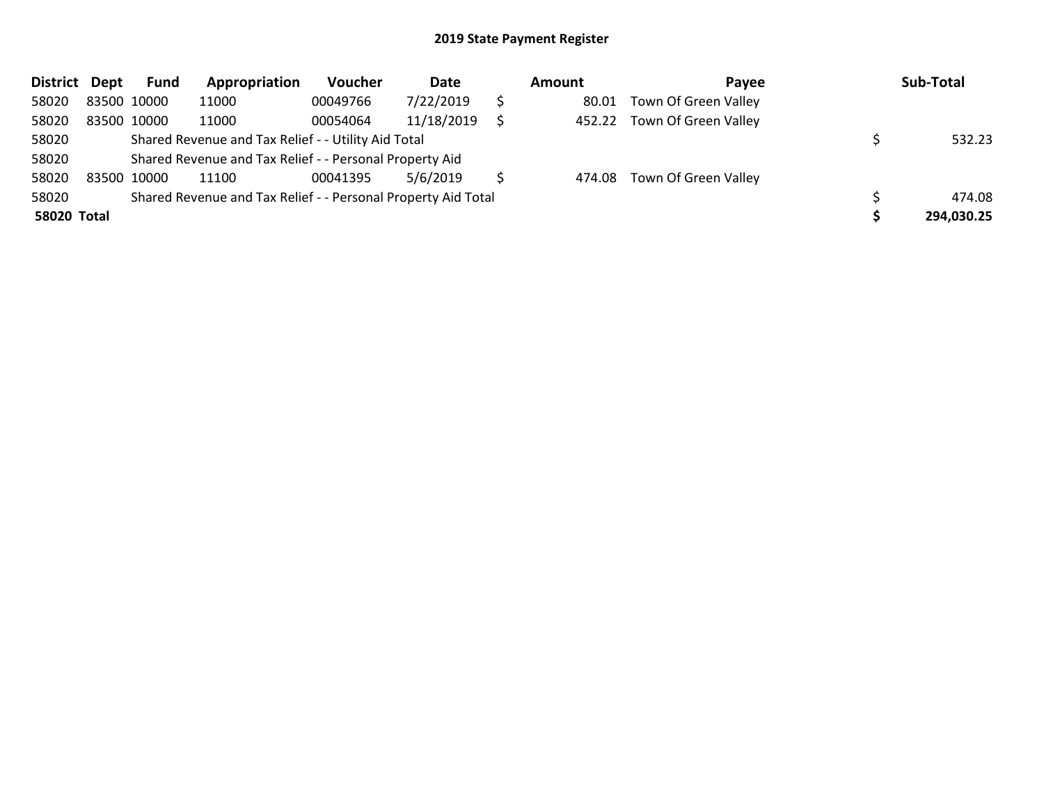## 2019 State Payment Register

| District | Dept | Fund | Appropriation | Voucher | Date | Amount | Payee | Sub-Total |
|---|---|---|---|---|---|---|---|---|
| 58020 | 83500 | 10000 | 11000 | 00049766 | 7/22/2019 | $ 80.01 | Town Of Green Valley | |
| 58020 | 83500 | 10000 | 11000 | 00054064 | 11/18/2019 | $ 452.22 | Town Of Green Valley | |
| 58020 | | Shared Revenue and Tax Relief - - Utility Aid Total | | | | | | $ 532.23 |
| 58020 | | Shared Revenue and Tax Relief - - Personal Property Aid | | | | | | |
| 58020 | 83500 | 10000 | 11100 | 00041395 | 5/6/2019 | $ 474.08 | Town Of Green Valley | |
| 58020 | | Shared Revenue and Tax Relief - - Personal Property Aid Total | | | | | | $ 474.08 |
| **58020** | **Total** | | | | | | | **$ 294,030.25** |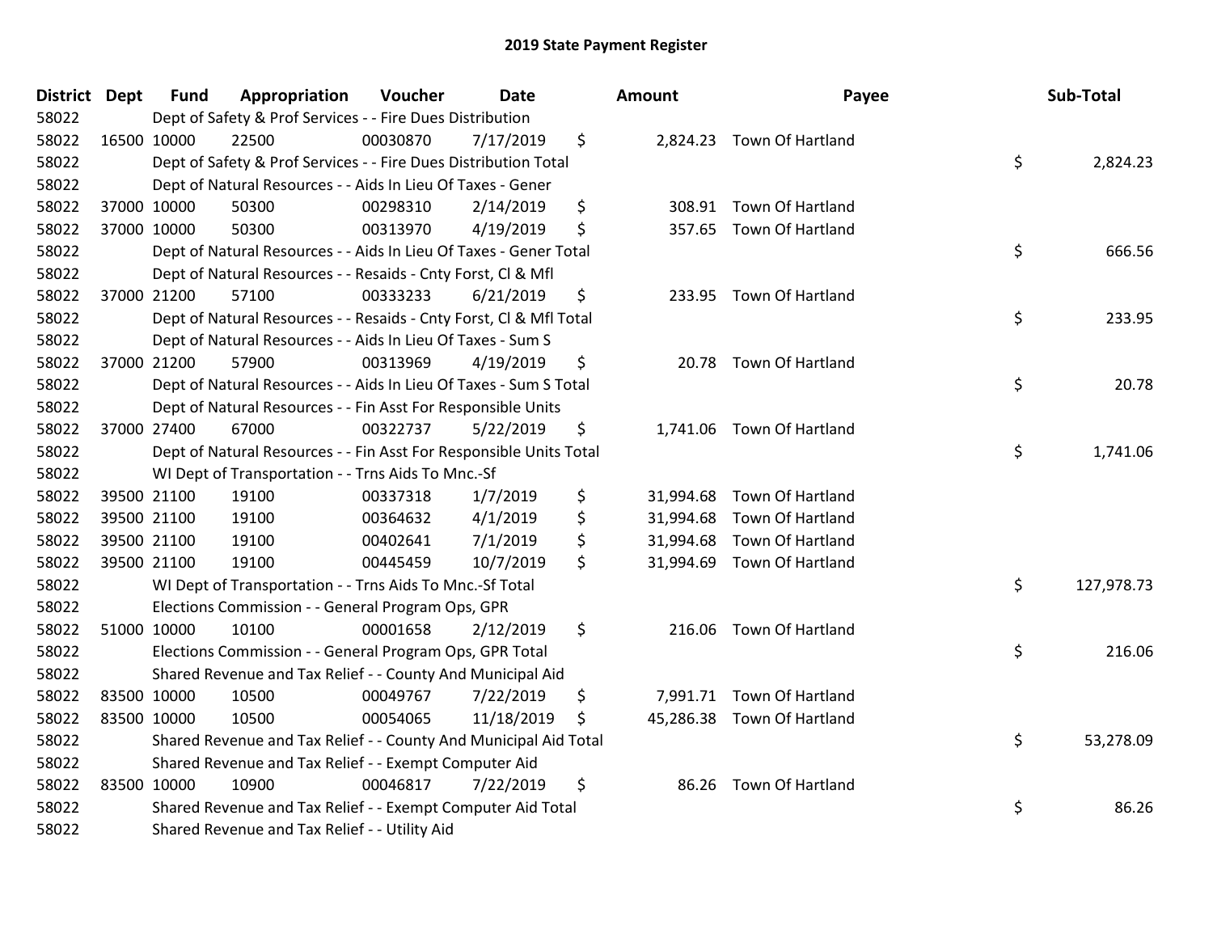## 2019 State Payment Register

| District | Dept | Fund | Appropriation | Voucher | Date | Amount | Payee | Sub-Total |
|---|---|---|---|---|---|---|---|---|
| 58022 | Dept of Safety & Prof Services - - Fire Dues Distribution | | | | | | | |
| 58022 | 16500 | 10000 | 22500 | 00030870 | 7/17/2019 | $ 2,824.23 | Town Of Hartland | |
| 58022 | Dept of Safety & Prof Services - - Fire Dues Distribution Total | | | | | | | $ 2,824.23 |
| 58022 | Dept of Natural Resources - - Aids In Lieu Of Taxes - Gener | | | | | | | |
| 58022 | 37000 | 10000 | 50300 | 00298310 | 2/14/2019 | $ 308.91 | Town Of Hartland | |
| 58022 | 37000 | 10000 | 50300 | 00313970 | 4/19/2019 | $ 357.65 | Town Of Hartland | |
| 58022 | Dept of Natural Resources - - Aids In Lieu Of Taxes - Gener Total | | | | | | | $ 666.56 |
| 58022 | Dept of Natural Resources - - Resaids - Cnty Forst, Cl & Mfl | | | | | | | |
| 58022 | 37000 | 21200 | 57100 | 00333233 | 6/21/2019 | $ 233.95 | Town Of Hartland | |
| 58022 | Dept of Natural Resources - - Resaids - Cnty Forst, Cl & Mfl Total | | | | | | | $ 233.95 |
| 58022 | Dept of Natural Resources - - Aids In Lieu Of Taxes - Sum S | | | | | | | |
| 58022 | 37000 | 21200 | 57900 | 00313969 | 4/19/2019 | $ 20.78 | Town Of Hartland | |
| 58022 | Dept of Natural Resources - - Aids In Lieu Of Taxes - Sum S Total | | | | | | | $ 20.78 |
| 58022 | Dept of Natural Resources - - Fin Asst For Responsible Units | | | | | | | |
| 58022 | 37000 | 27400 | 67000 | 00322737 | 5/22/2019 | $ 1,741.06 | Town Of Hartland | |
| 58022 | Dept of Natural Resources - - Fin Asst For Responsible Units Total | | | | | | | $ 1,741.06 |
| 58022 | WI Dept of Transportation - - Trns Aids To Mnc.-Sf | | | | | | | |
| 58022 | 39500 | 21100 | 19100 | 00337318 | 1/7/2019 | $ 31,994.68 | Town Of Hartland | |
| 58022 | 39500 | 21100 | 19100 | 00364632 | 4/1/2019 | $ 31,994.68 | Town Of Hartland | |
| 58022 | 39500 | 21100 | 19100 | 00402641 | 7/1/2019 | $ 31,994.68 | Town Of Hartland | |
| 58022 | 39500 | 21100 | 19100 | 00445459 | 10/7/2019 | $ 31,994.69 | Town Of Hartland | |
| 58022 | WI Dept of Transportation - - Trns Aids To Mnc.-Sf Total | | | | | | | $ 127,978.73 |
| 58022 | Elections Commission - - General Program Ops, GPR | | | | | | | |
| 58022 | 51000 | 10000 | 10100 | 00001658 | 2/12/2019 | $ 216.06 | Town Of Hartland | |
| 58022 | Elections Commission - - General Program Ops, GPR Total | | | | | | | $ 216.06 |
| 58022 | Shared Revenue and Tax Relief - - County And Municipal Aid | | | | | | | |
| 58022 | 83500 | 10000 | 10500 | 00049767 | 7/22/2019 | $ 7,991.71 | Town Of Hartland | |
| 58022 | 83500 | 10000 | 10500 | 00054065 | 11/18/2019 | $ 45,286.38 | Town Of Hartland | |
| 58022 | Shared Revenue and Tax Relief - - County And Municipal Aid Total | | | | | | | $ 53,278.09 |
| 58022 | Shared Revenue and Tax Relief - - Exempt Computer Aid | | | | | | | |
| 58022 | 83500 | 10000 | 10900 | 00046817 | 7/22/2019 | $ 86.26 | Town Of Hartland | |
| 58022 | Shared Revenue and Tax Relief - - Exempt Computer Aid Total | | | | | | | $ 86.26 |
| 58022 | Shared Revenue and Tax Relief - - Utility Aid | | | | | | | |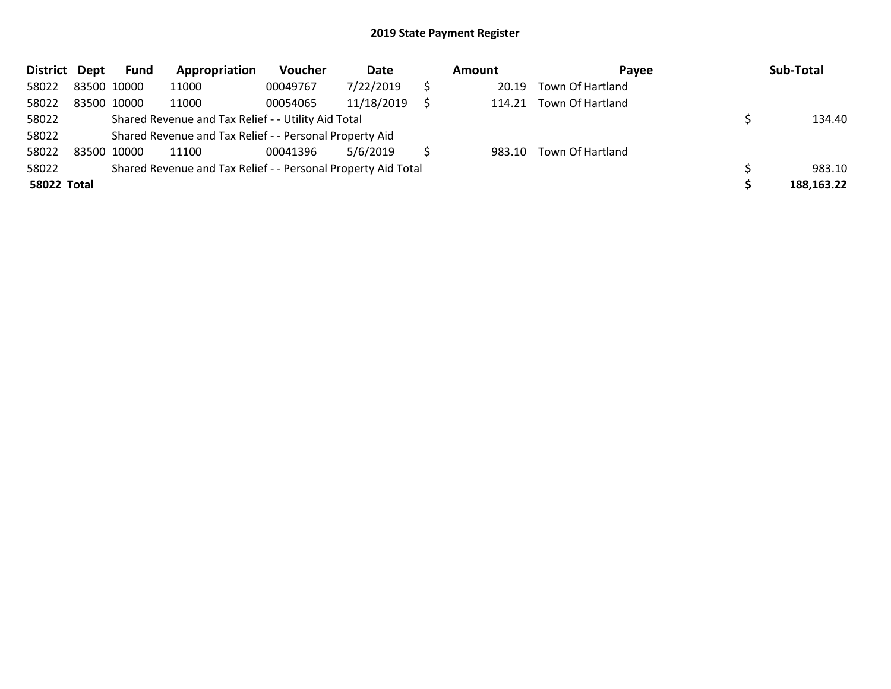## 2019 State Payment Register

| District | Dept | Fund | Appropriation | Voucher | Date | Amount | Payee | Sub-Total |
|---|---|---|---|---|---|---|---|---|
| 58022 | 83500 | 10000 | 11000 | 00049767 | 7/22/2019 | $ 20.19 | Town Of Hartland | |
| 58022 | 83500 | 10000 | 11000 | 00054065 | 11/18/2019 | $ 114.21 | Town Of Hartland | |
| 58022 | | Shared Revenue and Tax Relief - - Utility Aid Total | | | | | | $ 134.40 |
| 58022 | | Shared Revenue and Tax Relief - - Personal Property Aid | | | | | | |
| 58022 | 83500 | 10000 | 11100 | 00041396 | 5/6/2019 | $ 983.10 | Town Of Hartland | |
| 58022 | | Shared Revenue and Tax Relief - - Personal Property Aid Total | | | | | | $ 983.10 |
| **58022** | **Total** | | | | | | | **$ 188,163.22** |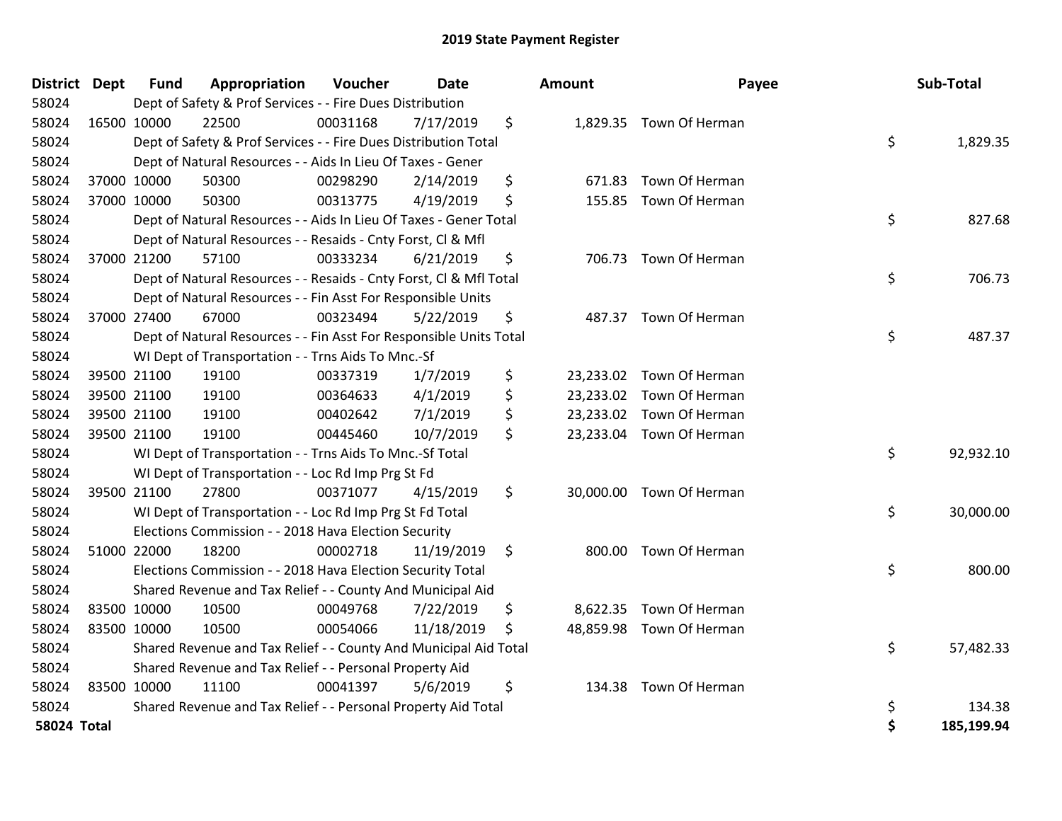# 2019 State Payment Register

| District | Dept | Fund | Appropriation | Voucher | Date | Amount | Payee | Sub-Total |
|---|---|---|---|---|---|---|---|---|
| 58024 | | Dept of Safety & Prof Services - - Fire Dues Distribution | | | | | | |
| 58024 | 16500 | 10000 | 22500 | 00031168 | 7/17/2019 | $ 1,829.35 | Town Of Herman | |
| 58024 | | Dept of Safety & Prof Services - - Fire Dues Distribution Total | | | | | | $ 1,829.35 |
| 58024 | | Dept of Natural Resources - - Aids In Lieu Of Taxes - Gener | | | | | | |
| 58024 | 37000 | 10000 | 50300 | 00298290 | 2/14/2019 | $ 671.83 | Town Of Herman | |
| 58024 | 37000 | 10000 | 50300 | 00313775 | 4/19/2019 | $ 155.85 | Town Of Herman | |
| 58024 | | Dept of Natural Resources - - Aids In Lieu Of Taxes - Gener Total | | | | | | $ 827.68 |
| 58024 | | Dept of Natural Resources - - Resaids - Cnty Forst, Cl & Mfl | | | | | | |
| 58024 | 37000 | 21200 | 57100 | 00333234 | 6/21/2019 | $ 706.73 | Town Of Herman | |
| 58024 | | Dept of Natural Resources - - Resaids - Cnty Forst, Cl & Mfl Total | | | | | | $ 706.73 |
| 58024 | | Dept of Natural Resources - - Fin Asst For Responsible Units | | | | | | |
| 58024 | 37000 | 27400 | 67000 | 00323494 | 5/22/2019 | $ 487.37 | Town Of Herman | |
| 58024 | | Dept of Natural Resources - - Fin Asst For Responsible Units Total | | | | | | $ 487.37 |
| 58024 | | WI Dept of Transportation - - Trns Aids To Mnc.-Sf | | | | | | |
| 58024 | 39500 | 21100 | 19100 | 00337319 | 1/7/2019 | $ 23,233.02 | Town Of Herman | |
| 58024 | 39500 | 21100 | 19100 | 00364633 | 4/1/2019 | $ 23,233.02 | Town Of Herman | |
| 58024 | 39500 | 21100 | 19100 | 00402642 | 7/1/2019 | $ 23,233.02 | Town Of Herman | |
| 58024 | 39500 | 21100 | 19100 | 00445460 | 10/7/2019 | $ 23,233.04 | Town Of Herman | |
| 58024 | | WI Dept of Transportation - - Trns Aids To Mnc.-Sf Total | | | | | | $ 92,932.10 |
| 58024 | | WI Dept of Transportation - - Loc Rd Imp Prg St Fd | | | | | | |
| 58024 | 39500 | 21100 | 27800 | 00371077 | 4/15/2019 | $ 30,000.00 | Town Of Herman | |
| 58024 | | WI Dept of Transportation - - Loc Rd Imp Prg St Fd Total | | | | | | $ 30,000.00 |
| 58024 | | Elections Commission - - 2018 Hava Election Security | | | | | | |
| 58024 | 51000 | 22000 | 18200 | 00002718 | 11/19/2019 | $ 800.00 | Town Of Herman | |
| 58024 | | Elections Commission - - 2018 Hava Election Security Total | | | | | | $ 800.00 |
| 58024 | | Shared Revenue and Tax Relief - - County And Municipal Aid | | | | | | |
| 58024 | 83500 | 10000 | 10500 | 00049768 | 7/22/2019 | $ 8,622.35 | Town Of Herman | |
| 58024 | 83500 | 10000 | 10500 | 00054066 | 11/18/2019 | $ 48,859.98 | Town Of Herman | |
| 58024 | | Shared Revenue and Tax Relief - - County And Municipal Aid Total | | | | | | $ 57,482.33 |
| 58024 | | Shared Revenue and Tax Relief - - Personal Property Aid | | | | | | |
| 58024 | 83500 | 10000 | 11100 | 00041397 | 5/6/2019 | $ 134.38 | Town Of Herman | |
| 58024 | | Shared Revenue and Tax Relief - - Personal Property Aid Total | | | | | | $ 134.38 |
| **58024 Total** | | | | | | | | **$ 185,199.94** |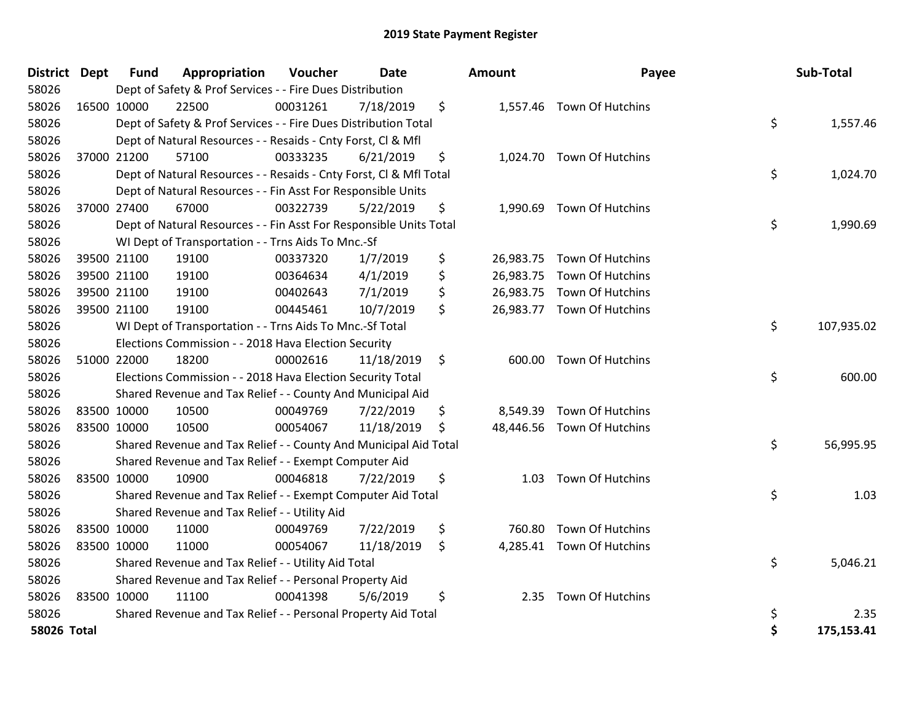# 2019 State Payment Register

| District | Dept | Fund | Appropriation | Voucher | Date | Amount | Payee | Sub-Total |
|---|---|---|---|---|---|---|---|---|
| 58026 | | Dept of Safety & Prof Services - - Fire Dues Distribution | | | | | | |
| 58026 | 16500 | 10000 | 22500 | 00031261 | 7/18/2019 | $ 1,557.46 | Town Of Hutchins | |
| 58026 | | Dept of Safety & Prof Services - - Fire Dues Distribution Total | | | | | | $ 1,557.46 |
| 58026 | | Dept of Natural Resources - - Resaids - Cnty Forst, Cl & Mfl | | | | | | |
| 58026 | 37000 | 21200 | 57100 | 00333235 | 6/21/2019 | $ 1,024.70 | Town Of Hutchins | |
| 58026 | | Dept of Natural Resources - - Resaids - Cnty Forst, Cl & Mfl Total | | | | | | $ 1,024.70 |
| 58026 | | Dept of Natural Resources - - Fin Asst For Responsible Units | | | | | | |
| 58026 | 37000 | 27400 | 67000 | 00322739 | 5/22/2019 | $ 1,990.69 | Town Of Hutchins | |
| 58026 | | Dept of Natural Resources - - Fin Asst For Responsible Units Total | | | | | | $ 1,990.69 |
| 58026 | | WI Dept of Transportation - - Trns Aids To Mnc.-Sf | | | | | | |
| 58026 | 39500 | 21100 | 19100 | 00337320 | 1/7/2019 | $ 26,983.75 | Town Of Hutchins | |
| 58026 | 39500 | 21100 | 19100 | 00364634 | 4/1/2019 | $ 26,983.75 | Town Of Hutchins | |
| 58026 | 39500 | 21100 | 19100 | 00402643 | 7/1/2019 | $ 26,983.75 | Town Of Hutchins | |
| 58026 | 39500 | 21100 | 19100 | 00445461 | 10/7/2019 | $ 26,983.77 | Town Of Hutchins | |
| 58026 | | WI Dept of Transportation - - Trns Aids To Mnc.-Sf Total | | | | | | $ 107,935.02 |
| 58026 | | Elections Commission - - 2018 Hava Election Security | | | | | | |
| 58026 | 51000 | 22000 | 18200 | 00002616 | 11/18/2019 | $ 600.00 | Town Of Hutchins | |
| 58026 | | Elections Commission - - 2018 Hava Election Security Total | | | | | | $ 600.00 |
| 58026 | | Shared Revenue and Tax Relief - - County And Municipal Aid | | | | | | |
| 58026 | 83500 | 10000 | 10500 | 00049769 | 7/22/2019 | $ 8,549.39 | Town Of Hutchins | |
| 58026 | 83500 | 10000 | 10500 | 00054067 | 11/18/2019 | $ 48,446.56 | Town Of Hutchins | |
| 58026 | | Shared Revenue and Tax Relief - - County And Municipal Aid Total | | | | | | $ 56,995.95 |
| 58026 | | Shared Revenue and Tax Relief - - Exempt Computer Aid | | | | | | |
| 58026 | 83500 | 10000 | 10900 | 00046818 | 7/22/2019 | $ 1.03 | Town Of Hutchins | |
| 58026 | | Shared Revenue and Tax Relief - - Exempt Computer Aid Total | | | | | | $ 1.03 |
| 58026 | | Shared Revenue and Tax Relief - - Utility Aid | | | | | | |
| 58026 | 83500 | 10000 | 11000 | 00049769 | 7/22/2019 | $ 760.80 | Town Of Hutchins | |
| 58026 | 83500 | 10000 | 11000 | 00054067 | 11/18/2019 | $ 4,285.41 | Town Of Hutchins | |
| 58026 | | Shared Revenue and Tax Relief - - Utility Aid Total | | | | | | $ 5,046.21 |
| 58026 | | Shared Revenue and Tax Relief - - Personal Property Aid | | | | | | |
| 58026 | 83500 | 10000 | 11100 | 00041398 | 5/6/2019 | $ 2.35 | Town Of Hutchins | |
| 58026 | | Shared Revenue and Tax Relief - - Personal Property Aid Total | | | | | | $ 2.35 |
| **58026 Total** | | | | | | | | **$ 175,153.41** |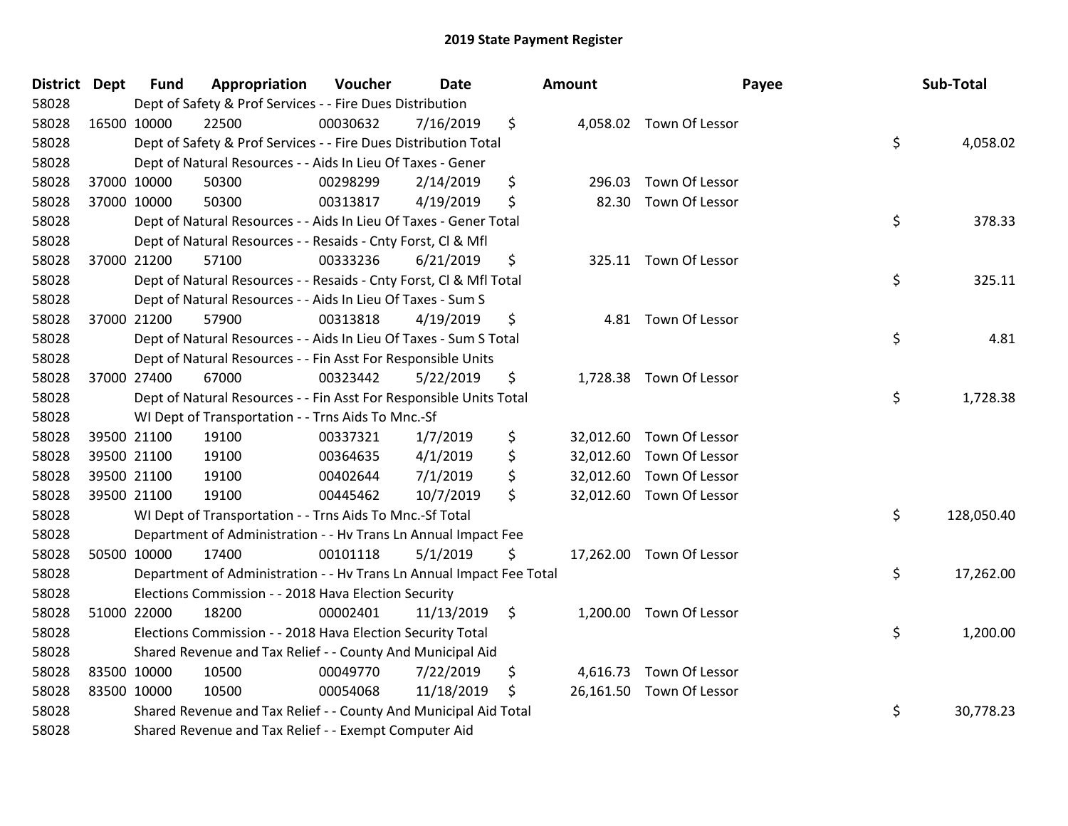# 2019 State Payment Register

| District | Dept | Fund | Appropriation | Voucher | Date | Amount | Payee | Sub-Total |
|---|---|---|---|---|---|---|---|---|
| 58028 | | Dept of Safety & Prof Services - - Fire Dues Distribution | | | | | | |
| 58028 | 16500 | 10000 | 22500 | 00030632 | 7/16/2019 | $ 4,058.02 | Town Of Lessor | |
| 58028 | | Dept of Safety & Prof Services - - Fire Dues Distribution Total | | | | | | $ 4,058.02 |
| 58028 | | Dept of Natural Resources - - Aids In Lieu Of Taxes - Gener | | | | | | |
| 58028 | 37000 | 10000 | 50300 | 00298299 | 2/14/2019 | $ 296.03 | Town Of Lessor | |
| 58028 | 37000 | 10000 | 50300 | 00313817 | 4/19/2019 | $ 82.30 | Town Of Lessor | |
| 58028 | | Dept of Natural Resources - - Aids In Lieu Of Taxes - Gener Total | | | | | | $ 378.33 |
| 58028 | | Dept of Natural Resources - - Resaids - Cnty Forst, Cl & Mfl | | | | | | |
| 58028 | 37000 | 21200 | 57100 | 00333236 | 6/21/2019 | $ 325.11 | Town Of Lessor | |
| 58028 | | Dept of Natural Resources - - Resaids - Cnty Forst, Cl & Mfl Total | | | | | | $ 325.11 |
| 58028 | | Dept of Natural Resources - - Aids In Lieu Of Taxes - Sum S | | | | | | |
| 58028 | 37000 | 21200 | 57900 | 00313818 | 4/19/2019 | $ 4.81 | Town Of Lessor | |
| 58028 | | Dept of Natural Resources - - Aids In Lieu Of Taxes - Sum S Total | | | | | | $ 4.81 |
| 58028 | | Dept of Natural Resources - - Fin Asst For Responsible Units | | | | | | |
| 58028 | 37000 | 27400 | 67000 | 00323442 | 5/22/2019 | $ 1,728.38 | Town Of Lessor | |
| 58028 | | Dept of Natural Resources - - Fin Asst For Responsible Units Total | | | | | | $ 1,728.38 |
| 58028 | | WI Dept of Transportation - - Trns Aids To Mnc.-Sf | | | | | | |
| 58028 | 39500 | 21100 | 19100 | 00337321 | 1/7/2019 | $ 32,012.60 | Town Of Lessor | |
| 58028 | 39500 | 21100 | 19100 | 00364635 | 4/1/2019 | $ 32,012.60 | Town Of Lessor | |
| 58028 | 39500 | 21100 | 19100 | 00402644 | 7/1/2019 | $ 32,012.60 | Town Of Lessor | |
| 58028 | 39500 | 21100 | 19100 | 00445462 | 10/7/2019 | $ 32,012.60 | Town Of Lessor | |
| 58028 | | WI Dept of Transportation - - Trns Aids To Mnc.-Sf Total | | | | | | $ 128,050.40 |
| 58028 | | Department of Administration - - Hv Trans Ln Annual Impact Fee | | | | | | |
| 58028 | 50500 | 10000 | 17400 | 00101118 | 5/1/2019 | $ 17,262.00 | Town Of Lessor | |
| 58028 | | Department of Administration - - Hv Trans Ln Annual Impact Fee Total | | | | | | $ 17,262.00 |
| 58028 | | Elections Commission - - 2018 Hava Election Security | | | | | | |
| 58028 | 51000 | 22000 | 18200 | 00002401 | 11/13/2019 | $ 1,200.00 | Town Of Lessor | |
| 58028 | | Elections Commission - - 2018 Hava Election Security Total | | | | | | $ 1,200.00 |
| 58028 | | Shared Revenue and Tax Relief - - County And Municipal Aid | | | | | | |
| 58028 | 83500 | 10000 | 10500 | 00049770 | 7/22/2019 | $ 4,616.73 | Town Of Lessor | |
| 58028 | 83500 | 10000 | 10500 | 00054068 | 11/18/2019 | $ 26,161.50 | Town Of Lessor | |
| 58028 | | Shared Revenue and Tax Relief - - County And Municipal Aid Total | | | | | | $ 30,778.23 |
| 58028 | | Shared Revenue and Tax Relief - - Exempt Computer Aid | | | | | | |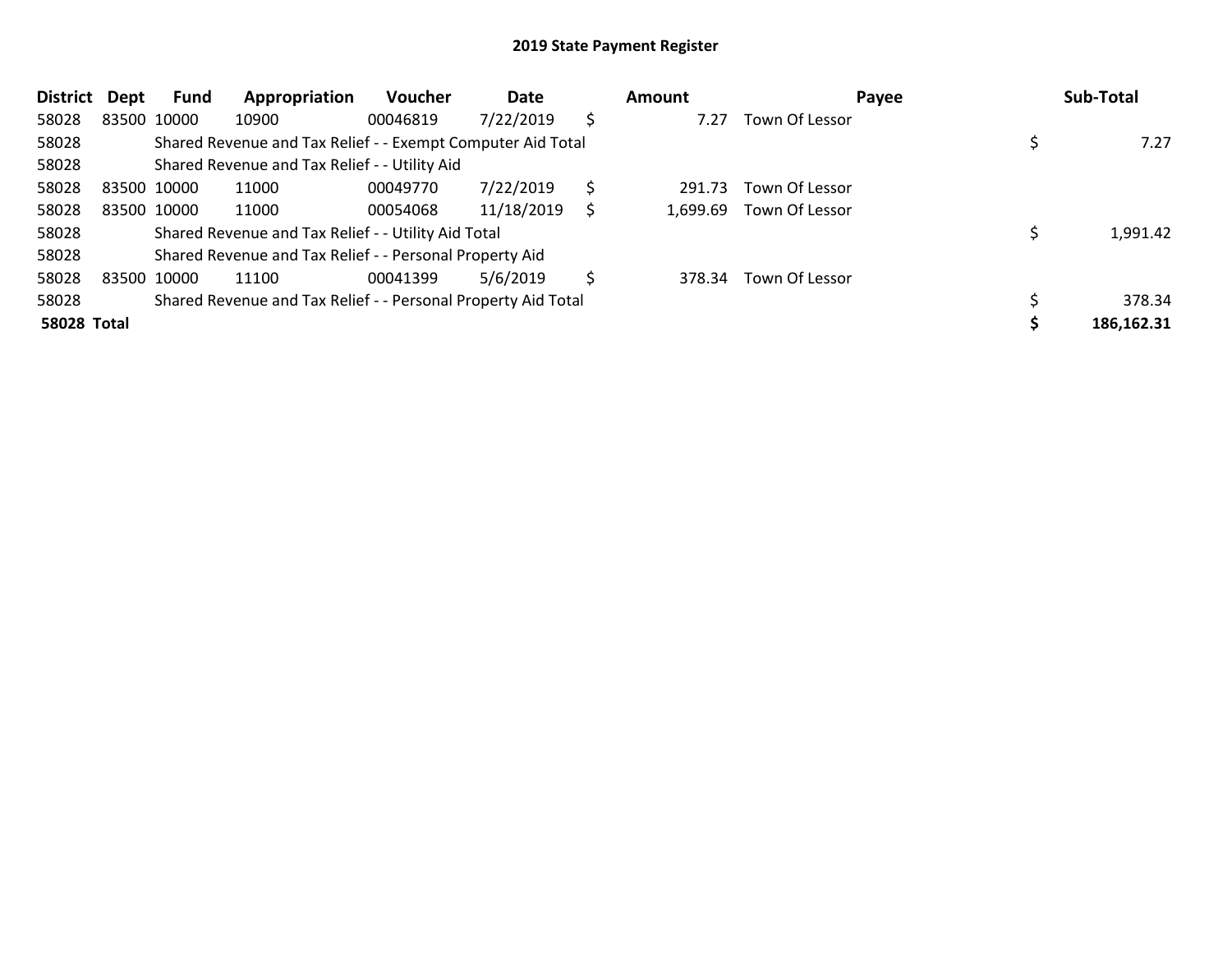# 2019 State Payment Register

| District | Dept | Fund | Appropriation | Voucher | Date | Amount | Payee | Sub-Total |
|---|---|---|---|---|---|---|---|---|
| 58028 | 83500 | 10000 | 10900 | 00046819 | 7/22/2019 | $ 7.27 | Town Of Lessor | |
| 58028 | | Shared Revenue and Tax Relief - - Exempt Computer Aid Total | | | | | | $ 7.27 |
| 58028 | | Shared Revenue and Tax Relief - - Utility Aid | | | | | | |
| 58028 | 83500 | 10000 | 11000 | 00049770 | 7/22/2019 | $ 291.73 | Town Of Lessor | |
| 58028 | 83500 | 10000 | 11000 | 00054068 | 11/18/2019 | $ 1,699.69 | Town Of Lessor | |
| 58028 | | Shared Revenue and Tax Relief - - Utility Aid Total | | | | | | $ 1,991.42 |
| 58028 | | Shared Revenue and Tax Relief - - Personal Property Aid | | | | | | |
| 58028 | 83500 | 10000 | 11100 | 00041399 | 5/6/2019 | $ 378.34 | Town Of Lessor | |
| 58028 | | Shared Revenue and Tax Relief - - Personal Property Aid Total | | | | | | $ 378.34 |
| **58028 Total** | | | | | | | | **$ 186,162.31** |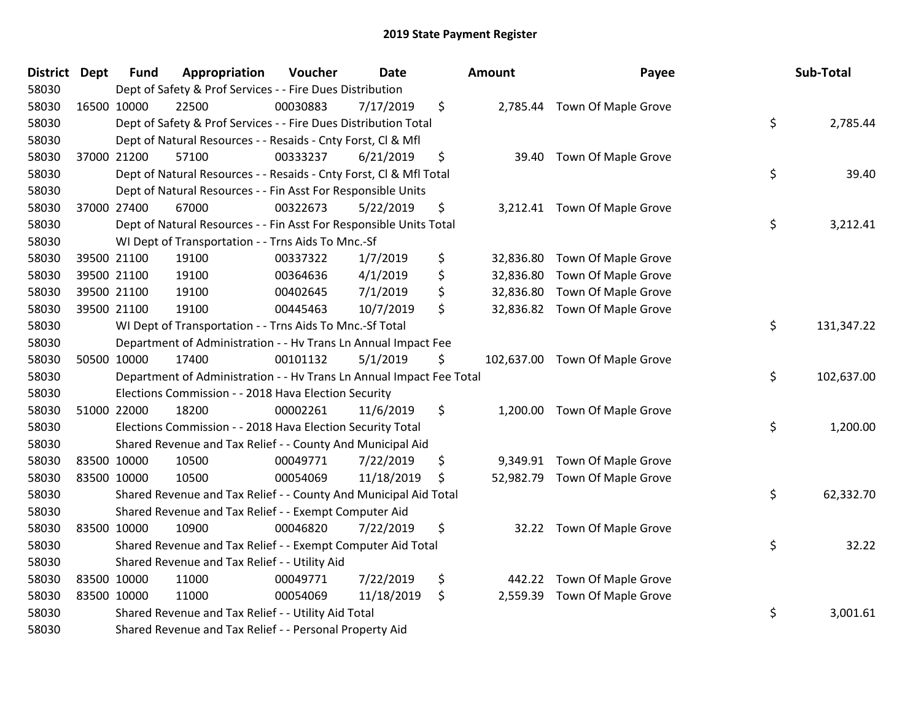# 2019 State Payment Register

| District | Dept | Fund | Appropriation | Voucher | Date | Amount | Payee | Sub-Total |
|---|---|---|---|---|---|---|---|---|
| 58030 | Dept of Safety & Prof Services - - Fire Dues Distribution | | | | | | | |
| 58030 | 16500 | 10000 | 22500 | 00030883 | 7/17/2019 | $ 2,785.44 | Town Of Maple Grove | |
| 58030 | Dept of Safety & Prof Services - - Fire Dues Distribution Total | | | | | | | $ 2,785.44 |
| 58030 | Dept of Natural Resources - - Resaids - Cnty Forst, Cl & Mfl | | | | | | | |
| 58030 | 37000 | 21200 | 57100 | 00333237 | 6/21/2019 | $ 39.40 | Town Of Maple Grove | |
| 58030 | Dept of Natural Resources - - Resaids - Cnty Forst, Cl & Mfl Total | | | | | | | $ 39.40 |
| 58030 | Dept of Natural Resources - - Fin Asst For Responsible Units | | | | | | | |
| 58030 | 37000 | 27400 | 67000 | 00322673 | 5/22/2019 | $ 3,212.41 | Town Of Maple Grove | |
| 58030 | Dept of Natural Resources - - Fin Asst For Responsible Units Total | | | | | | | $ 3,212.41 |
| 58030 | WI Dept of Transportation - - Trns Aids To Mnc.-Sf | | | | | | | |
| 58030 | 39500 | 21100 | 19100 | 00337322 | 1/7/2019 | $ 32,836.80 | Town Of Maple Grove | |
| 58030 | 39500 | 21100 | 19100 | 00364636 | 4/1/2019 | $ 32,836.80 | Town Of Maple Grove | |
| 58030 | 39500 | 21100 | 19100 | 00402645 | 7/1/2019 | $ 32,836.80 | Town Of Maple Grove | |
| 58030 | 39500 | 21100 | 19100 | 00445463 | 10/7/2019 | $ 32,836.82 | Town Of Maple Grove | |
| 58030 | WI Dept of Transportation - - Trns Aids To Mnc.-Sf Total | | | | | | | $ 131,347.22 |
| 58030 | Department of Administration - - Hv Trans Ln Annual Impact Fee | | | | | | | |
| 58030 | 50500 | 10000 | 17400 | 00101132 | 5/1/2019 | $ 102,637.00 | Town Of Maple Grove | |
| 58030 | Department of Administration - - Hv Trans Ln Annual Impact Fee Total | | | | | | | $ 102,637.00 |
| 58030 | Elections Commission - - 2018 Hava Election Security | | | | | | | |
| 58030 | 51000 | 22000 | 18200 | 00002261 | 11/6/2019 | $ 1,200.00 | Town Of Maple Grove | |
| 58030 | Elections Commission - - 2018 Hava Election Security Total | | | | | | | $ 1,200.00 |
| 58030 | Shared Revenue and Tax Relief - - County And Municipal Aid | | | | | | | |
| 58030 | 83500 | 10000 | 10500 | 00049771 | 7/22/2019 | $ 9,349.91 | Town Of Maple Grove | |
| 58030 | 83500 | 10000 | 10500 | 00054069 | 11/18/2019 | $ 52,982.79 | Town Of Maple Grove | |
| 58030 | Shared Revenue and Tax Relief - - County And Municipal Aid Total | | | | | | | $ 62,332.70 |
| 58030 | Shared Revenue and Tax Relief - - Exempt Computer Aid | | | | | | | |
| 58030 | 83500 | 10000 | 10900 | 00046820 | 7/22/2019 | $ 32.22 | Town Of Maple Grove | |
| 58030 | Shared Revenue and Tax Relief - - Exempt Computer Aid Total | | | | | | | $ 32.22 |
| 58030 | Shared Revenue and Tax Relief - - Utility Aid | | | | | | | |
| 58030 | 83500 | 10000 | 11000 | 00049771 | 7/22/2019 | $ 442.22 | Town Of Maple Grove | |
| 58030 | 83500 | 10000 | 11000 | 00054069 | 11/18/2019 | $ 2,559.39 | Town Of Maple Grove | |
| 58030 | Shared Revenue and Tax Relief - - Utility Aid Total | | | | | | | $ 3,001.61 |
| 58030 | Shared Revenue and Tax Relief - - Personal Property Aid | | | | | | | |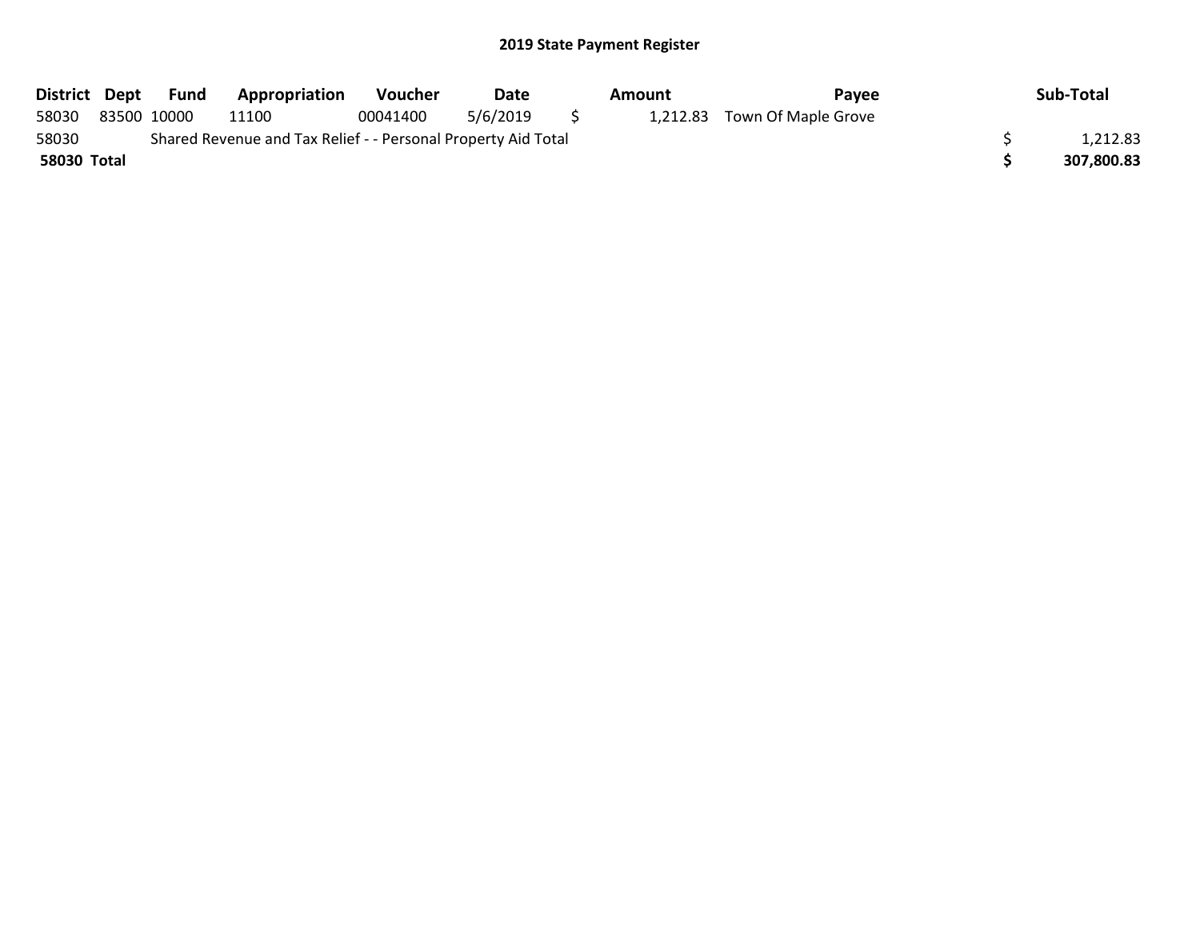## 2019 State Payment Register

| District | Dept | Fund | Appropriation | Voucher | Date | Amount | Payee | Sub-Total |
|---|---|---|---|---|---|---|---|---|
| 58030 | 83500 | 10000 | 11100 | 00041400 | 5/6/2019 | $ 1,212.83 | Town Of Maple Grove | |
| 58030 | | Shared Revenue and Tax Relief - - Personal Property Aid Total | | | | | | $ 1,212.83 |
| **58030 Total** | | | | | | | | **$ 307,800.83** |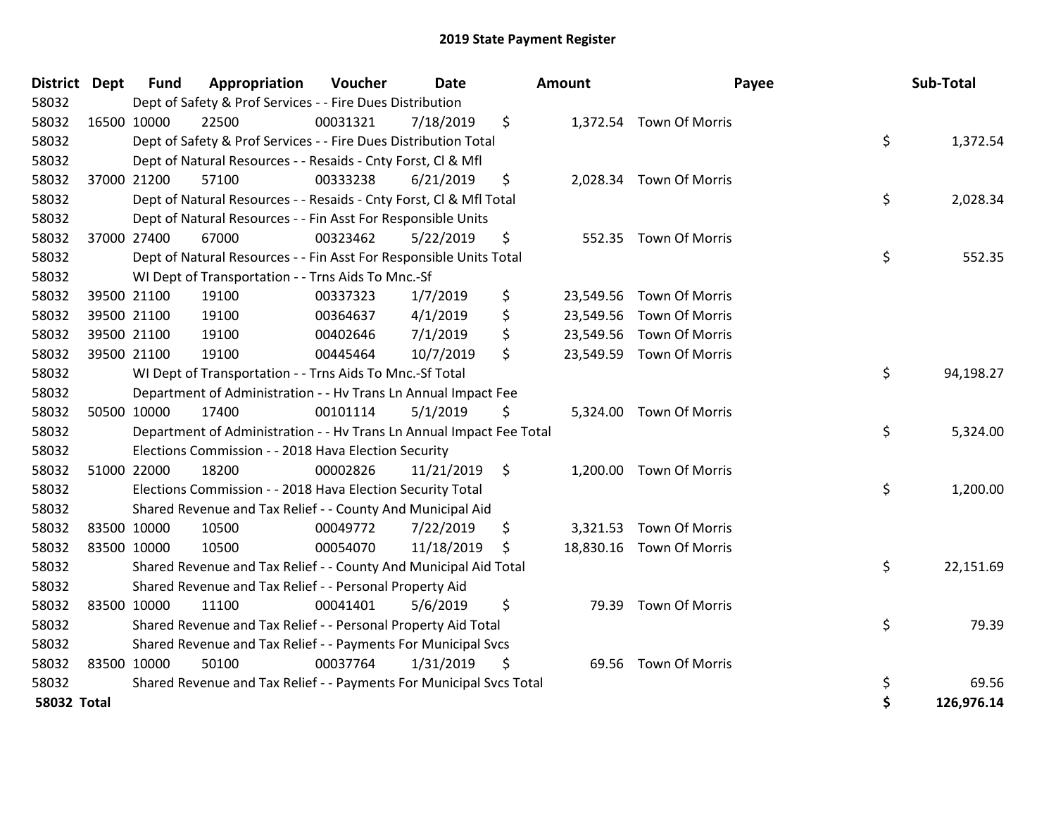# 2019 State Payment Register

| District | Dept | Fund | Appropriation | Voucher | Date | Amount | Payee | Sub-Total |
|---|---|---|---|---|---|---|---|---|
| 58032 | | Dept of Safety & Prof Services - - Fire Dues Distribution | | | | | | |
| 58032 | 16500 | 10000 | 22500 | 00031321 | 7/18/2019 | $ 1,372.54 | Town Of Morris | |
| 58032 | | Dept of Safety & Prof Services - - Fire Dues Distribution Total | | | | | | $ 1,372.54 |
| 58032 | | Dept of Natural Resources - - Resaids - Cnty Forst, Cl & Mfl | | | | | | |
| 58032 | 37000 | 21200 | 57100 | 00333238 | 6/21/2019 | $ 2,028.34 | Town Of Morris | |
| 58032 | | Dept of Natural Resources - - Resaids - Cnty Forst, Cl & Mfl Total | | | | | | $ 2,028.34 |
| 58032 | | Dept of Natural Resources - - Fin Asst For Responsible Units | | | | | | |
| 58032 | 37000 | 27400 | 67000 | 00323462 | 5/22/2019 | $ 552.35 | Town Of Morris | |
| 58032 | | Dept of Natural Resources - - Fin Asst For Responsible Units Total | | | | | | $ 552.35 |
| 58032 | | WI Dept of Transportation - - Trns Aids To Mnc.-Sf | | | | | | |
| 58032 | 39500 | 21100 | 19100 | 00337323 | 1/7/2019 | $ 23,549.56 | Town Of Morris | |
| 58032 | 39500 | 21100 | 19100 | 00364637 | 4/1/2019 | $ 23,549.56 | Town Of Morris | |
| 58032 | 39500 | 21100 | 19100 | 00402646 | 7/1/2019 | $ 23,549.56 | Town Of Morris | |
| 58032 | 39500 | 21100 | 19100 | 00445464 | 10/7/2019 | $ 23,549.59 | Town Of Morris | |
| 58032 | | WI Dept of Transportation - - Trns Aids To Mnc.-Sf Total | | | | | | $ 94,198.27 |
| 58032 | | Department of Administration - - Hv Trans Ln Annual Impact Fee | | | | | | |
| 58032 | 50500 | 10000 | 17400 | 00101114 | 5/1/2019 | $ 5,324.00 | Town Of Morris | |
| 58032 | | Department of Administration - - Hv Trans Ln Annual Impact Fee Total | | | | | | $ 5,324.00 |
| 58032 | | Elections Commission - - 2018 Hava Election Security | | | | | | |
| 58032 | 51000 | 22000 | 18200 | 00002826 | 11/21/2019 | $ 1,200.00 | Town Of Morris | |
| 58032 | | Elections Commission - - 2018 Hava Election Security Total | | | | | | $ 1,200.00 |
| 58032 | | Shared Revenue and Tax Relief - - County And Municipal Aid | | | | | | |
| 58032 | 83500 | 10000 | 10500 | 00049772 | 7/22/2019 | $ 3,321.53 | Town Of Morris | |
| 58032 | 83500 | 10000 | 10500 | 00054070 | 11/18/2019 | $ 18,830.16 | Town Of Morris | |
| 58032 | | Shared Revenue and Tax Relief - - County And Municipal Aid Total | | | | | | $ 22,151.69 |
| 58032 | | Shared Revenue and Tax Relief - - Personal Property Aid | | | | | | |
| 58032 | 83500 | 10000 | 11100 | 00041401 | 5/6/2019 | $ 79.39 | Town Of Morris | |
| 58032 | | Shared Revenue and Tax Relief - - Personal Property Aid Total | | | | | | $ 79.39 |
| 58032 | | Shared Revenue and Tax Relief - - Payments For Municipal Svcs | | | | | | |
| 58032 | 83500 | 10000 | 50100 | 00037764 | 1/31/2019 | $ 69.56 | Town Of Morris | |
| 58032 | | Shared Revenue and Tax Relief - - Payments For Municipal Svcs Total | | | | | | $ 69.56 |
| **58032 Total** | | | | | | | | **$ 126,976.14** |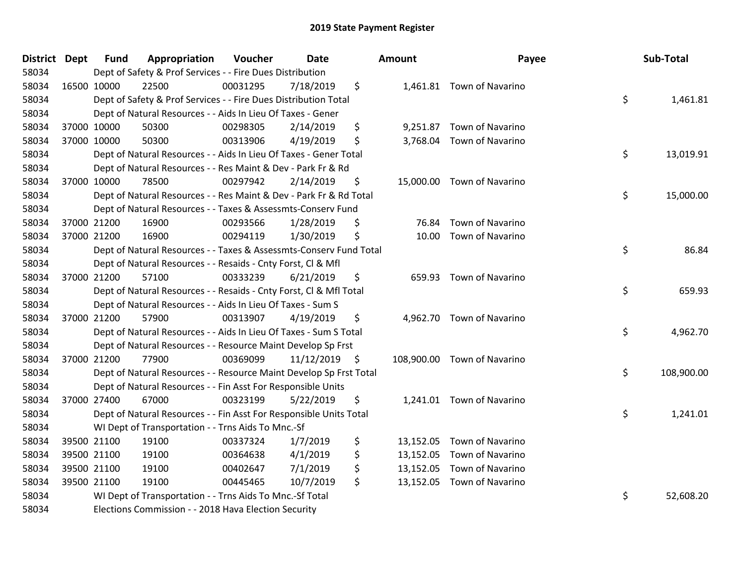## 2019 State Payment Register

| District | Dept | Fund | Appropriation | Voucher | Date | Amount | Payee | Sub-Total |
|---|---|---|---|---|---|---|---|---|
| 58034 | Dept of Safety & Prof Services - - Fire Dues Distribution | | | | | | | |
| 58034 | 16500 | 10000 | 22500 | 00031295 | 7/18/2019 | $ 1,461.81 | Town of Navarino | |
| 58034 | Dept of Safety & Prof Services - - Fire Dues Distribution Total | | | | | | | $ 1,461.81 |
| 58034 | Dept of Natural Resources - - Aids In Lieu Of Taxes - Gener | | | | | | | |
| 58034 | 37000 | 10000 | 50300 | 00298305 | 2/14/2019 | $ 9,251.87 | Town of Navarino | |
| 58034 | 37000 | 10000 | 50300 | 00313906 | 4/19/2019 | $ 3,768.04 | Town of Navarino | |
| 58034 | Dept of Natural Resources - - Aids In Lieu Of Taxes - Gener Total | | | | | | | $ 13,019.91 |
| 58034 | Dept of Natural Resources - - Res Maint & Dev - Park Fr & Rd | | | | | | | |
| 58034 | 37000 | 10000 | 78500 | 00297942 | 2/14/2019 | $ 15,000.00 | Town of Navarino | |
| 58034 | Dept of Natural Resources - - Res Maint & Dev - Park Fr & Rd Total | | | | | | | $ 15,000.00 |
| 58034 | Dept of Natural Resources - - Taxes & Assessmts-Conserv Fund | | | | | | | |
| 58034 | 37000 | 21200 | 16900 | 00293566 | 1/28/2019 | $ 76.84 | Town of Navarino | |
| 58034 | 37000 | 21200 | 16900 | 00294119 | 1/30/2019 | $ 10.00 | Town of Navarino | |
| 58034 | Dept of Natural Resources - - Taxes & Assessmts-Conserv Fund Total | | | | | | | $ 86.84 |
| 58034 | Dept of Natural Resources - - Resaids - Cnty Forst, Cl & Mfl | | | | | | | |
| 58034 | 37000 | 21200 | 57100 | 00333239 | 6/21/2019 | $ 659.93 | Town of Navarino | |
| 58034 | Dept of Natural Resources - - Resaids - Cnty Forst, Cl & Mfl Total | | | | | | | $ 659.93 |
| 58034 | Dept of Natural Resources - - Aids In Lieu Of Taxes - Sum S | | | | | | | |
| 58034 | 37000 | 21200 | 57900 | 00313907 | 4/19/2019 | $ 4,962.70 | Town of Navarino | |
| 58034 | Dept of Natural Resources - - Aids In Lieu Of Taxes - Sum S Total | | | | | | | $ 4,962.70 |
| 58034 | Dept of Natural Resources - - Resource Maint Develop Sp Frst | | | | | | | |
| 58034 | 37000 | 21200 | 77900 | 00369099 | 11/12/2019 | $ 108,900.00 | Town of Navarino | |
| 58034 | Dept of Natural Resources - - Resource Maint Develop Sp Frst Total | | | | | | | $ 108,900.00 |
| 58034 | Dept of Natural Resources - - Fin Asst For Responsible Units | | | | | | | |
| 58034 | 37000 | 27400 | 67000 | 00323199 | 5/22/2019 | $ 1,241.01 | Town of Navarino | |
| 58034 | Dept of Natural Resources - - Fin Asst For Responsible Units Total | | | | | | | $ 1,241.01 |
| 58034 | WI Dept of Transportation - - Trns Aids To Mnc.-Sf | | | | | | | |
| 58034 | 39500 | 21100 | 19100 | 00337324 | 1/7/2019 | $ 13,152.05 | Town of Navarino | |
| 58034 | 39500 | 21100 | 19100 | 00364638 | 4/1/2019 | $ 13,152.05 | Town of Navarino | |
| 58034 | 39500 | 21100 | 19100 | 00402647 | 7/1/2019 | $ 13,152.05 | Town of Navarino | |
| 58034 | 39500 | 21100 | 19100 | 00445465 | 10/7/2019 | $ 13,152.05 | Town of Navarino | |
| 58034 | WI Dept of Transportation - - Trns Aids To Mnc.-Sf Total | | | | | | | $ 52,608.20 |
| 58034 | Elections Commission - - 2018 Hava Election Security | | | | | | | |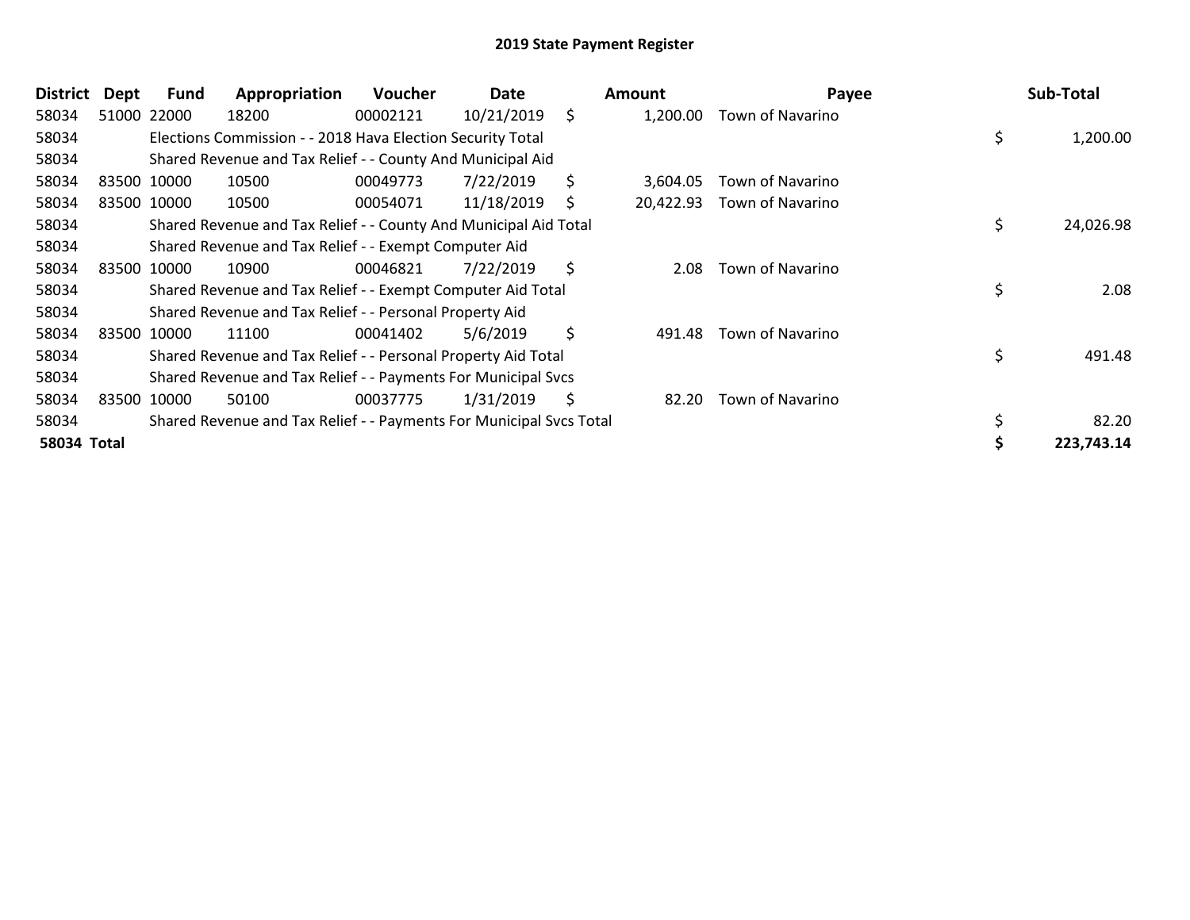## 2019 State Payment Register

| District | Dept | Fund | Appropriation | Voucher | Date | | Amount | Payee | | Sub-Total |
|---|---|---|---|---|---|---|---|---|---|---|
| 58034 | 51000 | 22000 | 18200 | 00002121 | 10/21/2019 | $ | 1,200.00 | Town of Navarino | | |
| 58034 | | Elections Commission - - 2018 Hava Election Security Total | | | | | | | $ | 1,200.00 |
| 58034 | | Shared Revenue and Tax Relief - - County And Municipal Aid | | | | | | | | |
| 58034 | 83500 | 10000 | 10500 | 00049773 | 7/22/2019 | $ | 3,604.05 | Town of Navarino | | |
| 58034 | 83500 | 10000 | 10500 | 00054071 | 11/18/2019 | $ | 20,422.93 | Town of Navarino | | |
| 58034 | | Shared Revenue and Tax Relief - - County And Municipal Aid Total | | | | | | | $ | 24,026.98 |
| 58034 | | Shared Revenue and Tax Relief - - Exempt Computer Aid | | | | | | | | |
| 58034 | 83500 | 10000 | 10900 | 00046821 | 7/22/2019 | $ | 2.08 | Town of Navarino | | |
| 58034 | | Shared Revenue and Tax Relief - - Exempt Computer Aid Total | | | | | | | $ | 2.08 |
| 58034 | | Shared Revenue and Tax Relief - - Personal Property Aid | | | | | | | | |
| 58034 | 83500 | 10000 | 11100 | 00041402 | 5/6/2019 | $ | 491.48 | Town of Navarino | | |
| 58034 | | Shared Revenue and Tax Relief - - Personal Property Aid Total | | | | | | | $ | 491.48 |
| 58034 | | Shared Revenue and Tax Relief - - Payments For Municipal Svcs | | | | | | | | |
| 58034 | 83500 | 10000 | 50100 | 00037775 | 1/31/2019 | $ | 82.20 | Town of Navarino | | |
| 58034 | | Shared Revenue and Tax Relief - - Payments For Municipal Svcs Total | | | | | | | $ | 82.20 |
| **58034 Total** | | | | | | | | | **$** | **223,743.14** |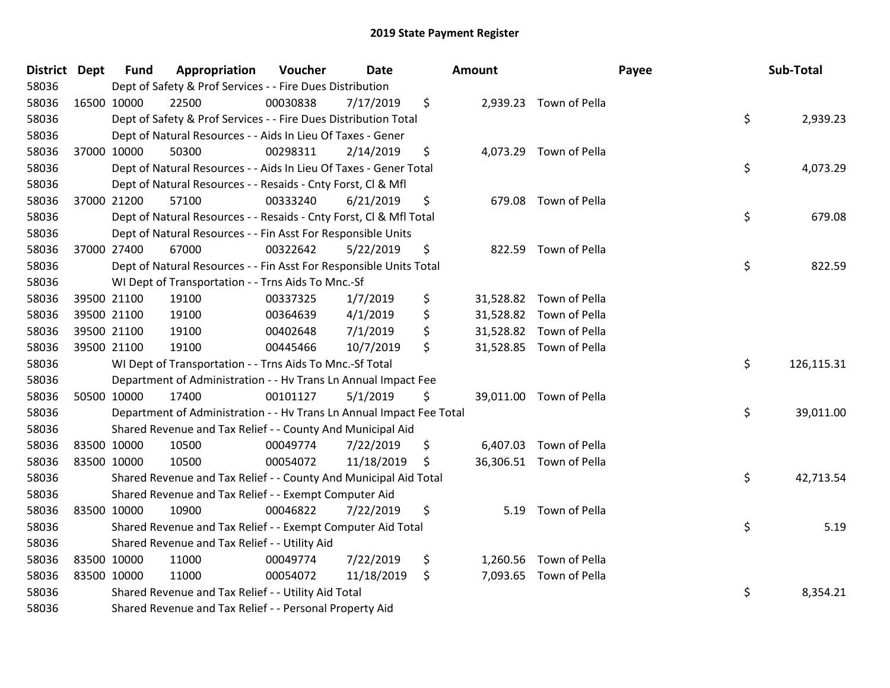# 2019 State Payment Register

| District | Dept | Fund | Appropriation | Voucher | Date | Amount | Payee | Sub-Total |
|---|---|---|---|---|---|---|---|---|
| 58036 | Dept of Safety & Prof Services - - Fire Dues Distribution | | | | | | | |
| 58036 | 16500 | 10000 | 22500 | 00030838 | 7/17/2019 | $ 2,939.23 | Town of Pella | |
| 58036 | Dept of Safety & Prof Services - - Fire Dues Distribution Total | | | | | | | $ 2,939.23 |
| 58036 | Dept of Natural Resources - - Aids In Lieu Of Taxes - Gener | | | | | | | |
| 58036 | 37000 | 10000 | 50300 | 00298311 | 2/14/2019 | $ 4,073.29 | Town of Pella | |
| 58036 | Dept of Natural Resources - - Aids In Lieu Of Taxes - Gener Total | | | | | | | $ 4,073.29 |
| 58036 | Dept of Natural Resources - - Resaids - Cnty Forst, Cl & Mfl | | | | | | | |
| 58036 | 37000 | 21200 | 57100 | 00333240 | 6/21/2019 | $ 679.08 | Town of Pella | |
| 58036 | Dept of Natural Resources - - Resaids - Cnty Forst, Cl & Mfl Total | | | | | | | $ 679.08 |
| 58036 | Dept of Natural Resources - - Fin Asst For Responsible Units | | | | | | | |
| 58036 | 37000 | 27400 | 67000 | 00322642 | 5/22/2019 | $ 822.59 | Town of Pella | |
| 58036 | Dept of Natural Resources - - Fin Asst For Responsible Units Total | | | | | | | $ 822.59 |
| 58036 | WI Dept of Transportation - - Trns Aids To Mnc.-Sf | | | | | | | |
| 58036 | 39500 | 21100 | 19100 | 00337325 | 1/7/2019 | $ 31,528.82 | Town of Pella | |
| 58036 | 39500 | 21100 | 19100 | 00364639 | 4/1/2019 | $ 31,528.82 | Town of Pella | |
| 58036 | 39500 | 21100 | 19100 | 00402648 | 7/1/2019 | $ 31,528.82 | Town of Pella | |
| 58036 | 39500 | 21100 | 19100 | 00445466 | 10/7/2019 | $ 31,528.85 | Town of Pella | |
| 58036 | WI Dept of Transportation - - Trns Aids To Mnc.-Sf Total | | | | | | | $ 126,115.31 |
| 58036 | Department of Administration - - Hv Trans Ln Annual Impact Fee | | | | | | | |
| 58036 | 50500 | 10000 | 17400 | 00101127 | 5/1/2019 | $ 39,011.00 | Town of Pella | |
| 58036 | Department of Administration - - Hv Trans Ln Annual Impact Fee Total | | | | | | | $ 39,011.00 |
| 58036 | Shared Revenue and Tax Relief - - County And Municipal Aid | | | | | | | |
| 58036 | 83500 | 10000 | 10500 | 00049774 | 7/22/2019 | $ 6,407.03 | Town of Pella | |
| 58036 | 83500 | 10000 | 10500 | 00054072 | 11/18/2019 | $ 36,306.51 | Town of Pella | |
| 58036 | Shared Revenue and Tax Relief - - County And Municipal Aid Total | | | | | | | $ 42,713.54 |
| 58036 | Shared Revenue and Tax Relief - - Exempt Computer Aid | | | | | | | |
| 58036 | 83500 | 10000 | 10900 | 00046822 | 7/22/2019 | $ 5.19 | Town of Pella | |
| 58036 | Shared Revenue and Tax Relief - - Exempt Computer Aid Total | | | | | | | $ 5.19 |
| 58036 | Shared Revenue and Tax Relief - - Utility Aid | | | | | | | |
| 58036 | 83500 | 10000 | 11000 | 00049774 | 7/22/2019 | $ 1,260.56 | Town of Pella | |
| 58036 | 83500 | 10000 | 11000 | 00054072 | 11/18/2019 | $ 7,093.65 | Town of Pella | |
| 58036 | Shared Revenue and Tax Relief - - Utility Aid Total | | | | | | | $ 8,354.21 |
| 58036 | Shared Revenue and Tax Relief - - Personal Property Aid | | | | | | | |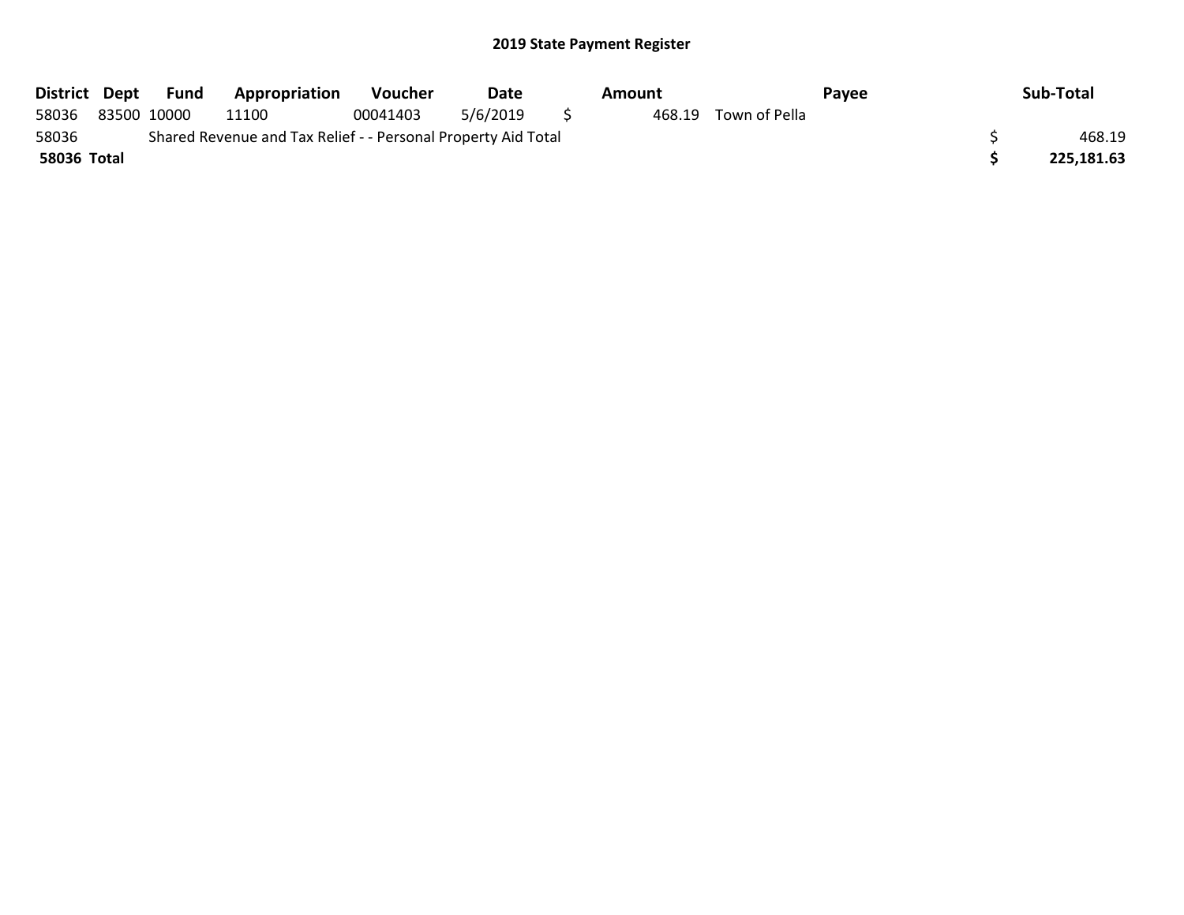# 2019 State Payment Register

| District | Dept | Fund | Appropriation | Voucher | Date | Amount | Payee | Sub-Total |
|---|---|---|---|---|---|---|---|---|
| 58036 | 83500 | 10000 | 11100 | 00041403 | 5/6/2019 | $ 468.19 | Town of Pella | |
| 58036 | | Shared Revenue and Tax Relief - - Personal Property Aid Total | | | | | | $ 468.19 |
| **58036 Total** | | | | | | | | **$ 225,181.63** |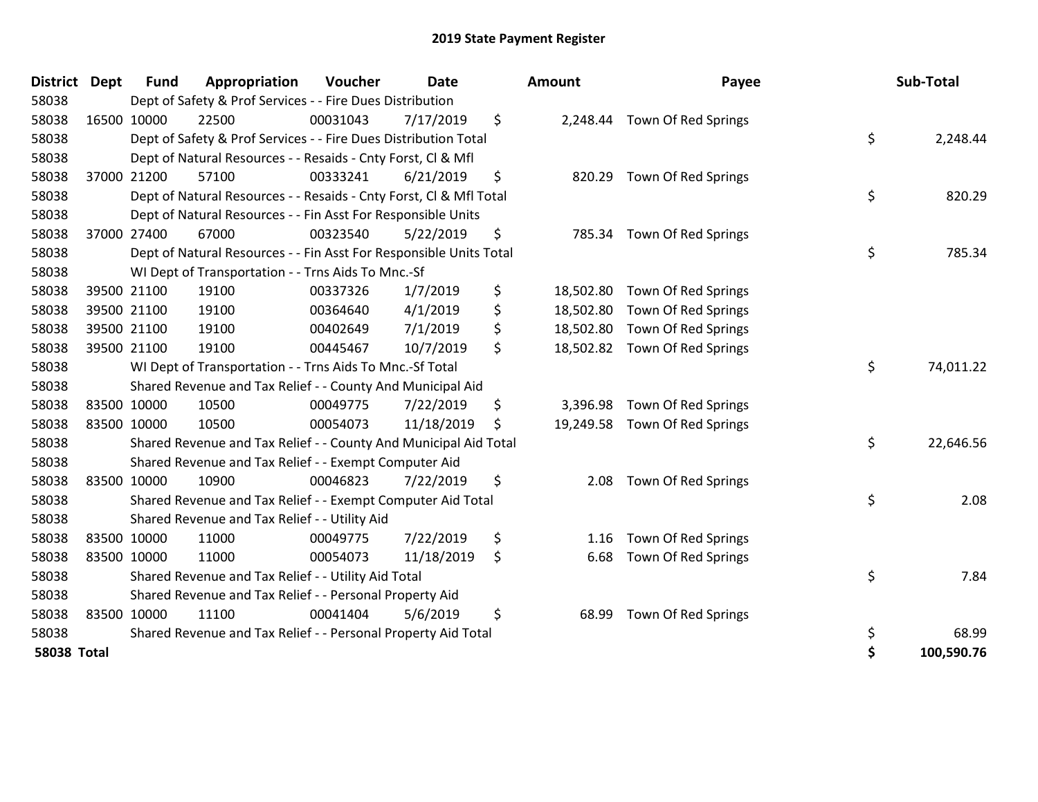# 2019 State Payment Register

| District | Dept | Fund | Appropriation | Voucher | Date | Amount | Payee | Sub-Total |
|---|---|---|---|---|---|---|---|---|
| 58038 | | Dept of Safety & Prof Services - - Fire Dues Distribution | | | | | | |
| 58038 | 16500 | 10000 | 22500 | 00031043 | 7/17/2019 | $ 2,248.44 | Town Of Red Springs | |
| 58038 | | Dept of Safety & Prof Services - - Fire Dues Distribution Total | | | | | | $ 2,248.44 |
| 58038 | | Dept of Natural Resources - - Resaids - Cnty Forst, Cl & Mfl | | | | | | |
| 58038 | 37000 | 21200 | 57100 | 00333241 | 6/21/2019 | $ 820.29 | Town Of Red Springs | |
| 58038 | | Dept of Natural Resources - - Resaids - Cnty Forst, Cl & Mfl Total | | | | | | $ 820.29 |
| 58038 | | Dept of Natural Resources - - Fin Asst For Responsible Units | | | | | | |
| 58038 | 37000 | 27400 | 67000 | 00323540 | 5/22/2019 | $ 785.34 | Town Of Red Springs | |
| 58038 | | Dept of Natural Resources - - Fin Asst For Responsible Units Total | | | | | | $ 785.34 |
| 58038 | | WI Dept of Transportation - - Trns Aids To Mnc.-Sf | | | | | | |
| 58038 | 39500 | 21100 | 19100 | 00337326 | 1/7/2019 | $ 18,502.80 | Town Of Red Springs | |
| 58038 | 39500 | 21100 | 19100 | 00364640 | 4/1/2019 | $ 18,502.80 | Town Of Red Springs | |
| 58038 | 39500 | 21100 | 19100 | 00402649 | 7/1/2019 | $ 18,502.80 | Town Of Red Springs | |
| 58038 | 39500 | 21100 | 19100 | 00445467 | 10/7/2019 | $ 18,502.82 | Town Of Red Springs | |
| 58038 | | WI Dept of Transportation - - Trns Aids To Mnc.-Sf Total | | | | | | $ 74,011.22 |
| 58038 | | Shared Revenue and Tax Relief - - County And Municipal Aid | | | | | | |
| 58038 | 83500 | 10000 | 10500 | 00049775 | 7/22/2019 | $ 3,396.98 | Town Of Red Springs | |
| 58038 | 83500 | 10000 | 10500 | 00054073 | 11/18/2019 | $ 19,249.58 | Town Of Red Springs | |
| 58038 | | Shared Revenue and Tax Relief - - County And Municipal Aid Total | | | | | | $ 22,646.56 |
| 58038 | | Shared Revenue and Tax Relief - - Exempt Computer Aid | | | | | | |
| 58038 | 83500 | 10000 | 10900 | 00046823 | 7/22/2019 | $ 2.08 | Town Of Red Springs | |
| 58038 | | Shared Revenue and Tax Relief - - Exempt Computer Aid Total | | | | | | $ 2.08 |
| 58038 | | Shared Revenue and Tax Relief - - Utility Aid | | | | | | |
| 58038 | 83500 | 10000 | 11000 | 00049775 | 7/22/2019 | $ 1.16 | Town Of Red Springs | |
| 58038 | 83500 | 10000 | 11000 | 00054073 | 11/18/2019 | $ 6.68 | Town Of Red Springs | |
| 58038 | | Shared Revenue and Tax Relief - - Utility Aid Total | | | | | | $ 7.84 |
| 58038 | | Shared Revenue and Tax Relief - - Personal Property Aid | | | | | | |
| 58038 | 83500 | 10000 | 11100 | 00041404 | 5/6/2019 | $ 68.99 | Town Of Red Springs | |
| 58038 | | Shared Revenue and Tax Relief - - Personal Property Aid Total | | | | | | $ 68.99 |
| **58038 Total** | | | | | | | | **$ 100,590.76** |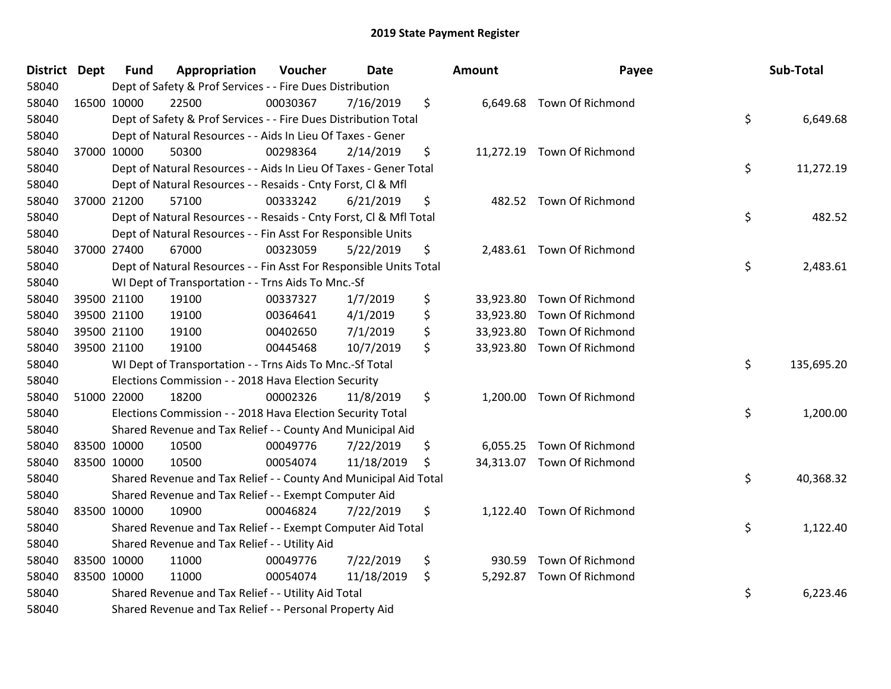# 2019 State Payment Register

| District | Dept | Fund | Appropriation | Voucher | Date | Amount | Payee | Sub-Total |
|---|---|---|---|---|---|---|---|---|
| 58040 | | Dept of Safety & Prof Services - - Fire Dues Distribution | | | | | | |
| 58040 | 16500 | 10000 | 22500 | 00030367 | 7/16/2019 | $ 6,649.68 | Town Of Richmond | |
| 58040 | | Dept of Safety & Prof Services - - Fire Dues Distribution Total | | | | | | $ 6,649.68 |
| 58040 | | Dept of Natural Resources - - Aids In Lieu Of Taxes - Gener | | | | | | |
| 58040 | 37000 | 10000 | 50300 | 00298364 | 2/14/2019 | $ 11,272.19 | Town Of Richmond | |
| 58040 | | Dept of Natural Resources - - Aids In Lieu Of Taxes - Gener Total | | | | | | $ 11,272.19 |
| 58040 | | Dept of Natural Resources - - Resaids - Cnty Forst, Cl & Mfl | | | | | | |
| 58040 | 37000 | 21200 | 57100 | 00333242 | 6/21/2019 | $ 482.52 | Town Of Richmond | |
| 58040 | | Dept of Natural Resources - - Resaids - Cnty Forst, Cl & Mfl Total | | | | | | $ 482.52 |
| 58040 | | Dept of Natural Resources - - Fin Asst For Responsible Units | | | | | | |
| 58040 | 37000 | 27400 | 67000 | 00323059 | 5/22/2019 | $ 2,483.61 | Town Of Richmond | |
| 58040 | | Dept of Natural Resources - - Fin Asst For Responsible Units Total | | | | | | $ 2,483.61 |
| 58040 | | WI Dept of Transportation - - Trns Aids To Mnc.-Sf | | | | | | |
| 58040 | 39500 | 21100 | 19100 | 00337327 | 1/7/2019 | $ 33,923.80 | Town Of Richmond | |
| 58040 | 39500 | 21100 | 19100 | 00364641 | 4/1/2019 | $ 33,923.80 | Town Of Richmond | |
| 58040 | 39500 | 21100 | 19100 | 00402650 | 7/1/2019 | $ 33,923.80 | Town Of Richmond | |
| 58040 | 39500 | 21100 | 19100 | 00445468 | 10/7/2019 | $ 33,923.80 | Town Of Richmond | |
| 58040 | | WI Dept of Transportation - - Trns Aids To Mnc.-Sf Total | | | | | | $ 135,695.20 |
| 58040 | | Elections Commission - - 2018 Hava Election Security | | | | | | |
| 58040 | 51000 | 22000 | 18200 | 00002326 | 11/8/2019 | $ 1,200.00 | Town Of Richmond | |
| 58040 | | Elections Commission - - 2018 Hava Election Security Total | | | | | | $ 1,200.00 |
| 58040 | | Shared Revenue and Tax Relief - - County And Municipal Aid | | | | | | |
| 58040 | 83500 | 10000 | 10500 | 00049776 | 7/22/2019 | $ 6,055.25 | Town Of Richmond | |
| 58040 | 83500 | 10000 | 10500 | 00054074 | 11/18/2019 | $ 34,313.07 | Town Of Richmond | |
| 58040 | | Shared Revenue and Tax Relief - - County And Municipal Aid Total | | | | | | $ 40,368.32 |
| 58040 | | Shared Revenue and Tax Relief - - Exempt Computer Aid | | | | | | |
| 58040 | 83500 | 10000 | 10900 | 00046824 | 7/22/2019 | $ 1,122.40 | Town Of Richmond | |
| 58040 | | Shared Revenue and Tax Relief - - Exempt Computer Aid Total | | | | | | $ 1,122.40 |
| 58040 | | Shared Revenue and Tax Relief - - Utility Aid | | | | | | |
| 58040 | 83500 | 10000 | 11000 | 00049776 | 7/22/2019 | $ 930.59 | Town Of Richmond | |
| 58040 | 83500 | 10000 | 11000 | 00054074 | 11/18/2019 | $ 5,292.87 | Town Of Richmond | |
| 58040 | | Shared Revenue and Tax Relief - - Utility Aid Total | | | | | | $ 6,223.46 |
| 58040 | | Shared Revenue and Tax Relief - - Personal Property Aid | | | | | | |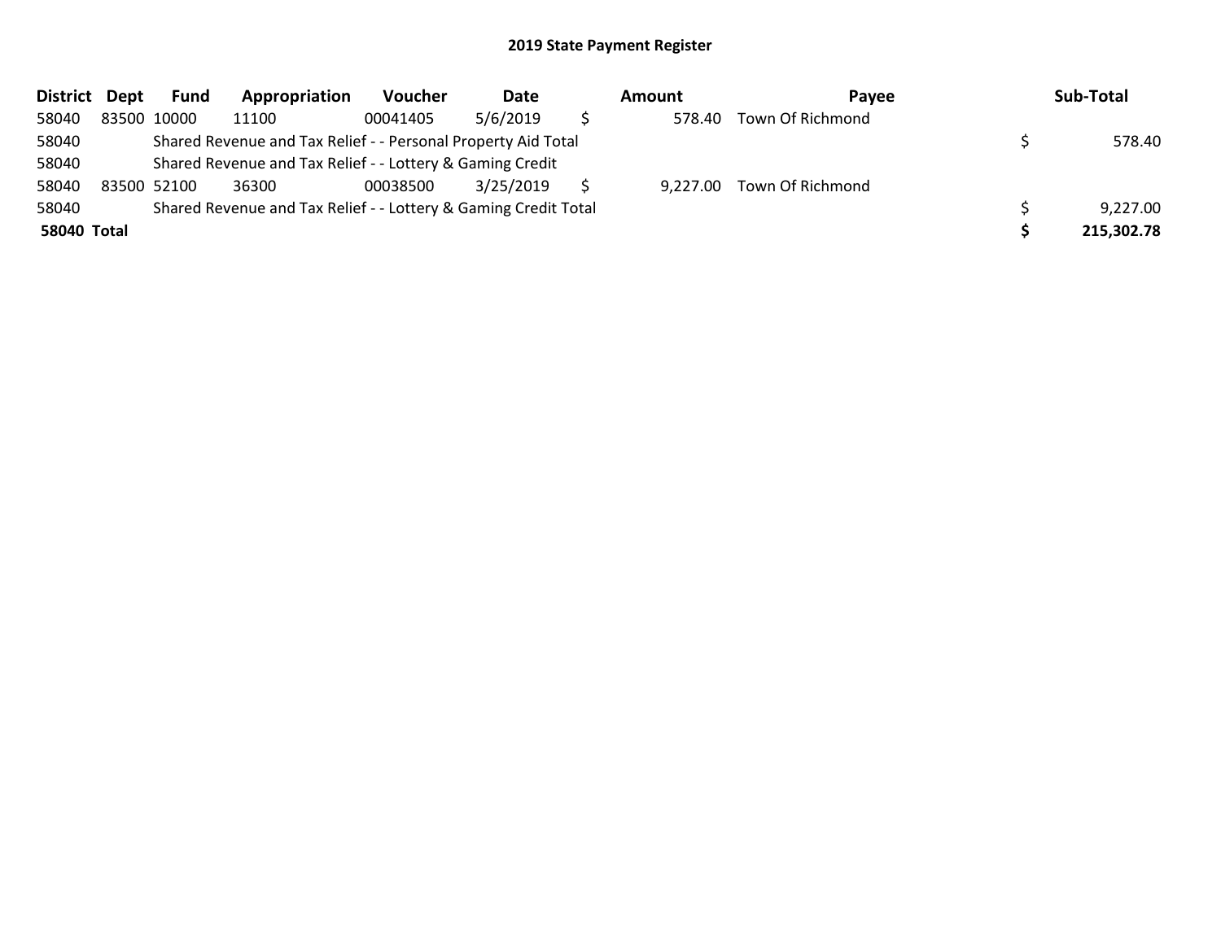## 2019 State Payment Register

| District | Dept | Fund | Appropriation | Voucher | Date | Amount | Payee | Sub-Total |
|---|---|---|---|---|---|---|---|---|
| 58040 | 83500 | 10000 | 11100 | 00041405 | 5/6/2019 | $ 578.40 | Town Of Richmond | |
| 58040 | | Shared Revenue and Tax Relief - - Personal Property Aid Total | | | | | | $ 578.40 |
| 58040 | | Shared Revenue and Tax Relief - - Lottery & Gaming Credit | | | | | | |
| 58040 | 83500 | 52100 | 36300 | 00038500 | 3/25/2019 | $ 9,227.00 | Town Of Richmond | |
| 58040 | | Shared Revenue and Tax Relief - - Lottery & Gaming Credit Total | | | | | | $ 9,227.00 |
| **58040** | **Total** | | | | | | | **$ 215,302.78** |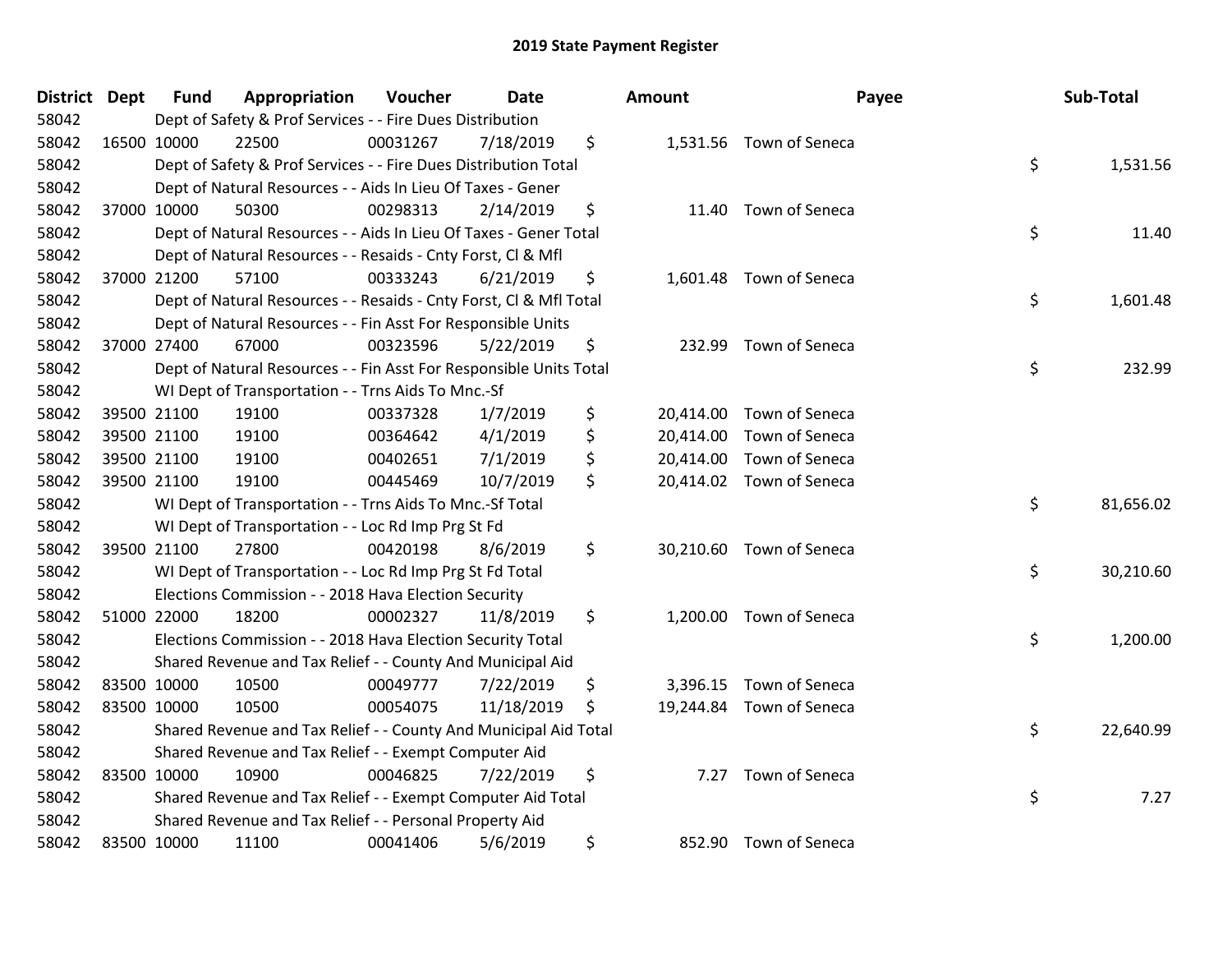# 2019 State Payment Register

| District | Dept | Fund | Appropriation | Voucher | Date | Amount | Payee | Sub-Total |
|---|---|---|---|---|---|---|---|---|
| 58042 | | Dept of Safety & Prof Services - - Fire Dues Distribution | | | | | | |
| 58042 | 16500 | 10000 | 22500 | 00031267 | 7/18/2019 | $ 1,531.56 | Town of Seneca | |
| 58042 | | Dept of Safety & Prof Services - - Fire Dues Distribution Total | | | | | | $ 1,531.56 |
| 58042 | | Dept of Natural Resources - - Aids In Lieu Of Taxes - Gener | | | | | | |
| 58042 | 37000 | 10000 | 50300 | 00298313 | 2/14/2019 | $ 11.40 | Town of Seneca | |
| 58042 | | Dept of Natural Resources - - Aids In Lieu Of Taxes - Gener Total | | | | | | $ 11.40 |
| 58042 | | Dept of Natural Resources - - Resaids - Cnty Forst, Cl & Mfl | | | | | | |
| 58042 | 37000 | 21200 | 57100 | 00333243 | 6/21/2019 | $ 1,601.48 | Town of Seneca | |
| 58042 | | Dept of Natural Resources - - Resaids - Cnty Forst, Cl & Mfl Total | | | | | | $ 1,601.48 |
| 58042 | | Dept of Natural Resources - - Fin Asst For Responsible Units | | | | | | |
| 58042 | 37000 | 27400 | 67000 | 00323596 | 5/22/2019 | $ 232.99 | Town of Seneca | |
| 58042 | | Dept of Natural Resources - - Fin Asst For Responsible Units Total | | | | | | $ 232.99 |
| 58042 | | WI Dept of Transportation - - Trns Aids To Mnc.-Sf | | | | | | |
| 58042 | 39500 | 21100 | 19100 | 00337328 | 1/7/2019 | $ 20,414.00 | Town of Seneca | |
| 58042 | 39500 | 21100 | 19100 | 00364642 | 4/1/2019 | $ 20,414.00 | Town of Seneca | |
| 58042 | 39500 | 21100 | 19100 | 00402651 | 7/1/2019 | $ 20,414.00 | Town of Seneca | |
| 58042 | 39500 | 21100 | 19100 | 00445469 | 10/7/2019 | $ 20,414.02 | Town of Seneca | |
| 58042 | | WI Dept of Transportation - - Trns Aids To Mnc.-Sf Total | | | | | | $ 81,656.02 |
| 58042 | | WI Dept of Transportation - - Loc Rd Imp Prg St Fd | | | | | | |
| 58042 | 39500 | 21100 | 27800 | 00420198 | 8/6/2019 | $ 30,210.60 | Town of Seneca | |
| 58042 | | WI Dept of Transportation - - Loc Rd Imp Prg St Fd Total | | | | | | $ 30,210.60 |
| 58042 | | Elections Commission - - 2018 Hava Election Security | | | | | | |
| 58042 | 51000 | 22000 | 18200 | 00002327 | 11/8/2019 | $ 1,200.00 | Town of Seneca | |
| 58042 | | Elections Commission - - 2018 Hava Election Security Total | | | | | | $ 1,200.00 |
| 58042 | | Shared Revenue and Tax Relief - - County And Municipal Aid | | | | | | |
| 58042 | 83500 | 10000 | 10500 | 00049777 | 7/22/2019 | $ 3,396.15 | Town of Seneca | |
| 58042 | 83500 | 10000 | 10500 | 00054075 | 11/18/2019 | $ 19,244.84 | Town of Seneca | |
| 58042 | | Shared Revenue and Tax Relief - - County And Municipal Aid Total | | | | | | $ 22,640.99 |
| 58042 | | Shared Revenue and Tax Relief - - Exempt Computer Aid | | | | | | |
| 58042 | 83500 | 10000 | 10900 | 00046825 | 7/22/2019 | $ 7.27 | Town of Seneca | |
| 58042 | | Shared Revenue and Tax Relief - - Exempt Computer Aid Total | | | | | | $ 7.27 |
| 58042 | | Shared Revenue and Tax Relief - - Personal Property Aid | | | | | | |
| 58042 | 83500 | 10000 | 11100 | 00041406 | 5/6/2019 | $ 852.90 | Town of Seneca | |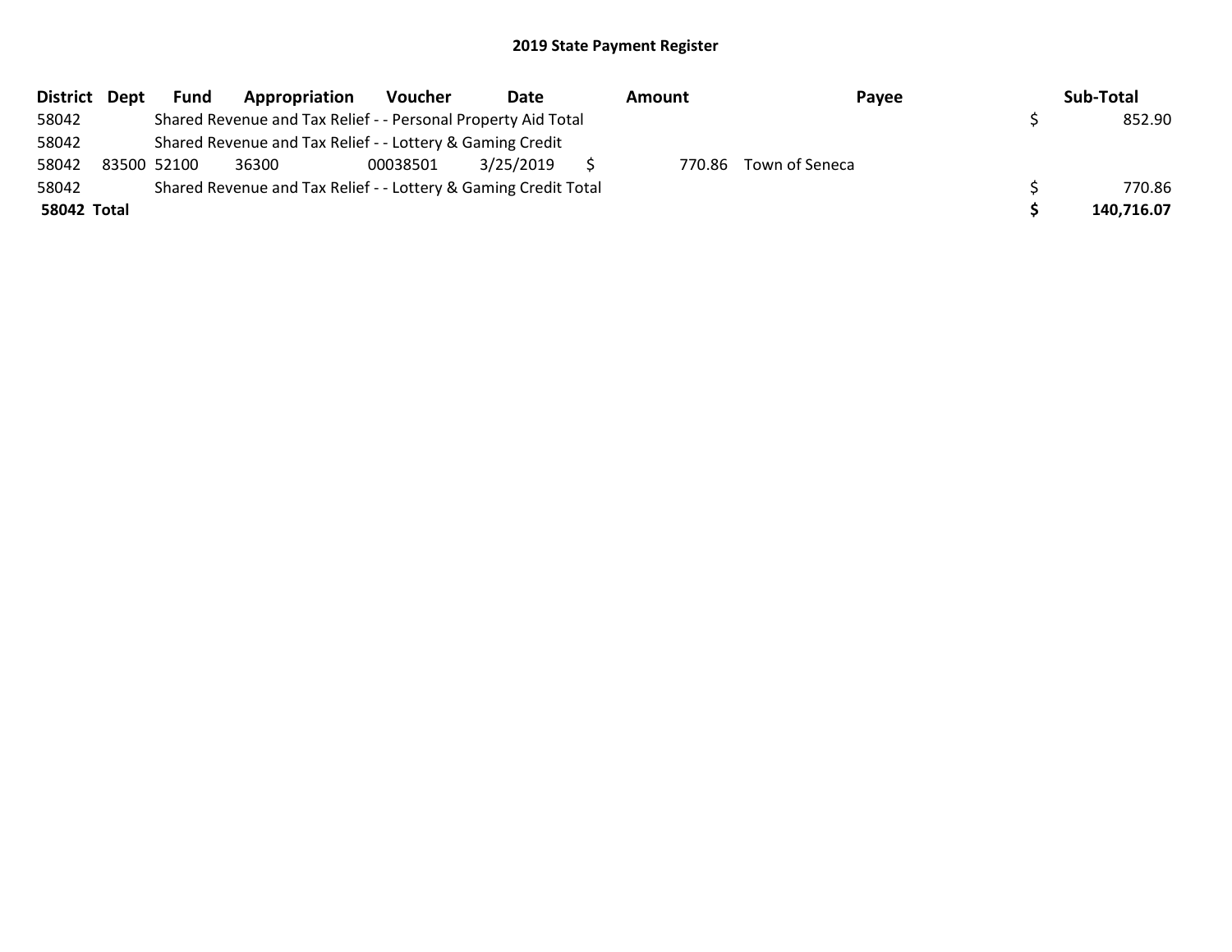## 2019 State Payment Register

| District | Dept | Fund | Appropriation | Voucher | Date | Amount | Payee | Sub-Total |
|---|---|---|---|---|---|---|---|---|
| 58042 | | Shared Revenue and Tax Relief - - Personal Property Aid Total | | | | | | $ 852.90 |
| 58042 | | Shared Revenue and Tax Relief - - Lottery & Gaming Credit | | | | | | |
| 58042 | 83500 | 52100 | 36300 | 00038501 | 3/25/2019 | $ 770.86 | Town of Seneca | |
| 58042 | | Shared Revenue and Tax Relief - - Lottery & Gaming Credit Total | | | | | | $ 770.86 |
| **58042 Total** | | | | | | | | **$ 140,716.07** |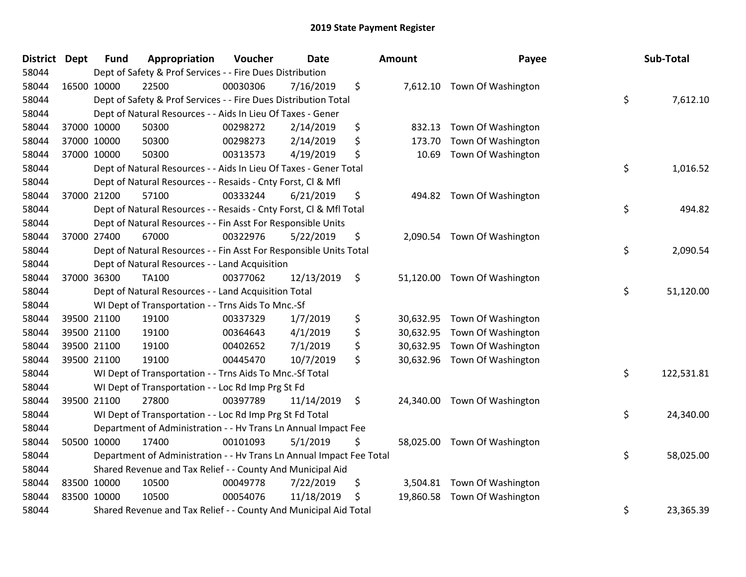# 2019 State Payment Register

| District | Dept | Fund | Appropriation | Voucher | Date | Amount | Payee | Sub-Total |
|---|---|---|---|---|---|---|---|---|
| 58044 | Dept of Safety & Prof Services - - Fire Dues Distribution | | | | | | | |
| 58044 | 16500 | 10000 | 22500 | 00030306 | 7/16/2019 | $ 7,612.10 | Town Of Washington | |
| 58044 | Dept of Safety & Prof Services - - Fire Dues Distribution Total | | | | | | | $ 7,612.10 |
| 58044 | Dept of Natural Resources - - Aids In Lieu Of Taxes - Gener | | | | | | | |
| 58044 | 37000 | 10000 | 50300 | 00298272 | 2/14/2019 | $ 832.13 | Town Of Washington | |
| 58044 | 37000 | 10000 | 50300 | 00298273 | 2/14/2019 | $ 173.70 | Town Of Washington | |
| 58044 | 37000 | 10000 | 50300 | 00313573 | 4/19/2019 | $ 10.69 | Town Of Washington | |
| 58044 | Dept of Natural Resources - - Aids In Lieu Of Taxes - Gener Total | | | | | | | $ 1,016.52 |
| 58044 | Dept of Natural Resources - - Resaids - Cnty Forst, Cl & Mfl | | | | | | | |
| 58044 | 37000 | 21200 | 57100 | 00333244 | 6/21/2019 | $ 494.82 | Town Of Washington | |
| 58044 | Dept of Natural Resources - - Resaids - Cnty Forst, Cl & Mfl Total | | | | | | | $ 494.82 |
| 58044 | Dept of Natural Resources - - Fin Asst For Responsible Units | | | | | | | |
| 58044 | 37000 | 27400 | 67000 | 00322976 | 5/22/2019 | $ 2,090.54 | Town Of Washington | |
| 58044 | Dept of Natural Resources - - Fin Asst For Responsible Units Total | | | | | | | $ 2,090.54 |
| 58044 | Dept of Natural Resources - - Land Acquisition | | | | | | | |
| 58044 | 37000 | 36300 | TA100 | 00377062 | 12/13/2019 | $ 51,120.00 | Town Of Washington | |
| 58044 | Dept of Natural Resources - - Land Acquisition Total | | | | | | | $ 51,120.00 |
| 58044 | WI Dept of Transportation - - Trns Aids To Mnc.-Sf | | | | | | | |
| 58044 | 39500 | 21100 | 19100 | 00337329 | 1/7/2019 | $ 30,632.95 | Town Of Washington | |
| 58044 | 39500 | 21100 | 19100 | 00364643 | 4/1/2019 | $ 30,632.95 | Town Of Washington | |
| 58044 | 39500 | 21100 | 19100 | 00402652 | 7/1/2019 | $ 30,632.95 | Town Of Washington | |
| 58044 | 39500 | 21100 | 19100 | 00445470 | 10/7/2019 | $ 30,632.96 | Town Of Washington | |
| 58044 | WI Dept of Transportation - - Trns Aids To Mnc.-Sf Total | | | | | | | $ 122,531.81 |
| 58044 | WI Dept of Transportation - - Loc Rd Imp Prg St Fd | | | | | | | |
| 58044 | 39500 | 21100 | 27800 | 00397789 | 11/14/2019 | $ 24,340.00 | Town Of Washington | |
| 58044 | WI Dept of Transportation - - Loc Rd Imp Prg St Fd Total | | | | | | | $ 24,340.00 |
| 58044 | Department of Administration - - Hv Trans Ln Annual Impact Fee | | | | | | | |
| 58044 | 50500 | 10000 | 17400 | 00101093 | 5/1/2019 | $ 58,025.00 | Town Of Washington | |
| 58044 | Department of Administration - - Hv Trans Ln Annual Impact Fee Total | | | | | | | $ 58,025.00 |
| 58044 | Shared Revenue and Tax Relief - - County And Municipal Aid | | | | | | | |
| 58044 | 83500 | 10000 | 10500 | 00049778 | 7/22/2019 | $ 3,504.81 | Town Of Washington | |
| 58044 | 83500 | 10000 | 10500 | 00054076 | 11/18/2019 | $ 19,860.58 | Town Of Washington | |
| 58044 | Shared Revenue and Tax Relief - - County And Municipal Aid Total | | | | | | | $ 23,365.39 |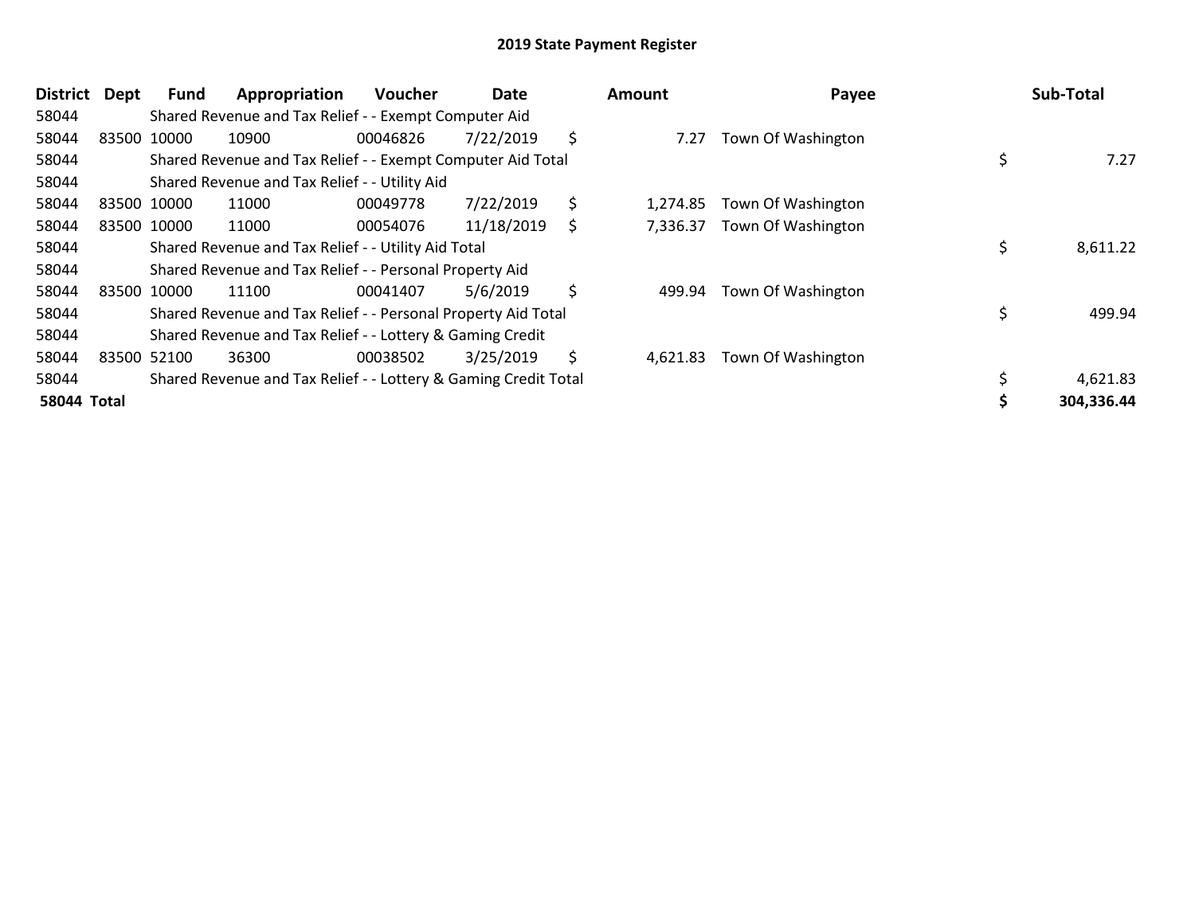## 2019 State Payment Register

| District | Dept | Fund | Appropriation | Voucher | Date | Amount | Payee | Sub-Total |
|---|---|---|---|---|---|---|---|---|
| 58044 | | Shared Revenue and Tax Relief - - Exempt Computer Aid | | | | | | |
| 58044 | 83500 | 10000 | 10900 | 00046826 | 7/22/2019 | $ 7.27 | Town Of Washington | |
| 58044 | | Shared Revenue and Tax Relief - - Exempt Computer Aid Total | | | | | | $ 7.27 |
| 58044 | | Shared Revenue and Tax Relief - - Utility Aid | | | | | | |
| 58044 | 83500 | 10000 | 11000 | 00049778 | 7/22/2019 | $ 1,274.85 | Town Of Washington | |
| 58044 | 83500 | 10000 | 11000 | 00054076 | 11/18/2019 | $ 7,336.37 | Town Of Washington | |
| 58044 | | Shared Revenue and Tax Relief - - Utility Aid Total | | | | | | $ 8,611.22 |
| 58044 | | Shared Revenue and Tax Relief - - Personal Property Aid | | | | | | |
| 58044 | 83500 | 10000 | 11100 | 00041407 | 5/6/2019 | $ 499.94 | Town Of Washington | |
| 58044 | | Shared Revenue and Tax Relief - - Personal Property Aid Total | | | | | | $ 499.94 |
| 58044 | | Shared Revenue and Tax Relief - - Lottery & Gaming Credit | | | | | | |
| 58044 | 83500 | 52100 | 36300 | 00038502 | 3/25/2019 | $ 4,621.83 | Town Of Washington | |
| 58044 | | Shared Revenue and Tax Relief - - Lottery & Gaming Credit Total | | | | | | $ 4,621.83 |
| **58044 Total** | | | | | | | | **$ 304,336.44** |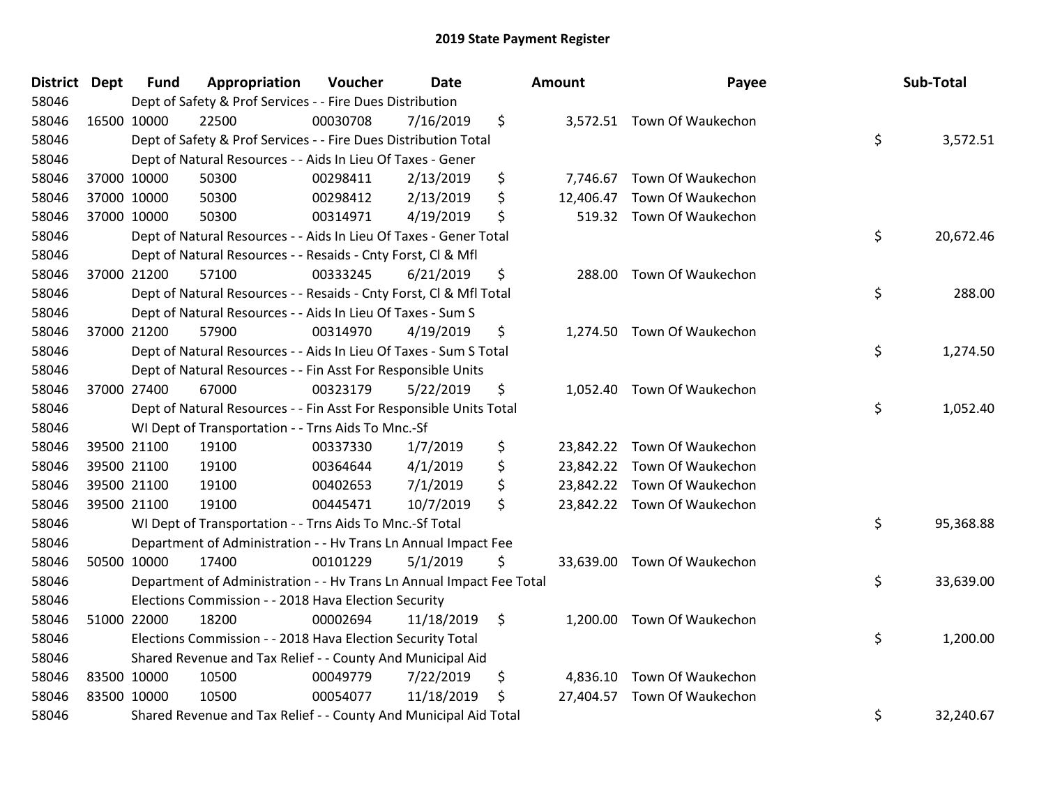# 2019 State Payment Register

| District | Dept | Fund | Appropriation | Voucher | Date | Amount | Payee | Sub-Total |
|---|---|---|---|---|---|---|---|---|
| 58046 | Dept of Safety & Prof Services - - Fire Dues Distribution | | | | | | | |
| 58046 | 16500 | 10000 | 22500 | 00030708 | 7/16/2019 | $ 3,572.51 | Town Of Waukechon | |
| 58046 | Dept of Safety & Prof Services - - Fire Dues Distribution Total | | | | | | | $ 3,572.51 |
| 58046 | Dept of Natural Resources - - Aids In Lieu Of Taxes - Gener | | | | | | | |
| 58046 | 37000 | 10000 | 50300 | 00298411 | 2/13/2019 | $ 7,746.67 | Town Of Waukechon | |
| 58046 | 37000 | 10000 | 50300 | 00298412 | 2/13/2019 | $ 12,406.47 | Town Of Waukechon | |
| 58046 | 37000 | 10000 | 50300 | 00314971 | 4/19/2019 | $ 519.32 | Town Of Waukechon | |
| 58046 | Dept of Natural Resources - - Aids In Lieu Of Taxes - Gener Total | | | | | | | $ 20,672.46 |
| 58046 | Dept of Natural Resources - - Resaids - Cnty Forst, Cl & Mfl | | | | | | | |
| 58046 | 37000 | 21200 | 57100 | 00333245 | 6/21/2019 | $ 288.00 | Town Of Waukechon | |
| 58046 | Dept of Natural Resources - - Resaids - Cnty Forst, Cl & Mfl Total | | | | | | | $ 288.00 |
| 58046 | Dept of Natural Resources - - Aids In Lieu Of Taxes - Sum S | | | | | | | |
| 58046 | 37000 | 21200 | 57900 | 00314970 | 4/19/2019 | $ 1,274.50 | Town Of Waukechon | |
| 58046 | Dept of Natural Resources - - Aids In Lieu Of Taxes - Sum S Total | | | | | | | $ 1,274.50 |
| 58046 | Dept of Natural Resources - - Fin Asst For Responsible Units | | | | | | | |
| 58046 | 37000 | 27400 | 67000 | 00323179 | 5/22/2019 | $ 1,052.40 | Town Of Waukechon | |
| 58046 | Dept of Natural Resources - - Fin Asst For Responsible Units Total | | | | | | | $ 1,052.40 |
| 58046 | WI Dept of Transportation - - Trns Aids To Mnc.-Sf | | | | | | | |
| 58046 | 39500 | 21100 | 19100 | 00337330 | 1/7/2019 | $ 23,842.22 | Town Of Waukechon | |
| 58046 | 39500 | 21100 | 19100 | 00364644 | 4/1/2019 | $ 23,842.22 | Town Of Waukechon | |
| 58046 | 39500 | 21100 | 19100 | 00402653 | 7/1/2019 | $ 23,842.22 | Town Of Waukechon | |
| 58046 | 39500 | 21100 | 19100 | 00445471 | 10/7/2019 | $ 23,842.22 | Town Of Waukechon | |
| 58046 | WI Dept of Transportation - - Trns Aids To Mnc.-Sf Total | | | | | | | $ 95,368.88 |
| 58046 | Department of Administration - - Hv Trans Ln Annual Impact Fee | | | | | | | |
| 58046 | 50500 | 10000 | 17400 | 00101229 | 5/1/2019 | $ 33,639.00 | Town Of Waukechon | |
| 58046 | Department of Administration - - Hv Trans Ln Annual Impact Fee Total | | | | | | | $ 33,639.00 |
| 58046 | Elections Commission - - 2018 Hava Election Security | | | | | | | |
| 58046 | 51000 | 22000 | 18200 | 00002694 | 11/18/2019 | $ 1,200.00 | Town Of Waukechon | |
| 58046 | Elections Commission - - 2018 Hava Election Security Total | | | | | | | $ 1,200.00 |
| 58046 | Shared Revenue and Tax Relief - - County And Municipal Aid | | | | | | | |
| 58046 | 83500 | 10000 | 10500 | 00049779 | 7/22/2019 | $ 4,836.10 | Town Of Waukechon | |
| 58046 | 83500 | 10000 | 10500 | 00054077 | 11/18/2019 | $ 27,404.57 | Town Of Waukechon | |
| 58046 | Shared Revenue and Tax Relief - - County And Municipal Aid Total | | | | | | | $ 32,240.67 |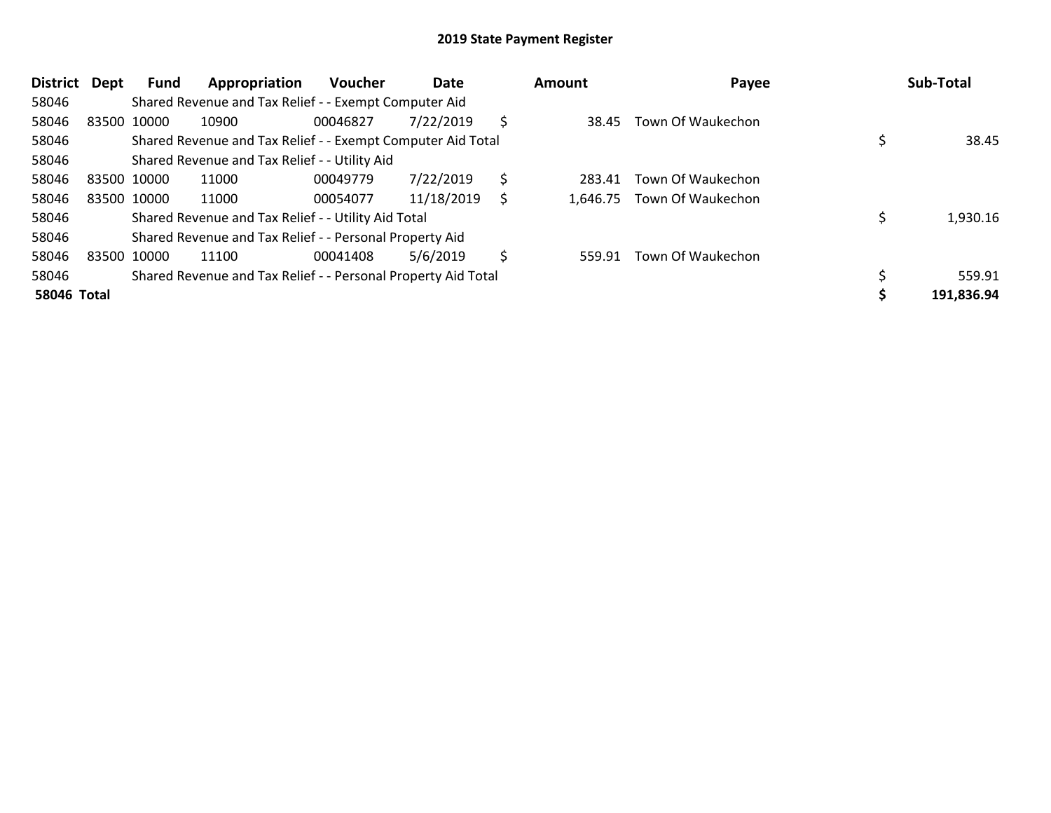# 2019 State Payment Register

| District | Dept | Fund | Appropriation | Voucher | Date | Amount | Payee | Sub-Total |
|---|---|---|---|---|---|---|---|---|
| 58046 | | Shared Revenue and Tax Relief - - Exempt Computer Aid | | | | | | |
| 58046 | 83500 | 10000 | 10900 | 00046827 | 7/22/2019 | $ 38.45 | Town Of Waukechon | |
| 58046 | | Shared Revenue and Tax Relief - - Exempt Computer Aid Total | | | | | | $ 38.45 |
| 58046 | | Shared Revenue and Tax Relief - - Utility Aid | | | | | | |
| 58046 | 83500 | 10000 | 11000 | 00049779 | 7/22/2019 | $ 283.41 | Town Of Waukechon | |
| 58046 | 83500 | 10000 | 11000 | 00054077 | 11/18/2019 | $ 1,646.75 | Town Of Waukechon | |
| 58046 | | Shared Revenue and Tax Relief - - Utility Aid Total | | | | | | $ 1,930.16 |
| 58046 | | Shared Revenue and Tax Relief - - Personal Property Aid | | | | | | |
| 58046 | 83500 | 10000 | 11100 | 00041408 | 5/6/2019 | $ 559.91 | Town Of Waukechon | |
| 58046 | | Shared Revenue and Tax Relief - - Personal Property Aid Total | | | | | | $ 559.91 |
| **58046 Total** | | | | | | | | **$ 191,836.94** |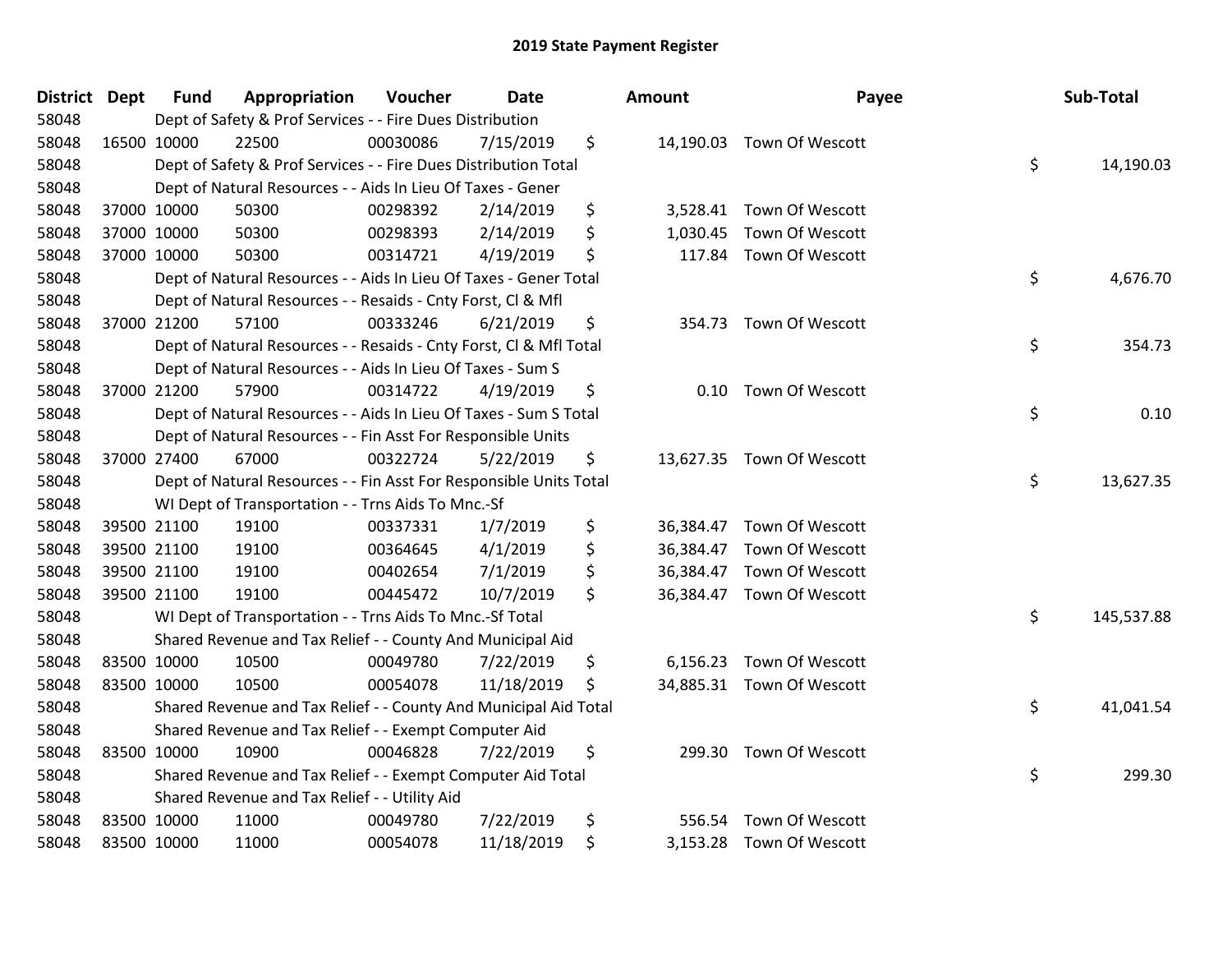# 2019 State Payment Register

| District | Dept | Fund | Appropriation | Voucher | Date | Amount | Payee | Sub-Total |
|---|---|---|---|---|---|---|---|---|
| 58048 | Dept of Safety & Prof Services - - Fire Dues Distribution | | | | | | | |
| 58048 | 16500 | 10000 | 22500 | 00030086 | 7/15/2019 | $ 14,190.03 | Town Of Wescott | |
| 58048 | Dept of Safety & Prof Services - - Fire Dues Distribution Total | | | | | | | $ 14,190.03 |
| 58048 | Dept of Natural Resources - - Aids In Lieu Of Taxes - Gener | | | | | | | |
| 58048 | 37000 | 10000 | 50300 | 00298392 | 2/14/2019 | $ 3,528.41 | Town Of Wescott | |
| 58048 | 37000 | 10000 | 50300 | 00298393 | 2/14/2019 | $ 1,030.45 | Town Of Wescott | |
| 58048 | 37000 | 10000 | 50300 | 00314721 | 4/19/2019 | $ 117.84 | Town Of Wescott | |
| 58048 | Dept of Natural Resources - - Aids In Lieu Of Taxes - Gener Total | | | | | | | $ 4,676.70 |
| 58048 | Dept of Natural Resources - - Resaids - Cnty Forst, Cl & Mfl | | | | | | | |
| 58048 | 37000 | 21200 | 57100 | 00333246 | 6/21/2019 | $ 354.73 | Town Of Wescott | |
| 58048 | Dept of Natural Resources - - Resaids - Cnty Forst, Cl & Mfl Total | | | | | | | $ 354.73 |
| 58048 | Dept of Natural Resources - - Aids In Lieu Of Taxes - Sum S | | | | | | | |
| 58048 | 37000 | 21200 | 57900 | 00314722 | 4/19/2019 | $ 0.10 | Town Of Wescott | |
| 58048 | Dept of Natural Resources - - Aids In Lieu Of Taxes - Sum S Total | | | | | | | $ 0.10 |
| 58048 | Dept of Natural Resources - - Fin Asst For Responsible Units | | | | | | | |
| 58048 | 37000 | 27400 | 67000 | 00322724 | 5/22/2019 | $ 13,627.35 | Town Of Wescott | |
| 58048 | Dept of Natural Resources - - Fin Asst For Responsible Units Total | | | | | | | $ 13,627.35 |
| 58048 | WI Dept of Transportation - - Trns Aids To Mnc.-Sf | | | | | | | |
| 58048 | 39500 | 21100 | 19100 | 00337331 | 1/7/2019 | $ 36,384.47 | Town Of Wescott | |
| 58048 | 39500 | 21100 | 19100 | 00364645 | 4/1/2019 | $ 36,384.47 | Town Of Wescott | |
| 58048 | 39500 | 21100 | 19100 | 00402654 | 7/1/2019 | $ 36,384.47 | Town Of Wescott | |
| 58048 | 39500 | 21100 | 19100 | 00445472 | 10/7/2019 | $ 36,384.47 | Town Of Wescott | |
| 58048 | WI Dept of Transportation - - Trns Aids To Mnc.-Sf Total | | | | | | | $ 145,537.88 |
| 58048 | Shared Revenue and Tax Relief - - County And Municipal Aid | | | | | | | |
| 58048 | 83500 | 10000 | 10500 | 00049780 | 7/22/2019 | $ 6,156.23 | Town Of Wescott | |
| 58048 | 83500 | 10000 | 10500 | 00054078 | 11/18/2019 | $ 34,885.31 | Town Of Wescott | |
| 58048 | Shared Revenue and Tax Relief - - County And Municipal Aid Total | | | | | | | $ 41,041.54 |
| 58048 | Shared Revenue and Tax Relief - - Exempt Computer Aid | | | | | | | |
| 58048 | 83500 | 10000 | 10900 | 00046828 | 7/22/2019 | $ 299.30 | Town Of Wescott | |
| 58048 | Shared Revenue and Tax Relief - - Exempt Computer Aid Total | | | | | | | $ 299.30 |
| 58048 | Shared Revenue and Tax Relief - - Utility Aid | | | | | | | |
| 58048 | 83500 | 10000 | 11000 | 00049780 | 7/22/2019 | $ 556.54 | Town Of Wescott | |
| 58048 | 83500 | 10000 | 11000 | 00054078 | 11/18/2019 | $ 3,153.28 | Town Of Wescott | |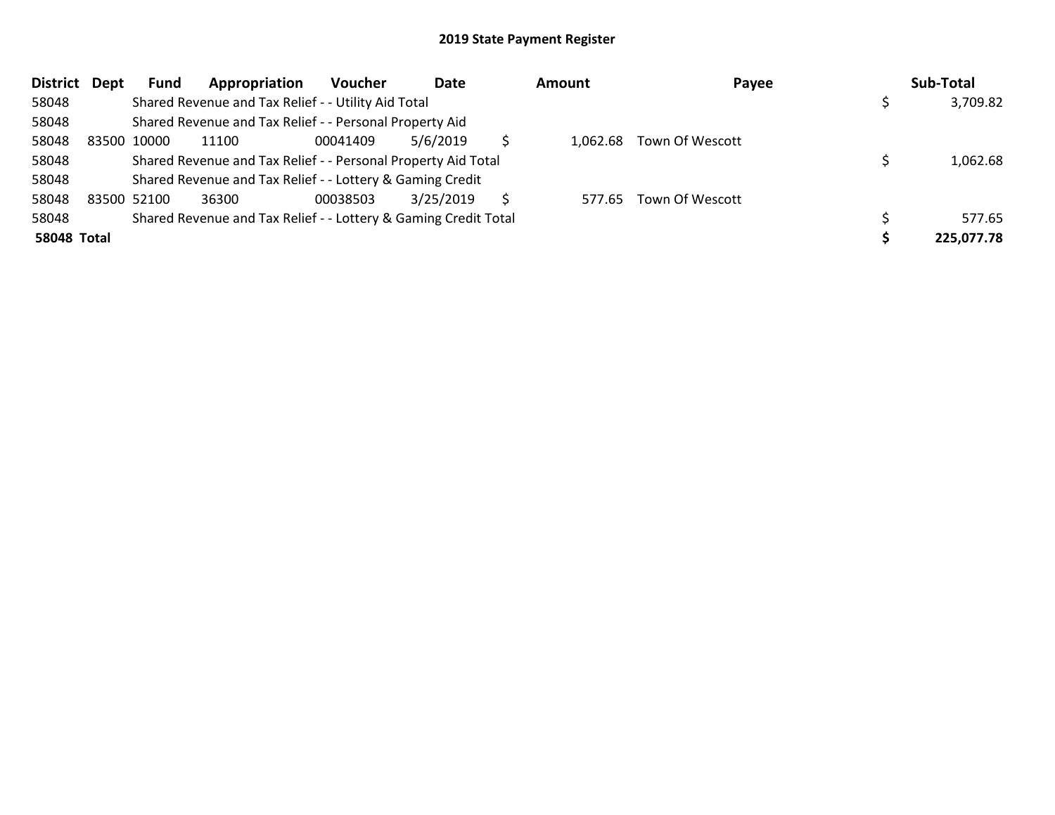## 2019 State Payment Register

| District | Dept | Fund | Appropriation | Voucher | Date | Amount | Payee | Sub-Total |
|---|---|---|---|---|---|---|---|---|
| 58048 | | Shared Revenue and Tax Relief - - Utility Aid Total | | | | | | $ 3,709.82 |
| 58048 | | Shared Revenue and Tax Relief - - Personal Property Aid | | | | | | |
| 58048 | 83500 | 10000 | 11100 | 00041409 | 5/6/2019 | $ 1,062.68 | Town Of Wescott | |
| 58048 | | Shared Revenue and Tax Relief - - Personal Property Aid Total | | | | | | $ 1,062.68 |
| 58048 | | Shared Revenue and Tax Relief - - Lottery & Gaming Credit | | | | | | |
| 58048 | 83500 | 52100 | 36300 | 00038503 | 3/25/2019 | $ 577.65 | Town Of Wescott | |
| 58048 | | Shared Revenue and Tax Relief - - Lottery & Gaming Credit Total | | | | | | $ 577.65 |
| **58048 Total** | | | | | | | | **$ 225,077.78** |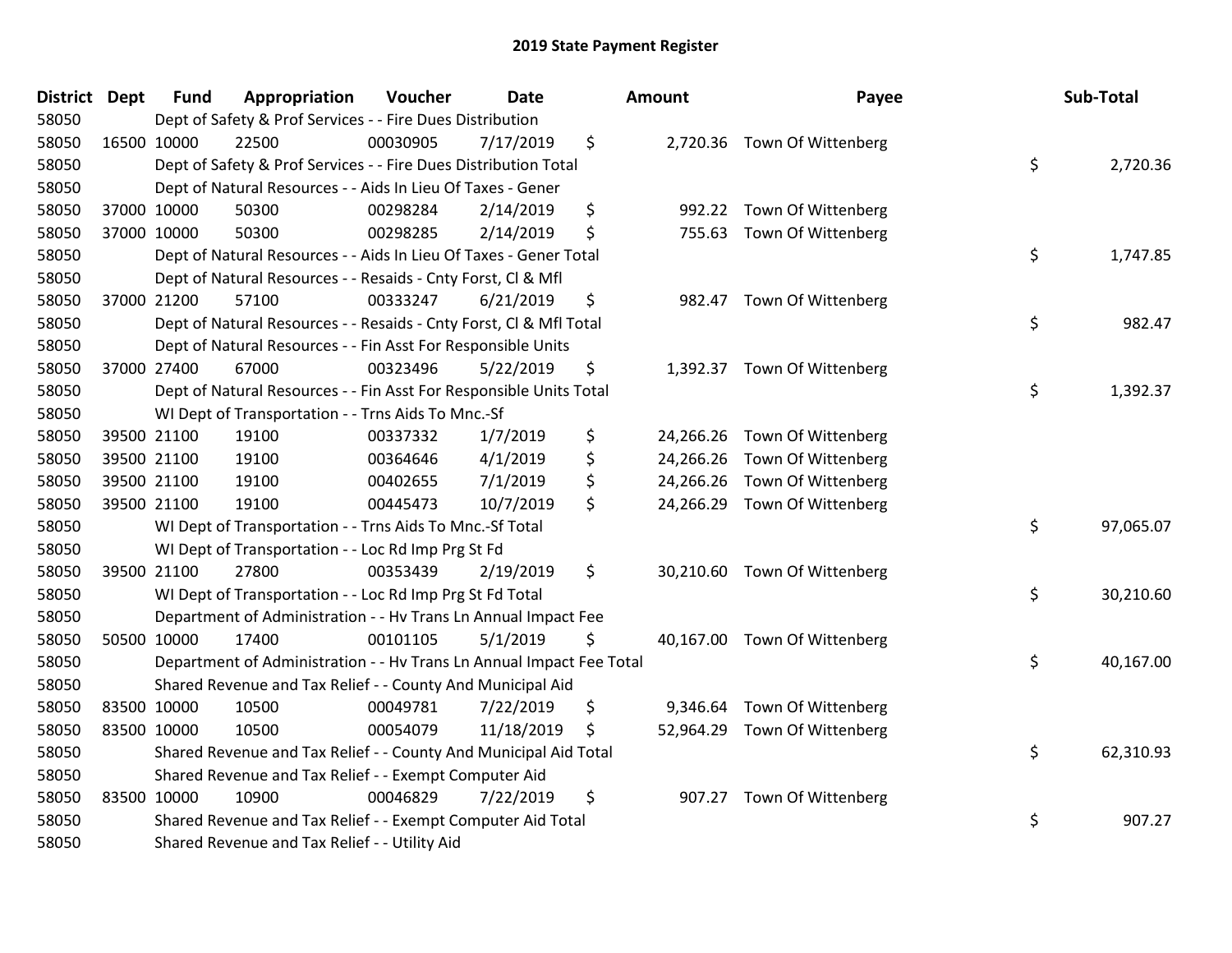# 2019 State Payment Register

| District | Dept | Fund | Appropriation | Voucher | Date | Amount | Payee | Sub-Total |
|---|---|---|---|---|---|---|---|---|
| 58050 | | Dept of Safety & Prof Services - - Fire Dues Distribution | | | | | | |
| 58050 | 16500 | 10000 | 22500 | 00030905 | 7/17/2019 | $ 2,720.36 | Town Of Wittenberg | |
| 58050 | | Dept of Safety & Prof Services - - Fire Dues Distribution Total | | | | | | $ 2,720.36 |
| 58050 | | Dept of Natural Resources - - Aids In Lieu Of Taxes - Gener | | | | | | |
| 58050 | 37000 | 10000 | 50300 | 00298284 | 2/14/2019 | $ 992.22 | Town Of Wittenberg | |
| 58050 | 37000 | 10000 | 50300 | 00298285 | 2/14/2019 | $ 755.63 | Town Of Wittenberg | |
| 58050 | | Dept of Natural Resources - - Aids In Lieu Of Taxes - Gener Total | | | | | | $ 1,747.85 |
| 58050 | | Dept of Natural Resources - - Resaids - Cnty Forst, Cl & Mfl | | | | | | |
| 58050 | 37000 | 21200 | 57100 | 00333247 | 6/21/2019 | $ 982.47 | Town Of Wittenberg | |
| 58050 | | Dept of Natural Resources - - Resaids - Cnty Forst, Cl & Mfl Total | | | | | | $ 982.47 |
| 58050 | | Dept of Natural Resources - - Fin Asst For Responsible Units | | | | | | |
| 58050 | 37000 | 27400 | 67000 | 00323496 | 5/22/2019 | $ 1,392.37 | Town Of Wittenberg | |
| 58050 | | Dept of Natural Resources - - Fin Asst For Responsible Units Total | | | | | | $ 1,392.37 |
| 58050 | | WI Dept of Transportation - - Trns Aids To Mnc.-Sf | | | | | | |
| 58050 | 39500 | 21100 | 19100 | 00337332 | 1/7/2019 | $ 24,266.26 | Town Of Wittenberg | |
| 58050 | 39500 | 21100 | 19100 | 00364646 | 4/1/2019 | $ 24,266.26 | Town Of Wittenberg | |
| 58050 | 39500 | 21100 | 19100 | 00402655 | 7/1/2019 | $ 24,266.26 | Town Of Wittenberg | |
| 58050 | 39500 | 21100 | 19100 | 00445473 | 10/7/2019 | $ 24,266.29 | Town Of Wittenberg | |
| 58050 | | WI Dept of Transportation - - Trns Aids To Mnc.-Sf Total | | | | | | $ 97,065.07 |
| 58050 | | WI Dept of Transportation - - Loc Rd Imp Prg St Fd | | | | | | |
| 58050 | 39500 | 21100 | 27800 | 00353439 | 2/19/2019 | $ 30,210.60 | Town Of Wittenberg | |
| 58050 | | WI Dept of Transportation - - Loc Rd Imp Prg St Fd Total | | | | | | $ 30,210.60 |
| 58050 | | Department of Administration - - Hv Trans Ln Annual Impact Fee | | | | | | |
| 58050 | 50500 | 10000 | 17400 | 00101105 | 5/1/2019 | $ 40,167.00 | Town Of Wittenberg | |
| 58050 | | Department of Administration - - Hv Trans Ln Annual Impact Fee Total | | | | | | $ 40,167.00 |
| 58050 | | Shared Revenue and Tax Relief - - County And Municipal Aid | | | | | | |
| 58050 | 83500 | 10000 | 10500 | 00049781 | 7/22/2019 | $ 9,346.64 | Town Of Wittenberg | |
| 58050 | 83500 | 10000 | 10500 | 00054079 | 11/18/2019 | $ 52,964.29 | Town Of Wittenberg | |
| 58050 | | Shared Revenue and Tax Relief - - County And Municipal Aid Total | | | | | | $ 62,310.93 |
| 58050 | | Shared Revenue and Tax Relief - - Exempt Computer Aid | | | | | | |
| 58050 | 83500 | 10000 | 10900 | 00046829 | 7/22/2019 | $ 907.27 | Town Of Wittenberg | |
| 58050 | | Shared Revenue and Tax Relief - - Exempt Computer Aid Total | | | | | | $ 907.27 |
| 58050 | | Shared Revenue and Tax Relief - - Utility Aid | | | | | | |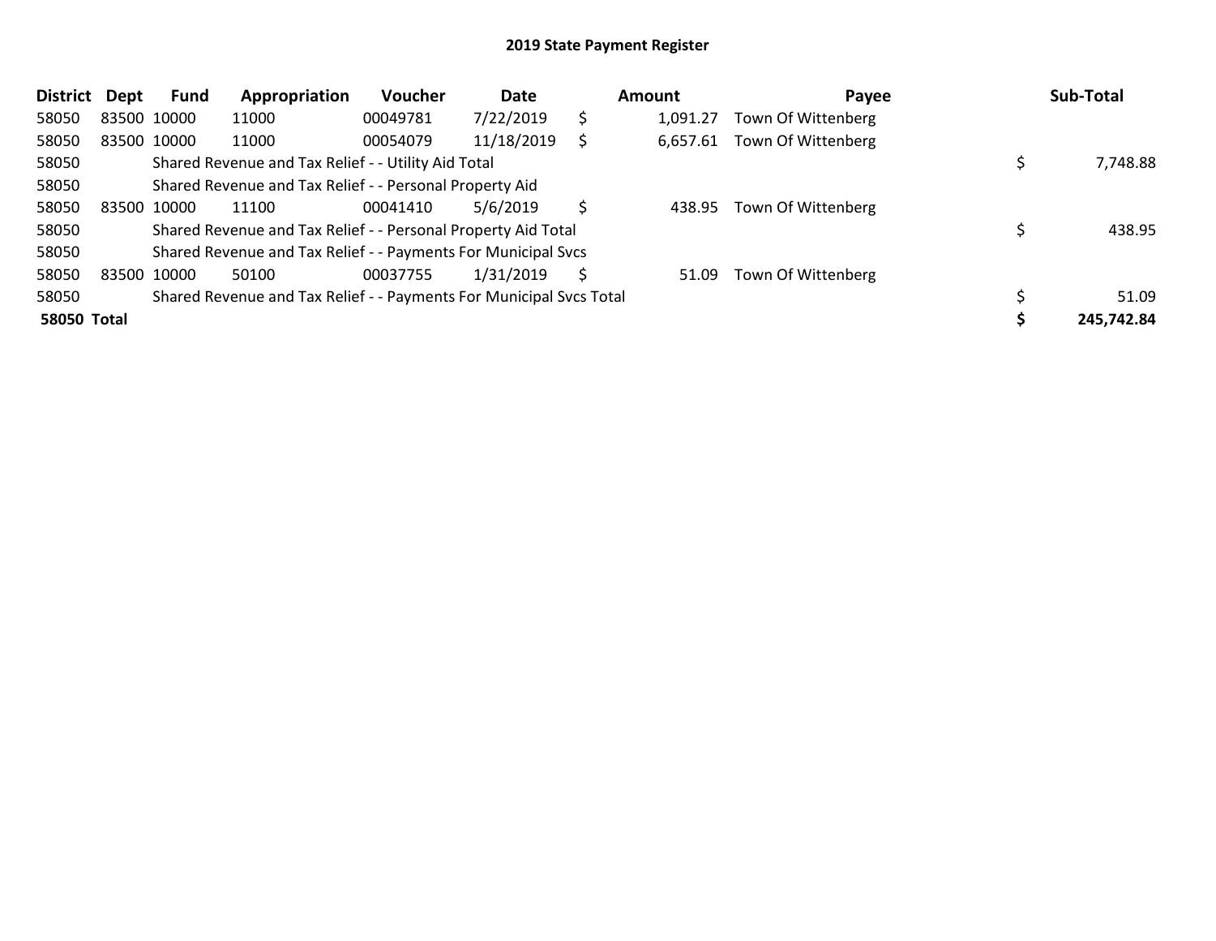## 2019 State Payment Register

| District | Dept | Fund | Appropriation | Voucher | Date | Amount | Payee | Sub-Total |
|---|---|---|---|---|---|---|---|---|
| 58050 | 83500 | 10000 | 11000 | 00049781 | 7/22/2019 | $ 1,091.27 | Town Of Wittenberg | |
| 58050 | 83500 | 10000 | 11000 | 00054079 | 11/18/2019 | $ 6,657.61 | Town Of Wittenberg | |
| 58050 | | Shared Revenue and Tax Relief - - Utility Aid Total | | | | | | $ 7,748.88 |
| 58050 | | Shared Revenue and Tax Relief - - Personal Property Aid | | | | | | |
| 58050 | 83500 | 10000 | 11100 | 00041410 | 5/6/2019 | $ 438.95 | Town Of Wittenberg | |
| 58050 | | Shared Revenue and Tax Relief - - Personal Property Aid Total | | | | | | $ 438.95 |
| 58050 | | Shared Revenue and Tax Relief - - Payments For Municipal Svcs | | | | | | |
| 58050 | 83500 | 10000 | 50100 | 00037755 | 1/31/2019 | $ 51.09 | Town Of Wittenberg | |
| 58050 | | Shared Revenue and Tax Relief - - Payments For Municipal Svcs Total | | | | | | $ 51.09 |
| **58050 Total** | | | | | | | | **$ 245,742.84** |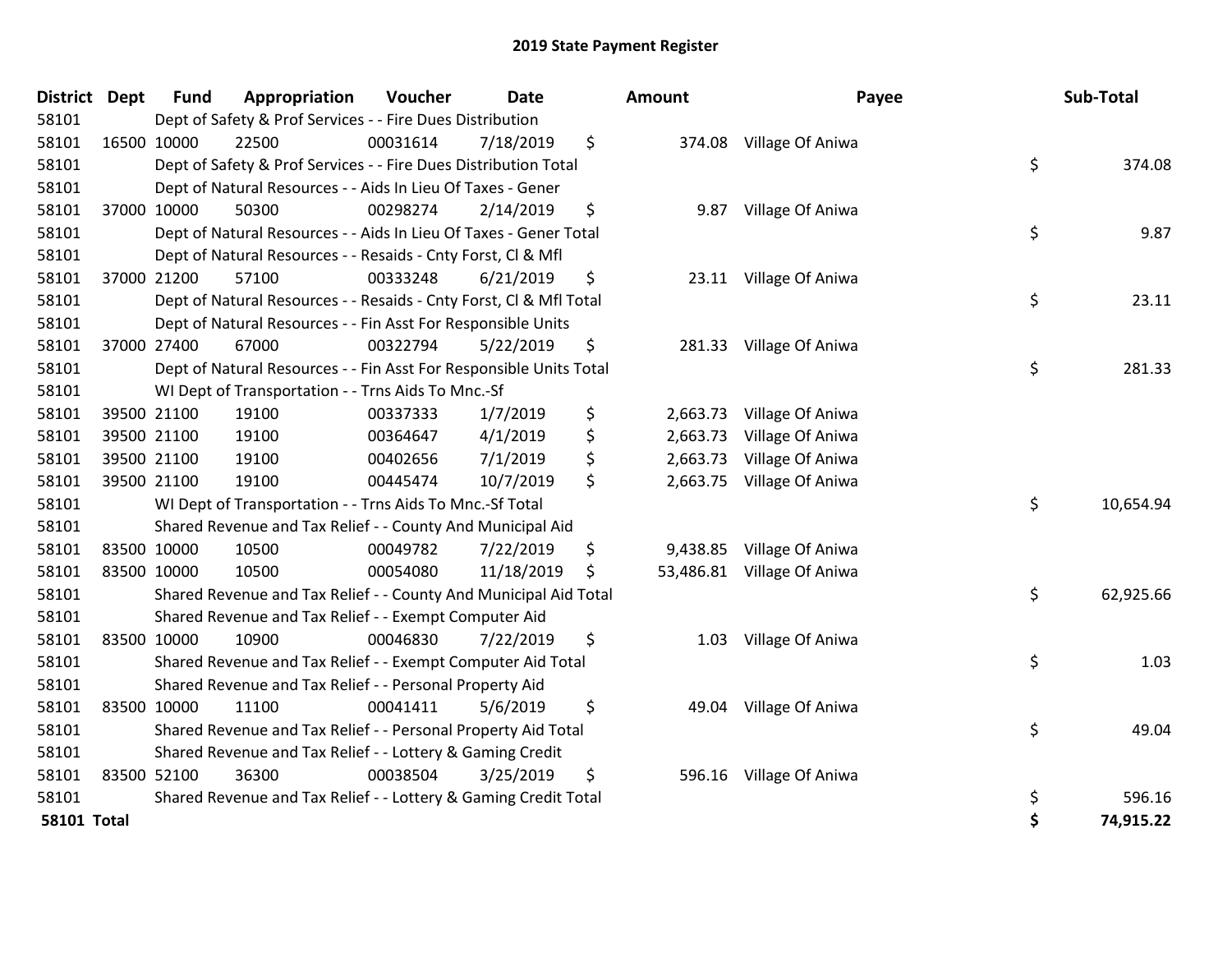# 2019 State Payment Register

| District | Dept | Fund | Appropriation | Voucher | Date | Amount | Payee | Sub-Total |
|---|---|---|---|---|---|---|---|---|
| 58101 | | Dept of Safety & Prof Services - - Fire Dues Distribution | | | | | | |
| 58101 | 16500 | 10000 | 22500 | 00031614 | 7/18/2019 | $ 374.08 | Village Of Aniwa | |
| 58101 | | Dept of Safety & Prof Services - - Fire Dues Distribution Total | | | | | | $ 374.08 |
| 58101 | | Dept of Natural Resources - - Aids In Lieu Of Taxes - Gener | | | | | | |
| 58101 | 37000 | 10000 | 50300 | 00298274 | 2/14/2019 | $ 9.87 | Village Of Aniwa | |
| 58101 | | Dept of Natural Resources - - Aids In Lieu Of Taxes - Gener Total | | | | | | $ 9.87 |
| 58101 | | Dept of Natural Resources - - Resaids - Cnty Forst, Cl & Mfl | | | | | | |
| 58101 | 37000 | 21200 | 57100 | 00333248 | 6/21/2019 | $ 23.11 | Village Of Aniwa | |
| 58101 | | Dept of Natural Resources - - Resaids - Cnty Forst, Cl & Mfl Total | | | | | | $ 23.11 |
| 58101 | | Dept of Natural Resources - - Fin Asst For Responsible Units | | | | | | |
| 58101 | 37000 | 27400 | 67000 | 00322794 | 5/22/2019 | $ 281.33 | Village Of Aniwa | |
| 58101 | | Dept of Natural Resources - - Fin Asst For Responsible Units Total | | | | | | $ 281.33 |
| 58101 | | WI Dept of Transportation - - Trns Aids To Mnc.-Sf | | | | | | |
| 58101 | 39500 | 21100 | 19100 | 00337333 | 1/7/2019 | $ 2,663.73 | Village Of Aniwa | |
| 58101 | 39500 | 21100 | 19100 | 00364647 | 4/1/2019 | $ 2,663.73 | Village Of Aniwa | |
| 58101 | 39500 | 21100 | 19100 | 00402656 | 7/1/2019 | $ 2,663.73 | Village Of Aniwa | |
| 58101 | 39500 | 21100 | 19100 | 00445474 | 10/7/2019 | $ 2,663.75 | Village Of Aniwa | |
| 58101 | | WI Dept of Transportation - - Trns Aids To Mnc.-Sf Total | | | | | | $ 10,654.94 |
| 58101 | | Shared Revenue and Tax Relief - - County And Municipal Aid | | | | | | |
| 58101 | 83500 | 10000 | 10500 | 00049782 | 7/22/2019 | $ 9,438.85 | Village Of Aniwa | |
| 58101 | 83500 | 10000 | 10500 | 00054080 | 11/18/2019 | $ 53,486.81 | Village Of Aniwa | |
| 58101 | | Shared Revenue and Tax Relief - - County And Municipal Aid Total | | | | | | $ 62,925.66 |
| 58101 | | Shared Revenue and Tax Relief - - Exempt Computer Aid | | | | | | |
| 58101 | 83500 | 10000 | 10900 | 00046830 | 7/22/2019 | $ 1.03 | Village Of Aniwa | |
| 58101 | | Shared Revenue and Tax Relief - - Exempt Computer Aid Total | | | | | | $ 1.03 |
| 58101 | | Shared Revenue and Tax Relief - - Personal Property Aid | | | | | | |
| 58101 | 83500 | 10000 | 11100 | 00041411 | 5/6/2019 | $ 49.04 | Village Of Aniwa | |
| 58101 | | Shared Revenue and Tax Relief - - Personal Property Aid Total | | | | | | $ 49.04 |
| 58101 | | Shared Revenue and Tax Relief - - Lottery & Gaming Credit | | | | | | |
| 58101 | 83500 | 52100 | 36300 | 00038504 | 3/25/2019 | $ 596.16 | Village Of Aniwa | |
| 58101 | | Shared Revenue and Tax Relief - - Lottery & Gaming Credit Total | | | | | | $ 596.16 |
| **58101 Total** | | | | | | | | **$ 74,915.22** |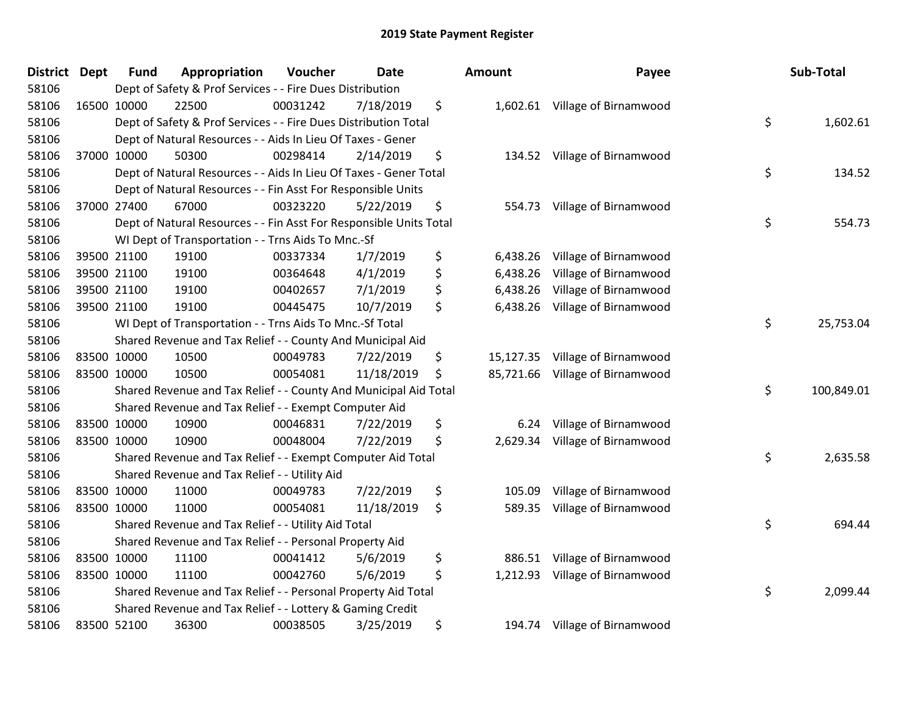# 2019 State Payment Register

| District | Dept | Fund | Appropriation | Voucher | Date | Amount | Payee | Sub-Total |
|---|---|---|---|---|---|---|---|---|
| 58106 | Dept of Safety & Prof Services - - Fire Dues Distribution | | | | | | | |
| 58106 | 16500 | 10000 | 22500 | 00031242 | 7/18/2019 | $ 1,602.61 | Village of Birnamwood | |
| 58106 | Dept of Safety & Prof Services - - Fire Dues Distribution Total | | | | | | | $ 1,602.61 |
| 58106 | Dept of Natural Resources - - Aids In Lieu Of Taxes - Gener | | | | | | | |
| 58106 | 37000 | 10000 | 50300 | 00298414 | 2/14/2019 | $ 134.52 | Village of Birnamwood | |
| 58106 | Dept of Natural Resources - - Aids In Lieu Of Taxes - Gener Total | | | | | | | $ 134.52 |
| 58106 | Dept of Natural Resources - - Fin Asst For Responsible Units | | | | | | | |
| 58106 | 37000 | 27400 | 67000 | 00323220 | 5/22/2019 | $ 554.73 | Village of Birnamwood | |
| 58106 | Dept of Natural Resources - - Fin Asst For Responsible Units Total | | | | | | | $ 554.73 |
| 58106 | WI Dept of Transportation - - Trns Aids To Mnc.-Sf | | | | | | | |
| 58106 | 39500 | 21100 | 19100 | 00337334 | 1/7/2019 | $ 6,438.26 | Village of Birnamwood | |
| 58106 | 39500 | 21100 | 19100 | 00364648 | 4/1/2019 | $ 6,438.26 | Village of Birnamwood | |
| 58106 | 39500 | 21100 | 19100 | 00402657 | 7/1/2019 | $ 6,438.26 | Village of Birnamwood | |
| 58106 | 39500 | 21100 | 19100 | 00445475 | 10/7/2019 | $ 6,438.26 | Village of Birnamwood | |
| 58106 | WI Dept of Transportation - - Trns Aids To Mnc.-Sf Total | | | | | | | $ 25,753.04 |
| 58106 | Shared Revenue and Tax Relief - - County And Municipal Aid | | | | | | | |
| 58106 | 83500 | 10000 | 10500 | 00049783 | 7/22/2019 | $ 15,127.35 | Village of Birnamwood | |
| 58106 | 83500 | 10000 | 10500 | 00054081 | 11/18/2019 | $ 85,721.66 | Village of Birnamwood | |
| 58106 | Shared Revenue and Tax Relief - - County And Municipal Aid Total | | | | | | | $ 100,849.01 |
| 58106 | Shared Revenue and Tax Relief - - Exempt Computer Aid | | | | | | | |
| 58106 | 83500 | 10000 | 10900 | 00046831 | 7/22/2019 | $ 6.24 | Village of Birnamwood | |
| 58106 | 83500 | 10000 | 10900 | 00048004 | 7/22/2019 | $ 2,629.34 | Village of Birnamwood | |
| 58106 | Shared Revenue and Tax Relief - - Exempt Computer Aid Total | | | | | | | $ 2,635.58 |
| 58106 | Shared Revenue and Tax Relief - - Utility Aid | | | | | | | |
| 58106 | 83500 | 10000 | 11000 | 00049783 | 7/22/2019 | $ 105.09 | Village of Birnamwood | |
| 58106 | 83500 | 10000 | 11000 | 00054081 | 11/18/2019 | $ 589.35 | Village of Birnamwood | |
| 58106 | Shared Revenue and Tax Relief - - Utility Aid Total | | | | | | | $ 694.44 |
| 58106 | Shared Revenue and Tax Relief - - Personal Property Aid | | | | | | | |
| 58106 | 83500 | 10000 | 11100 | 00041412 | 5/6/2019 | $ 886.51 | Village of Birnamwood | |
| 58106 | 83500 | 10000 | 11100 | 00042760 | 5/6/2019 | $ 1,212.93 | Village of Birnamwood | |
| 58106 | Shared Revenue and Tax Relief - - Personal Property Aid Total | | | | | | | $ 2,099.44 |
| 58106 | Shared Revenue and Tax Relief - - Lottery & Gaming Credit | | | | | | | |
| 58106 | 83500 | 52100 | 36300 | 00038505 | 3/25/2019 | $ 194.74 | Village of Birnamwood | |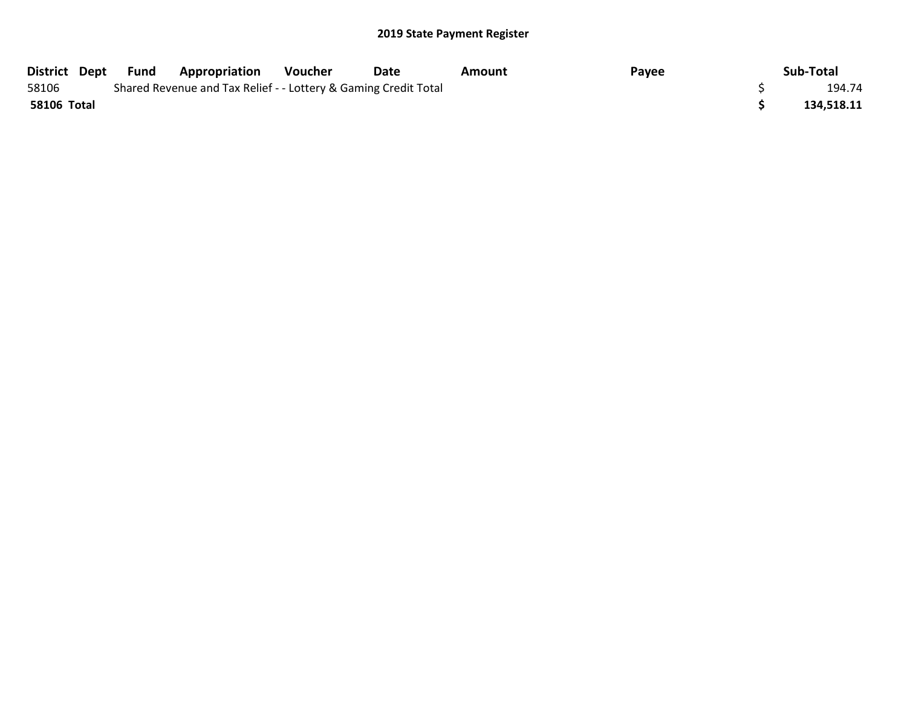# 2019 State Payment Register

| District | Dept | Fund | Appropriation | Voucher | Date | Amount | Payee | Sub-Total |
|---|---|---|---|---|---|---|---|---|
| 58106 | | Shared Revenue and Tax Relief - - Lottery & Gaming Credit Total | | | | | | $ 194.74 |
| **58106 Total** | | | | | | | | **$ 134,518.11** |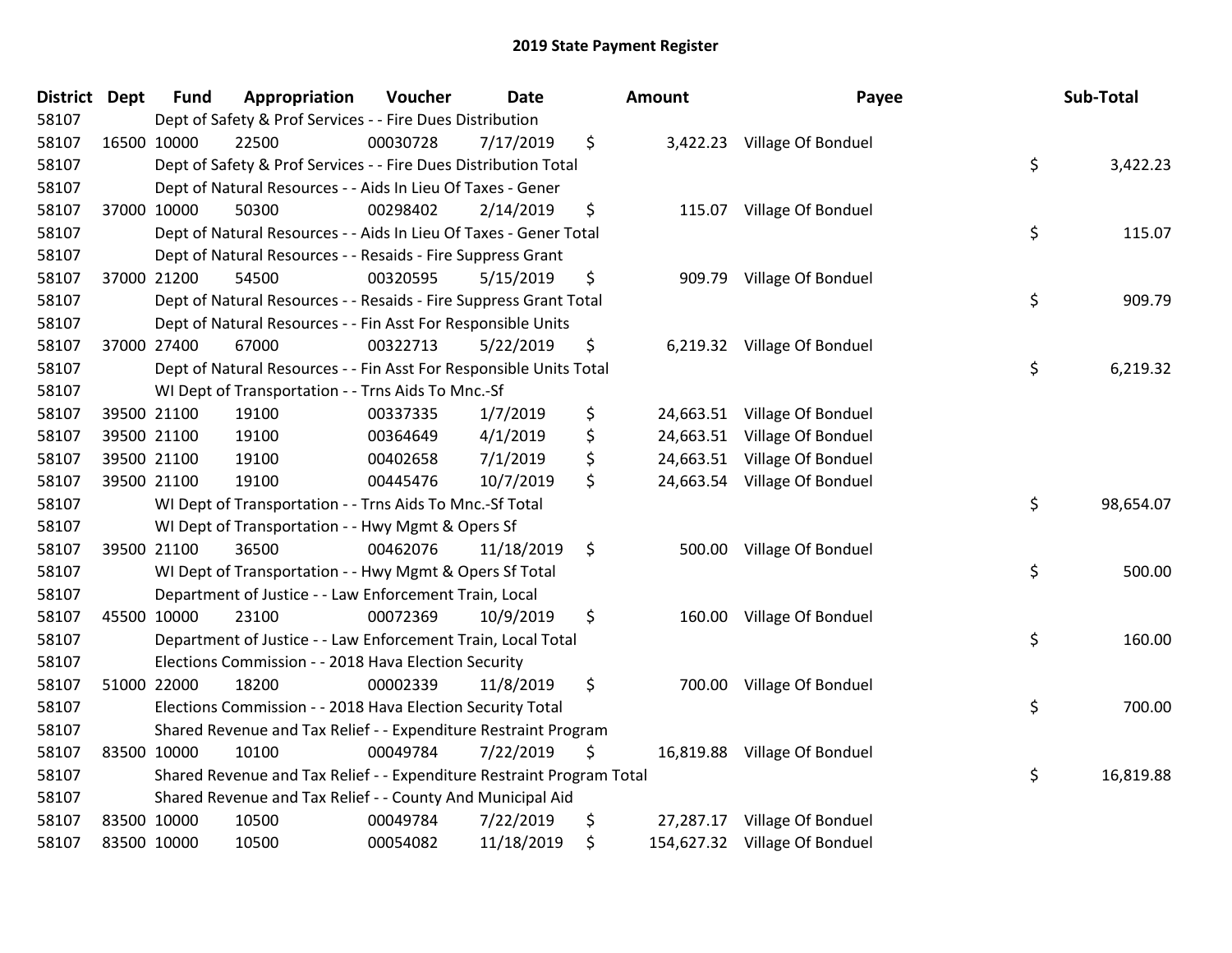## 2019 State Payment Register

| District | Dept | Fund | Appropriation | Voucher | Date | Amount | Payee | Sub-Total |
|---|---|---|---|---|---|---|---|---|
| 58107 | | Dept of Safety & Prof Services - - Fire Dues Distribution | | | | | | |
| 58107 | 16500 | 10000 | 22500 | 00030728 | 7/17/2019 | $ 3,422.23 | Village Of Bonduel | |
| 58107 | | Dept of Safety & Prof Services - - Fire Dues Distribution Total | | | | | | $ 3,422.23 |
| 58107 | | Dept of Natural Resources - - Aids In Lieu Of Taxes - Gener | | | | | | |
| 58107 | 37000 | 10000 | 50300 | 00298402 | 2/14/2019 | $ 115.07 | Village Of Bonduel | |
| 58107 | | Dept of Natural Resources - - Aids In Lieu Of Taxes - Gener Total | | | | | | $ 115.07 |
| 58107 | | Dept of Natural Resources - - Resaids - Fire Suppress Grant | | | | | | |
| 58107 | 37000 | 21200 | 54500 | 00320595 | 5/15/2019 | $ 909.79 | Village Of Bonduel | |
| 58107 | | Dept of Natural Resources - - Resaids - Fire Suppress Grant Total | | | | | | $ 909.79 |
| 58107 | | Dept of Natural Resources - - Fin Asst For Responsible Units | | | | | | |
| 58107 | 37000 | 27400 | 67000 | 00322713 | 5/22/2019 | $ 6,219.32 | Village Of Bonduel | |
| 58107 | | Dept of Natural Resources - - Fin Asst For Responsible Units Total | | | | | | $ 6,219.32 |
| 58107 | | WI Dept of Transportation - - Trns Aids To Mnc.-Sf | | | | | | |
| 58107 | 39500 | 21100 | 19100 | 00337335 | 1/7/2019 | $ 24,663.51 | Village Of Bonduel | |
| 58107 | 39500 | 21100 | 19100 | 00364649 | 4/1/2019 | $ 24,663.51 | Village Of Bonduel | |
| 58107 | 39500 | 21100 | 19100 | 00402658 | 7/1/2019 | $ 24,663.51 | Village Of Bonduel | |
| 58107 | 39500 | 21100 | 19100 | 00445476 | 10/7/2019 | $ 24,663.54 | Village Of Bonduel | |
| 58107 | | WI Dept of Transportation - - Trns Aids To Mnc.-Sf Total | | | | | | $ 98,654.07 |
| 58107 | | WI Dept of Transportation - - Hwy Mgmt & Opers Sf | | | | | | |
| 58107 | 39500 | 21100 | 36500 | 00462076 | 11/18/2019 | $ 500.00 | Village Of Bonduel | |
| 58107 | | WI Dept of Transportation - - Hwy Mgmt & Opers Sf Total | | | | | | $ 500.00 |
| 58107 | | Department of Justice - - Law Enforcement Train, Local | | | | | | |
| 58107 | 45500 | 10000 | 23100 | 00072369 | 10/9/2019 | $ 160.00 | Village Of Bonduel | |
| 58107 | | Department of Justice - - Law Enforcement Train, Local Total | | | | | | $ 160.00 |
| 58107 | | Elections Commission - - 2018 Hava Election Security | | | | | | |
| 58107 | 51000 | 22000 | 18200 | 00002339 | 11/8/2019 | $ 700.00 | Village Of Bonduel | |
| 58107 | | Elections Commission - - 2018 Hava Election Security Total | | | | | | $ 700.00 |
| 58107 | | Shared Revenue and Tax Relief - - Expenditure Restraint Program | | | | | | |
| 58107 | 83500 | 10000 | 10100 | 00049784 | 7/22/2019 | $ 16,819.88 | Village Of Bonduel | |
| 58107 | | Shared Revenue and Tax Relief - - Expenditure Restraint Program Total | | | | | | $ 16,819.88 |
| 58107 | | Shared Revenue and Tax Relief - - County And Municipal Aid | | | | | | |
| 58107 | 83500 | 10000 | 10500 | 00049784 | 7/22/2019 | $ 27,287.17 | Village Of Bonduel | |
| 58107 | 83500 | 10000 | 10500 | 00054082 | 11/18/2019 | $ 154,627.32 | Village Of Bonduel | |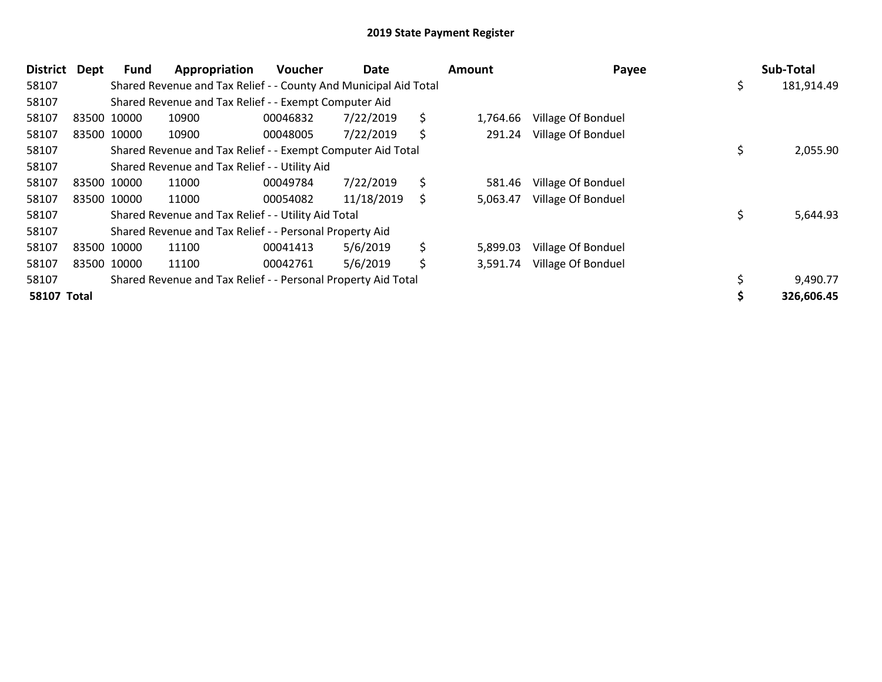# 2019 State Payment Register

| District | Dept | Fund | Appropriation | Voucher | Date | Amount | Payee | Sub-Total |
|---|---|---|---|---|---|---|---|---|
| 58107 | | Shared Revenue and Tax Relief - - County And Municipal Aid Total | | | | | | $ 181,914.49 |
| 58107 | | Shared Revenue and Tax Relief - - Exempt Computer Aid | | | | | | |
| 58107 | 83500 | 10000 | 10900 | 00046832 | 7/22/2019 | $ 1,764.66 | Village Of Bonduel | |
| 58107 | 83500 | 10000 | 10900 | 00048005 | 7/22/2019 | $ 291.24 | Village Of Bonduel | |
| 58107 | | Shared Revenue and Tax Relief - - Exempt Computer Aid Total | | | | | | $ 2,055.90 |
| 58107 | | Shared Revenue and Tax Relief - - Utility Aid | | | | | | |
| 58107 | 83500 | 10000 | 11000 | 00049784 | 7/22/2019 | $ 581.46 | Village Of Bonduel | |
| 58107 | 83500 | 10000 | 11000 | 00054082 | 11/18/2019 | $ 5,063.47 | Village Of Bonduel | |
| 58107 | | Shared Revenue and Tax Relief - - Utility Aid Total | | | | | | $ 5,644.93 |
| 58107 | | Shared Revenue and Tax Relief - - Personal Property Aid | | | | | | |
| 58107 | 83500 | 10000 | 11100 | 00041413 | 5/6/2019 | $ 5,899.03 | Village Of Bonduel | |
| 58107 | 83500 | 10000 | 11100 | 00042761 | 5/6/2019 | $ 3,591.74 | Village Of Bonduel | |
| 58107 | | Shared Revenue and Tax Relief - - Personal Property Aid Total | | | | | | $ 9,490.77 |
| **58107 Total** | | | | | | | | **$ 326,606.45** |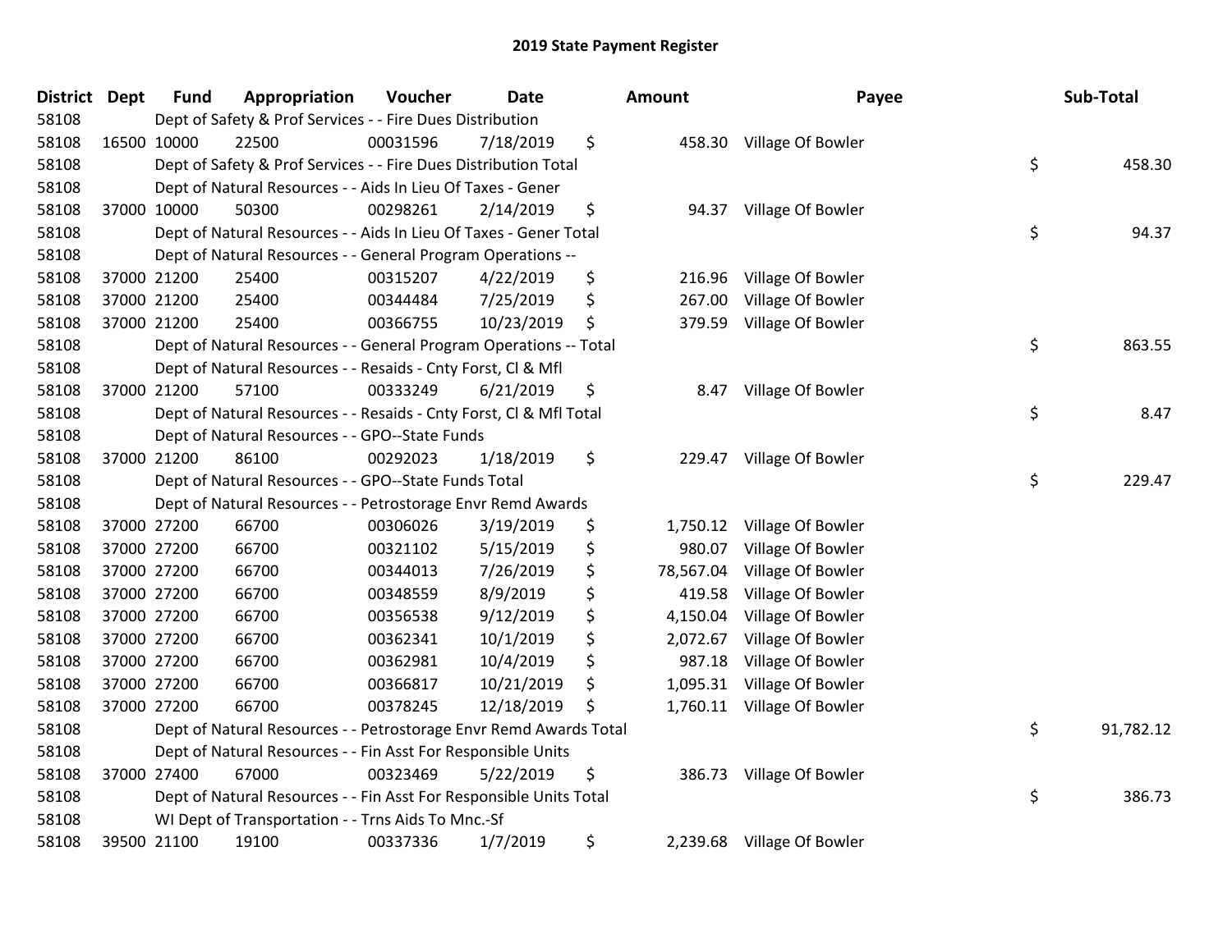## 2019 State Payment Register

| District | Dept | Fund | Appropriation | Voucher | Date | Amount | Payee | Sub-Total |
|---|---|---|---|---|---|---|---|---|
| 58108 | | Dept of Safety & Prof Services - - Fire Dues Distribution | | | | | | |
| 58108 | 16500 | 10000 | 22500 | 00031596 | 7/18/2019 | $ 458.30 | Village Of Bowler | |
| 58108 | | Dept of Safety & Prof Services - - Fire Dues Distribution Total | | | | | | $ 458.30 |
| 58108 | | Dept of Natural Resources - - Aids In Lieu Of Taxes - Gener | | | | | | |
| 58108 | 37000 | 10000 | 50300 | 00298261 | 2/14/2019 | $ 94.37 | Village Of Bowler | |
| 58108 | | Dept of Natural Resources - - Aids In Lieu Of Taxes - Gener Total | | | | | | $ 94.37 |
| 58108 | | Dept of Natural Resources - - General Program Operations -- | | | | | | |
| 58108 | 37000 | 21200 | 25400 | 00315207 | 4/22/2019 | $ 216.96 | Village Of Bowler | |
| 58108 | 37000 | 21200 | 25400 | 00344484 | 7/25/2019 | $ 267.00 | Village Of Bowler | |
| 58108 | 37000 | 21200 | 25400 | 00366755 | 10/23/2019 | $ 379.59 | Village Of Bowler | |
| 58108 | | Dept of Natural Resources - - General Program Operations -- Total | | | | | | $ 863.55 |
| 58108 | | Dept of Natural Resources - - Resaids - Cnty Forst, Cl & Mfl | | | | | | |
| 58108 | 37000 | 21200 | 57100 | 00333249 | 6/21/2019 | $ 8.47 | Village Of Bowler | |
| 58108 | | Dept of Natural Resources - - Resaids - Cnty Forst, Cl & Mfl Total | | | | | | $ 8.47 |
| 58108 | | Dept of Natural Resources - - GPO--State Funds | | | | | | |
| 58108 | 37000 | 21200 | 86100 | 00292023 | 1/18/2019 | $ 229.47 | Village Of Bowler | |
| 58108 | | Dept of Natural Resources - - GPO--State Funds Total | | | | | | $ 229.47 |
| 58108 | | Dept of Natural Resources - - Petrostorage Envr Remd Awards | | | | | | |
| 58108 | 37000 | 27200 | 66700 | 00306026 | 3/19/2019 | $ 1,750.12 | Village Of Bowler | |
| 58108 | 37000 | 27200 | 66700 | 00321102 | 5/15/2019 | $ 980.07 | Village Of Bowler | |
| 58108 | 37000 | 27200 | 66700 | 00344013 | 7/26/2019 | $ 78,567.04 | Village Of Bowler | |
| 58108 | 37000 | 27200 | 66700 | 00348559 | 8/9/2019 | $ 419.58 | Village Of Bowler | |
| 58108 | 37000 | 27200 | 66700 | 00356538 | 9/12/2019 | $ 4,150.04 | Village Of Bowler | |
| 58108 | 37000 | 27200 | 66700 | 00362341 | 10/1/2019 | $ 2,072.67 | Village Of Bowler | |
| 58108 | 37000 | 27200 | 66700 | 00362981 | 10/4/2019 | $ 987.18 | Village Of Bowler | |
| 58108 | 37000 | 27200 | 66700 | 00366817 | 10/21/2019 | $ 1,095.31 | Village Of Bowler | |
| 58108 | 37000 | 27200 | 66700 | 00378245 | 12/18/2019 | $ 1,760.11 | Village Of Bowler | |
| 58108 | | Dept of Natural Resources - - Petrostorage Envr Remd Awards Total | | | | | | $ 91,782.12 |
| 58108 | | Dept of Natural Resources - - Fin Asst For Responsible Units | | | | | | |
| 58108 | 37000 | 27400 | 67000 | 00323469 | 5/22/2019 | $ 386.73 | Village Of Bowler | |
| 58108 | | Dept of Natural Resources - - Fin Asst For Responsible Units Total | | | | | | $ 386.73 |
| 58108 | | WI Dept of Transportation - - Trns Aids To Mnc.-Sf | | | | | | |
| 58108 | 39500 | 21100 | 19100 | 00337336 | 1/7/2019 | $ 2,239.68 | Village Of Bowler | |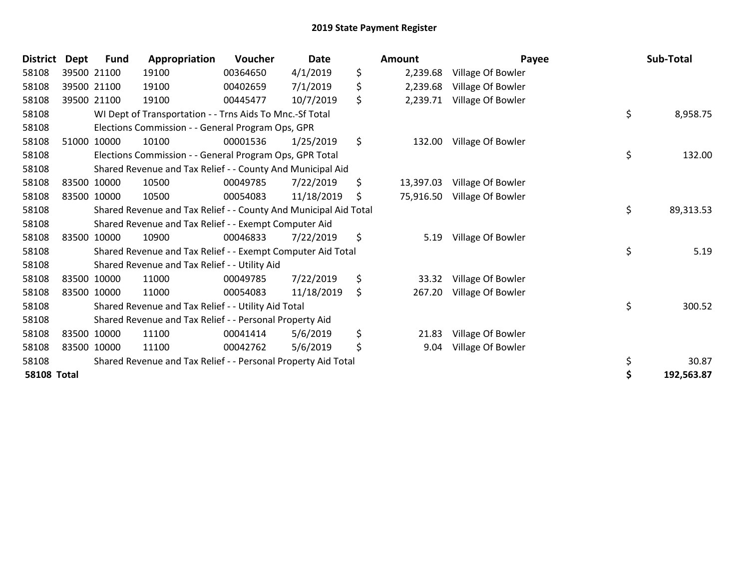# 2019 State Payment Register

| District | Dept | Fund | Appropriation | Voucher | Date | Amount | Payee | Sub-Total |
|---|---|---|---|---|---|---|---|---|
| 58108 | 39500 | 21100 | 19100 | 00364650 | 4/1/2019 | $ 2,239.68 | Village Of Bowler | |
| 58108 | 39500 | 21100 | 19100 | 00402659 | 7/1/2019 | $ 2,239.68 | Village Of Bowler | |
| 58108 | 39500 | 21100 | 19100 | 00445477 | 10/7/2019 | $ 2,239.71 | Village Of Bowler | |
| 58108 | | WI Dept of Transportation - - Trns Aids To Mnc.-Sf Total | | | | | | $ 8,958.75 |
| 58108 | | Elections Commission - - General Program Ops, GPR | | | | | | |
| 58108 | 51000 | 10000 | 10100 | 00001536 | 1/25/2019 | $ 132.00 | Village Of Bowler | |
| 58108 | | Elections Commission - - General Program Ops, GPR Total | | | | | | $ 132.00 |
| 58108 | | Shared Revenue and Tax Relief - - County And Municipal Aid | | | | | | |
| 58108 | 83500 | 10000 | 10500 | 00049785 | 7/22/2019 | $ 13,397.03 | Village Of Bowler | |
| 58108 | 83500 | 10000 | 10500 | 00054083 | 11/18/2019 | $ 75,916.50 | Village Of Bowler | |
| 58108 | | Shared Revenue and Tax Relief - - County And Municipal Aid Total | | | | | | $ 89,313.53 |
| 58108 | | Shared Revenue and Tax Relief - - Exempt Computer Aid | | | | | | |
| 58108 | 83500 | 10000 | 10900 | 00046833 | 7/22/2019 | $ 5.19 | Village Of Bowler | |
| 58108 | | Shared Revenue and Tax Relief - - Exempt Computer Aid Total | | | | | | $ 5.19 |
| 58108 | | Shared Revenue and Tax Relief - - Utility Aid | | | | | | |
| 58108 | 83500 | 10000 | 11000 | 00049785 | 7/22/2019 | $ 33.32 | Village Of Bowler | |
| 58108 | 83500 | 10000 | 11000 | 00054083 | 11/18/2019 | $ 267.20 | Village Of Bowler | |
| 58108 | | Shared Revenue and Tax Relief - - Utility Aid Total | | | | | | $ 300.52 |
| 58108 | | Shared Revenue and Tax Relief - - Personal Property Aid | | | | | | |
| 58108 | 83500 | 10000 | 11100 | 00041414 | 5/6/2019 | $ 21.83 | Village Of Bowler | |
| 58108 | 83500 | 10000 | 11100 | 00042762 | 5/6/2019 | $ 9.04 | Village Of Bowler | |
| 58108 | | Shared Revenue and Tax Relief - - Personal Property Aid Total | | | | | | $ 30.87 |
| **58108 Total** | | | | | | | | **$ 192,563.87** |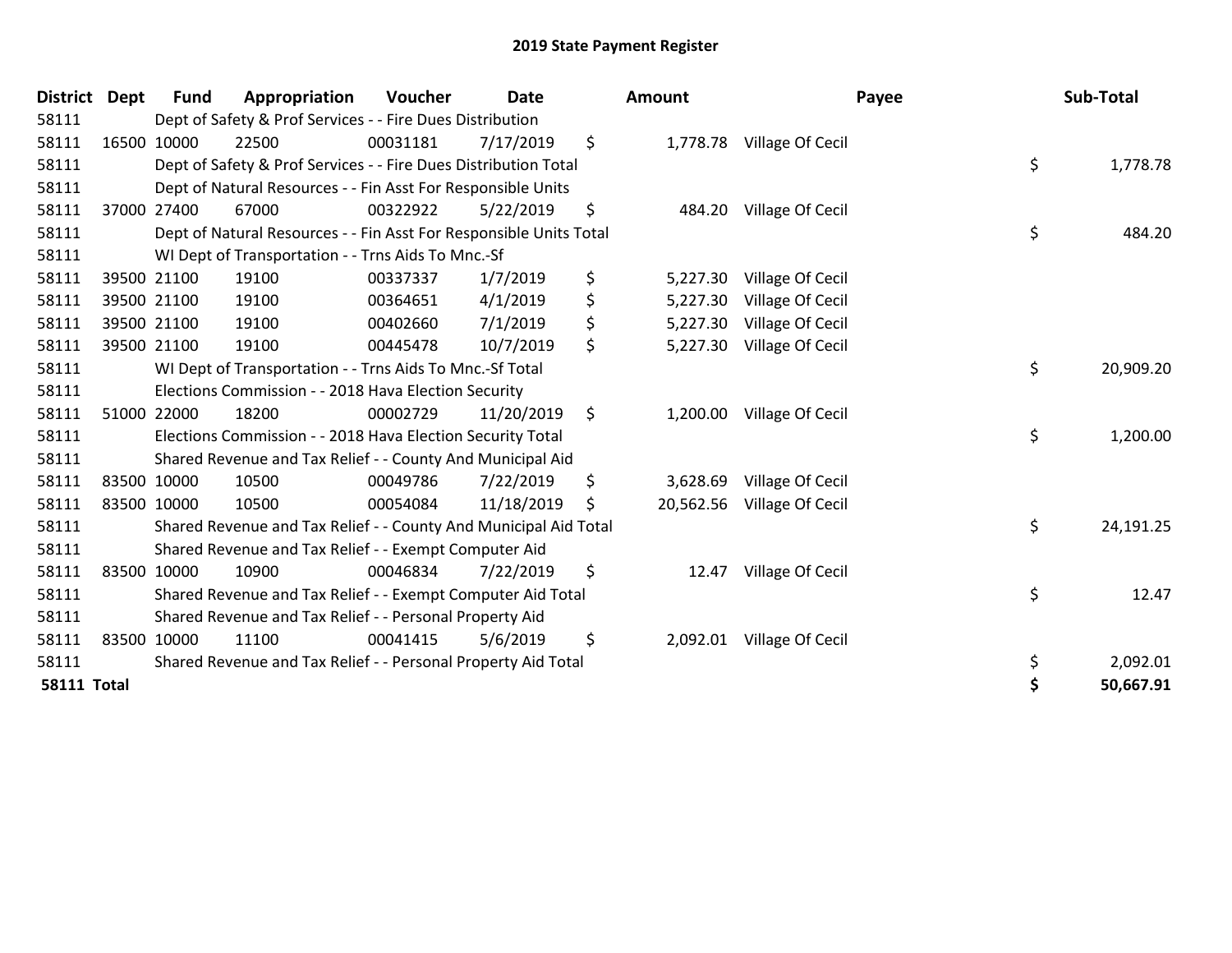# 2019 State Payment Register

| District | Dept | Fund | Appropriation | Voucher | Date | Amount | Payee | Sub-Total |
|---|---|---|---|---|---|---|---|---|
| 58111 | | Dept of Safety & Prof Services - - Fire Dues Distribution | | | | | | |
| 58111 | 16500 | 10000 | 22500 | 00031181 | 7/17/2019 | $ 1,778.78 | Village Of Cecil | |
| 58111 | | Dept of Safety & Prof Services - - Fire Dues Distribution Total | | | | | | $ 1,778.78 |
| 58111 | | Dept of Natural Resources - - Fin Asst For Responsible Units | | | | | | |
| 58111 | 37000 | 27400 | 67000 | 00322922 | 5/22/2019 | $ 484.20 | Village Of Cecil | |
| 58111 | | Dept of Natural Resources - - Fin Asst For Responsible Units Total | | | | | | $ 484.20 |
| 58111 | | WI Dept of Transportation - - Trns Aids To Mnc.-Sf | | | | | | |
| 58111 | 39500 | 21100 | 19100 | 00337337 | 1/7/2019 | $ 5,227.30 | Village Of Cecil | |
| 58111 | 39500 | 21100 | 19100 | 00364651 | 4/1/2019 | $ 5,227.30 | Village Of Cecil | |
| 58111 | 39500 | 21100 | 19100 | 00402660 | 7/1/2019 | $ 5,227.30 | Village Of Cecil | |
| 58111 | 39500 | 21100 | 19100 | 00445478 | 10/7/2019 | $ 5,227.30 | Village Of Cecil | |
| 58111 | | WI Dept of Transportation - - Trns Aids To Mnc.-Sf Total | | | | | | $ 20,909.20 |
| 58111 | | Elections Commission - - 2018 Hava Election Security | | | | | | |
| 58111 | 51000 | 22000 | 18200 | 00002729 | 11/20/2019 | $ 1,200.00 | Village Of Cecil | |
| 58111 | | Elections Commission - - 2018 Hava Election Security Total | | | | | | $ 1,200.00 |
| 58111 | | Shared Revenue and Tax Relief - - County And Municipal Aid | | | | | | |
| 58111 | 83500 | 10000 | 10500 | 00049786 | 7/22/2019 | $ 3,628.69 | Village Of Cecil | |
| 58111 | 83500 | 10000 | 10500 | 00054084 | 11/18/2019 | $ 20,562.56 | Village Of Cecil | |
| 58111 | | Shared Revenue and Tax Relief - - County And Municipal Aid Total | | | | | | $ 24,191.25 |
| 58111 | | Shared Revenue and Tax Relief - - Exempt Computer Aid | | | | | | |
| 58111 | 83500 | 10000 | 10900 | 00046834 | 7/22/2019 | $ 12.47 | Village Of Cecil | |
| 58111 | | Shared Revenue and Tax Relief - - Exempt Computer Aid Total | | | | | | $ 12.47 |
| 58111 | | Shared Revenue and Tax Relief - - Personal Property Aid | | | | | | |
| 58111 | 83500 | 10000 | 11100 | 00041415 | 5/6/2019 | $ 2,092.01 | Village Of Cecil | |
| 58111 | | Shared Revenue and Tax Relief - - Personal Property Aid Total | | | | | | $ 2,092.01 |
| **58111 Total** | | | | | | | | **$ 50,667.91** |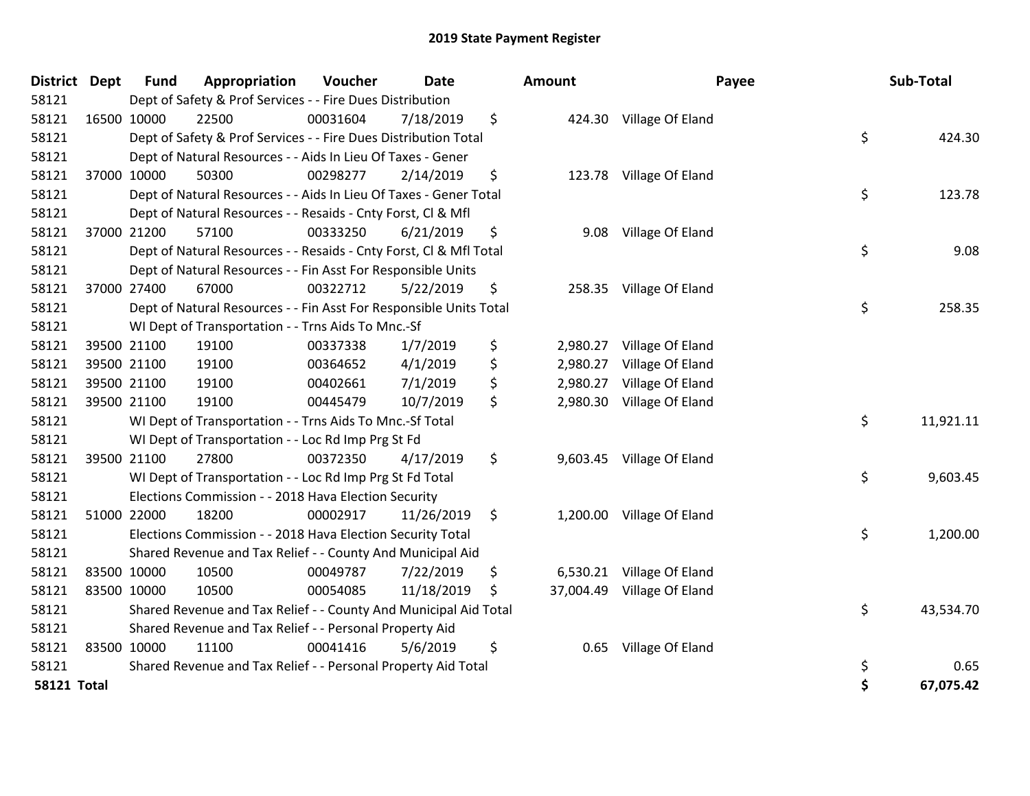# 2019 State Payment Register

| District | Dept | Fund | Appropriation | Voucher | Date | Amount | Payee | Sub-Total |
|---|---|---|---|---|---|---|---|---|
| 58121 | | Dept of Safety & Prof Services - - Fire Dues Distribution | | | | | | |
| 58121 | 16500 | 10000 | 22500 | 00031604 | 7/18/2019 | $ 424.30 | Village Of Eland | |
| 58121 | | Dept of Safety & Prof Services - - Fire Dues Distribution Total | | | | | | $ 424.30 |
| 58121 | | Dept of Natural Resources - - Aids In Lieu Of Taxes - Gener | | | | | | |
| 58121 | 37000 | 10000 | 50300 | 00298277 | 2/14/2019 | $ 123.78 | Village Of Eland | |
| 58121 | | Dept of Natural Resources - - Aids In Lieu Of Taxes - Gener Total | | | | | | $ 123.78 |
| 58121 | | Dept of Natural Resources - - Resaids - Cnty Forst, Cl & Mfl | | | | | | |
| 58121 | 37000 | 21200 | 57100 | 00333250 | 6/21/2019 | $ 9.08 | Village Of Eland | |
| 58121 | | Dept of Natural Resources - - Resaids - Cnty Forst, Cl & Mfl Total | | | | | | $ 9.08 |
| 58121 | | Dept of Natural Resources - - Fin Asst For Responsible Units | | | | | | |
| 58121 | 37000 | 27400 | 67000 | 00322712 | 5/22/2019 | $ 258.35 | Village Of Eland | |
| 58121 | | Dept of Natural Resources - - Fin Asst For Responsible Units Total | | | | | | $ 258.35 |
| 58121 | | WI Dept of Transportation - - Trns Aids To Mnc.-Sf | | | | | | |
| 58121 | 39500 | 21100 | 19100 | 00337338 | 1/7/2019 | $ 2,980.27 | Village Of Eland | |
| 58121 | 39500 | 21100 | 19100 | 00364652 | 4/1/2019 | $ 2,980.27 | Village Of Eland | |
| 58121 | 39500 | 21100 | 19100 | 00402661 | 7/1/2019 | $ 2,980.27 | Village Of Eland | |
| 58121 | 39500 | 21100 | 19100 | 00445479 | 10/7/2019 | $ 2,980.30 | Village Of Eland | |
| 58121 | | WI Dept of Transportation - - Trns Aids To Mnc.-Sf Total | | | | | | $ 11,921.11 |
| 58121 | | WI Dept of Transportation - - Loc Rd Imp Prg St Fd | | | | | | |
| 58121 | 39500 | 21100 | 27800 | 00372350 | 4/17/2019 | $ 9,603.45 | Village Of Eland | |
| 58121 | | WI Dept of Transportation - - Loc Rd Imp Prg St Fd Total | | | | | | $ 9,603.45 |
| 58121 | | Elections Commission - - 2018 Hava Election Security | | | | | | |
| 58121 | 51000 | 22000 | 18200 | 00002917 | 11/26/2019 | $ 1,200.00 | Village Of Eland | |
| 58121 | | Elections Commission - - 2018 Hava Election Security Total | | | | | | $ 1,200.00 |
| 58121 | | Shared Revenue and Tax Relief - - County And Municipal Aid | | | | | | |
| 58121 | 83500 | 10000 | 10500 | 00049787 | 7/22/2019 | $ 6,530.21 | Village Of Eland | |
| 58121 | 83500 | 10000 | 10500 | 00054085 | 11/18/2019 | $ 37,004.49 | Village Of Eland | |
| 58121 | | Shared Revenue and Tax Relief - - County And Municipal Aid Total | | | | | | $ 43,534.70 |
| 58121 | | Shared Revenue and Tax Relief - - Personal Property Aid | | | | | | |
| 58121 | 83500 | 10000 | 11100 | 00041416 | 5/6/2019 | $ 0.65 | Village Of Eland | |
| 58121 | | Shared Revenue and Tax Relief - - Personal Property Aid Total | | | | | | $ 0.65 |
| **58121 Total** | | | | | | | | **$ 67,075.42** |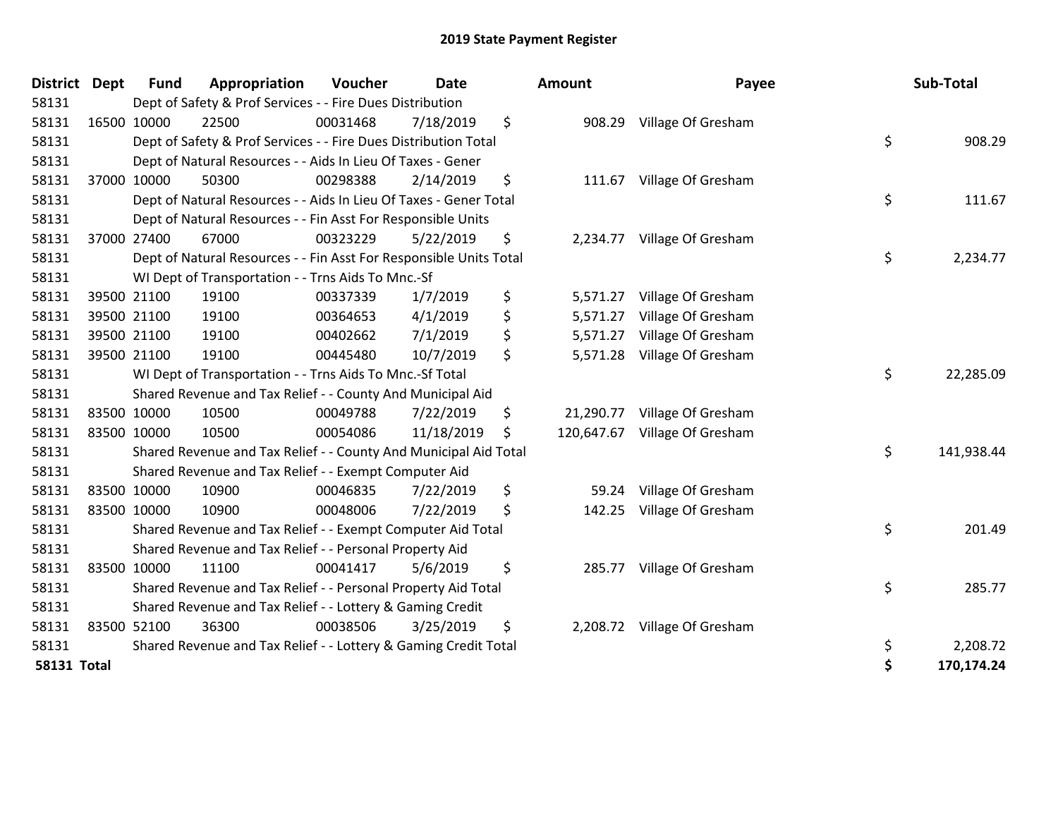# 2019 State Payment Register

| District | Dept | Fund | Appropriation | Voucher | Date | Amount | Payee | Sub-Total |
|---|---|---|---|---|---|---|---|---|
| 58131 | | Dept of Safety & Prof Services - - Fire Dues Distribution | | | | | | |
| 58131 | 16500 | 10000 | 22500 | 00031468 | 7/18/2019 | $ 908.29 | Village Of Gresham | |
| 58131 | | Dept of Safety & Prof Services - - Fire Dues Distribution Total | | | | | | $ 908.29 |
| 58131 | | Dept of Natural Resources - - Aids In Lieu Of Taxes - Gener | | | | | | |
| 58131 | 37000 | 10000 | 50300 | 00298388 | 2/14/2019 | $ 111.67 | Village Of Gresham | |
| 58131 | | Dept of Natural Resources - - Aids In Lieu Of Taxes - Gener Total | | | | | | $ 111.67 |
| 58131 | | Dept of Natural Resources - - Fin Asst For Responsible Units | | | | | | |
| 58131 | 37000 | 27400 | 67000 | 00323229 | 5/22/2019 | $ 2,234.77 | Village Of Gresham | |
| 58131 | | Dept of Natural Resources - - Fin Asst For Responsible Units Total | | | | | | $ 2,234.77 |
| 58131 | | WI Dept of Transportation - - Trns Aids To Mnc.-Sf | | | | | | |
| 58131 | 39500 | 21100 | 19100 | 00337339 | 1/7/2019 | $ 5,571.27 | Village Of Gresham | |
| 58131 | 39500 | 21100 | 19100 | 00364653 | 4/1/2019 | $ 5,571.27 | Village Of Gresham | |
| 58131 | 39500 | 21100 | 19100 | 00402662 | 7/1/2019 | $ 5,571.27 | Village Of Gresham | |
| 58131 | 39500 | 21100 | 19100 | 00445480 | 10/7/2019 | $ 5,571.28 | Village Of Gresham | |
| 58131 | | WI Dept of Transportation - - Trns Aids To Mnc.-Sf Total | | | | | | $ 22,285.09 |
| 58131 | | Shared Revenue and Tax Relief - - County And Municipal Aid | | | | | | |
| 58131 | 83500 | 10000 | 10500 | 00049788 | 7/22/2019 | $ 21,290.77 | Village Of Gresham | |
| 58131 | 83500 | 10000 | 10500 | 00054086 | 11/18/2019 | $ 120,647.67 | Village Of Gresham | |
| 58131 | | Shared Revenue and Tax Relief - - County And Municipal Aid Total | | | | | | $ 141,938.44 |
| 58131 | | Shared Revenue and Tax Relief - - Exempt Computer Aid | | | | | | |
| 58131 | 83500 | 10000 | 10900 | 00046835 | 7/22/2019 | $ 59.24 | Village Of Gresham | |
| 58131 | 83500 | 10000 | 10900 | 00048006 | 7/22/2019 | $ 142.25 | Village Of Gresham | |
| 58131 | | Shared Revenue and Tax Relief - - Exempt Computer Aid Total | | | | | | $ 201.49 |
| 58131 | | Shared Revenue and Tax Relief - - Personal Property Aid | | | | | | |
| 58131 | 83500 | 10000 | 11100 | 00041417 | 5/6/2019 | $ 285.77 | Village Of Gresham | |
| 58131 | | Shared Revenue and Tax Relief - - Personal Property Aid Total | | | | | | $ 285.77 |
| 58131 | | Shared Revenue and Tax Relief - - Lottery & Gaming Credit | | | | | | |
| 58131 | 83500 | 52100 | 36300 | 00038506 | 3/25/2019 | $ 2,208.72 | Village Of Gresham | |
| 58131 | | Shared Revenue and Tax Relief - - Lottery & Gaming Credit Total | | | | | | $ 2,208.72 |
| **58131 Total** | | | | | | | | **$ 170,174.24** |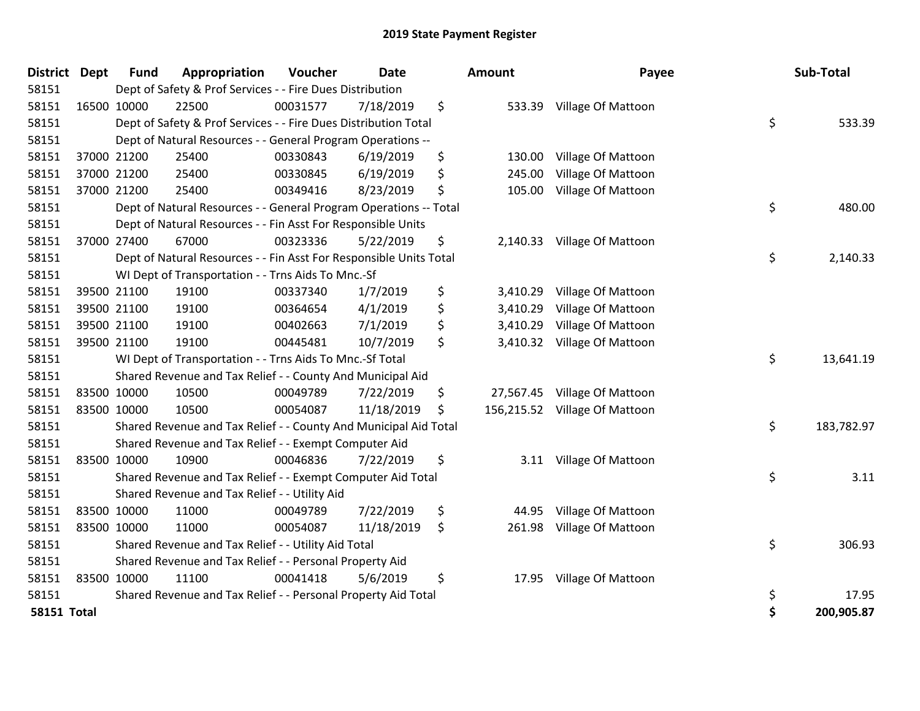# 2019 State Payment Register

| District | Dept | Fund | Appropriation | Voucher | Date | Amount | Payee | Sub-Total |
|---|---|---|---|---|---|---|---|---|
| 58151 | | Dept of Safety & Prof Services - - Fire Dues Distribution | | | | | | |
| 58151 | 16500 | 10000 | 22500 | 00031577 | 7/18/2019 | $ 533.39 | Village Of Mattoon | |
| 58151 | | Dept of Safety & Prof Services - - Fire Dues Distribution Total | | | | | | $ 533.39 |
| 58151 | | Dept of Natural Resources - - General Program Operations -- | | | | | | |
| 58151 | 37000 | 21200 | 25400 | 00330843 | 6/19/2019 | $ 130.00 | Village Of Mattoon | |
| 58151 | 37000 | 21200 | 25400 | 00330845 | 6/19/2019 | $ 245.00 | Village Of Mattoon | |
| 58151 | 37000 | 21200 | 25400 | 00349416 | 8/23/2019 | $ 105.00 | Village Of Mattoon | |
| 58151 | | Dept of Natural Resources - - General Program Operations -- Total | | | | | | $ 480.00 |
| 58151 | | Dept of Natural Resources - - Fin Asst For Responsible Units | | | | | | |
| 58151 | 37000 | 27400 | 67000 | 00323336 | 5/22/2019 | $ 2,140.33 | Village Of Mattoon | |
| 58151 | | Dept of Natural Resources - - Fin Asst For Responsible Units Total | | | | | | $ 2,140.33 |
| 58151 | | WI Dept of Transportation - - Trns Aids To Mnc.-Sf | | | | | | |
| 58151 | 39500 | 21100 | 19100 | 00337340 | 1/7/2019 | $ 3,410.29 | Village Of Mattoon | |
| 58151 | 39500 | 21100 | 19100 | 00364654 | 4/1/2019 | $ 3,410.29 | Village Of Mattoon | |
| 58151 | 39500 | 21100 | 19100 | 00402663 | 7/1/2019 | $ 3,410.29 | Village Of Mattoon | |
| 58151 | 39500 | 21100 | 19100 | 00445481 | 10/7/2019 | $ 3,410.32 | Village Of Mattoon | |
| 58151 | | WI Dept of Transportation - - Trns Aids To Mnc.-Sf Total | | | | | | $ 13,641.19 |
| 58151 | | Shared Revenue and Tax Relief - - County And Municipal Aid | | | | | | |
| 58151 | 83500 | 10000 | 10500 | 00049789 | 7/22/2019 | $ 27,567.45 | Village Of Mattoon | |
| 58151 | 83500 | 10000 | 10500 | 00054087 | 11/18/2019 | $ 156,215.52 | Village Of Mattoon | |
| 58151 | | Shared Revenue and Tax Relief - - County And Municipal Aid Total | | | | | | $ 183,782.97 |
| 58151 | | Shared Revenue and Tax Relief - - Exempt Computer Aid | | | | | | |
| 58151 | 83500 | 10000 | 10900 | 00046836 | 7/22/2019 | $ 3.11 | Village Of Mattoon | |
| 58151 | | Shared Revenue and Tax Relief - - Exempt Computer Aid Total | | | | | | $ 3.11 |
| 58151 | | Shared Revenue and Tax Relief - - Utility Aid | | | | | | |
| 58151 | 83500 | 10000 | 11000 | 00049789 | 7/22/2019 | $ 44.95 | Village Of Mattoon | |
| 58151 | 83500 | 10000 | 11000 | 00054087 | 11/18/2019 | $ 261.98 | Village Of Mattoon | |
| 58151 | | Shared Revenue and Tax Relief - - Utility Aid Total | | | | | | $ 306.93 |
| 58151 | | Shared Revenue and Tax Relief - - Personal Property Aid | | | | | | |
| 58151 | 83500 | 10000 | 11100 | 00041418 | 5/6/2019 | $ 17.95 | Village Of Mattoon | |
| 58151 | | Shared Revenue and Tax Relief - - Personal Property Aid Total | | | | | | $ 17.95 |
| **58151 Total** | | | | | | | | **$ 200,905.87** |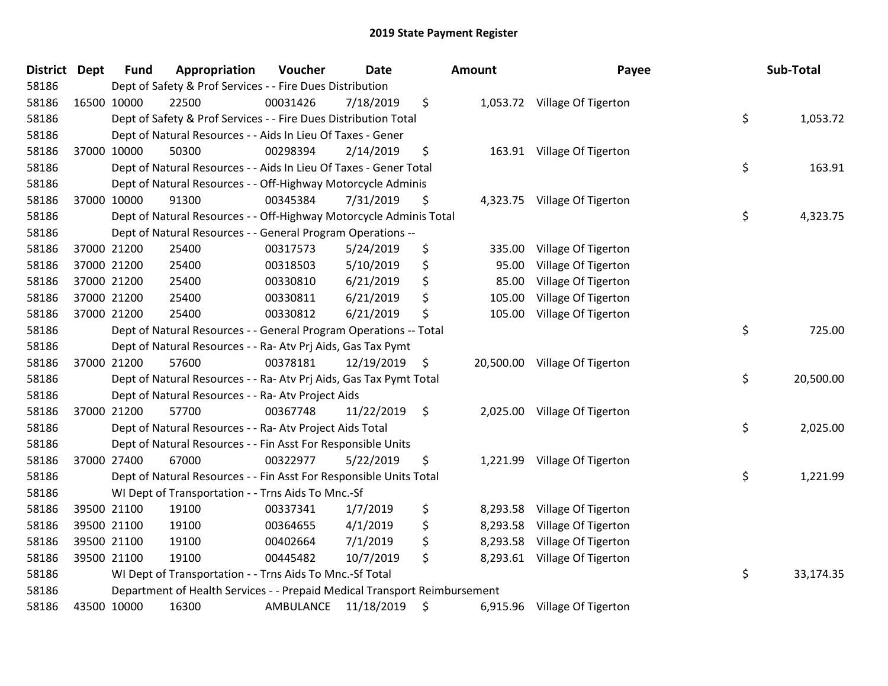# 2019 State Payment Register

| District | Dept | Fund | Appropriation | Voucher | Date | Amount | Payee | Sub-Total |
|---|---|---|---|---|---|---|---|---|
| 58186 | | Dept of Safety & Prof Services - - Fire Dues Distribution | | | | | | |
| 58186 | 16500 | 10000 | 22500 | 00031426 | 7/18/2019 | $ 1,053.72 | Village Of Tigerton | |
| 58186 | | Dept of Safety & Prof Services - - Fire Dues Distribution Total | | | | | | $ 1,053.72 |
| 58186 | | Dept of Natural Resources - - Aids In Lieu Of Taxes - Gener | | | | | | |
| 58186 | 37000 | 10000 | 50300 | 00298394 | 2/14/2019 | $ 163.91 | Village Of Tigerton | |
| 58186 | | Dept of Natural Resources - - Aids In Lieu Of Taxes - Gener Total | | | | | | $ 163.91 |
| 58186 | | Dept of Natural Resources - - Off-Highway Motorcycle Adminis | | | | | | |
| 58186 | 37000 | 10000 | 91300 | 00345384 | 7/31/2019 | $ 4,323.75 | Village Of Tigerton | |
| 58186 | | Dept of Natural Resources - - Off-Highway Motorcycle Adminis Total | | | | | | $ 4,323.75 |
| 58186 | | Dept of Natural Resources - - General Program Operations -- | | | | | | |
| 58186 | 37000 | 21200 | 25400 | 00317573 | 5/24/2019 | $ 335.00 | Village Of Tigerton | |
| 58186 | 37000 | 21200 | 25400 | 00318503 | 5/10/2019 | $ 95.00 | Village Of Tigerton | |
| 58186 | 37000 | 21200 | 25400 | 00330810 | 6/21/2019 | $ 85.00 | Village Of Tigerton | |
| 58186 | 37000 | 21200 | 25400 | 00330811 | 6/21/2019 | $ 105.00 | Village Of Tigerton | |
| 58186 | 37000 | 21200 | 25400 | 00330812 | 6/21/2019 | $ 105.00 | Village Of Tigerton | |
| 58186 | | Dept of Natural Resources - - General Program Operations -- Total | | | | | | $ 725.00 |
| 58186 | | Dept of Natural Resources - - Ra- Atv Prj Aids, Gas Tax Pymt | | | | | | |
| 58186 | 37000 | 21200 | 57600 | 00378181 | 12/19/2019 | $ 20,500.00 | Village Of Tigerton | |
| 58186 | | Dept of Natural Resources - - Ra- Atv Prj Aids, Gas Tax Pymt Total | | | | | | $ 20,500.00 |
| 58186 | | Dept of Natural Resources - - Ra- Atv Project Aids | | | | | | |
| 58186 | 37000 | 21200 | 57700 | 00367748 | 11/22/2019 | $ 2,025.00 | Village Of Tigerton | |
| 58186 | | Dept of Natural Resources - - Ra- Atv Project Aids Total | | | | | | $ 2,025.00 |
| 58186 | | Dept of Natural Resources - - Fin Asst For Responsible Units | | | | | | |
| 58186 | 37000 | 27400 | 67000 | 00322977 | 5/22/2019 | $ 1,221.99 | Village Of Tigerton | |
| 58186 | | Dept of Natural Resources - - Fin Asst For Responsible Units Total | | | | | | $ 1,221.99 |
| 58186 | | WI Dept of Transportation - - Trns Aids To Mnc.-Sf | | | | | | |
| 58186 | 39500 | 21100 | 19100 | 00337341 | 1/7/2019 | $ 8,293.58 | Village Of Tigerton | |
| 58186 | 39500 | 21100 | 19100 | 00364655 | 4/1/2019 | $ 8,293.58 | Village Of Tigerton | |
| 58186 | 39500 | 21100 | 19100 | 00402664 | 7/1/2019 | $ 8,293.58 | Village Of Tigerton | |
| 58186 | 39500 | 21100 | 19100 | 00445482 | 10/7/2019 | $ 8,293.61 | Village Of Tigerton | |
| 58186 | | WI Dept of Transportation - - Trns Aids To Mnc.-Sf Total | | | | | | $ 33,174.35 |
| 58186 | | Department of Health Services - - Prepaid Medical Transport Reimbursement | | | | | | |
| 58186 | 43500 | 10000 | 16300 | AMBULANCE | 11/18/2019 | $ 6,915.96 | Village Of Tigerton | |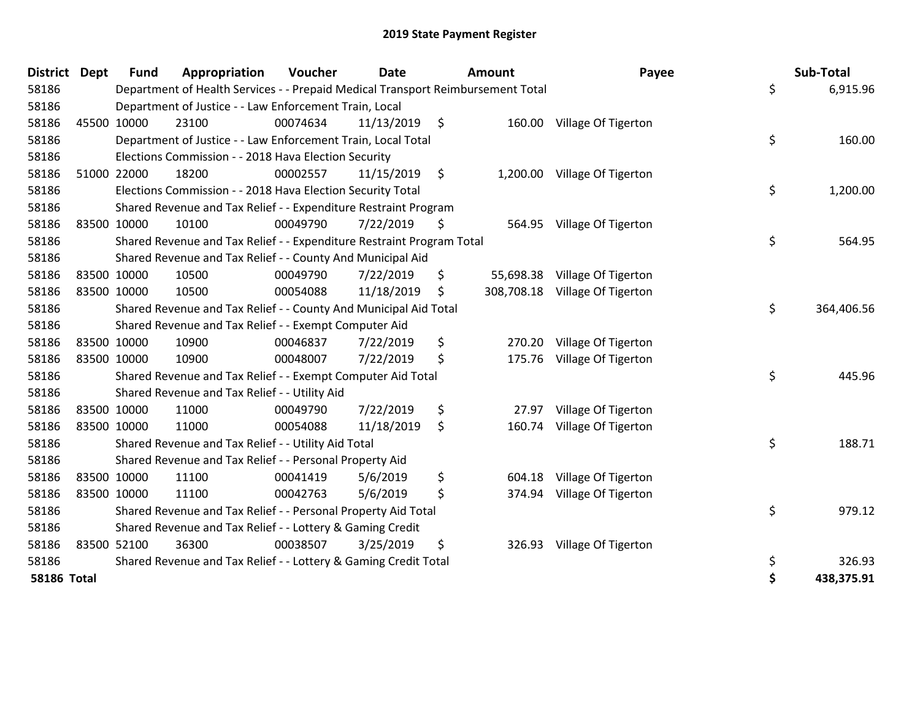# 2019 State Payment Register

| District | Dept | Fund | Appropriation | Voucher | Date | Amount | Payee | Sub-Total |
|---|---|---|---|---|---|---|---|---|
| 58186 | | Department of Health Services - - Prepaid Medical Transport Reimbursement Total | | | | | | $ 6,915.96 |
| 58186 | | Department of Justice - - Law Enforcement Train, Local | | | | | | |
| 58186 | 45500 | 10000 | 23100 | 00074634 | 11/13/2019 | $ 160.00 | Village Of Tigerton | |
| 58186 | | Department of Justice - - Law Enforcement Train, Local Total | | | | | | $ 160.00 |
| 58186 | | Elections Commission - - 2018 Hava Election Security | | | | | | |
| 58186 | 51000 | 22000 | 18200 | 00002557 | 11/15/2019 | $ 1,200.00 | Village Of Tigerton | |
| 58186 | | Elections Commission - - 2018 Hava Election Security Total | | | | | | $ 1,200.00 |
| 58186 | | Shared Revenue and Tax Relief - - Expenditure Restraint Program | | | | | | |
| 58186 | 83500 | 10000 | 10100 | 00049790 | 7/22/2019 | $ 564.95 | Village Of Tigerton | |
| 58186 | | Shared Revenue and Tax Relief - - Expenditure Restraint Program Total | | | | | | $ 564.95 |
| 58186 | | Shared Revenue and Tax Relief - - County And Municipal Aid | | | | | | |
| 58186 | 83500 | 10000 | 10500 | 00049790 | 7/22/2019 | $ 55,698.38 | Village Of Tigerton | |
| 58186 | 83500 | 10000 | 10500 | 00054088 | 11/18/2019 | $ 308,708.18 | Village Of Tigerton | |
| 58186 | | Shared Revenue and Tax Relief - - County And Municipal Aid Total | | | | | | $ 364,406.56 |
| 58186 | | Shared Revenue and Tax Relief - - Exempt Computer Aid | | | | | | |
| 58186 | 83500 | 10000 | 10900 | 00046837 | 7/22/2019 | $ 270.20 | Village Of Tigerton | |
| 58186 | 83500 | 10000 | 10900 | 00048007 | 7/22/2019 | $ 175.76 | Village Of Tigerton | |
| 58186 | | Shared Revenue and Tax Relief - - Exempt Computer Aid Total | | | | | | $ 445.96 |
| 58186 | | Shared Revenue and Tax Relief - - Utility Aid | | | | | | |
| 58186 | 83500 | 10000 | 11000 | 00049790 | 7/22/2019 | $ 27.97 | Village Of Tigerton | |
| 58186 | 83500 | 10000 | 11000 | 00054088 | 11/18/2019 | $ 160.74 | Village Of Tigerton | |
| 58186 | | Shared Revenue and Tax Relief - - Utility Aid Total | | | | | | $ 188.71 |
| 58186 | | Shared Revenue and Tax Relief - - Personal Property Aid | | | | | | |
| 58186 | 83500 | 10000 | 11100 | 00041419 | 5/6/2019 | $ 604.18 | Village Of Tigerton | |
| 58186 | 83500 | 10000 | 11100 | 00042763 | 5/6/2019 | $ 374.94 | Village Of Tigerton | |
| 58186 | | Shared Revenue and Tax Relief - - Personal Property Aid Total | | | | | | $ 979.12 |
| 58186 | | Shared Revenue and Tax Relief - - Lottery & Gaming Credit | | | | | | |
| 58186 | 83500 | 52100 | 36300 | 00038507 | 3/25/2019 | $ 326.93 | Village Of Tigerton | |
| 58186 | | Shared Revenue and Tax Relief - - Lottery & Gaming Credit Total | | | | | | $ 326.93 |
| **58186 Total** | | | | | | | | **$ 438,375.91** |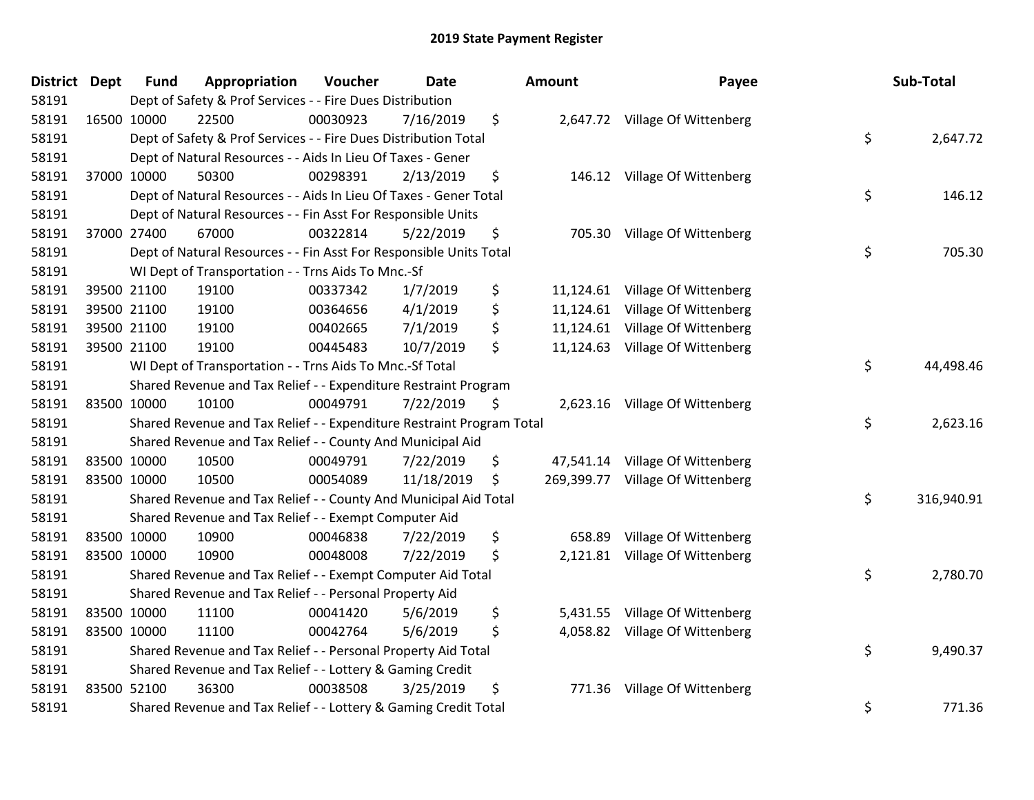# 2019 State Payment Register

| District | Dept | Fund | Appropriation | Voucher | Date | Amount | Payee | Sub-Total |
|---|---|---|---|---|---|---|---|---|
| 58191 | | Dept of Safety & Prof Services - - Fire Dues Distribution | | | | | | |
| 58191 | 16500 | 10000 | 22500 | 00030923 | 7/16/2019 | $ 2,647.72 | Village Of Wittenberg | |
| 58191 | | Dept of Safety & Prof Services - - Fire Dues Distribution Total | | | | | | $ 2,647.72 |
| 58191 | | Dept of Natural Resources - - Aids In Lieu Of Taxes - Gener | | | | | | |
| 58191 | 37000 | 10000 | 50300 | 00298391 | 2/13/2019 | $ 146.12 | Village Of Wittenberg | |
| 58191 | | Dept of Natural Resources - - Aids In Lieu Of Taxes - Gener Total | | | | | | $ 146.12 |
| 58191 | | Dept of Natural Resources - - Fin Asst For Responsible Units | | | | | | |
| 58191 | 37000 | 27400 | 67000 | 00322814 | 5/22/2019 | $ 705.30 | Village Of Wittenberg | |
| 58191 | | Dept of Natural Resources - - Fin Asst For Responsible Units Total | | | | | | $ 705.30 |
| 58191 | | WI Dept of Transportation - - Trns Aids To Mnc.-Sf | | | | | | |
| 58191 | 39500 | 21100 | 19100 | 00337342 | 1/7/2019 | $ 11,124.61 | Village Of Wittenberg | |
| 58191 | 39500 | 21100 | 19100 | 00364656 | 4/1/2019 | $ 11,124.61 | Village Of Wittenberg | |
| 58191 | 39500 | 21100 | 19100 | 00402665 | 7/1/2019 | $ 11,124.61 | Village Of Wittenberg | |
| 58191 | 39500 | 21100 | 19100 | 00445483 | 10/7/2019 | $ 11,124.63 | Village Of Wittenberg | |
| 58191 | | WI Dept of Transportation - - Trns Aids To Mnc.-Sf Total | | | | | | $ 44,498.46 |
| 58191 | | Shared Revenue and Tax Relief - - Expenditure Restraint Program | | | | | | |
| 58191 | 83500 | 10000 | 10100 | 00049791 | 7/22/2019 | $ 2,623.16 | Village Of Wittenberg | |
| 58191 | | Shared Revenue and Tax Relief - - Expenditure Restraint Program Total | | | | | | $ 2,623.16 |
| 58191 | | Shared Revenue and Tax Relief - - County And Municipal Aid | | | | | | |
| 58191 | 83500 | 10000 | 10500 | 00049791 | 7/22/2019 | $ 47,541.14 | Village Of Wittenberg | |
| 58191 | 83500 | 10000 | 10500 | 00054089 | 11/18/2019 | $ 269,399.77 | Village Of Wittenberg | |
| 58191 | | Shared Revenue and Tax Relief - - County And Municipal Aid Total | | | | | | $ 316,940.91 |
| 58191 | | Shared Revenue and Tax Relief - - Exempt Computer Aid | | | | | | |
| 58191 | 83500 | 10000 | 10900 | 00046838 | 7/22/2019 | $ 658.89 | Village Of Wittenberg | |
| 58191 | 83500 | 10000 | 10900 | 00048008 | 7/22/2019 | $ 2,121.81 | Village Of Wittenberg | |
| 58191 | | Shared Revenue and Tax Relief - - Exempt Computer Aid Total | | | | | | $ 2,780.70 |
| 58191 | | Shared Revenue and Tax Relief - - Personal Property Aid | | | | | | |
| 58191 | 83500 | 10000 | 11100 | 00041420 | 5/6/2019 | $ 5,431.55 | Village Of Wittenberg | |
| 58191 | 83500 | 10000 | 11100 | 00042764 | 5/6/2019 | $ 4,058.82 | Village Of Wittenberg | |
| 58191 | | Shared Revenue and Tax Relief - - Personal Property Aid Total | | | | | | $ 9,490.37 |
| 58191 | | Shared Revenue and Tax Relief - - Lottery & Gaming Credit | | | | | | |
| 58191 | 83500 | 52100 | 36300 | 00038508 | 3/25/2019 | $ 771.36 | Village Of Wittenberg | |
| 58191 | | Shared Revenue and Tax Relief - - Lottery & Gaming Credit Total | | | | | | $ 771.36 |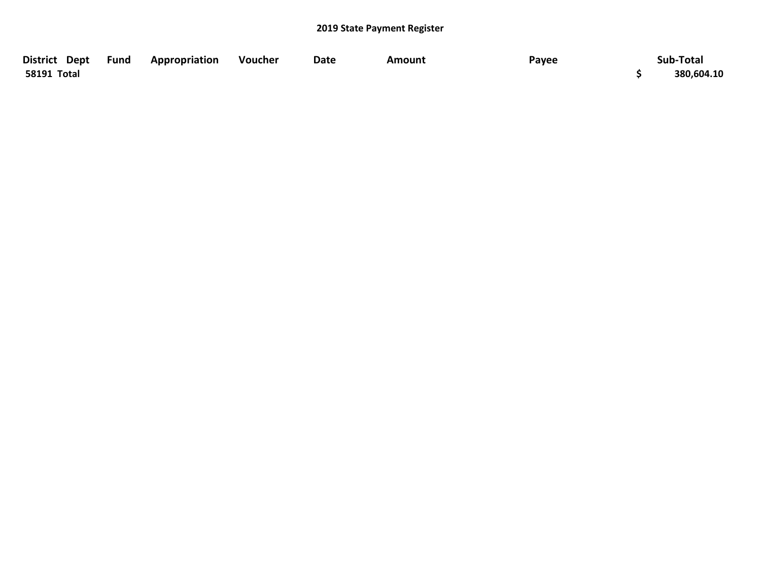**2019 State Payment Register**

| District | Dept | Fund | Appropriation | Voucher | Date | Amount | Payee | Sub-Total |
|---|---|---|---|---|---|---|---|---|
| 58191 Total | | | | | | | | $ 380,604.10 |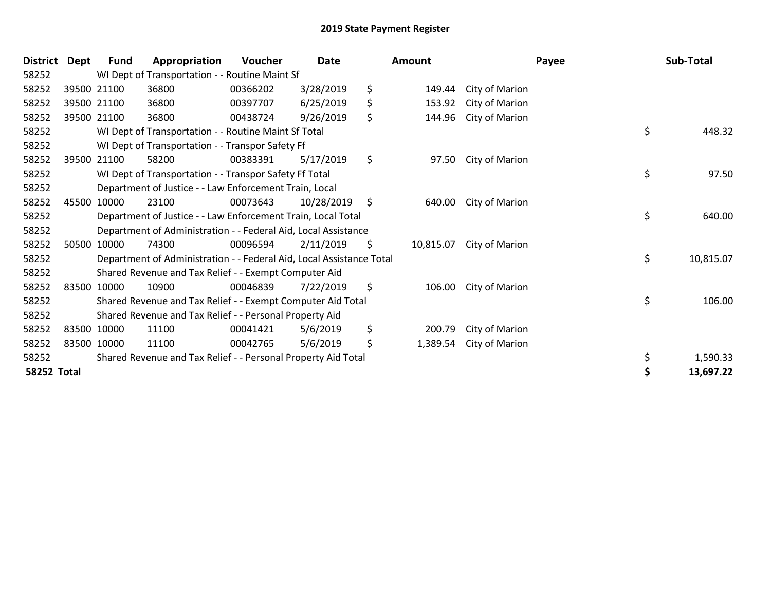## 2019 State Payment Register

| District | Dept | Fund | Appropriation | Voucher | Date | Amount | Payee | Sub-Total |
|---|---|---|---|---|---|---|---|---|
| 58252 | | WI Dept of Transportation - - Routine Maint Sf | | | | | | |
| 58252 | 39500 | 21100 | 36800 | 00366202 | 3/28/2019 | $ 149.44 | City of Marion | |
| 58252 | 39500 | 21100 | 36800 | 00397707 | 6/25/2019 | $ 153.92 | City of Marion | |
| 58252 | 39500 | 21100 | 36800 | 00438724 | 9/26/2019 | $ 144.96 | City of Marion | |
| 58252 | | WI Dept of Transportation - - Routine Maint Sf Total | | | | | | $ 448.32 |
| 58252 | | WI Dept of Transportation - - Transpor Safety Ff | | | | | | |
| 58252 | 39500 | 21100 | 58200 | 00383391 | 5/17/2019 | $ 97.50 | City of Marion | |
| 58252 | | WI Dept of Transportation - - Transpor Safety Ff Total | | | | | | $ 97.50 |
| 58252 | | Department of Justice - - Law Enforcement Train, Local | | | | | | |
| 58252 | 45500 | 10000 | 23100 | 00073643 | 10/28/2019 | $ 640.00 | City of Marion | |
| 58252 | | Department of Justice - - Law Enforcement Train, Local Total | | | | | | $ 640.00 |
| 58252 | | Department of Administration - - Federal Aid, Local Assistance | | | | | | |
| 58252 | 50500 | 10000 | 74300 | 00096594 | 2/11/2019 | $ 10,815.07 | City of Marion | |
| 58252 | | Department of Administration - - Federal Aid, Local Assistance Total | | | | | | $ 10,815.07 |
| 58252 | | Shared Revenue and Tax Relief - - Exempt Computer Aid | | | | | | |
| 58252 | 83500 | 10000 | 10900 | 00046839 | 7/22/2019 | $ 106.00 | City of Marion | |
| 58252 | | Shared Revenue and Tax Relief - - Exempt Computer Aid Total | | | | | | $ 106.00 |
| 58252 | | Shared Revenue and Tax Relief - - Personal Property Aid | | | | | | |
| 58252 | 83500 | 10000 | 11100 | 00041421 | 5/6/2019 | $ 200.79 | City of Marion | |
| 58252 | 83500 | 10000 | 11100 | 00042765 | 5/6/2019 | $ 1,389.54 | City of Marion | |
| 58252 | | Shared Revenue and Tax Relief - - Personal Property Aid Total | | | | | | $ 1,590.33 |
| **58252 Total** | | | | | | | | **$ 13,697.22** |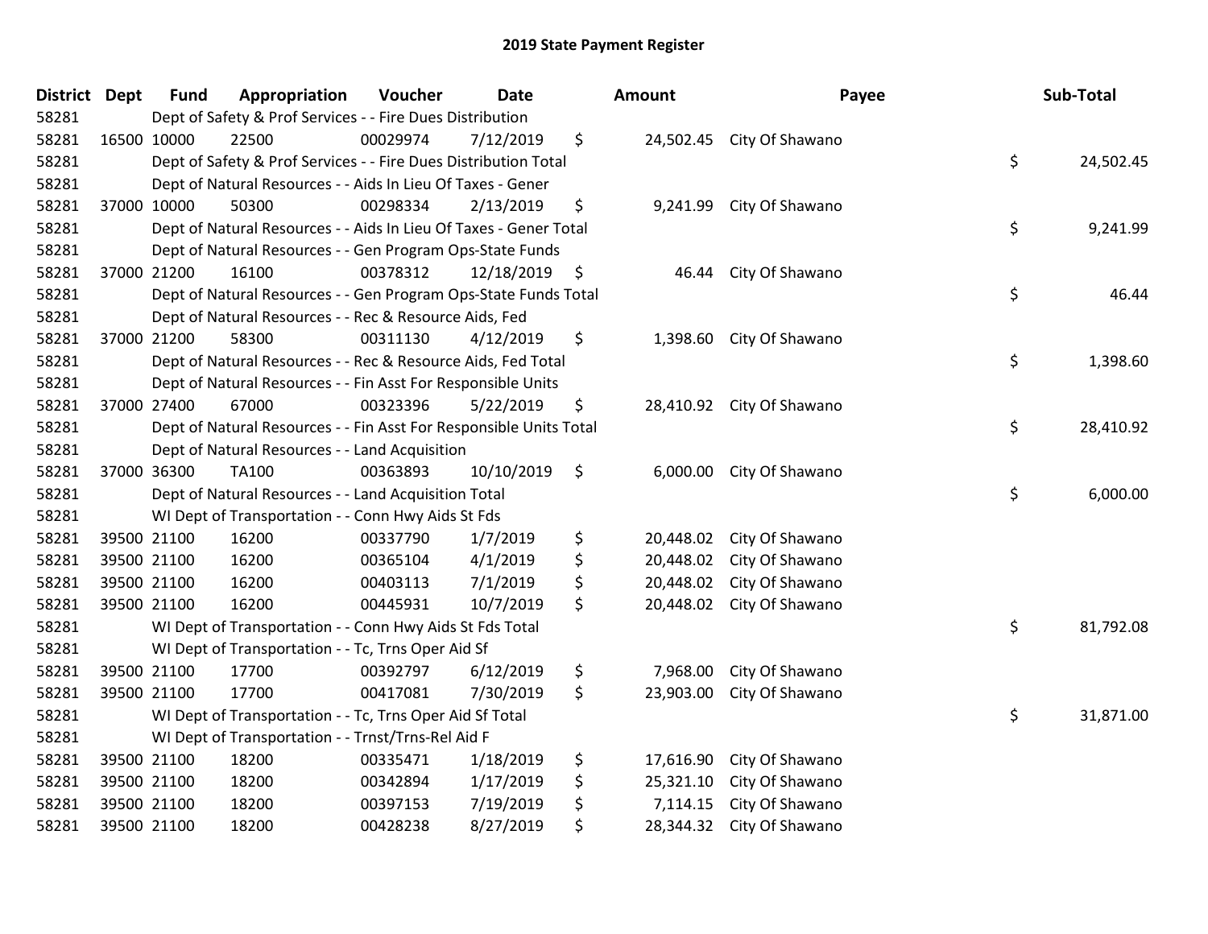# 2019 State Payment Register

| District | Dept | Fund | Appropriation | Voucher | Date | Amount | Payee | Sub-Total |
|---|---|---|---|---|---|---|---|---|
| 58281 | Dept of Safety & Prof Services - - Fire Dues Distribution | | | | | | | |
| 58281 | 16500 | 10000 | 22500 | 00029974 | 7/12/2019 | $ 24,502.45 | City Of Shawano | |
| 58281 | Dept of Safety & Prof Services - - Fire Dues Distribution Total | | | | | | | $ 24,502.45 |
| 58281 | Dept of Natural Resources - - Aids In Lieu Of Taxes - Gener | | | | | | | |
| 58281 | 37000 | 10000 | 50300 | 00298334 | 2/13/2019 | $ 9,241.99 | City Of Shawano | |
| 58281 | Dept of Natural Resources - - Aids In Lieu Of Taxes - Gener Total | | | | | | | $ 9,241.99 |
| 58281 | Dept of Natural Resources - - Gen Program Ops-State Funds | | | | | | | |
| 58281 | 37000 | 21200 | 16100 | 00378312 | 12/18/2019 | $ 46.44 | City Of Shawano | |
| 58281 | Dept of Natural Resources - - Gen Program Ops-State Funds Total | | | | | | | $ 46.44 |
| 58281 | Dept of Natural Resources - - Rec & Resource Aids, Fed | | | | | | | |
| 58281 | 37000 | 21200 | 58300 | 00311130 | 4/12/2019 | $ 1,398.60 | City Of Shawano | |
| 58281 | Dept of Natural Resources - - Rec & Resource Aids, Fed Total | | | | | | | $ 1,398.60 |
| 58281 | Dept of Natural Resources - - Fin Asst For Responsible Units | | | | | | | |
| 58281 | 37000 | 27400 | 67000 | 00323396 | 5/22/2019 | $ 28,410.92 | City Of Shawano | |
| 58281 | Dept of Natural Resources - - Fin Asst For Responsible Units Total | | | | | | | $ 28,410.92 |
| 58281 | Dept of Natural Resources - - Land Acquisition | | | | | | | |
| 58281 | 37000 | 36300 | TA100 | 00363893 | 10/10/2019 | $ 6,000.00 | City Of Shawano | |
| 58281 | Dept of Natural Resources - - Land Acquisition Total | | | | | | | $ 6,000.00 |
| 58281 | WI Dept of Transportation - - Conn Hwy Aids St Fds | | | | | | | |
| 58281 | 39500 | 21100 | 16200 | 00337790 | 1/7/2019 | $ 20,448.02 | City Of Shawano | |
| 58281 | 39500 | 21100 | 16200 | 00365104 | 4/1/2019 | $ 20,448.02 | City Of Shawano | |
| 58281 | 39500 | 21100 | 16200 | 00403113 | 7/1/2019 | $ 20,448.02 | City Of Shawano | |
| 58281 | 39500 | 21100 | 16200 | 00445931 | 10/7/2019 | $ 20,448.02 | City Of Shawano | |
| 58281 | WI Dept of Transportation - - Conn Hwy Aids St Fds Total | | | | | | | $ 81,792.08 |
| 58281 | WI Dept of Transportation - - Tc, Trns Oper Aid Sf | | | | | | | |
| 58281 | 39500 | 21100 | 17700 | 00392797 | 6/12/2019 | $ 7,968.00 | City Of Shawano | |
| 58281 | 39500 | 21100 | 17700 | 00417081 | 7/30/2019 | $ 23,903.00 | City Of Shawano | |
| 58281 | WI Dept of Transportation - - Tc, Trns Oper Aid Sf Total | | | | | | | $ 31,871.00 |
| 58281 | WI Dept of Transportation - - Trnst/Trns-Rel Aid F | | | | | | | |
| 58281 | 39500 | 21100 | 18200 | 00335471 | 1/18/2019 | $ 17,616.90 | City Of Shawano | |
| 58281 | 39500 | 21100 | 18200 | 00342894 | 1/17/2019 | $ 25,321.10 | City Of Shawano | |
| 58281 | 39500 | 21100 | 18200 | 00397153 | 7/19/2019 | $ 7,114.15 | City Of Shawano | |
| 58281 | 39500 | 21100 | 18200 | 00428238 | 8/27/2019 | $ 28,344.32 | City Of Shawano | |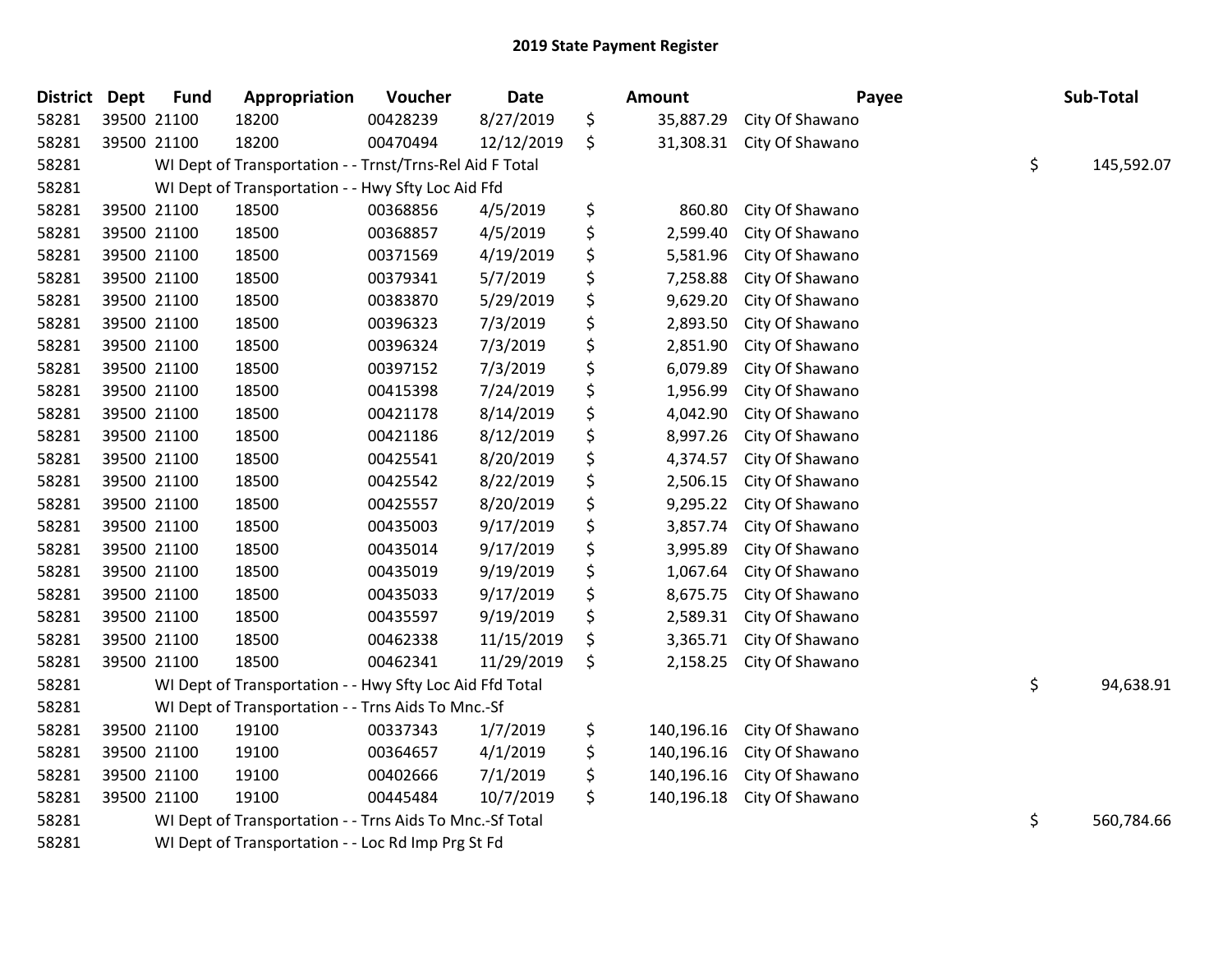# 2019 State Payment Register

| District | Dept | Fund | Appropriation | Voucher | Date | Amount | Payee | Sub-Total |
|---|---|---|---|---|---|---|---|---|
| 58281 | 39500 | 21100 | 18200 | 00428239 | 8/27/2019 | $ 35,887.29 | City Of Shawano | |
| 58281 | 39500 | 21100 | 18200 | 00470494 | 12/12/2019 | $ 31,308.31 | City Of Shawano | |
| 58281 | | WI Dept of Transportation - - Trnst/Trns-Rel Aid F Total | | | | | | $ 145,592.07 |
| 58281 | | WI Dept of Transportation - - Hwy Sfty Loc Aid Ffd | | | | | | |
| 58281 | 39500 | 21100 | 18500 | 00368856 | 4/5/2019 | $ 860.80 | City Of Shawano | |
| 58281 | 39500 | 21100 | 18500 | 00368857 | 4/5/2019 | $ 2,599.40 | City Of Shawano | |
| 58281 | 39500 | 21100 | 18500 | 00371569 | 4/19/2019 | $ 5,581.96 | City Of Shawano | |
| 58281 | 39500 | 21100 | 18500 | 00379341 | 5/7/2019 | $ 7,258.88 | City Of Shawano | |
| 58281 | 39500 | 21100 | 18500 | 00383870 | 5/29/2019 | $ 9,629.20 | City Of Shawano | |
| 58281 | 39500 | 21100 | 18500 | 00396323 | 7/3/2019 | $ 2,893.50 | City Of Shawano | |
| 58281 | 39500 | 21100 | 18500 | 00396324 | 7/3/2019 | $ 2,851.90 | City Of Shawano | |
| 58281 | 39500 | 21100 | 18500 | 00397152 | 7/3/2019 | $ 6,079.89 | City Of Shawano | |
| 58281 | 39500 | 21100 | 18500 | 00415398 | 7/24/2019 | $ 1,956.99 | City Of Shawano | |
| 58281 | 39500 | 21100 | 18500 | 00421178 | 8/14/2019 | $ 4,042.90 | City Of Shawano | |
| 58281 | 39500 | 21100 | 18500 | 00421186 | 8/12/2019 | $ 8,997.26 | City Of Shawano | |
| 58281 | 39500 | 21100 | 18500 | 00425541 | 8/20/2019 | $ 4,374.57 | City Of Shawano | |
| 58281 | 39500 | 21100 | 18500 | 00425542 | 8/22/2019 | $ 2,506.15 | City Of Shawano | |
| 58281 | 39500 | 21100 | 18500 | 00425557 | 8/20/2019 | $ 9,295.22 | City Of Shawano | |
| 58281 | 39500 | 21100 | 18500 | 00435003 | 9/17/2019 | $ 3,857.74 | City Of Shawano | |
| 58281 | 39500 | 21100 | 18500 | 00435014 | 9/17/2019 | $ 3,995.89 | City Of Shawano | |
| 58281 | 39500 | 21100 | 18500 | 00435019 | 9/19/2019 | $ 1,067.64 | City Of Shawano | |
| 58281 | 39500 | 21100 | 18500 | 00435033 | 9/17/2019 | $ 8,675.75 | City Of Shawano | |
| 58281 | 39500 | 21100 | 18500 | 00435597 | 9/19/2019 | $ 2,589.31 | City Of Shawano | |
| 58281 | 39500 | 21100 | 18500 | 00462338 | 11/15/2019 | $ 3,365.71 | City Of Shawano | |
| 58281 | 39500 | 21100 | 18500 | 00462341 | 11/29/2019 | $ 2,158.25 | City Of Shawano | |
| 58281 | | WI Dept of Transportation - - Hwy Sfty Loc Aid Ffd Total | | | | | | $ 94,638.91 |
| 58281 | | WI Dept of Transportation - - Trns Aids To Mnc.-Sf | | | | | | |
| 58281 | 39500 | 21100 | 19100 | 00337343 | 1/7/2019 | $ 140,196.16 | City Of Shawano | |
| 58281 | 39500 | 21100 | 19100 | 00364657 | 4/1/2019 | $ 140,196.16 | City Of Shawano | |
| 58281 | 39500 | 21100 | 19100 | 00402666 | 7/1/2019 | $ 140,196.16 | City Of Shawano | |
| 58281 | 39500 | 21100 | 19100 | 00445484 | 10/7/2019 | $ 140,196.18 | City Of Shawano | |
| 58281 | | WI Dept of Transportation - - Trns Aids To Mnc.-Sf Total | | | | | | $ 560,784.66 |
| 58281 | | WI Dept of Transportation - - Loc Rd Imp Prg St Fd | | | | | | |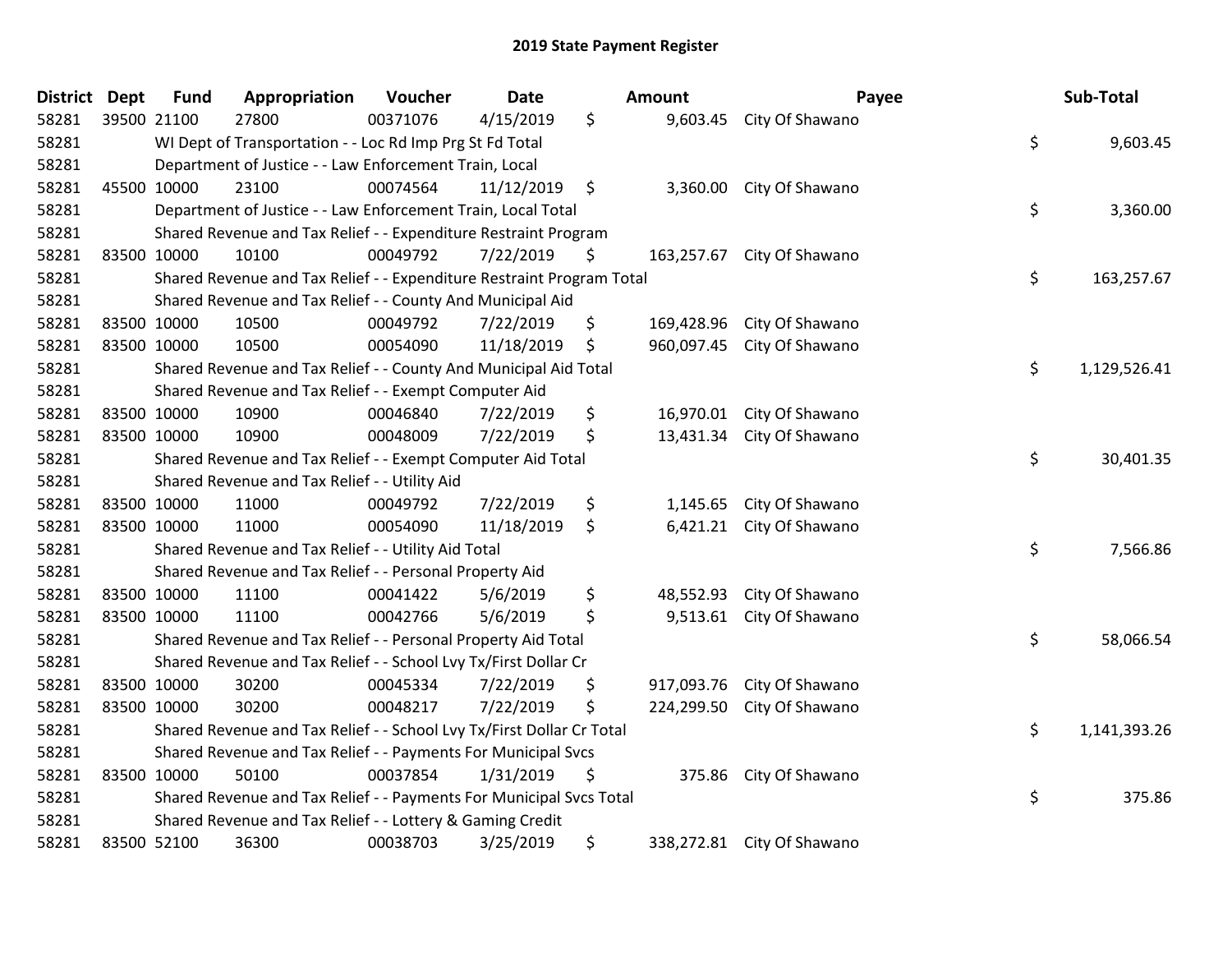# 2019 State Payment Register

| District | Dept | Fund | Appropriation | Voucher | Date | Amount | Payee | Sub-Total |
|---|---|---|---|---|---|---|---|---|
| 58281 | 39500 | 21100 | 27800 | 00371076 | 4/15/2019 | $ 9,603.45 | City Of Shawano | |
| 58281 | | WI Dept of Transportation - - Loc Rd Imp Prg St Fd Total | | | | | | $ 9,603.45 |
| 58281 | | Department of Justice - - Law Enforcement Train, Local | | | | | | |
| 58281 | 45500 | 10000 | 23100 | 00074564 | 11/12/2019 | $ 3,360.00 | City Of Shawano | |
| 58281 | | Department of Justice - - Law Enforcement Train, Local Total | | | | | | $ 3,360.00 |
| 58281 | | Shared Revenue and Tax Relief - - Expenditure Restraint Program | | | | | | |
| 58281 | 83500 | 10000 | 10100 | 00049792 | 7/22/2019 | $ 163,257.67 | City Of Shawano | |
| 58281 | | Shared Revenue and Tax Relief - - Expenditure Restraint Program Total | | | | | | $ 163,257.67 |
| 58281 | | Shared Revenue and Tax Relief - - County And Municipal Aid | | | | | | |
| 58281 | 83500 | 10000 | 10500 | 00049792 | 7/22/2019 | $ 169,428.96 | City Of Shawano | |
| 58281 | 83500 | 10000 | 10500 | 00054090 | 11/18/2019 | $ 960,097.45 | City Of Shawano | |
| 58281 | | Shared Revenue and Tax Relief - - County And Municipal Aid Total | | | | | | $ 1,129,526.41 |
| 58281 | | Shared Revenue and Tax Relief - - Exempt Computer Aid | | | | | | |
| 58281 | 83500 | 10000 | 10900 | 00046840 | 7/22/2019 | $ 16,970.01 | City Of Shawano | |
| 58281 | 83500 | 10000 | 10900 | 00048009 | 7/22/2019 | $ 13,431.34 | City Of Shawano | |
| 58281 | | Shared Revenue and Tax Relief - - Exempt Computer Aid Total | | | | | | $ 30,401.35 |
| 58281 | | Shared Revenue and Tax Relief - - Utility Aid | | | | | | |
| 58281 | 83500 | 10000 | 11000 | 00049792 | 7/22/2019 | $ 1,145.65 | City Of Shawano | |
| 58281 | 83500 | 10000 | 11000 | 00054090 | 11/18/2019 | $ 6,421.21 | City Of Shawano | |
| 58281 | | Shared Revenue and Tax Relief - - Utility Aid Total | | | | | | $ 7,566.86 |
| 58281 | | Shared Revenue and Tax Relief - - Personal Property Aid | | | | | | |
| 58281 | 83500 | 10000 | 11100 | 00041422 | 5/6/2019 | $ 48,552.93 | City Of Shawano | |
| 58281 | 83500 | 10000 | 11100 | 00042766 | 5/6/2019 | $ 9,513.61 | City Of Shawano | |
| 58281 | | Shared Revenue and Tax Relief - - Personal Property Aid Total | | | | | | $ 58,066.54 |
| 58281 | | Shared Revenue and Tax Relief - - School Lvy Tx/First Dollar Cr | | | | | | |
| 58281 | 83500 | 10000 | 30200 | 00045334 | 7/22/2019 | $ 917,093.76 | City Of Shawano | |
| 58281 | 83500 | 10000 | 30200 | 00048217 | 7/22/2019 | $ 224,299.50 | City Of Shawano | |
| 58281 | | Shared Revenue and Tax Relief - - School Lvy Tx/First Dollar Cr Total | | | | | | $ 1,141,393.26 |
| 58281 | | Shared Revenue and Tax Relief - - Payments For Municipal Svcs | | | | | | |
| 58281 | 83500 | 10000 | 50100 | 00037854 | 1/31/2019 | $ 375.86 | City Of Shawano | |
| 58281 | | Shared Revenue and Tax Relief - - Payments For Municipal Svcs Total | | | | | | $ 375.86 |
| 58281 | | Shared Revenue and Tax Relief - - Lottery & Gaming Credit | | | | | | |
| 58281 | 83500 | 52100 | 36300 | 00038703 | 3/25/2019 | $ 338,272.81 | City Of Shawano | |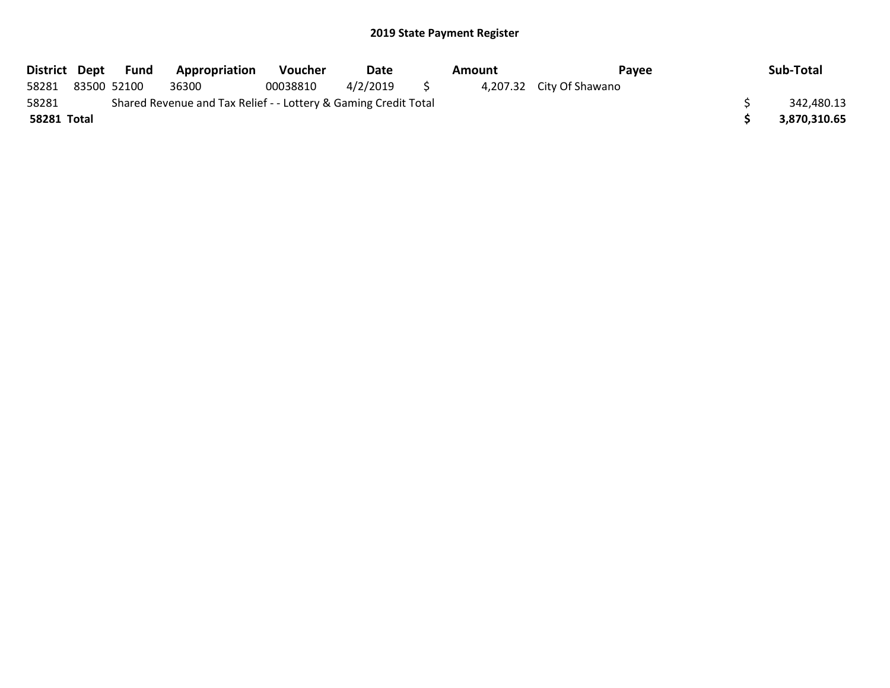## 2019 State Payment Register

| District | Dept | Fund | Appropriation | Voucher | Date | Amount | Payee | Sub-Total |
|---|---|---|---|---|---|---|---|---|
| 58281 | 83500 | 52100 | 36300 | 00038810 | 4/2/2019 | $ 4,207.32 | City Of Shawano | |
| 58281 | Shared Revenue and Tax Relief - - Lottery & Gaming Credit Total | | | | | | | $ 342,480.13 |
| **58281 Total** | | | | | | | | **$ 3,870,310.65** |